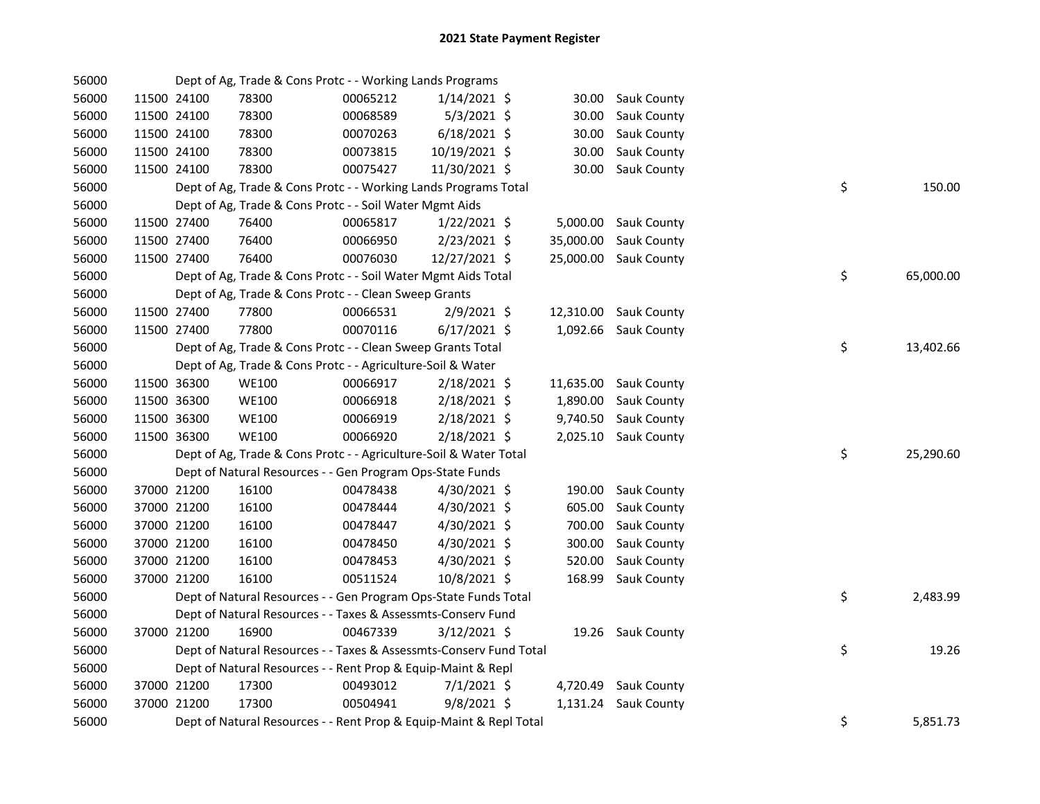# 2021 State Payment Register

| | | | | | | | | | |
|---|---|---|---|---|---|---|---|---|---|
| 56000 | | Dept of Ag, Trade & Cons Protc - - Working Lands Programs | | | | | | | |
| 56000 | 11500 | 24100 | 78300 | 00065212 | 1/14/2021 | $ 30.00 | Sauk County | | |
| 56000 | 11500 | 24100 | 78300 | 00068589 | 5/3/2021 | $ 30.00 | Sauk County | | |
| 56000 | 11500 | 24100 | 78300 | 00070263 | 6/18/2021 | $ 30.00 | Sauk County | | |
| 56000 | 11500 | 24100 | 78300 | 00073815 | 10/19/2021 | $ 30.00 | Sauk County | | |
| 56000 | 11500 | 24100 | 78300 | 00075427 | 11/30/2021 | $ 30.00 | Sauk County | | |
| 56000 | | Dept of Ag, Trade & Cons Protc - - Working Lands Programs Total | | | | | | $ | 150.00 |
| 56000 | | Dept of Ag, Trade & Cons Protc - - Soil Water Mgmt Aids | | | | | | | |
| 56000 | 11500 | 27400 | 76400 | 00065817 | 1/22/2021 | $ 5,000.00 | Sauk County | | |
| 56000 | 11500 | 27400 | 76400 | 00066950 | 2/23/2021 | $ 35,000.00 | Sauk County | | |
| 56000 | 11500 | 27400 | 76400 | 00076030 | 12/27/2021 | $ 25,000.00 | Sauk County | | |
| 56000 | | Dept of Ag, Trade & Cons Protc - - Soil Water Mgmt Aids Total | | | | | | $ | 65,000.00 |
| 56000 | | Dept of Ag, Trade & Cons Protc - - Clean Sweep Grants | | | | | | | |
| 56000 | 11500 | 27400 | 77800 | 00066531 | 2/9/2021 | $ 12,310.00 | Sauk County | | |
| 56000 | 11500 | 27400 | 77800 | 00070116 | 6/17/2021 | $ 1,092.66 | Sauk County | | |
| 56000 | | Dept of Ag, Trade & Cons Protc - - Clean Sweep Grants Total | | | | | | $ | 13,402.66 |
| 56000 | | Dept of Ag, Trade & Cons Protc - - Agriculture-Soil & Water | | | | | | | |
| 56000 | 11500 | 36300 | WE100 | 00066917 | 2/18/2021 | $ 11,635.00 | Sauk County | | |
| 56000 | 11500 | 36300 | WE100 | 00066918 | 2/18/2021 | $ 1,890.00 | Sauk County | | |
| 56000 | 11500 | 36300 | WE100 | 00066919 | 2/18/2021 | $ 9,740.50 | Sauk County | | |
| 56000 | 11500 | 36300 | WE100 | 00066920 | 2/18/2021 | $ 2,025.10 | Sauk County | | |
| 56000 | | Dept of Ag, Trade & Cons Protc - - Agriculture-Soil & Water Total | | | | | | $ | 25,290.60 |
| 56000 | | Dept of Natural Resources - - Gen Program Ops-State Funds | | | | | | | |
| 56000 | 37000 | 21200 | 16100 | 00478438 | 4/30/2021 | $ 190.00 | Sauk County | | |
| 56000 | 37000 | 21200 | 16100 | 00478444 | 4/30/2021 | $ 605.00 | Sauk County | | |
| 56000 | 37000 | 21200 | 16100 | 00478447 | 4/30/2021 | $ 700.00 | Sauk County | | |
| 56000 | 37000 | 21200 | 16100 | 00478450 | 4/30/2021 | $ 300.00 | Sauk County | | |
| 56000 | 37000 | 21200 | 16100 | 00478453 | 4/30/2021 | $ 520.00 | Sauk County | | |
| 56000 | 37000 | 21200 | 16100 | 00511524 | 10/8/2021 | $ 168.99 | Sauk County | | |
| 56000 | | Dept of Natural Resources - - Gen Program Ops-State Funds Total | | | | | | $ | 2,483.99 |
| 56000 | | Dept of Natural Resources - - Taxes & Assessmts-Conserv Fund | | | | | | | |
| 56000 | 37000 | 21200 | 16900 | 00467339 | 3/12/2021 | $ 19.26 | Sauk County | | |
| 56000 | | Dept of Natural Resources - - Taxes & Assessmts-Conserv Fund Total | | | | | | $ | 19.26 |
| 56000 | | Dept of Natural Resources - - Rent Prop & Equip-Maint & Repl | | | | | | | |
| 56000 | 37000 | 21200 | 17300 | 00493012 | 7/1/2021 | $ 4,720.49 | Sauk County | | |
| 56000 | 37000 | 21200 | 17300 | 00504941 | 9/8/2021 | $ 1,131.24 | Sauk County | | |
| 56000 | | Dept of Natural Resources - - Rent Prop & Equip-Maint & Repl Total | | | | | | $ | 5,851.73 |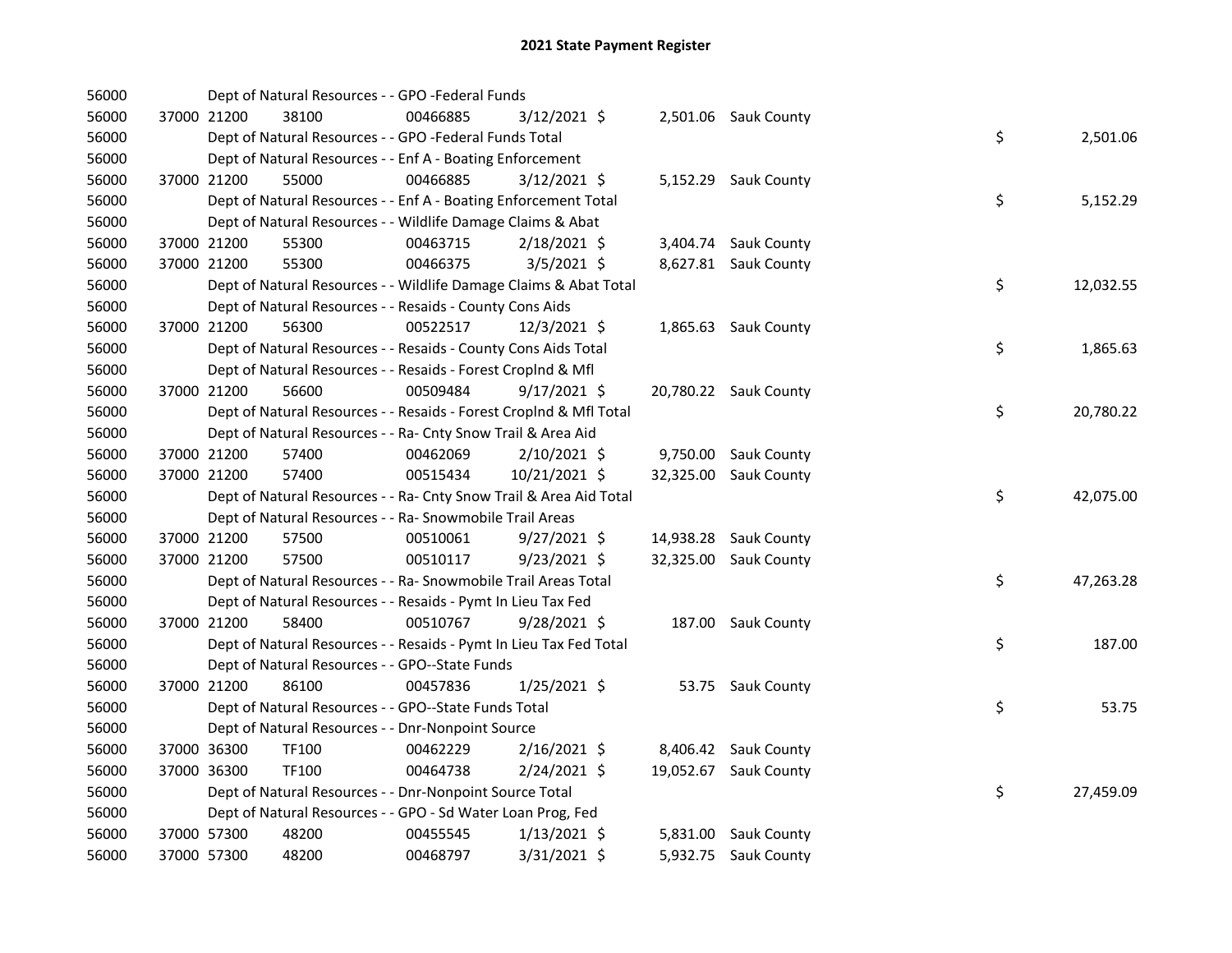## 2021 State Payment Register

| | | | | | | | | | | |
|---|---|---|---|---|---|---|---|---|---|---|
| 56000 | | Dept of Natural Resources - - GPO -Federal Funds | | | | | | | | |
| 56000 | 37000 | 21200 | 38100 | 00466885 | 3/12/2021 | $ | 2,501.06 | Sauk County | | |
| 56000 | | Dept of Natural Resources - - GPO -Federal Funds Total | | | | | | | $ | 2,501.06 |
| 56000 | | Dept of Natural Resources - - Enf A - Boating Enforcement | | | | | | | | |
| 56000 | 37000 | 21200 | 55000 | 00466885 | 3/12/2021 | $ | 5,152.29 | Sauk County | | |
| 56000 | | Dept of Natural Resources - - Enf A - Boating Enforcement Total | | | | | | | $ | 5,152.29 |
| 56000 | | Dept of Natural Resources - - Wildlife Damage Claims & Abat | | | | | | | | |
| 56000 | 37000 | 21200 | 55300 | 00463715 | 2/18/2021 | $ | 3,404.74 | Sauk County | | |
| 56000 | 37000 | 21200 | 55300 | 00466375 | 3/5/2021 | $ | 8,627.81 | Sauk County | | |
| 56000 | | Dept of Natural Resources - - Wildlife Damage Claims & Abat Total | | | | | | | $ | 12,032.55 |
| 56000 | | Dept of Natural Resources - - Resaids - County Cons Aids | | | | | | | | |
| 56000 | 37000 | 21200 | 56300 | 00522517 | 12/3/2021 | $ | 1,865.63 | Sauk County | | |
| 56000 | | Dept of Natural Resources - - Resaids - County Cons Aids Total | | | | | | | $ | 1,865.63 |
| 56000 | | Dept of Natural Resources - - Resaids - Forest Croplnd & Mfl | | | | | | | | |
| 56000 | 37000 | 21200 | 56600 | 00509484 | 9/17/2021 | $ | 20,780.22 | Sauk County | | |
| 56000 | | Dept of Natural Resources - - Resaids - Forest Croplnd & Mfl Total | | | | | | | $ | 20,780.22 |
| 56000 | | Dept of Natural Resources - - Ra- Cnty Snow Trail & Area Aid | | | | | | | | |
| 56000 | 37000 | 21200 | 57400 | 00462069 | 2/10/2021 | $ | 9,750.00 | Sauk County | | |
| 56000 | 37000 | 21200 | 57400 | 00515434 | 10/21/2021 | $ | 32,325.00 | Sauk County | | |
| 56000 | | Dept of Natural Resources - - Ra- Cnty Snow Trail & Area Aid Total | | | | | | | $ | 42,075.00 |
| 56000 | | Dept of Natural Resources - - Ra- Snowmobile Trail Areas | | | | | | | | |
| 56000 | 37000 | 21200 | 57500 | 00510061 | 9/27/2021 | $ | 14,938.28 | Sauk County | | |
| 56000 | 37000 | 21200 | 57500 | 00510117 | 9/23/2021 | $ | 32,325.00 | Sauk County | | |
| 56000 | | Dept of Natural Resources - - Ra- Snowmobile Trail Areas Total | | | | | | | $ | 47,263.28 |
| 56000 | | Dept of Natural Resources - - Resaids - Pymt In Lieu Tax Fed | | | | | | | | |
| 56000 | 37000 | 21200 | 58400 | 00510767 | 9/28/2021 | $ | 187.00 | Sauk County | | |
| 56000 | | Dept of Natural Resources - - Resaids - Pymt In Lieu Tax Fed Total | | | | | | | $ | 187.00 |
| 56000 | | Dept of Natural Resources - - GPO--State Funds | | | | | | | | |
| 56000 | 37000 | 21200 | 86100 | 00457836 | 1/25/2021 | $ | 53.75 | Sauk County | | |
| 56000 | | Dept of Natural Resources - - GPO--State Funds Total | | | | | | | $ | 53.75 |
| 56000 | | Dept of Natural Resources - - Dnr-Nonpoint Source | | | | | | | | |
| 56000 | 37000 | 36300 | TF100 | 00462229 | 2/16/2021 | $ | 8,406.42 | Sauk County | | |
| 56000 | 37000 | 36300 | TF100 | 00464738 | 2/24/2021 | $ | 19,052.67 | Sauk County | | |
| 56000 | | Dept of Natural Resources - - Dnr-Nonpoint Source Total | | | | | | | $ | 27,459.09 |
| 56000 | | Dept of Natural Resources - - GPO - Sd Water Loan Prog, Fed | | | | | | | | |
| 56000 | 37000 | 57300 | 48200 | 00455545 | 1/13/2021 | $ | 5,831.00 | Sauk County | | |
| 56000 | 37000 | 57300 | 48200 | 00468797 | 3/31/2021 | $ | 5,932.75 | Sauk County | | |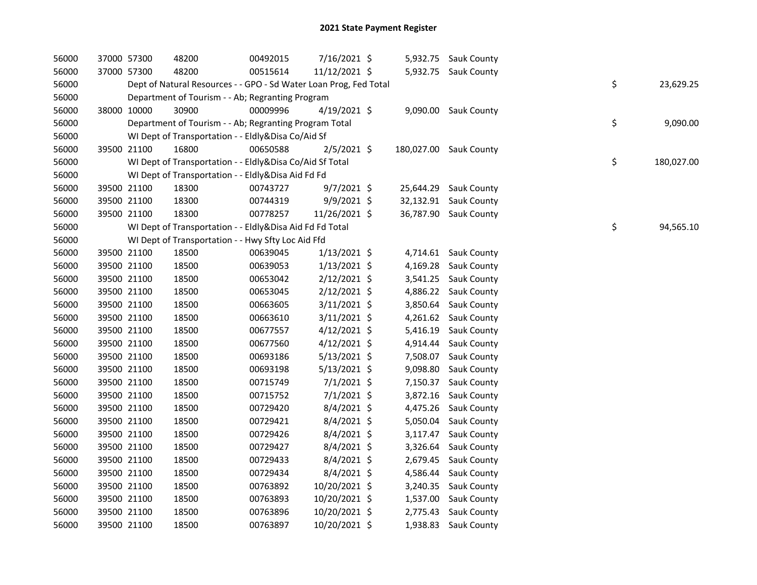# 2021 State Payment Register

| | | | | | | | | | | |
|---|---|---|---|---|---|---|---|---|---|---|
| 56000 | 37000 | 57300 | 48200 | 00492015 | 7/16/2021 | $ | 5,932.75 | Sauk County | | |
| 56000 | 37000 | 57300 | 48200 | 00515614 | 11/12/2021 | $ | 5,932.75 | Sauk County | | |
| 56000 | | Dept of Natural Resources - - GPO - Sd Water Loan Prog, Fed Total | | | | | | | $ | 23,629.25 |
| 56000 | | Department of Tourism - - Ab; Regranting Program | | | | | | | | |
| 56000 | 38000 | 10000 | 30900 | 00009996 | 4/19/2021 | $ | 9,090.00 | Sauk County | | |
| 56000 | | Department of Tourism - - Ab; Regranting Program Total | | | | | | | $ | 9,090.00 |
| 56000 | | WI Dept of Transportation - - Eldly&Disa Co/Aid Sf | | | | | | | | |
| 56000 | 39500 | 21100 | 16800 | 00650588 | 2/5/2021 | $ | 180,027.00 | Sauk County | | |
| 56000 | | WI Dept of Transportation - - Eldly&Disa Co/Aid Sf Total | | | | | | | $ | 180,027.00 |
| 56000 | | WI Dept of Transportation - - Eldly&Disa Aid Fd Fd | | | | | | | | |
| 56000 | 39500 | 21100 | 18300 | 00743727 | 9/7/2021 | $ | 25,644.29 | Sauk County | | |
| 56000 | 39500 | 21100 | 18300 | 00744319 | 9/9/2021 | $ | 32,132.91 | Sauk County | | |
| 56000 | 39500 | 21100 | 18300 | 00778257 | 11/26/2021 | $ | 36,787.90 | Sauk County | | |
| 56000 | | WI Dept of Transportation - - Eldly&Disa Aid Fd Fd Total | | | | | | | $ | 94,565.10 |
| 56000 | | WI Dept of Transportation - - Hwy Sfty Loc Aid Ffd | | | | | | | | |
| 56000 | 39500 | 21100 | 18500 | 00639045 | 1/13/2021 | $ | 4,714.61 | Sauk County | | |
| 56000 | 39500 | 21100 | 18500 | 00639053 | 1/13/2021 | $ | 4,169.28 | Sauk County | | |
| 56000 | 39500 | 21100 | 18500 | 00653042 | 2/12/2021 | $ | 3,541.25 | Sauk County | | |
| 56000 | 39500 | 21100 | 18500 | 00653045 | 2/12/2021 | $ | 4,886.22 | Sauk County | | |
| 56000 | 39500 | 21100 | 18500 | 00663605 | 3/11/2021 | $ | 3,850.64 | Sauk County | | |
| 56000 | 39500 | 21100 | 18500 | 00663610 | 3/11/2021 | $ | 4,261.62 | Sauk County | | |
| 56000 | 39500 | 21100 | 18500 | 00677557 | 4/12/2021 | $ | 5,416.19 | Sauk County | | |
| 56000 | 39500 | 21100 | 18500 | 00677560 | 4/12/2021 | $ | 4,914.44 | Sauk County | | |
| 56000 | 39500 | 21100 | 18500 | 00693186 | 5/13/2021 | $ | 7,508.07 | Sauk County | | |
| 56000 | 39500 | 21100 | 18500 | 00693198 | 5/13/2021 | $ | 9,098.80 | Sauk County | | |
| 56000 | 39500 | 21100 | 18500 | 00715749 | 7/1/2021 | $ | 7,150.37 | Sauk County | | |
| 56000 | 39500 | 21100 | 18500 | 00715752 | 7/1/2021 | $ | 3,872.16 | Sauk County | | |
| 56000 | 39500 | 21100 | 18500 | 00729420 | 8/4/2021 | $ | 4,475.26 | Sauk County | | |
| 56000 | 39500 | 21100 | 18500 | 00729421 | 8/4/2021 | $ | 5,050.04 | Sauk County | | |
| 56000 | 39500 | 21100 | 18500 | 00729426 | 8/4/2021 | $ | 3,117.47 | Sauk County | | |
| 56000 | 39500 | 21100 | 18500 | 00729427 | 8/4/2021 | $ | 3,326.64 | Sauk County | | |
| 56000 | 39500 | 21100 | 18500 | 00729433 | 8/4/2021 | $ | 2,679.45 | Sauk County | | |
| 56000 | 39500 | 21100 | 18500 | 00729434 | 8/4/2021 | $ | 4,586.44 | Sauk County | | |
| 56000 | 39500 | 21100 | 18500 | 00763892 | 10/20/2021 | $ | 3,240.35 | Sauk County | | |
| 56000 | 39500 | 21100 | 18500 | 00763893 | 10/20/2021 | $ | 1,537.00 | Sauk County | | |
| 56000 | 39500 | 21100 | 18500 | 00763896 | 10/20/2021 | $ | 2,775.43 | Sauk County | | |
| 56000 | 39500 | 21100 | 18500 | 00763897 | 10/20/2021 | $ | 1,938.83 | Sauk County | | |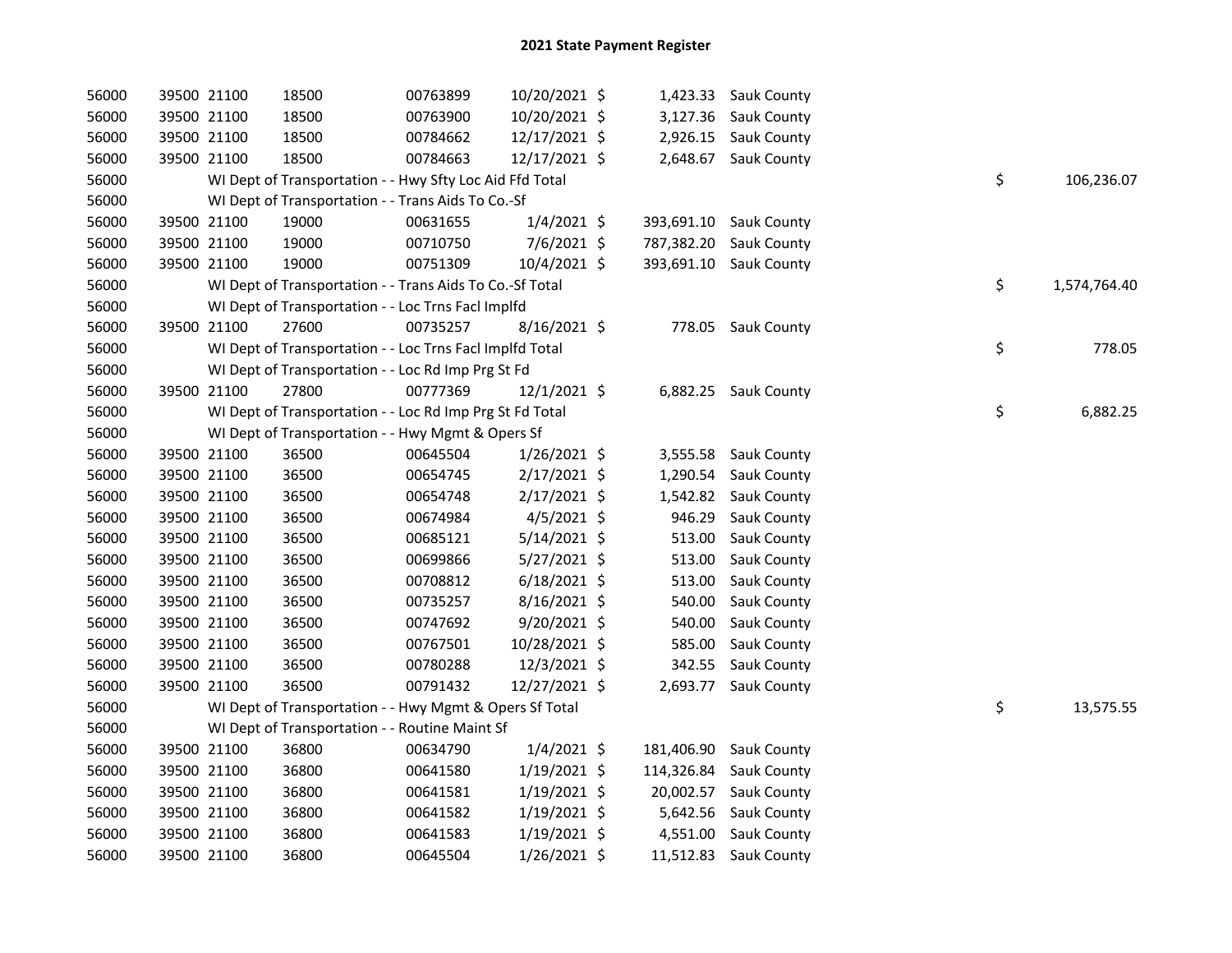## 2021 State Payment Register

| | | | | | | | | | |
|---|---|---|---|---|---|---|---|---|---|
| 56000 | 39500 | 21100 | 18500 | 00763899 | 10/20/2021 | $ | 1,423.33 | Sauk County | | |
| 56000 | 39500 | 21100 | 18500 | 00763900 | 10/20/2021 | $ | 3,127.36 | Sauk County | | |
| 56000 | 39500 | 21100 | 18500 | 00784662 | 12/17/2021 | $ | 2,926.15 | Sauk County | | |
| 56000 | 39500 | 21100 | 18500 | 00784663 | 12/17/2021 | $ | 2,648.67 | Sauk County | | |
| 56000 | WI Dept of Transportation - - Hwy Sfty Loc Aid Ffd Total | | | | | | | | $ | 106,236.07 |
| 56000 | WI Dept of Transportation - - Trans Aids To Co.-Sf | | | | | | | | | |
| 56000 | 39500 | 21100 | 19000 | 00631655 | 1/4/2021 | $ | 393,691.10 | Sauk County | | |
| 56000 | 39500 | 21100 | 19000 | 00710750 | 7/6/2021 | $ | 787,382.20 | Sauk County | | |
| 56000 | 39500 | 21100 | 19000 | 00751309 | 10/4/2021 | $ | 393,691.10 | Sauk County | | |
| 56000 | WI Dept of Transportation - - Trans Aids To Co.-Sf Total | | | | | | | | $ | 1,574,764.40 |
| 56000 | WI Dept of Transportation - - Loc Trns Facl Implfd | | | | | | | | | |
| 56000 | 39500 | 21100 | 27600 | 00735257 | 8/16/2021 | $ | 778.05 | Sauk County | | |
| 56000 | WI Dept of Transportation - - Loc Trns Facl Implfd Total | | | | | | | | $ | 778.05 |
| 56000 | WI Dept of Transportation - - Loc Rd Imp Prg St Fd | | | | | | | | | |
| 56000 | 39500 | 21100 | 27800 | 00777369 | 12/1/2021 | $ | 6,882.25 | Sauk County | | |
| 56000 | WI Dept of Transportation - - Loc Rd Imp Prg St Fd Total | | | | | | | | $ | 6,882.25 |
| 56000 | WI Dept of Transportation - - Hwy Mgmt & Opers Sf | | | | | | | | | |
| 56000 | 39500 | 21100 | 36500 | 00645504 | 1/26/2021 | $ | 3,555.58 | Sauk County | | |
| 56000 | 39500 | 21100 | 36500 | 00654745 | 2/17/2021 | $ | 1,290.54 | Sauk County | | |
| 56000 | 39500 | 21100 | 36500 | 00654748 | 2/17/2021 | $ | 1,542.82 | Sauk County | | |
| 56000 | 39500 | 21100 | 36500 | 00674984 | 4/5/2021 | $ | 946.29 | Sauk County | | |
| 56000 | 39500 | 21100 | 36500 | 00685121 | 5/14/2021 | $ | 513.00 | Sauk County | | |
| 56000 | 39500 | 21100 | 36500 | 00699866 | 5/27/2021 | $ | 513.00 | Sauk County | | |
| 56000 | 39500 | 21100 | 36500 | 00708812 | 6/18/2021 | $ | 513.00 | Sauk County | | |
| 56000 | 39500 | 21100 | 36500 | 00735257 | 8/16/2021 | $ | 540.00 | Sauk County | | |
| 56000 | 39500 | 21100 | 36500 | 00747692 | 9/20/2021 | $ | 540.00 | Sauk County | | |
| 56000 | 39500 | 21100 | 36500 | 00767501 | 10/28/2021 | $ | 585.00 | Sauk County | | |
| 56000 | 39500 | 21100 | 36500 | 00780288 | 12/3/2021 | $ | 342.55 | Sauk County | | |
| 56000 | 39500 | 21100 | 36500 | 00791432 | 12/27/2021 | $ | 2,693.77 | Sauk County | | |
| 56000 | WI Dept of Transportation - - Hwy Mgmt & Opers Sf Total | | | | | | | | $ | 13,575.55 |
| 56000 | WI Dept of Transportation - - Routine Maint Sf | | | | | | | | | |
| 56000 | 39500 | 21100 | 36800 | 00634790 | 1/4/2021 | $ | 181,406.90 | Sauk County | | |
| 56000 | 39500 | 21100 | 36800 | 00641580 | 1/19/2021 | $ | 114,326.84 | Sauk County | | |
| 56000 | 39500 | 21100 | 36800 | 00641581 | 1/19/2021 | $ | 20,002.57 | Sauk County | | |
| 56000 | 39500 | 21100 | 36800 | 00641582 | 1/19/2021 | $ | 5,642.56 | Sauk County | | |
| 56000 | 39500 | 21100 | 36800 | 00641583 | 1/19/2021 | $ | 4,551.00 | Sauk County | | |
| 56000 | 39500 | 21100 | 36800 | 00645504 | 1/26/2021 | $ | 11,512.83 | Sauk County | | |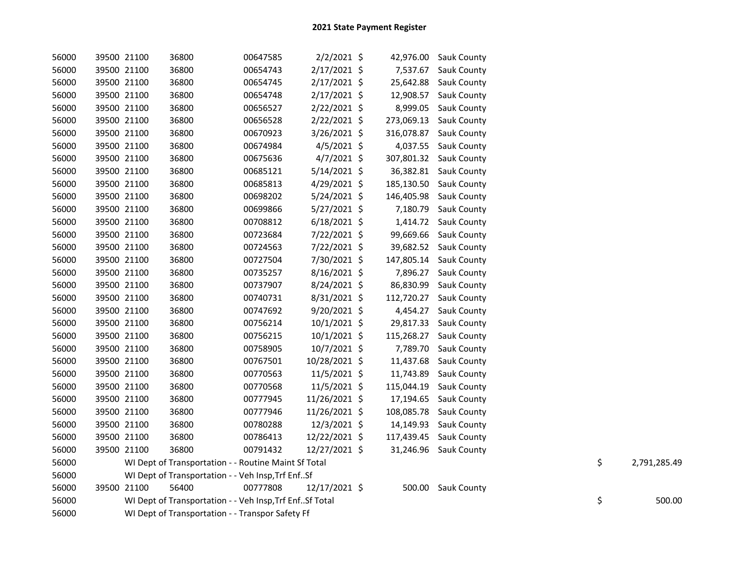# 2021 State Payment Register

| | | | | | | | | | |
|---|---|---|---|---|---|---|---|---|---|
| 56000 | 39500 | 21100 | 36800 | 00647585 | 2/2/2021 | $ | 42,976.00 | Sauk County | |
| 56000 | 39500 | 21100 | 36800 | 00654743 | 2/17/2021 | $ | 7,537.67 | Sauk County | |
| 56000 | 39500 | 21100 | 36800 | 00654745 | 2/17/2021 | $ | 25,642.88 | Sauk County | |
| 56000 | 39500 | 21100 | 36800 | 00654748 | 2/17/2021 | $ | 12,908.57 | Sauk County | |
| 56000 | 39500 | 21100 | 36800 | 00656527 | 2/22/2021 | $ | 8,999.05 | Sauk County | |
| 56000 | 39500 | 21100 | 36800 | 00656528 | 2/22/2021 | $ | 273,069.13 | Sauk County | |
| 56000 | 39500 | 21100 | 36800 | 00670923 | 3/26/2021 | $ | 316,078.87 | Sauk County | |
| 56000 | 39500 | 21100 | 36800 | 00674984 | 4/5/2021 | $ | 4,037.55 | Sauk County | |
| 56000 | 39500 | 21100 | 36800 | 00675636 | 4/7/2021 | $ | 307,801.32 | Sauk County | |
| 56000 | 39500 | 21100 | 36800 | 00685121 | 5/14/2021 | $ | 36,382.81 | Sauk County | |
| 56000 | 39500 | 21100 | 36800 | 00685813 | 4/29/2021 | $ | 185,130.50 | Sauk County | |
| 56000 | 39500 | 21100 | 36800 | 00698202 | 5/24/2021 | $ | 146,405.98 | Sauk County | |
| 56000 | 39500 | 21100 | 36800 | 00699866 | 5/27/2021 | $ | 7,180.79 | Sauk County | |
| 56000 | 39500 | 21100 | 36800 | 00708812 | 6/18/2021 | $ | 1,414.72 | Sauk County | |
| 56000 | 39500 | 21100 | 36800 | 00723684 | 7/22/2021 | $ | 99,669.66 | Sauk County | |
| 56000 | 39500 | 21100 | 36800 | 00724563 | 7/22/2021 | $ | 39,682.52 | Sauk County | |
| 56000 | 39500 | 21100 | 36800 | 00727504 | 7/30/2021 | $ | 147,805.14 | Sauk County | |
| 56000 | 39500 | 21100 | 36800 | 00735257 | 8/16/2021 | $ | 7,896.27 | Sauk County | |
| 56000 | 39500 | 21100 | 36800 | 00737907 | 8/24/2021 | $ | 86,830.99 | Sauk County | |
| 56000 | 39500 | 21100 | 36800 | 00740731 | 8/31/2021 | $ | 112,720.27 | Sauk County | |
| 56000 | 39500 | 21100 | 36800 | 00747692 | 9/20/2021 | $ | 4,454.27 | Sauk County | |
| 56000 | 39500 | 21100 | 36800 | 00756214 | 10/1/2021 | $ | 29,817.33 | Sauk County | |
| 56000 | 39500 | 21100 | 36800 | 00756215 | 10/1/2021 | $ | 115,268.27 | Sauk County | |
| 56000 | 39500 | 21100 | 36800 | 00758905 | 10/7/2021 | $ | 7,789.70 | Sauk County | |
| 56000 | 39500 | 21100 | 36800 | 00767501 | 10/28/2021 | $ | 11,437.68 | Sauk County | |
| 56000 | 39500 | 21100 | 36800 | 00770563 | 11/5/2021 | $ | 11,743.89 | Sauk County | |
| 56000 | 39500 | 21100 | 36800 | 00770568 | 11/5/2021 | $ | 115,044.19 | Sauk County | |
| 56000 | 39500 | 21100 | 36800 | 00777945 | 11/26/2021 | $ | 17,194.65 | Sauk County | |
| 56000 | 39500 | 21100 | 36800 | 00777946 | 11/26/2021 | $ | 108,085.78 | Sauk County | |
| 56000 | 39500 | 21100 | 36800 | 00780288 | 12/3/2021 | $ | 14,149.93 | Sauk County | |
| 56000 | 39500 | 21100 | 36800 | 00786413 | 12/22/2021 | $ | 117,439.45 | Sauk County | |
| 56000 | 39500 | 21100 | 36800 | 00791432 | 12/27/2021 | $ | 31,246.96 | Sauk County | |
| 56000 | WI Dept of Transportation - - Routine Maint Sf Total | | | | | | | | $ 2,791,285.49 |
| 56000 | WI Dept of Transportation - - Veh Insp,Trf Enf..Sf | | | | | | | | |
| 56000 | 39500 | 21100 | 56400 | 00777808 | 12/17/2021 | $ | 500.00 | Sauk County | |
| 56000 | WI Dept of Transportation - - Veh Insp,Trf Enf..Sf Total | | | | | | | | $ 500.00 |
| 56000 | WI Dept of Transportation - - Transpor Safety Ff | | | | | | | | |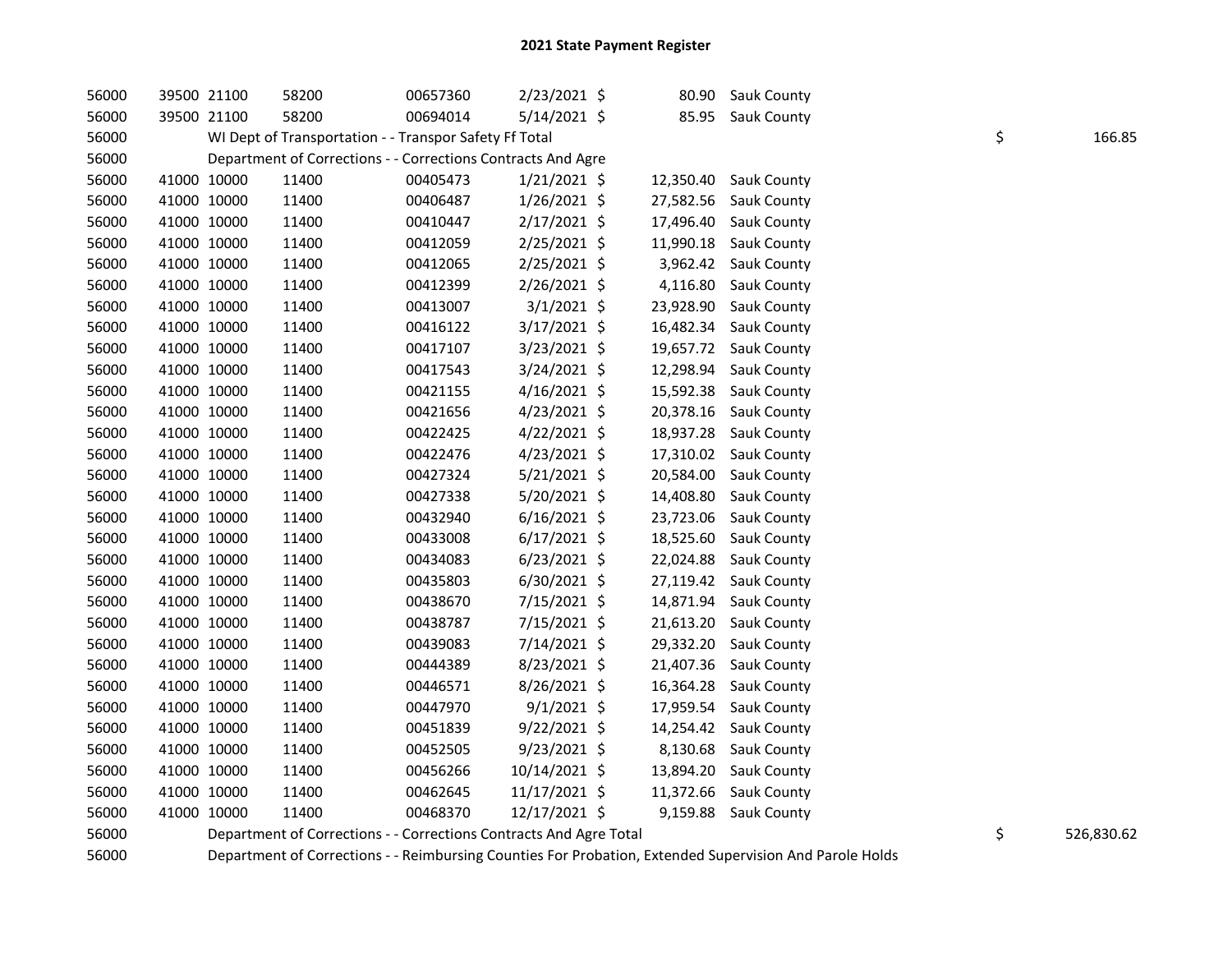| | | | | | | | | | |
|---|---|---|---|---|---|---|---|---|---|
| 56000 | 39500 | 21100 | 58200 | 00657360 | 2/23/2021 | $ | 80.90 | Sauk County | | |
| 56000 | 39500 | 21100 | 58200 | 00694014 | 5/14/2021 | $ | 85.95 | Sauk County | | |
| 56000 | | WI Dept of Transportation - - Transpor Safety Ff Total | | | | | | | $ | 166.85 |
| 56000 | | Department of Corrections - - Corrections Contracts And Agre | | | | | | | | |
| 56000 | 41000 | 10000 | 11400 | 00405473 | 1/21/2021 | $ | 12,350.40 | Sauk County | | |
| 56000 | 41000 | 10000 | 11400 | 00406487 | 1/26/2021 | $ | 27,582.56 | Sauk County | | |
| 56000 | 41000 | 10000 | 11400 | 00410447 | 2/17/2021 | $ | 17,496.40 | Sauk County | | |
| 56000 | 41000 | 10000 | 11400 | 00412059 | 2/25/2021 | $ | 11,990.18 | Sauk County | | |
| 56000 | 41000 | 10000 | 11400 | 00412065 | 2/25/2021 | $ | 3,962.42 | Sauk County | | |
| 56000 | 41000 | 10000 | 11400 | 00412399 | 2/26/2021 | $ | 4,116.80 | Sauk County | | |
| 56000 | 41000 | 10000 | 11400 | 00413007 | 3/1/2021 | $ | 23,928.90 | Sauk County | | |
| 56000 | 41000 | 10000 | 11400 | 00416122 | 3/17/2021 | $ | 16,482.34 | Sauk County | | |
| 56000 | 41000 | 10000 | 11400 | 00417107 | 3/23/2021 | $ | 19,657.72 | Sauk County | | |
| 56000 | 41000 | 10000 | 11400 | 00417543 | 3/24/2021 | $ | 12,298.94 | Sauk County | | |
| 56000 | 41000 | 10000 | 11400 | 00421155 | 4/16/2021 | $ | 15,592.38 | Sauk County | | |
| 56000 | 41000 | 10000 | 11400 | 00421656 | 4/23/2021 | $ | 20,378.16 | Sauk County | | |
| 56000 | 41000 | 10000 | 11400 | 00422425 | 4/22/2021 | $ | 18,937.28 | Sauk County | | |
| 56000 | 41000 | 10000 | 11400 | 00422476 | 4/23/2021 | $ | 17,310.02 | Sauk County | | |
| 56000 | 41000 | 10000 | 11400 | 00427324 | 5/21/2021 | $ | 20,584.00 | Sauk County | | |
| 56000 | 41000 | 10000 | 11400 | 00427338 | 5/20/2021 | $ | 14,408.80 | Sauk County | | |
| 56000 | 41000 | 10000 | 11400 | 00432940 | 6/16/2021 | $ | 23,723.06 | Sauk County | | |
| 56000 | 41000 | 10000 | 11400 | 00433008 | 6/17/2021 | $ | 18,525.60 | Sauk County | | |
| 56000 | 41000 | 10000 | 11400 | 00434083 | 6/23/2021 | $ | 22,024.88 | Sauk County | | |
| 56000 | 41000 | 10000 | 11400 | 00435803 | 6/30/2021 | $ | 27,119.42 | Sauk County | | |
| 56000 | 41000 | 10000 | 11400 | 00438670 | 7/15/2021 | $ | 14,871.94 | Sauk County | | |
| 56000 | 41000 | 10000 | 11400 | 00438787 | 7/15/2021 | $ | 21,613.20 | Sauk County | | |
| 56000 | 41000 | 10000 | 11400 | 00439083 | 7/14/2021 | $ | 29,332.20 | Sauk County | | |
| 56000 | 41000 | 10000 | 11400 | 00444389 | 8/23/2021 | $ | 21,407.36 | Sauk County | | |
| 56000 | 41000 | 10000 | 11400 | 00446571 | 8/26/2021 | $ | 16,364.28 | Sauk County | | |
| 56000 | 41000 | 10000 | 11400 | 00447970 | 9/1/2021 | $ | 17,959.54 | Sauk County | | |
| 56000 | 41000 | 10000 | 11400 | 00451839 | 9/22/2021 | $ | 14,254.42 | Sauk County | | |
| 56000 | 41000 | 10000 | 11400 | 00452505 | 9/23/2021 | $ | 8,130.68 | Sauk County | | |
| 56000 | 41000 | 10000 | 11400 | 00456266 | 10/14/2021 | $ | 13,894.20 | Sauk County | | |
| 56000 | 41000 | 10000 | 11400 | 00462645 | 11/17/2021 | $ | 11,372.66 | Sauk County | | |
| 56000 | 41000 | 10000 | 11400 | 00468370 | 12/17/2021 | $ | 9,159.88 | Sauk County | | |
| 56000 | | Department of Corrections - - Corrections Contracts And Agre Total | | | | | | | $ | 526,830.62 |
| 56000 | | Department of Corrections - - Reimbursing Counties For Probation, Extended Supervision And Parole Holds | | | | | | | | |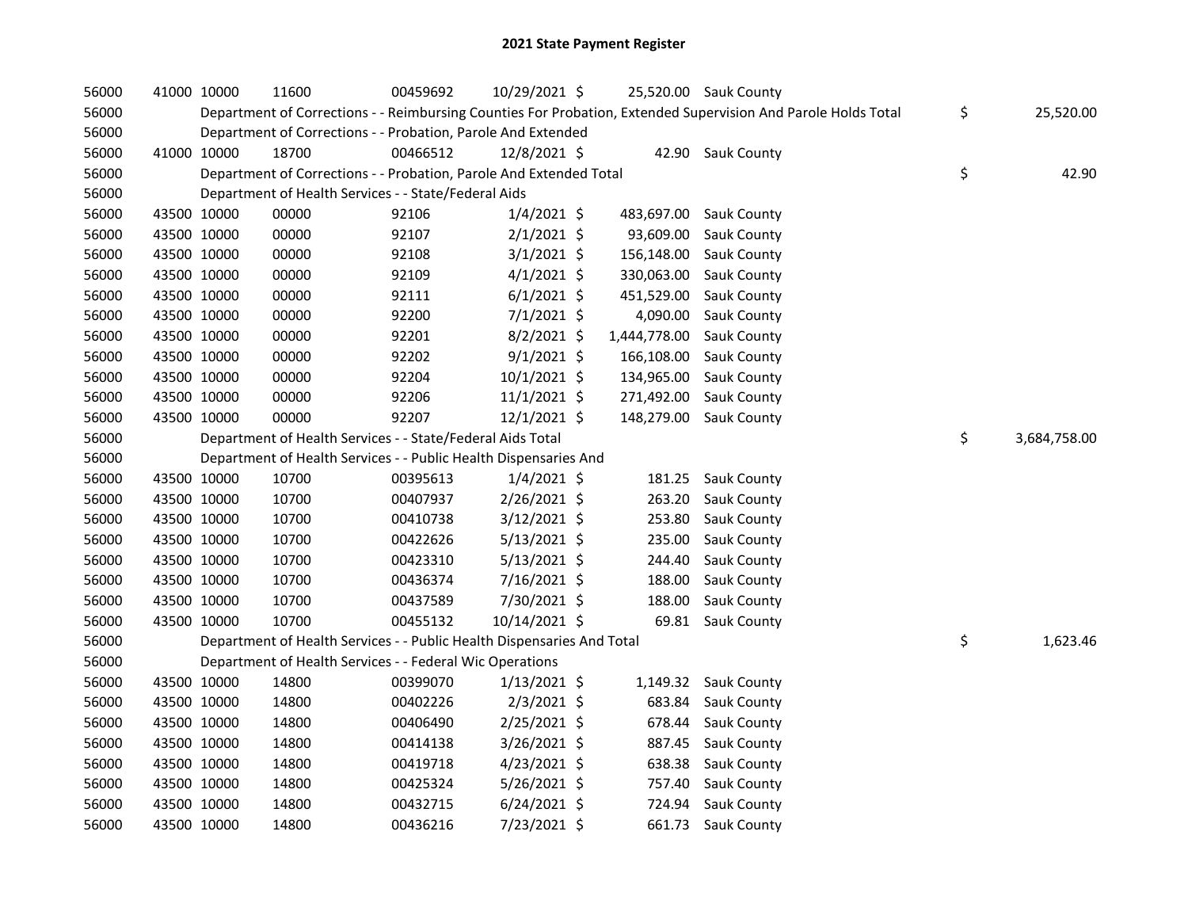# 2021 State Payment Register

| | | | | | | | | | |
|---|---|---|---|---|---|---|---|---|---|
| 56000 | 41000 | 10000 | 11600 | 00459692 | 10/29/2021 | $ 25,520.00 | Sauk County | | |
| 56000 | Department of Corrections - - Reimbursing Counties For Probation, Extended Supervision And Parole Holds Total | | | | | | | $ | 25,520.00 |
| 56000 | Department of Corrections - - Probation, Parole And Extended | | | | | | | | |
| 56000 | 41000 | 10000 | 18700 | 00466512 | 12/8/2021 | $ 42.90 | Sauk County | | |
| 56000 | Department of Corrections - - Probation, Parole And Extended Total | | | | | | | $ | 42.90 |
| 56000 | Department of Health Services - - State/Federal Aids | | | | | | | | |
| 56000 | 43500 | 10000 | 00000 | 92106 | 1/4/2021 | $ 483,697.00 | Sauk County | | |
| 56000 | 43500 | 10000 | 00000 | 92107 | 2/1/2021 | $ 93,609.00 | Sauk County | | |
| 56000 | 43500 | 10000 | 00000 | 92108 | 3/1/2021 | $ 156,148.00 | Sauk County | | |
| 56000 | 43500 | 10000 | 00000 | 92109 | 4/1/2021 | $ 330,063.00 | Sauk County | | |
| 56000 | 43500 | 10000 | 00000 | 92111 | 6/1/2021 | $ 451,529.00 | Sauk County | | |
| 56000 | 43500 | 10000 | 00000 | 92200 | 7/1/2021 | $ 4,090.00 | Sauk County | | |
| 56000 | 43500 | 10000 | 00000 | 92201 | 8/2/2021 | $ 1,444,778.00 | Sauk County | | |
| 56000 | 43500 | 10000 | 00000 | 92202 | 9/1/2021 | $ 166,108.00 | Sauk County | | |
| 56000 | 43500 | 10000 | 00000 | 92204 | 10/1/2021 | $ 134,965.00 | Sauk County | | |
| 56000 | 43500 | 10000 | 00000 | 92206 | 11/1/2021 | $ 271,492.00 | Sauk County | | |
| 56000 | 43500 | 10000 | 00000 | 92207 | 12/1/2021 | $ 148,279.00 | Sauk County | | |
| 56000 | Department of Health Services - - State/Federal Aids Total | | | | | | | $ | 3,684,758.00 |
| 56000 | Department of Health Services - - Public Health Dispensaries And | | | | | | | | |
| 56000 | 43500 | 10000 | 10700 | 00395613 | 1/4/2021 | $ 181.25 | Sauk County | | |
| 56000 | 43500 | 10000 | 10700 | 00407937 | 2/26/2021 | $ 263.20 | Sauk County | | |
| 56000 | 43500 | 10000 | 10700 | 00410738 | 3/12/2021 | $ 253.80 | Sauk County | | |
| 56000 | 43500 | 10000 | 10700 | 00422626 | 5/13/2021 | $ 235.00 | Sauk County | | |
| 56000 | 43500 | 10000 | 10700 | 00423310 | 5/13/2021 | $ 244.40 | Sauk County | | |
| 56000 | 43500 | 10000 | 10700 | 00436374 | 7/16/2021 | $ 188.00 | Sauk County | | |
| 56000 | 43500 | 10000 | 10700 | 00437589 | 7/30/2021 | $ 188.00 | Sauk County | | |
| 56000 | 43500 | 10000 | 10700 | 00455132 | 10/14/2021 | $ 69.81 | Sauk County | | |
| 56000 | Department of Health Services - - Public Health Dispensaries And Total | | | | | | | $ | 1,623.46 |
| 56000 | Department of Health Services - - Federal Wic Operations | | | | | | | | |
| 56000 | 43500 | 10000 | 14800 | 00399070 | 1/13/2021 | $ 1,149.32 | Sauk County | | |
| 56000 | 43500 | 10000 | 14800 | 00402226 | 2/3/2021 | $ 683.84 | Sauk County | | |
| 56000 | 43500 | 10000 | 14800 | 00406490 | 2/25/2021 | $ 678.44 | Sauk County | | |
| 56000 | 43500 | 10000 | 14800 | 00414138 | 3/26/2021 | $ 887.45 | Sauk County | | |
| 56000 | 43500 | 10000 | 14800 | 00419718 | 4/23/2021 | $ 638.38 | Sauk County | | |
| 56000 | 43500 | 10000 | 14800 | 00425324 | 5/26/2021 | $ 757.40 | Sauk County | | |
| 56000 | 43500 | 10000 | 14800 | 00432715 | 6/24/2021 | $ 724.94 | Sauk County | | |
| 56000 | 43500 | 10000 | 14800 | 00436216 | 7/23/2021 | $ 661.73 | Sauk County | | |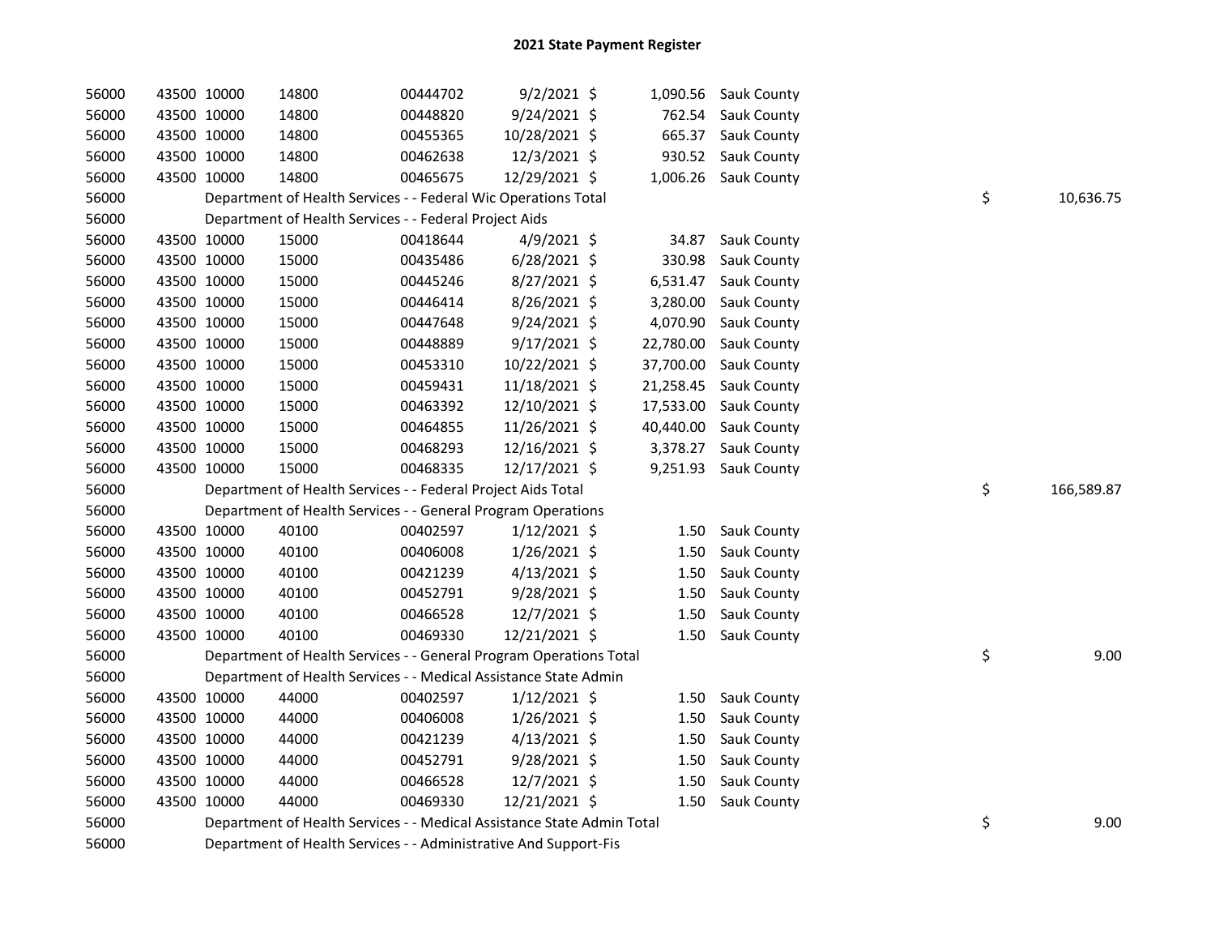# 2021 State Payment Register

| | | | | | | | | |
|---|---|---|---|---|---|---|---|---|
| 56000 | 43500 | 10000 | 14800 | 00444702 | 9/2/2021 | $ 1,090.56 | Sauk County | |
| 56000 | 43500 | 10000 | 14800 | 00448820 | 9/24/2021 | $ 762.54 | Sauk County | |
| 56000 | 43500 | 10000 | 14800 | 00455365 | 10/28/2021 | $ 665.37 | Sauk County | |
| 56000 | 43500 | 10000 | 14800 | 00462638 | 12/3/2021 | $ 930.52 | Sauk County | |
| 56000 | 43500 | 10000 | 14800 | 00465675 | 12/29/2021 | $ 1,006.26 | Sauk County | |
| 56000 | | Department of Health Services - - Federal Wic Operations Total | | | | | | $ 10,636.75 |
| 56000 | | Department of Health Services - - Federal Project Aids | | | | | | |
| 56000 | 43500 | 10000 | 15000 | 00418644 | 4/9/2021 | $ 34.87 | Sauk County | |
| 56000 | 43500 | 10000 | 15000 | 00435486 | 6/28/2021 | $ 330.98 | Sauk County | |
| 56000 | 43500 | 10000 | 15000 | 00445246 | 8/27/2021 | $ 6,531.47 | Sauk County | |
| 56000 | 43500 | 10000 | 15000 | 00446414 | 8/26/2021 | $ 3,280.00 | Sauk County | |
| 56000 | 43500 | 10000 | 15000 | 00447648 | 9/24/2021 | $ 4,070.90 | Sauk County | |
| 56000 | 43500 | 10000 | 15000 | 00448889 | 9/17/2021 | $ 22,780.00 | Sauk County | |
| 56000 | 43500 | 10000 | 15000 | 00453310 | 10/22/2021 | $ 37,700.00 | Sauk County | |
| 56000 | 43500 | 10000 | 15000 | 00459431 | 11/18/2021 | $ 21,258.45 | Sauk County | |
| 56000 | 43500 | 10000 | 15000 | 00463392 | 12/10/2021 | $ 17,533.00 | Sauk County | |
| 56000 | 43500 | 10000 | 15000 | 00464855 | 11/26/2021 | $ 40,440.00 | Sauk County | |
| 56000 | 43500 | 10000 | 15000 | 00468293 | 12/16/2021 | $ 3,378.27 | Sauk County | |
| 56000 | 43500 | 10000 | 15000 | 00468335 | 12/17/2021 | $ 9,251.93 | Sauk County | |
| 56000 | | Department of Health Services - - Federal Project Aids Total | | | | | | $ 166,589.87 |
| 56000 | | Department of Health Services - - General Program Operations | | | | | | |
| 56000 | 43500 | 10000 | 40100 | 00402597 | 1/12/2021 | $ 1.50 | Sauk County | |
| 56000 | 43500 | 10000 | 40100 | 00406008 | 1/26/2021 | $ 1.50 | Sauk County | |
| 56000 | 43500 | 10000 | 40100 | 00421239 | 4/13/2021 | $ 1.50 | Sauk County | |
| 56000 | 43500 | 10000 | 40100 | 00452791 | 9/28/2021 | $ 1.50 | Sauk County | |
| 56000 | 43500 | 10000 | 40100 | 00466528 | 12/7/2021 | $ 1.50 | Sauk County | |
| 56000 | 43500 | 10000 | 40100 | 00469330 | 12/21/2021 | $ 1.50 | Sauk County | |
| 56000 | | Department of Health Services - - General Program Operations Total | | | | | | $ 9.00 |
| 56000 | | Department of Health Services - - Medical Assistance State Admin | | | | | | |
| 56000 | 43500 | 10000 | 44000 | 00402597 | 1/12/2021 | $ 1.50 | Sauk County | |
| 56000 | 43500 | 10000 | 44000 | 00406008 | 1/26/2021 | $ 1.50 | Sauk County | |
| 56000 | 43500 | 10000 | 44000 | 00421239 | 4/13/2021 | $ 1.50 | Sauk County | |
| 56000 | 43500 | 10000 | 44000 | 00452791 | 9/28/2021 | $ 1.50 | Sauk County | |
| 56000 | 43500 | 10000 | 44000 | 00466528 | 12/7/2021 | $ 1.50 | Sauk County | |
| 56000 | 43500 | 10000 | 44000 | 00469330 | 12/21/2021 | $ 1.50 | Sauk County | |
| 56000 | | Department of Health Services - - Medical Assistance State Admin Total | | | | | | $ 9.00 |
| 56000 | | Department of Health Services - - Administrative And Support-Fis | | | | | | |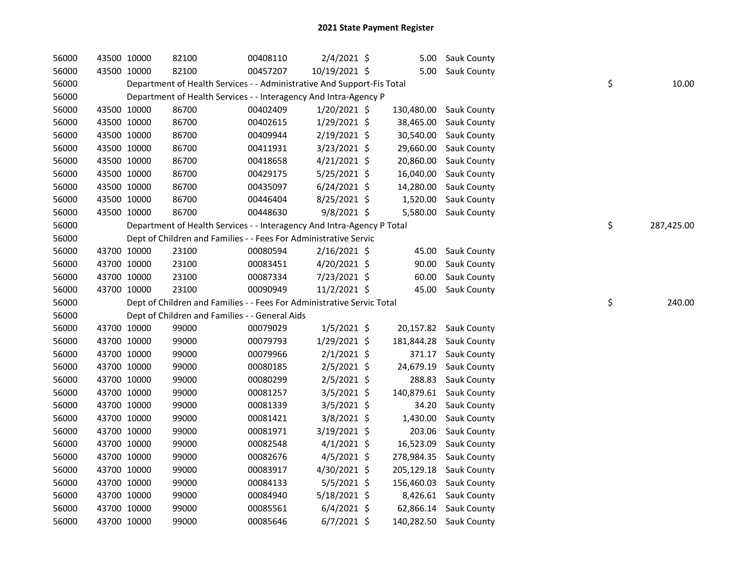# 2021 State Payment Register

| | | | | | | | | | |
|---|---|---|---|---|---|---|---|---|---|
| 56000 | 43500 | 10000 | 82100 | 00408110 | 2/4/2021 | $ 5.00 | Sauk County | | |
| 56000 | 43500 | 10000 | 82100 | 00457207 | 10/19/2021 | $ 5.00 | Sauk County | | |
| 56000 | | Department of Health Services - - Administrative And Support-Fis Total | | | | | | $ | 10.00 |
| 56000 | | Department of Health Services - - Interagency And Intra-Agency P | | | | | | | |
| 56000 | 43500 | 10000 | 86700 | 00402409 | 1/20/2021 | $ 130,480.00 | Sauk County | | |
| 56000 | 43500 | 10000 | 86700 | 00402615 | 1/29/2021 | $ 38,465.00 | Sauk County | | |
| 56000 | 43500 | 10000 | 86700 | 00409944 | 2/19/2021 | $ 30,540.00 | Sauk County | | |
| 56000 | 43500 | 10000 | 86700 | 00411931 | 3/23/2021 | $ 29,660.00 | Sauk County | | |
| 56000 | 43500 | 10000 | 86700 | 00418658 | 4/21/2021 | $ 20,860.00 | Sauk County | | |
| 56000 | 43500 | 10000 | 86700 | 00429175 | 5/25/2021 | $ 16,040.00 | Sauk County | | |
| 56000 | 43500 | 10000 | 86700 | 00435097 | 6/24/2021 | $ 14,280.00 | Sauk County | | |
| 56000 | 43500 | 10000 | 86700 | 00446404 | 8/25/2021 | $ 1,520.00 | Sauk County | | |
| 56000 | 43500 | 10000 | 86700 | 00448630 | 9/8/2021 | $ 5,580.00 | Sauk County | | |
| 56000 | | Department of Health Services - - Interagency And Intra-Agency P Total | | | | | | $ | 287,425.00 |
| 56000 | | Dept of Children and Families - - Fees For Administrative Servic | | | | | | | |
| 56000 | 43700 | 10000 | 23100 | 00080594 | 2/16/2021 | $ 45.00 | Sauk County | | |
| 56000 | 43700 | 10000 | 23100 | 00083451 | 4/20/2021 | $ 90.00 | Sauk County | | |
| 56000 | 43700 | 10000 | 23100 | 00087334 | 7/23/2021 | $ 60.00 | Sauk County | | |
| 56000 | 43700 | 10000 | 23100 | 00090949 | 11/2/2021 | $ 45.00 | Sauk County | | |
| 56000 | | Dept of Children and Families - - Fees For Administrative Servic Total | | | | | | $ | 240.00 |
| 56000 | | Dept of Children and Families - - General Aids | | | | | | | |
| 56000 | 43700 | 10000 | 99000 | 00079029 | 1/5/2021 | $ 20,157.82 | Sauk County | | |
| 56000 | 43700 | 10000 | 99000 | 00079793 | 1/29/2021 | $ 181,844.28 | Sauk County | | |
| 56000 | 43700 | 10000 | 99000 | 00079966 | 2/1/2021 | $ 371.17 | Sauk County | | |
| 56000 | 43700 | 10000 | 99000 | 00080185 | 2/5/2021 | $ 24,679.19 | Sauk County | | |
| 56000 | 43700 | 10000 | 99000 | 00080299 | 2/5/2021 | $ 288.83 | Sauk County | | |
| 56000 | 43700 | 10000 | 99000 | 00081257 | 3/5/2021 | $ 140,879.61 | Sauk County | | |
| 56000 | 43700 | 10000 | 99000 | 00081339 | 3/5/2021 | $ 34.20 | Sauk County | | |
| 56000 | 43700 | 10000 | 99000 | 00081421 | 3/8/2021 | $ 1,430.00 | Sauk County | | |
| 56000 | 43700 | 10000 | 99000 | 00081971 | 3/19/2021 | $ 203.06 | Sauk County | | |
| 56000 | 43700 | 10000 | 99000 | 00082548 | 4/1/2021 | $ 16,523.09 | Sauk County | | |
| 56000 | 43700 | 10000 | 99000 | 00082676 | 4/5/2021 | $ 278,984.35 | Sauk County | | |
| 56000 | 43700 | 10000 | 99000 | 00083917 | 4/30/2021 | $ 205,129.18 | Sauk County | | |
| 56000 | 43700 | 10000 | 99000 | 00084133 | 5/5/2021 | $ 156,460.03 | Sauk County | | |
| 56000 | 43700 | 10000 | 99000 | 00084940 | 5/18/2021 | $ 8,426.61 | Sauk County | | |
| 56000 | 43700 | 10000 | 99000 | 00085561 | 6/4/2021 | $ 62,866.14 | Sauk County | | |
| 56000 | 43700 | 10000 | 99000 | 00085646 | 6/7/2021 | $ 140,282.50 | Sauk County | | |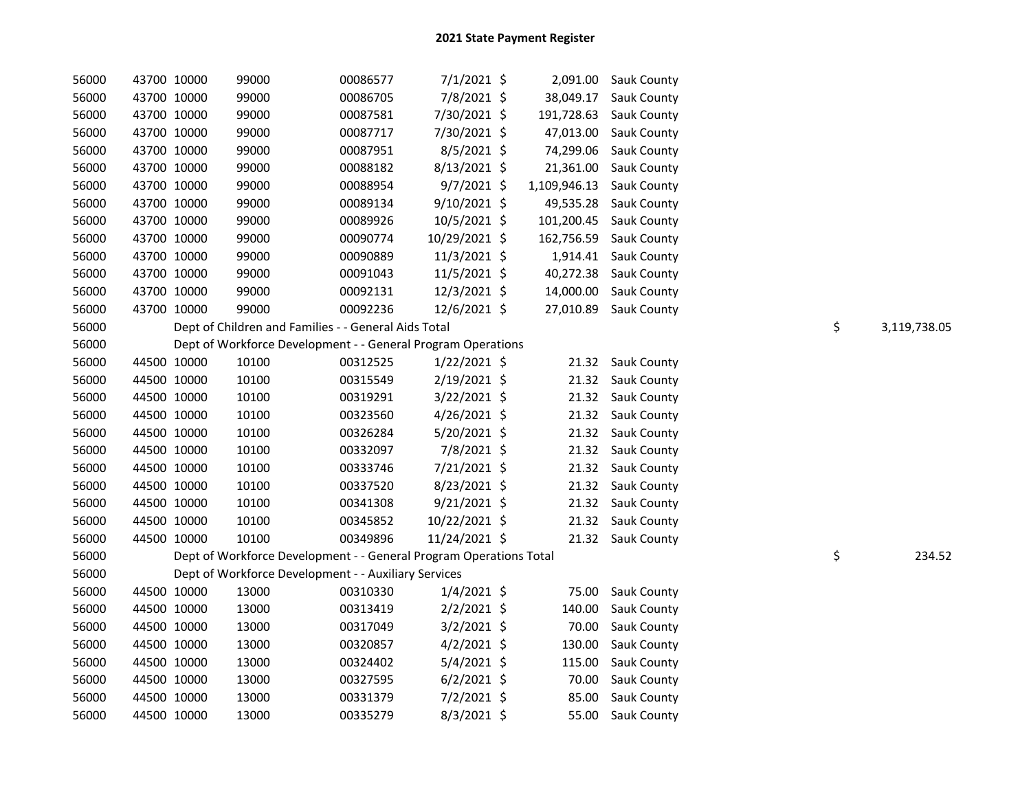# 2021 State Payment Register

| | | | | | | | | | |
|---|---|---|---|---|---|---|---|---|---|
| 56000 | 43700 | 10000 | 99000 | 00086577 | 7/1/2021 | $ 2,091.00 | Sauk County | | |
| 56000 | 43700 | 10000 | 99000 | 00086705 | 7/8/2021 | $ 38,049.17 | Sauk County | | |
| 56000 | 43700 | 10000 | 99000 | 00087581 | 7/30/2021 | $ 191,728.63 | Sauk County | | |
| 56000 | 43700 | 10000 | 99000 | 00087717 | 7/30/2021 | $ 47,013.00 | Sauk County | | |
| 56000 | 43700 | 10000 | 99000 | 00087951 | 8/5/2021 | $ 74,299.06 | Sauk County | | |
| 56000 | 43700 | 10000 | 99000 | 00088182 | 8/13/2021 | $ 21,361.00 | Sauk County | | |
| 56000 | 43700 | 10000 | 99000 | 00088954 | 9/7/2021 | $ 1,109,946.13 | Sauk County | | |
| 56000 | 43700 | 10000 | 99000 | 00089134 | 9/10/2021 | $ 49,535.28 | Sauk County | | |
| 56000 | 43700 | 10000 | 99000 | 00089926 | 10/5/2021 | $ 101,200.45 | Sauk County | | |
| 56000 | 43700 | 10000 | 99000 | 00090774 | 10/29/2021 | $ 162,756.59 | Sauk County | | |
| 56000 | 43700 | 10000 | 99000 | 00090889 | 11/3/2021 | $ 1,914.41 | Sauk County | | |
| 56000 | 43700 | 10000 | 99000 | 00091043 | 11/5/2021 | $ 40,272.38 | Sauk County | | |
| 56000 | 43700 | 10000 | 99000 | 00092131 | 12/3/2021 | $ 14,000.00 | Sauk County | | |
| 56000 | 43700 | 10000 | 99000 | 00092236 | 12/6/2021 | $ 27,010.89 | Sauk County | | |
| 56000 | | Dept of Children and Families - - General Aids Total | | | | | | $ | 3,119,738.05 |
| 56000 | | Dept of Workforce Development - - General Program Operations | | | | | | | |
| 56000 | 44500 | 10000 | 10100 | 00312525 | 1/22/2021 | $ 21.32 | Sauk County | | |
| 56000 | 44500 | 10000 | 10100 | 00315549 | 2/19/2021 | $ 21.32 | Sauk County | | |
| 56000 | 44500 | 10000 | 10100 | 00319291 | 3/22/2021 | $ 21.32 | Sauk County | | |
| 56000 | 44500 | 10000 | 10100 | 00323560 | 4/26/2021 | $ 21.32 | Sauk County | | |
| 56000 | 44500 | 10000 | 10100 | 00326284 | 5/20/2021 | $ 21.32 | Sauk County | | |
| 56000 | 44500 | 10000 | 10100 | 00332097 | 7/8/2021 | $ 21.32 | Sauk County | | |
| 56000 | 44500 | 10000 | 10100 | 00333746 | 7/21/2021 | $ 21.32 | Sauk County | | |
| 56000 | 44500 | 10000 | 10100 | 00337520 | 8/23/2021 | $ 21.32 | Sauk County | | |
| 56000 | 44500 | 10000 | 10100 | 00341308 | 9/21/2021 | $ 21.32 | Sauk County | | |
| 56000 | 44500 | 10000 | 10100 | 00345852 | 10/22/2021 | $ 21.32 | Sauk County | | |
| 56000 | 44500 | 10000 | 10100 | 00349896 | 11/24/2021 | $ 21.32 | Sauk County | | |
| 56000 | | Dept of Workforce Development - - General Program Operations Total | | | | | | $ | 234.52 |
| 56000 | | Dept of Workforce Development - - Auxiliary Services | | | | | | | |
| 56000 | 44500 | 10000 | 13000 | 00310330 | 1/4/2021 | $ 75.00 | Sauk County | | |
| 56000 | 44500 | 10000 | 13000 | 00313419 | 2/2/2021 | $ 140.00 | Sauk County | | |
| 56000 | 44500 | 10000 | 13000 | 00317049 | 3/2/2021 | $ 70.00 | Sauk County | | |
| 56000 | 44500 | 10000 | 13000 | 00320857 | 4/2/2021 | $ 130.00 | Sauk County | | |
| 56000 | 44500 | 10000 | 13000 | 00324402 | 5/4/2021 | $ 115.00 | Sauk County | | |
| 56000 | 44500 | 10000 | 13000 | 00327595 | 6/2/2021 | $ 70.00 | Sauk County | | |
| 56000 | 44500 | 10000 | 13000 | 00331379 | 7/2/2021 | $ 85.00 | Sauk County | | |
| 56000 | 44500 | 10000 | 13000 | 00335279 | 8/3/2021 | $ 55.00 | Sauk County | | |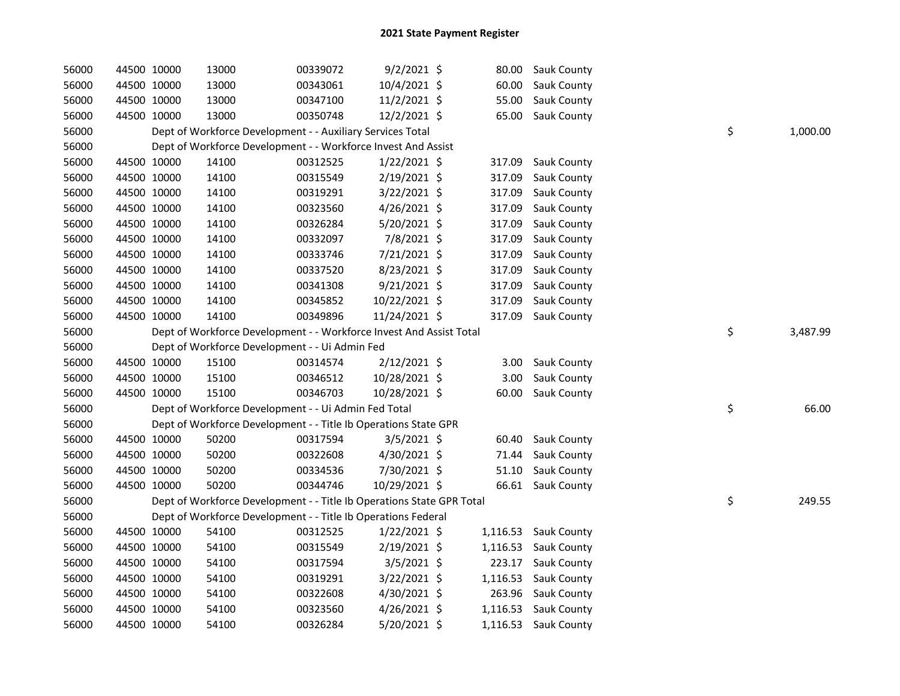# 2021 State Payment Register

| | | | | | | | | | |
|---|---|---|---|---|---|---|---|---|---|
| 56000 | 44500 | 10000 | 13000 | 00339072 | 9/2/2021 | $ | 80.00 | Sauk County | | |
| 56000 | 44500 | 10000 | 13000 | 00343061 | 10/4/2021 | $ | 60.00 | Sauk County | | |
| 56000 | 44500 | 10000 | 13000 | 00347100 | 11/2/2021 | $ | 55.00 | Sauk County | | |
| 56000 | 44500 | 10000 | 13000 | 00350748 | 12/2/2021 | $ | 65.00 | Sauk County | | |
| 56000 | | Dept of Workforce Development - - Auxiliary Services Total | | | | | | | $ | 1,000.00 |
| 56000 | | Dept of Workforce Development - - Workforce Invest And Assist | | | | | | | | |
| 56000 | 44500 | 10000 | 14100 | 00312525 | 1/22/2021 | $ | 317.09 | Sauk County | | |
| 56000 | 44500 | 10000 | 14100 | 00315549 | 2/19/2021 | $ | 317.09 | Sauk County | | |
| 56000 | 44500 | 10000 | 14100 | 00319291 | 3/22/2021 | $ | 317.09 | Sauk County | | |
| 56000 | 44500 | 10000 | 14100 | 00323560 | 4/26/2021 | $ | 317.09 | Sauk County | | |
| 56000 | 44500 | 10000 | 14100 | 00326284 | 5/20/2021 | $ | 317.09 | Sauk County | | |
| 56000 | 44500 | 10000 | 14100 | 00332097 | 7/8/2021 | $ | 317.09 | Sauk County | | |
| 56000 | 44500 | 10000 | 14100 | 00333746 | 7/21/2021 | $ | 317.09 | Sauk County | | |
| 56000 | 44500 | 10000 | 14100 | 00337520 | 8/23/2021 | $ | 317.09 | Sauk County | | |
| 56000 | 44500 | 10000 | 14100 | 00341308 | 9/21/2021 | $ | 317.09 | Sauk County | | |
| 56000 | 44500 | 10000 | 14100 | 00345852 | 10/22/2021 | $ | 317.09 | Sauk County | | |
| 56000 | 44500 | 10000 | 14100 | 00349896 | 11/24/2021 | $ | 317.09 | Sauk County | | |
| 56000 | | Dept of Workforce Development - - Workforce Invest And Assist Total | | | | | | | $ | 3,487.99 |
| 56000 | | Dept of Workforce Development - - Ui Admin Fed | | | | | | | | |
| 56000 | 44500 | 10000 | 15100 | 00314574 | 2/12/2021 | $ | 3.00 | Sauk County | | |
| 56000 | 44500 | 10000 | 15100 | 00346512 | 10/28/2021 | $ | 3.00 | Sauk County | | |
| 56000 | 44500 | 10000 | 15100 | 00346703 | 10/28/2021 | $ | 60.00 | Sauk County | | |
| 56000 | | Dept of Workforce Development - - Ui Admin Fed Total | | | | | | | $ | 66.00 |
| 56000 | | Dept of Workforce Development - - Title Ib Operations State GPR | | | | | | | | |
| 56000 | 44500 | 10000 | 50200 | 00317594 | 3/5/2021 | $ | 60.40 | Sauk County | | |
| 56000 | 44500 | 10000 | 50200 | 00322608 | 4/30/2021 | $ | 71.44 | Sauk County | | |
| 56000 | 44500 | 10000 | 50200 | 00334536 | 7/30/2021 | $ | 51.10 | Sauk County | | |
| 56000 | 44500 | 10000 | 50200 | 00344746 | 10/29/2021 | $ | 66.61 | Sauk County | | |
| 56000 | | Dept of Workforce Development - - Title Ib Operations State GPR Total | | | | | | | $ | 249.55 |
| 56000 | | Dept of Workforce Development - - Title Ib Operations Federal | | | | | | | | |
| 56000 | 44500 | 10000 | 54100 | 00312525 | 1/22/2021 | $ | 1,116.53 | Sauk County | | |
| 56000 | 44500 | 10000 | 54100 | 00315549 | 2/19/2021 | $ | 1,116.53 | Sauk County | | |
| 56000 | 44500 | 10000 | 54100 | 00317594 | 3/5/2021 | $ | 223.17 | Sauk County | | |
| 56000 | 44500 | 10000 | 54100 | 00319291 | 3/22/2021 | $ | 1,116.53 | Sauk County | | |
| 56000 | 44500 | 10000 | 54100 | 00322608 | 4/30/2021 | $ | 263.96 | Sauk County | | |
| 56000 | 44500 | 10000 | 54100 | 00323560 | 4/26/2021 | $ | 1,116.53 | Sauk County | | |
| 56000 | 44500 | 10000 | 54100 | 00326284 | 5/20/2021 | $ | 1,116.53 | Sauk County | | |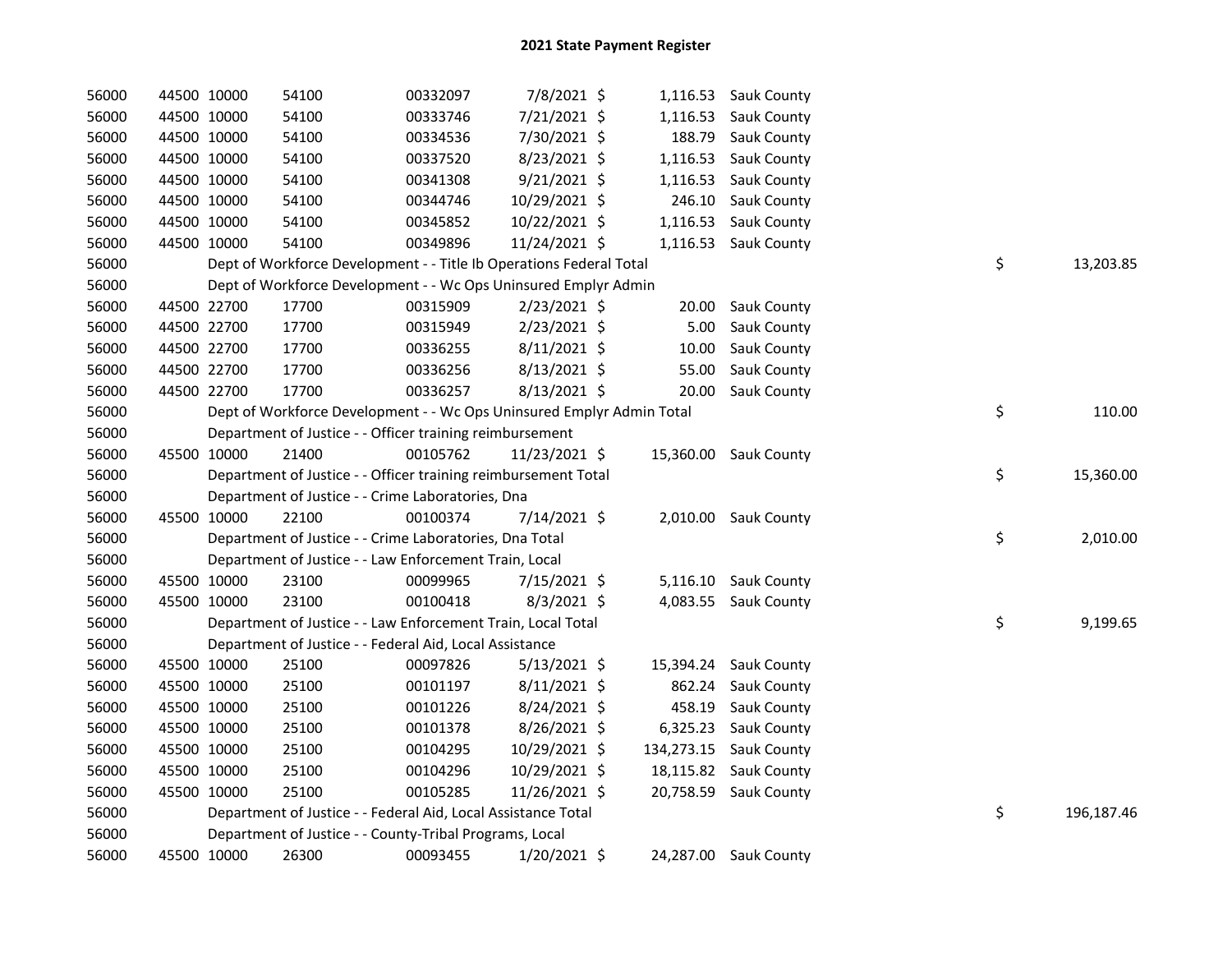# 2021 State Payment Register

| | | | | | | | | | |
|---|---|---|---|---|---|---|---|---|---|
| 56000 | 44500 | 10000 | 54100 | 00332097 | 7/8/2021 | $ 1,116.53 | Sauk County | | |
| 56000 | 44500 | 10000 | 54100 | 00333746 | 7/21/2021 | $ 1,116.53 | Sauk County | | |
| 56000 | 44500 | 10000 | 54100 | 00334536 | 7/30/2021 | $ 188.79 | Sauk County | | |
| 56000 | 44500 | 10000 | 54100 | 00337520 | 8/23/2021 | $ 1,116.53 | Sauk County | | |
| 56000 | 44500 | 10000 | 54100 | 00341308 | 9/21/2021 | $ 1,116.53 | Sauk County | | |
| 56000 | 44500 | 10000 | 54100 | 00344746 | 10/29/2021 | $ 246.10 | Sauk County | | |
| 56000 | 44500 | 10000 | 54100 | 00345852 | 10/22/2021 | $ 1,116.53 | Sauk County | | |
| 56000 | 44500 | 10000 | 54100 | 00349896 | 11/24/2021 | $ 1,116.53 | Sauk County | | |
| 56000 | | Dept of Workforce Development - - Title Ib Operations Federal Total | | | | | | $ | 13,203.85 |
| 56000 | | Dept of Workforce Development - - Wc Ops Uninsured Emplyr Admin | | | | | | | |
| 56000 | 44500 | 22700 | 17700 | 00315909 | 2/23/2021 | $ 20.00 | Sauk County | | |
| 56000 | 44500 | 22700 | 17700 | 00315949 | 2/23/2021 | $ 5.00 | Sauk County | | |
| 56000 | 44500 | 22700 | 17700 | 00336255 | 8/11/2021 | $ 10.00 | Sauk County | | |
| 56000 | 44500 | 22700 | 17700 | 00336256 | 8/13/2021 | $ 55.00 | Sauk County | | |
| 56000 | 44500 | 22700 | 17700 | 00336257 | 8/13/2021 | $ 20.00 | Sauk County | | |
| 56000 | | Dept of Workforce Development - - Wc Ops Uninsured Emplyr Admin Total | | | | | | $ | 110.00 |
| 56000 | | Department of Justice - - Officer training reimbursement | | | | | | | |
| 56000 | 45500 | 10000 | 21400 | 00105762 | 11/23/2021 | $ 15,360.00 | Sauk County | | |
| 56000 | | Department of Justice - - Officer training reimbursement Total | | | | | | $ | 15,360.00 |
| 56000 | | Department of Justice - - Crime Laboratories, Dna | | | | | | | |
| 56000 | 45500 | 10000 | 22100 | 00100374 | 7/14/2021 | $ 2,010.00 | Sauk County | | |
| 56000 | | Department of Justice - - Crime Laboratories, Dna Total | | | | | | $ | 2,010.00 |
| 56000 | | Department of Justice - - Law Enforcement Train, Local | | | | | | | |
| 56000 | 45500 | 10000 | 23100 | 00099965 | 7/15/2021 | $ 5,116.10 | Sauk County | | |
| 56000 | 45500 | 10000 | 23100 | 00100418 | 8/3/2021 | $ 4,083.55 | Sauk County | | |
| 56000 | | Department of Justice - - Law Enforcement Train, Local Total | | | | | | $ | 9,199.65 |
| 56000 | | Department of Justice - - Federal Aid, Local Assistance | | | | | | | |
| 56000 | 45500 | 10000 | 25100 | 00097826 | 5/13/2021 | $ 15,394.24 | Sauk County | | |
| 56000 | 45500 | 10000 | 25100 | 00101197 | 8/11/2021 | $ 862.24 | Sauk County | | |
| 56000 | 45500 | 10000 | 25100 | 00101226 | 8/24/2021 | $ 458.19 | Sauk County | | |
| 56000 | 45500 | 10000 | 25100 | 00101378 | 8/26/2021 | $ 6,325.23 | Sauk County | | |
| 56000 | 45500 | 10000 | 25100 | 00104295 | 10/29/2021 | $ 134,273.15 | Sauk County | | |
| 56000 | 45500 | 10000 | 25100 | 00104296 | 10/29/2021 | $ 18,115.82 | Sauk County | | |
| 56000 | 45500 | 10000 | 25100 | 00105285 | 11/26/2021 | $ 20,758.59 | Sauk County | | |
| 56000 | | Department of Justice - - Federal Aid, Local Assistance Total | | | | | | $ | 196,187.46 |
| 56000 | | Department of Justice - - County-Tribal Programs, Local | | | | | | | |
| 56000 | 45500 | 10000 | 26300 | 00093455 | 1/20/2021 | $ 24,287.00 | Sauk County | | |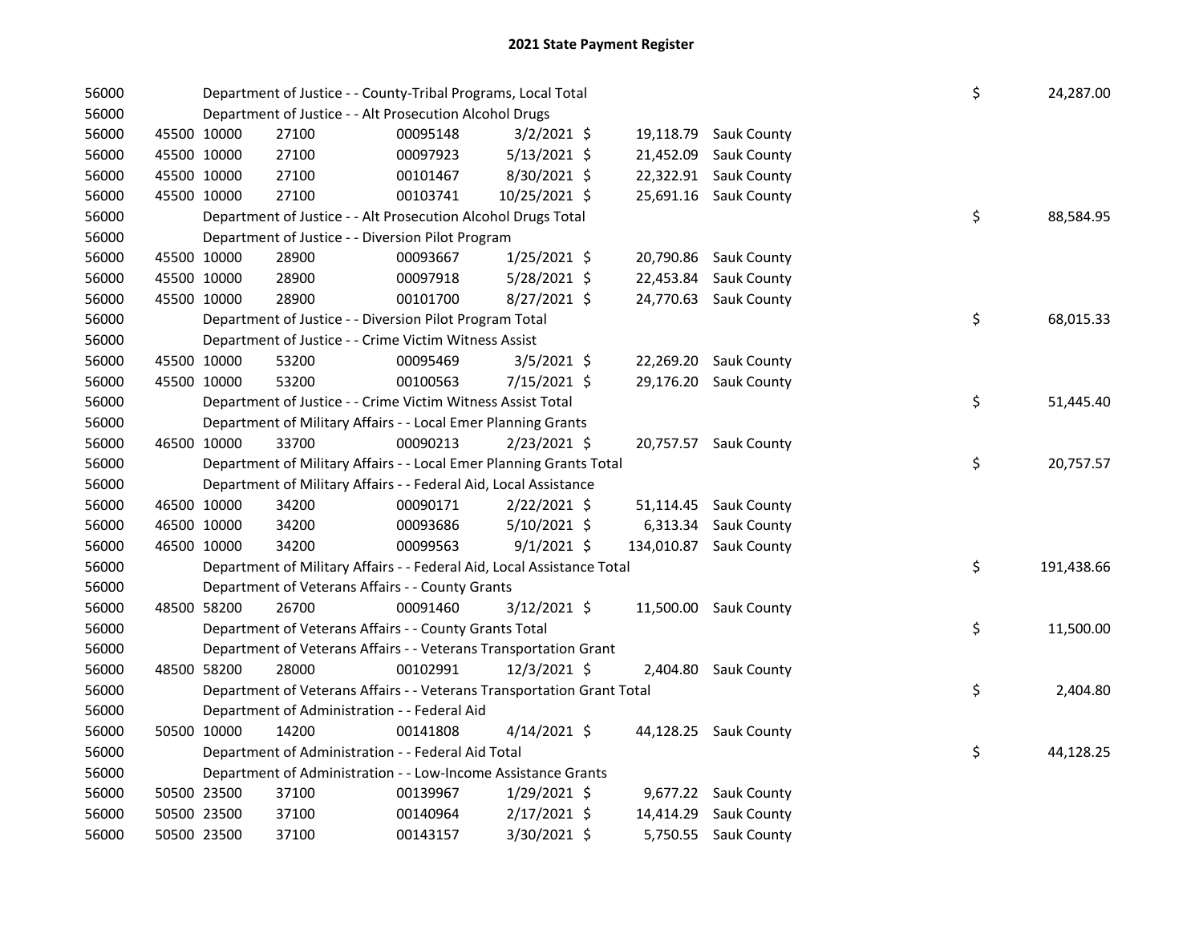# 2021 State Payment Register

| | | | | | | | | | |
|---|---|---|---|---|---|---|---|---|---|
| 56000 | | | Department of Justice - - County-Tribal Programs, Local Total | | | | | $ | 24,287.00 |
| 56000 | | | Department of Justice - - Alt Prosecution Alcohol Drugs | | | | | | |
| 56000 | 45500 | 10000 | 27100 | 00095148 | 3/2/2021 | $ 19,118.79 | Sauk County | | |
| 56000 | 45500 | 10000 | 27100 | 00097923 | 5/13/2021 | $ 21,452.09 | Sauk County | | |
| 56000 | 45500 | 10000 | 27100 | 00101467 | 8/30/2021 | $ 22,322.91 | Sauk County | | |
| 56000 | 45500 | 10000 | 27100 | 00103741 | 10/25/2021 | $ 25,691.16 | Sauk County | | |
| 56000 | | | Department of Justice - - Alt Prosecution Alcohol Drugs Total | | | | | $ | 88,584.95 |
| 56000 | | | Department of Justice - - Diversion Pilot Program | | | | | | |
| 56000 | 45500 | 10000 | 28900 | 00093667 | 1/25/2021 | $ 20,790.86 | Sauk County | | |
| 56000 | 45500 | 10000 | 28900 | 00097918 | 5/28/2021 | $ 22,453.84 | Sauk County | | |
| 56000 | 45500 | 10000 | 28900 | 00101700 | 8/27/2021 | $ 24,770.63 | Sauk County | | |
| 56000 | | | Department of Justice - - Diversion Pilot Program Total | | | | | $ | 68,015.33 |
| 56000 | | | Department of Justice - - Crime Victim Witness Assist | | | | | | |
| 56000 | 45500 | 10000 | 53200 | 00095469 | 3/5/2021 | $ 22,269.20 | Sauk County | | |
| 56000 | 45500 | 10000 | 53200 | 00100563 | 7/15/2021 | $ 29,176.20 | Sauk County | | |
| 56000 | | | Department of Justice - - Crime Victim Witness Assist Total | | | | | $ | 51,445.40 |
| 56000 | | | Department of Military Affairs - - Local Emer Planning Grants | | | | | | |
| 56000 | 46500 | 10000 | 33700 | 00090213 | 2/23/2021 | $ 20,757.57 | Sauk County | | |
| 56000 | | | Department of Military Affairs - - Local Emer Planning Grants Total | | | | | $ | 20,757.57 |
| 56000 | | | Department of Military Affairs - - Federal Aid, Local Assistance | | | | | | |
| 56000 | 46500 | 10000 | 34200 | 00090171 | 2/22/2021 | $ 51,114.45 | Sauk County | | |
| 56000 | 46500 | 10000 | 34200 | 00093686 | 5/10/2021 | $ 6,313.34 | Sauk County | | |
| 56000 | 46500 | 10000 | 34200 | 00099563 | 9/1/2021 | $ 134,010.87 | Sauk County | | |
| 56000 | | | Department of Military Affairs - - Federal Aid, Local Assistance Total | | | | | $ | 191,438.66 |
| 56000 | | | Department of Veterans Affairs - - County Grants | | | | | | |
| 56000 | 48500 | 58200 | 26700 | 00091460 | 3/12/2021 | $ 11,500.00 | Sauk County | | |
| 56000 | | | Department of Veterans Affairs - - County Grants Total | | | | | $ | 11,500.00 |
| 56000 | | | Department of Veterans Affairs - - Veterans Transportation Grant | | | | | | |
| 56000 | 48500 | 58200 | 28000 | 00102991 | 12/3/2021 | $ 2,404.80 | Sauk County | | |
| 56000 | | | Department of Veterans Affairs - - Veterans Transportation Grant Total | | | | | $ | 2,404.80 |
| 56000 | | | Department of Administration - - Federal Aid | | | | | | |
| 56000 | 50500 | 10000 | 14200 | 00141808 | 4/14/2021 | $ 44,128.25 | Sauk County | | |
| 56000 | | | Department of Administration - - Federal Aid Total | | | | | $ | 44,128.25 |
| 56000 | | | Department of Administration - - Low-Income Assistance Grants | | | | | | |
| 56000 | 50500 | 23500 | 37100 | 00139967 | 1/29/2021 | $ 9,677.22 | Sauk County | | |
| 56000 | 50500 | 23500 | 37100 | 00140964 | 2/17/2021 | $ 14,414.29 | Sauk County | | |
| 56000 | 50500 | 23500 | 37100 | 00143157 | 3/30/2021 | $ 5,750.55 | Sauk County | | |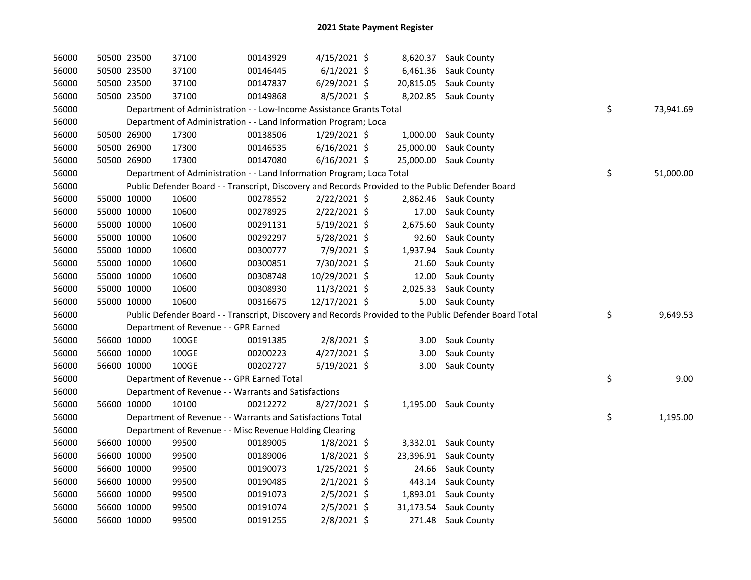# 2021 State Payment Register

| | | | | | | | | | |
|---|---|---|---|---|---|---|---|---|---|
| 56000 | 50500 | 23500 | 37100 | 00143929 | 4/15/2021 | $ 8,620.37 | Sauk County | | |
| 56000 | 50500 | 23500 | 37100 | 00146445 | 6/1/2021 | $ 6,461.36 | Sauk County | | |
| 56000 | 50500 | 23500 | 37100 | 00147837 | 6/29/2021 | $ 20,815.05 | Sauk County | | |
| 56000 | 50500 | 23500 | 37100 | 00149868 | 8/5/2021 | $ 8,202.85 | Sauk County | | |
| 56000 | | Department of Administration - - Low-Income Assistance Grants Total | | | | | | $ | 73,941.69 |
| 56000 | | Department of Administration - - Land Information Program; Loca | | | | | | | |
| 56000 | 50500 | 26900 | 17300 | 00138506 | 1/29/2021 | $ 1,000.00 | Sauk County | | |
| 56000 | 50500 | 26900 | 17300 | 00146535 | 6/16/2021 | $ 25,000.00 | Sauk County | | |
| 56000 | 50500 | 26900 | 17300 | 00147080 | 6/16/2021 | $ 25,000.00 | Sauk County | | |
| 56000 | | Department of Administration - - Land Information Program; Loca Total | | | | | | $ | 51,000.00 |
| 56000 | | Public Defender Board - - Transcript, Discovery and Records Provided to the Public Defender Board | | | | | | | |
| 56000 | 55000 | 10000 | 10600 | 00278552 | 2/22/2021 | $ 2,862.46 | Sauk County | | |
| 56000 | 55000 | 10000 | 10600 | 00278925 | 2/22/2021 | $ 17.00 | Sauk County | | |
| 56000 | 55000 | 10000 | 10600 | 00291131 | 5/19/2021 | $ 2,675.60 | Sauk County | | |
| 56000 | 55000 | 10000 | 10600 | 00292297 | 5/28/2021 | $ 92.60 | Sauk County | | |
| 56000 | 55000 | 10000 | 10600 | 00300777 | 7/9/2021 | $ 1,937.94 | Sauk County | | |
| 56000 | 55000 | 10000 | 10600 | 00300851 | 7/30/2021 | $ 21.60 | Sauk County | | |
| 56000 | 55000 | 10000 | 10600 | 00308748 | 10/29/2021 | $ 12.00 | Sauk County | | |
| 56000 | 55000 | 10000 | 10600 | 00308930 | 11/3/2021 | $ 2,025.33 | Sauk County | | |
| 56000 | 55000 | 10000 | 10600 | 00316675 | 12/17/2021 | $ 5.00 | Sauk County | | |
| 56000 | | Public Defender Board - - Transcript, Discovery and Records Provided to the Public Defender Board Total | | | | | | $ | 9,649.53 |
| 56000 | | Department of Revenue - - GPR Earned | | | | | | | |
| 56000 | 56600 | 10000 | 100GE | 00191385 | 2/8/2021 | $ 3.00 | Sauk County | | |
| 56000 | 56600 | 10000 | 100GE | 00200223 | 4/27/2021 | $ 3.00 | Sauk County | | |
| 56000 | 56600 | 10000 | 100GE | 00202727 | 5/19/2021 | $ 3.00 | Sauk County | | |
| 56000 | | Department of Revenue - - GPR Earned Total | | | | | | $ | 9.00 |
| 56000 | | Department of Revenue - - Warrants and Satisfactions | | | | | | | |
| 56000 | 56600 | 10000 | 10100 | 00212272 | 8/27/2021 | $ 1,195.00 | Sauk County | | |
| 56000 | | Department of Revenue - - Warrants and Satisfactions Total | | | | | | $ | 1,195.00 |
| 56000 | | Department of Revenue - - Misc Revenue Holding Clearing | | | | | | | |
| 56000 | 56600 | 10000 | 99500 | 00189005 | 1/8/2021 | $ 3,332.01 | Sauk County | | |
| 56000 | 56600 | 10000 | 99500 | 00189006 | 1/8/2021 | $ 23,396.91 | Sauk County | | |
| 56000 | 56600 | 10000 | 99500 | 00190073 | 1/25/2021 | $ 24.66 | Sauk County | | |
| 56000 | 56600 | 10000 | 99500 | 00190485 | 2/1/2021 | $ 443.14 | Sauk County | | |
| 56000 | 56600 | 10000 | 99500 | 00191073 | 2/5/2021 | $ 1,893.01 | Sauk County | | |
| 56000 | 56600 | 10000 | 99500 | 00191074 | 2/5/2021 | $ 31,173.54 | Sauk County | | |
| 56000 | 56600 | 10000 | 99500 | 00191255 | 2/8/2021 | $ 271.48 | Sauk County | | |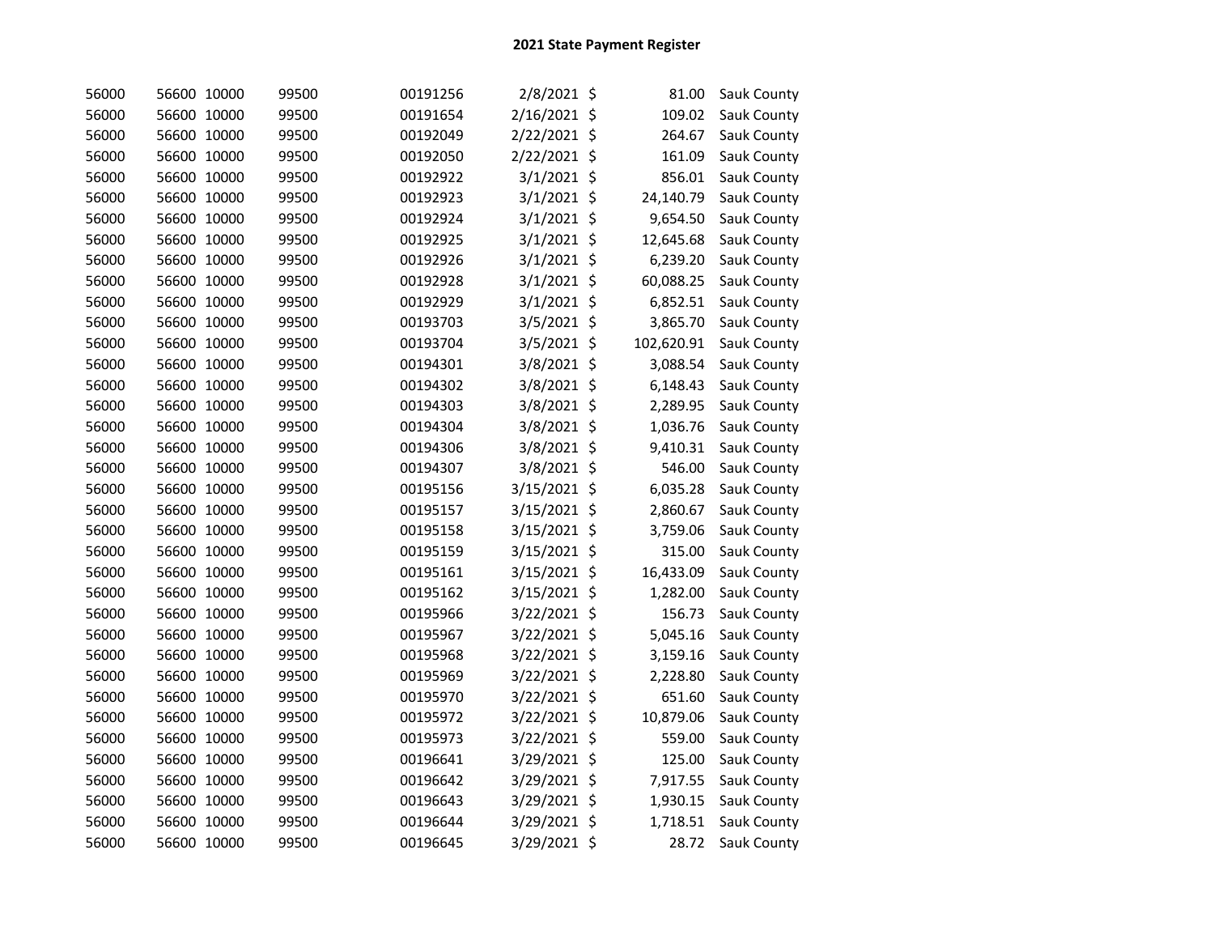# 2021 State Payment Register

| | | | | | | | | |
|---|---|---|---|---|---|---|---|---|
| 56000 | 56600 | 10000 | 99500 | 00191256 | 2/8/2021 | $ | 81.00 | Sauk County |
| 56000 | 56600 | 10000 | 99500 | 00191654 | 2/16/2021 | $ | 109.02 | Sauk County |
| 56000 | 56600 | 10000 | 99500 | 00192049 | 2/22/2021 | $ | 264.67 | Sauk County |
| 56000 | 56600 | 10000 | 99500 | 00192050 | 2/22/2021 | $ | 161.09 | Sauk County |
| 56000 | 56600 | 10000 | 99500 | 00192922 | 3/1/2021 | $ | 856.01 | Sauk County |
| 56000 | 56600 | 10000 | 99500 | 00192923 | 3/1/2021 | $ | 24,140.79 | Sauk County |
| 56000 | 56600 | 10000 | 99500 | 00192924 | 3/1/2021 | $ | 9,654.50 | Sauk County |
| 56000 | 56600 | 10000 | 99500 | 00192925 | 3/1/2021 | $ | 12,645.68 | Sauk County |
| 56000 | 56600 | 10000 | 99500 | 00192926 | 3/1/2021 | $ | 6,239.20 | Sauk County |
| 56000 | 56600 | 10000 | 99500 | 00192928 | 3/1/2021 | $ | 60,088.25 | Sauk County |
| 56000 | 56600 | 10000 | 99500 | 00192929 | 3/1/2021 | $ | 6,852.51 | Sauk County |
| 56000 | 56600 | 10000 | 99500 | 00193703 | 3/5/2021 | $ | 3,865.70 | Sauk County |
| 56000 | 56600 | 10000 | 99500 | 00193704 | 3/5/2021 | $ | 102,620.91 | Sauk County |
| 56000 | 56600 | 10000 | 99500 | 00194301 | 3/8/2021 | $ | 3,088.54 | Sauk County |
| 56000 | 56600 | 10000 | 99500 | 00194302 | 3/8/2021 | $ | 6,148.43 | Sauk County |
| 56000 | 56600 | 10000 | 99500 | 00194303 | 3/8/2021 | $ | 2,289.95 | Sauk County |
| 56000 | 56600 | 10000 | 99500 | 00194304 | 3/8/2021 | $ | 1,036.76 | Sauk County |
| 56000 | 56600 | 10000 | 99500 | 00194306 | 3/8/2021 | $ | 9,410.31 | Sauk County |
| 56000 | 56600 | 10000 | 99500 | 00194307 | 3/8/2021 | $ | 546.00 | Sauk County |
| 56000 | 56600 | 10000 | 99500 | 00195156 | 3/15/2021 | $ | 6,035.28 | Sauk County |
| 56000 | 56600 | 10000 | 99500 | 00195157 | 3/15/2021 | $ | 2,860.67 | Sauk County |
| 56000 | 56600 | 10000 | 99500 | 00195158 | 3/15/2021 | $ | 3,759.06 | Sauk County |
| 56000 | 56600 | 10000 | 99500 | 00195159 | 3/15/2021 | $ | 315.00 | Sauk County |
| 56000 | 56600 | 10000 | 99500 | 00195161 | 3/15/2021 | $ | 16,433.09 | Sauk County |
| 56000 | 56600 | 10000 | 99500 | 00195162 | 3/15/2021 | $ | 1,282.00 | Sauk County |
| 56000 | 56600 | 10000 | 99500 | 00195966 | 3/22/2021 | $ | 156.73 | Sauk County |
| 56000 | 56600 | 10000 | 99500 | 00195967 | 3/22/2021 | $ | 5,045.16 | Sauk County |
| 56000 | 56600 | 10000 | 99500 | 00195968 | 3/22/2021 | $ | 3,159.16 | Sauk County |
| 56000 | 56600 | 10000 | 99500 | 00195969 | 3/22/2021 | $ | 2,228.80 | Sauk County |
| 56000 | 56600 | 10000 | 99500 | 00195970 | 3/22/2021 | $ | 651.60 | Sauk County |
| 56000 | 56600 | 10000 | 99500 | 00195972 | 3/22/2021 | $ | 10,879.06 | Sauk County |
| 56000 | 56600 | 10000 | 99500 | 00195973 | 3/22/2021 | $ | 559.00 | Sauk County |
| 56000 | 56600 | 10000 | 99500 | 00196641 | 3/29/2021 | $ | 125.00 | Sauk County |
| 56000 | 56600 | 10000 | 99500 | 00196642 | 3/29/2021 | $ | 7,917.55 | Sauk County |
| 56000 | 56600 | 10000 | 99500 | 00196643 | 3/29/2021 | $ | 1,930.15 | Sauk County |
| 56000 | 56600 | 10000 | 99500 | 00196644 | 3/29/2021 | $ | 1,718.51 | Sauk County |
| 56000 | 56600 | 10000 | 99500 | 00196645 | 3/29/2021 | $ | 28.72 | Sauk County |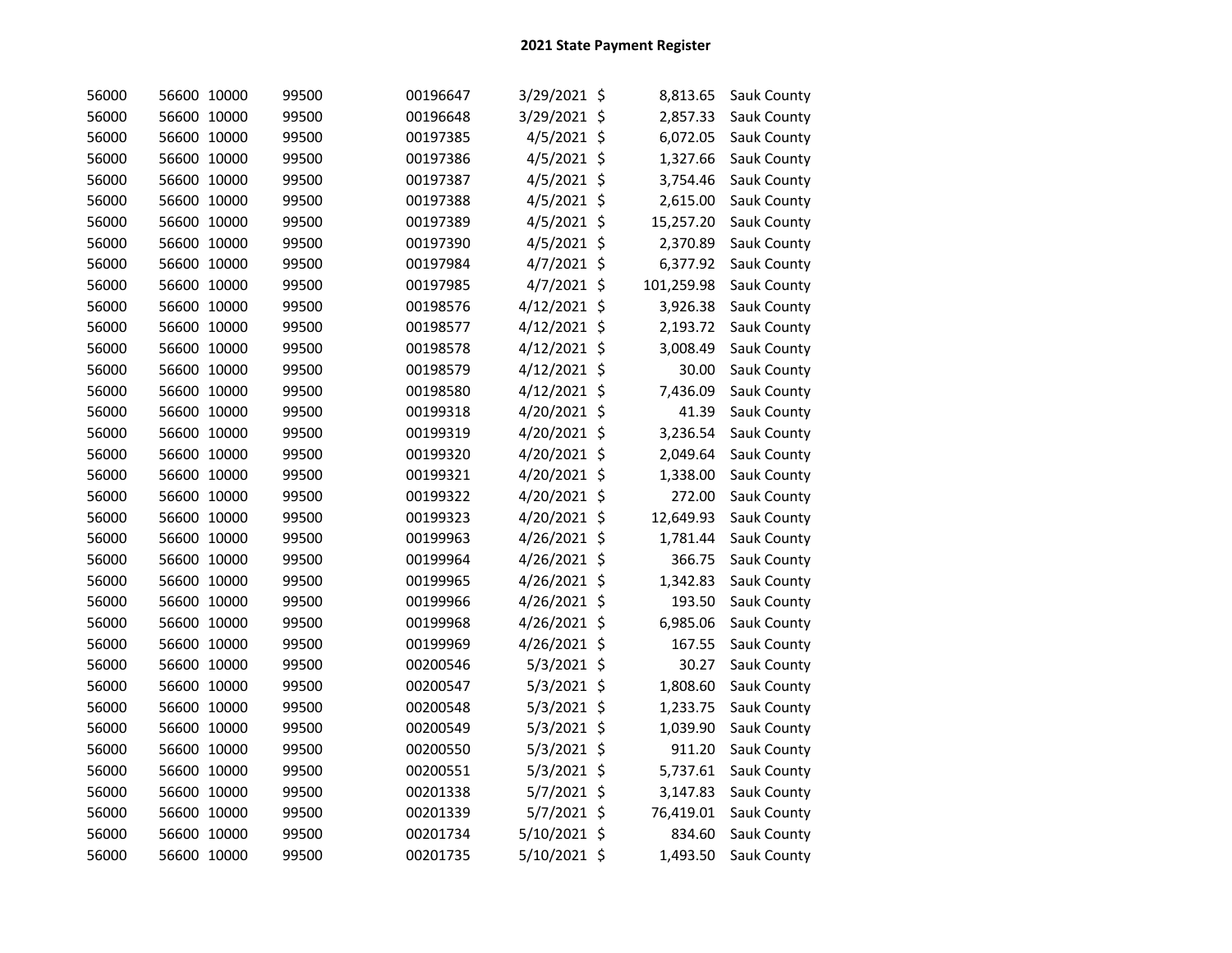## 2021 State Payment Register

| | | | | | | | | |
|---|---|---|---|---|---|---|---|---|
| 56000 | 56600 | 10000 | 99500 | 00196647 | 3/29/2021 | $ | 8,813.65 | Sauk County |
| 56000 | 56600 | 10000 | 99500 | 00196648 | 3/29/2021 | $ | 2,857.33 | Sauk County |
| 56000 | 56600 | 10000 | 99500 | 00197385 | 4/5/2021 | $ | 6,072.05 | Sauk County |
| 56000 | 56600 | 10000 | 99500 | 00197386 | 4/5/2021 | $ | 1,327.66 | Sauk County |
| 56000 | 56600 | 10000 | 99500 | 00197387 | 4/5/2021 | $ | 3,754.46 | Sauk County |
| 56000 | 56600 | 10000 | 99500 | 00197388 | 4/5/2021 | $ | 2,615.00 | Sauk County |
| 56000 | 56600 | 10000 | 99500 | 00197389 | 4/5/2021 | $ | 15,257.20 | Sauk County |
| 56000 | 56600 | 10000 | 99500 | 00197390 | 4/5/2021 | $ | 2,370.89 | Sauk County |
| 56000 | 56600 | 10000 | 99500 | 00197984 | 4/7/2021 | $ | 6,377.92 | Sauk County |
| 56000 | 56600 | 10000 | 99500 | 00197985 | 4/7/2021 | $ | 101,259.98 | Sauk County |
| 56000 | 56600 | 10000 | 99500 | 00198576 | 4/12/2021 | $ | 3,926.38 | Sauk County |
| 56000 | 56600 | 10000 | 99500 | 00198577 | 4/12/2021 | $ | 2,193.72 | Sauk County |
| 56000 | 56600 | 10000 | 99500 | 00198578 | 4/12/2021 | $ | 3,008.49 | Sauk County |
| 56000 | 56600 | 10000 | 99500 | 00198579 | 4/12/2021 | $ | 30.00 | Sauk County |
| 56000 | 56600 | 10000 | 99500 | 00198580 | 4/12/2021 | $ | 7,436.09 | Sauk County |
| 56000 | 56600 | 10000 | 99500 | 00199318 | 4/20/2021 | $ | 41.39 | Sauk County |
| 56000 | 56600 | 10000 | 99500 | 00199319 | 4/20/2021 | $ | 3,236.54 | Sauk County |
| 56000 | 56600 | 10000 | 99500 | 00199320 | 4/20/2021 | $ | 2,049.64 | Sauk County |
| 56000 | 56600 | 10000 | 99500 | 00199321 | 4/20/2021 | $ | 1,338.00 | Sauk County |
| 56000 | 56600 | 10000 | 99500 | 00199322 | 4/20/2021 | $ | 272.00 | Sauk County |
| 56000 | 56600 | 10000 | 99500 | 00199323 | 4/20/2021 | $ | 12,649.93 | Sauk County |
| 56000 | 56600 | 10000 | 99500 | 00199963 | 4/26/2021 | $ | 1,781.44 | Sauk County |
| 56000 | 56600 | 10000 | 99500 | 00199964 | 4/26/2021 | $ | 366.75 | Sauk County |
| 56000 | 56600 | 10000 | 99500 | 00199965 | 4/26/2021 | $ | 1,342.83 | Sauk County |
| 56000 | 56600 | 10000 | 99500 | 00199966 | 4/26/2021 | $ | 193.50 | Sauk County |
| 56000 | 56600 | 10000 | 99500 | 00199968 | 4/26/2021 | $ | 6,985.06 | Sauk County |
| 56000 | 56600 | 10000 | 99500 | 00199969 | 4/26/2021 | $ | 167.55 | Sauk County |
| 56000 | 56600 | 10000 | 99500 | 00200546 | 5/3/2021 | $ | 30.27 | Sauk County |
| 56000 | 56600 | 10000 | 99500 | 00200547 | 5/3/2021 | $ | 1,808.60 | Sauk County |
| 56000 | 56600 | 10000 | 99500 | 00200548 | 5/3/2021 | $ | 1,233.75 | Sauk County |
| 56000 | 56600 | 10000 | 99500 | 00200549 | 5/3/2021 | $ | 1,039.90 | Sauk County |
| 56000 | 56600 | 10000 | 99500 | 00200550 | 5/3/2021 | $ | 911.20 | Sauk County |
| 56000 | 56600 | 10000 | 99500 | 00200551 | 5/3/2021 | $ | 5,737.61 | Sauk County |
| 56000 | 56600 | 10000 | 99500 | 00201338 | 5/7/2021 | $ | 3,147.83 | Sauk County |
| 56000 | 56600 | 10000 | 99500 | 00201339 | 5/7/2021 | $ | 76,419.01 | Sauk County |
| 56000 | 56600 | 10000 | 99500 | 00201734 | 5/10/2021 | $ | 834.60 | Sauk County |
| 56000 | 56600 | 10000 | 99500 | 00201735 | 5/10/2021 | $ | 1,493.50 | Sauk County |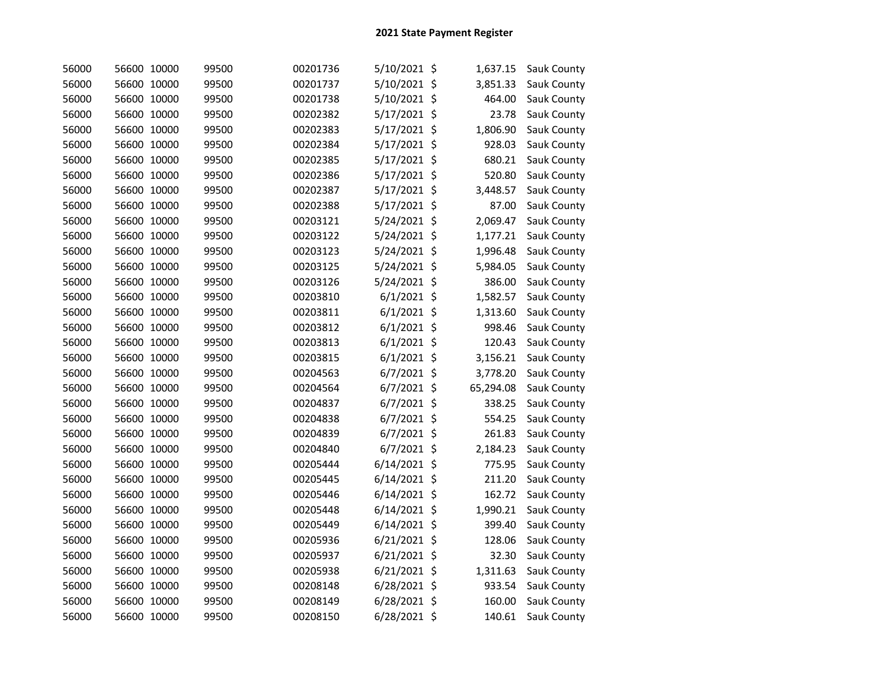# 2021 State Payment Register

| | | | | | | | | |
|---|---|---|---|---|---|---|---|---|
| 56000 | 56600 | 10000 | 99500 | 00201736 | 5/10/2021 | $ | 1,637.15 | Sauk County |
| 56000 | 56600 | 10000 | 99500 | 00201737 | 5/10/2021 | $ | 3,851.33 | Sauk County |
| 56000 | 56600 | 10000 | 99500 | 00201738 | 5/10/2021 | $ | 464.00 | Sauk County |
| 56000 | 56600 | 10000 | 99500 | 00202382 | 5/17/2021 | $ | 23.78 | Sauk County |
| 56000 | 56600 | 10000 | 99500 | 00202383 | 5/17/2021 | $ | 1,806.90 | Sauk County |
| 56000 | 56600 | 10000 | 99500 | 00202384 | 5/17/2021 | $ | 928.03 | Sauk County |
| 56000 | 56600 | 10000 | 99500 | 00202385 | 5/17/2021 | $ | 680.21 | Sauk County |
| 56000 | 56600 | 10000 | 99500 | 00202386 | 5/17/2021 | $ | 520.80 | Sauk County |
| 56000 | 56600 | 10000 | 99500 | 00202387 | 5/17/2021 | $ | 3,448.57 | Sauk County |
| 56000 | 56600 | 10000 | 99500 | 00202388 | 5/17/2021 | $ | 87.00 | Sauk County |
| 56000 | 56600 | 10000 | 99500 | 00203121 | 5/24/2021 | $ | 2,069.47 | Sauk County |
| 56000 | 56600 | 10000 | 99500 | 00203122 | 5/24/2021 | $ | 1,177.21 | Sauk County |
| 56000 | 56600 | 10000 | 99500 | 00203123 | 5/24/2021 | $ | 1,996.48 | Sauk County |
| 56000 | 56600 | 10000 | 99500 | 00203125 | 5/24/2021 | $ | 5,984.05 | Sauk County |
| 56000 | 56600 | 10000 | 99500 | 00203126 | 5/24/2021 | $ | 386.00 | Sauk County |
| 56000 | 56600 | 10000 | 99500 | 00203810 | 6/1/2021 | $ | 1,582.57 | Sauk County |
| 56000 | 56600 | 10000 | 99500 | 00203811 | 6/1/2021 | $ | 1,313.60 | Sauk County |
| 56000 | 56600 | 10000 | 99500 | 00203812 | 6/1/2021 | $ | 998.46 | Sauk County |
| 56000 | 56600 | 10000 | 99500 | 00203813 | 6/1/2021 | $ | 120.43 | Sauk County |
| 56000 | 56600 | 10000 | 99500 | 00203815 | 6/1/2021 | $ | 3,156.21 | Sauk County |
| 56000 | 56600 | 10000 | 99500 | 00204563 | 6/7/2021 | $ | 3,778.20 | Sauk County |
| 56000 | 56600 | 10000 | 99500 | 00204564 | 6/7/2021 | $ | 65,294.08 | Sauk County |
| 56000 | 56600 | 10000 | 99500 | 00204837 | 6/7/2021 | $ | 338.25 | Sauk County |
| 56000 | 56600 | 10000 | 99500 | 00204838 | 6/7/2021 | $ | 554.25 | Sauk County |
| 56000 | 56600 | 10000 | 99500 | 00204839 | 6/7/2021 | $ | 261.83 | Sauk County |
| 56000 | 56600 | 10000 | 99500 | 00204840 | 6/7/2021 | $ | 2,184.23 | Sauk County |
| 56000 | 56600 | 10000 | 99500 | 00205444 | 6/14/2021 | $ | 775.95 | Sauk County |
| 56000 | 56600 | 10000 | 99500 | 00205445 | 6/14/2021 | $ | 211.20 | Sauk County |
| 56000 | 56600 | 10000 | 99500 | 00205446 | 6/14/2021 | $ | 162.72 | Sauk County |
| 56000 | 56600 | 10000 | 99500 | 00205448 | 6/14/2021 | $ | 1,990.21 | Sauk County |
| 56000 | 56600 | 10000 | 99500 | 00205449 | 6/14/2021 | $ | 399.40 | Sauk County |
| 56000 | 56600 | 10000 | 99500 | 00205936 | 6/21/2021 | $ | 128.06 | Sauk County |
| 56000 | 56600 | 10000 | 99500 | 00205937 | 6/21/2021 | $ | 32.30 | Sauk County |
| 56000 | 56600 | 10000 | 99500 | 00205938 | 6/21/2021 | $ | 1,311.63 | Sauk County |
| 56000 | 56600 | 10000 | 99500 | 00208148 | 6/28/2021 | $ | 933.54 | Sauk County |
| 56000 | 56600 | 10000 | 99500 | 00208149 | 6/28/2021 | $ | 160.00 | Sauk County |
| 56000 | 56600 | 10000 | 99500 | 00208150 | 6/28/2021 | $ | 140.61 | Sauk County |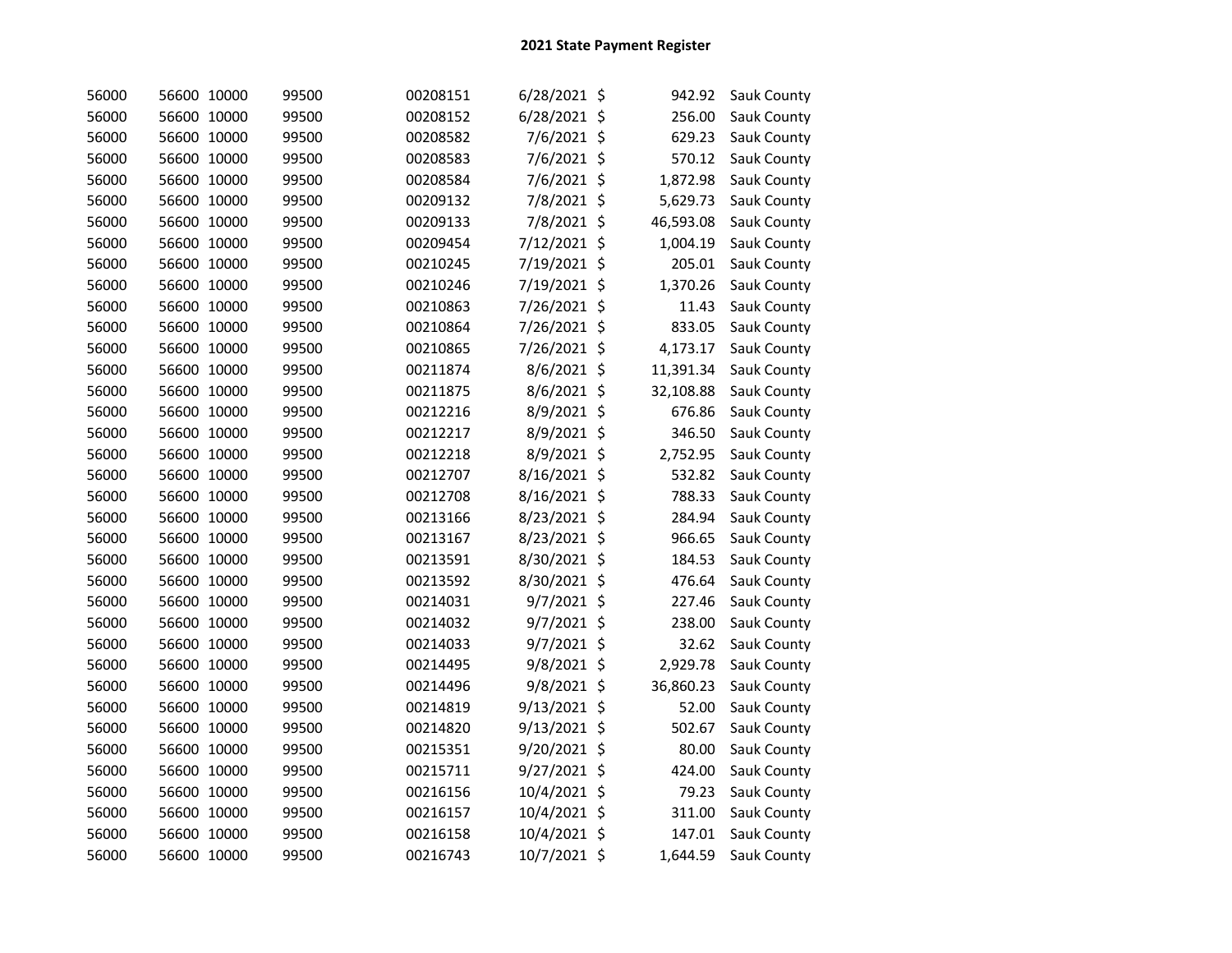## 2021 State Payment Register

| | | | | | | | | |
|---|---|---|---|---|---|---|---|---|
| 56000 | 56600 | 10000 | 99500 | 00208151 | 6/28/2021 | $ | 942.92 | Sauk County |
| 56000 | 56600 | 10000 | 99500 | 00208152 | 6/28/2021 | $ | 256.00 | Sauk County |
| 56000 | 56600 | 10000 | 99500 | 00208582 | 7/6/2021 | $ | 629.23 | Sauk County |
| 56000 | 56600 | 10000 | 99500 | 00208583 | 7/6/2021 | $ | 570.12 | Sauk County |
| 56000 | 56600 | 10000 | 99500 | 00208584 | 7/6/2021 | $ | 1,872.98 | Sauk County |
| 56000 | 56600 | 10000 | 99500 | 00209132 | 7/8/2021 | $ | 5,629.73 | Sauk County |
| 56000 | 56600 | 10000 | 99500 | 00209133 | 7/8/2021 | $ | 46,593.08 | Sauk County |
| 56000 | 56600 | 10000 | 99500 | 00209454 | 7/12/2021 | $ | 1,004.19 | Sauk County |
| 56000 | 56600 | 10000 | 99500 | 00210245 | 7/19/2021 | $ | 205.01 | Sauk County |
| 56000 | 56600 | 10000 | 99500 | 00210246 | 7/19/2021 | $ | 1,370.26 | Sauk County |
| 56000 | 56600 | 10000 | 99500 | 00210863 | 7/26/2021 | $ | 11.43 | Sauk County |
| 56000 | 56600 | 10000 | 99500 | 00210864 | 7/26/2021 | $ | 833.05 | Sauk County |
| 56000 | 56600 | 10000 | 99500 | 00210865 | 7/26/2021 | $ | 4,173.17 | Sauk County |
| 56000 | 56600 | 10000 | 99500 | 00211874 | 8/6/2021 | $ | 11,391.34 | Sauk County |
| 56000 | 56600 | 10000 | 99500 | 00211875 | 8/6/2021 | $ | 32,108.88 | Sauk County |
| 56000 | 56600 | 10000 | 99500 | 00212216 | 8/9/2021 | $ | 676.86 | Sauk County |
| 56000 | 56600 | 10000 | 99500 | 00212217 | 8/9/2021 | $ | 346.50 | Sauk County |
| 56000 | 56600 | 10000 | 99500 | 00212218 | 8/9/2021 | $ | 2,752.95 | Sauk County |
| 56000 | 56600 | 10000 | 99500 | 00212707 | 8/16/2021 | $ | 532.82 | Sauk County |
| 56000 | 56600 | 10000 | 99500 | 00212708 | 8/16/2021 | $ | 788.33 | Sauk County |
| 56000 | 56600 | 10000 | 99500 | 00213166 | 8/23/2021 | $ | 284.94 | Sauk County |
| 56000 | 56600 | 10000 | 99500 | 00213167 | 8/23/2021 | $ | 966.65 | Sauk County |
| 56000 | 56600 | 10000 | 99500 | 00213591 | 8/30/2021 | $ | 184.53 | Sauk County |
| 56000 | 56600 | 10000 | 99500 | 00213592 | 8/30/2021 | $ | 476.64 | Sauk County |
| 56000 | 56600 | 10000 | 99500 | 00214031 | 9/7/2021 | $ | 227.46 | Sauk County |
| 56000 | 56600 | 10000 | 99500 | 00214032 | 9/7/2021 | $ | 238.00 | Sauk County |
| 56000 | 56600 | 10000 | 99500 | 00214033 | 9/7/2021 | $ | 32.62 | Sauk County |
| 56000 | 56600 | 10000 | 99500 | 00214495 | 9/8/2021 | $ | 2,929.78 | Sauk County |
| 56000 | 56600 | 10000 | 99500 | 00214496 | 9/8/2021 | $ | 36,860.23 | Sauk County |
| 56000 | 56600 | 10000 | 99500 | 00214819 | 9/13/2021 | $ | 52.00 | Sauk County |
| 56000 | 56600 | 10000 | 99500 | 00214820 | 9/13/2021 | $ | 502.67 | Sauk County |
| 56000 | 56600 | 10000 | 99500 | 00215351 | 9/20/2021 | $ | 80.00 | Sauk County |
| 56000 | 56600 | 10000 | 99500 | 00215711 | 9/27/2021 | $ | 424.00 | Sauk County |
| 56000 | 56600 | 10000 | 99500 | 00216156 | 10/4/2021 | $ | 79.23 | Sauk County |
| 56000 | 56600 | 10000 | 99500 | 00216157 | 10/4/2021 | $ | 311.00 | Sauk County |
| 56000 | 56600 | 10000 | 99500 | 00216158 | 10/4/2021 | $ | 147.01 | Sauk County |
| 56000 | 56600 | 10000 | 99500 | 00216743 | 10/7/2021 | $ | 1,644.59 | Sauk County |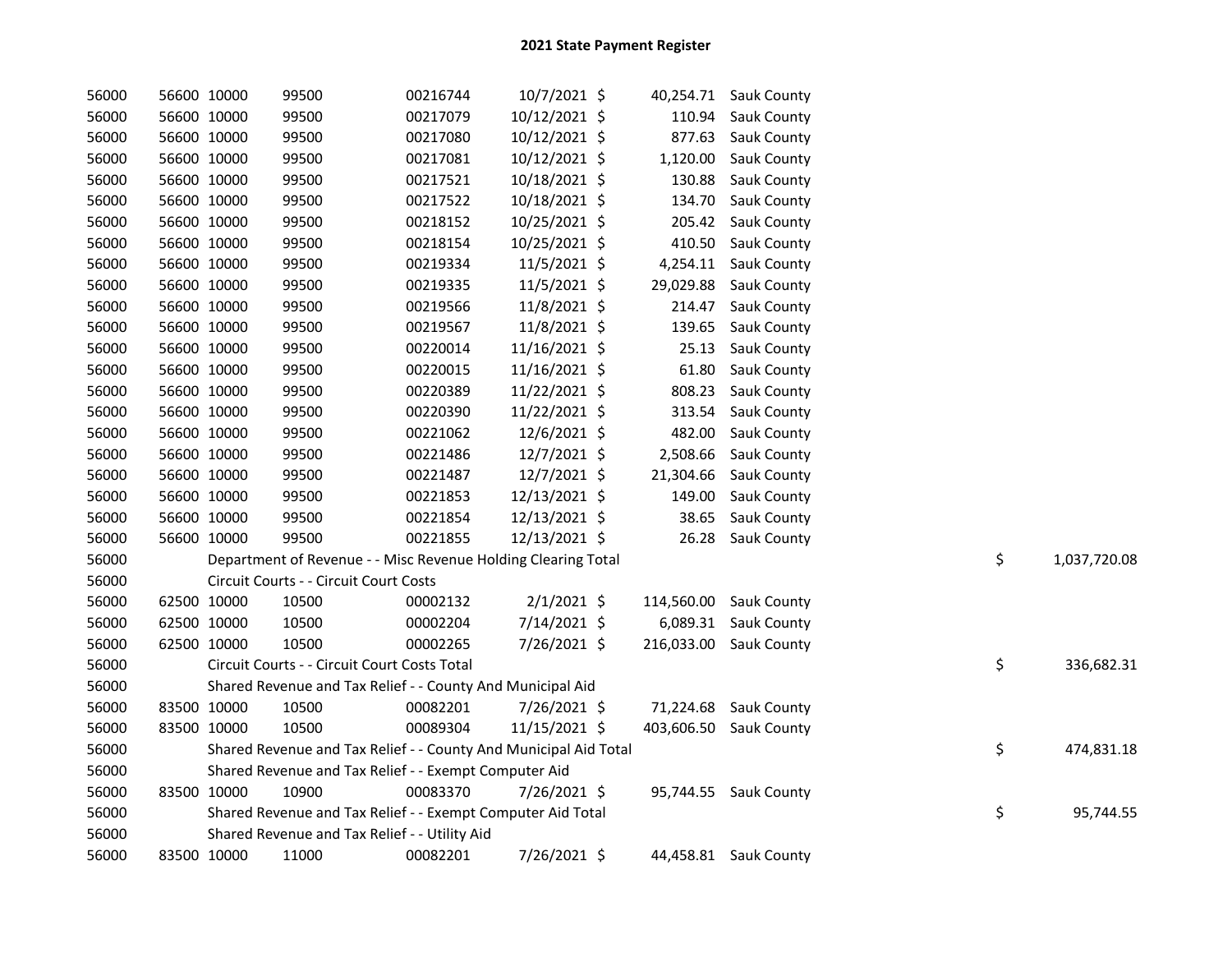# 2021 State Payment Register

| | | | | | | | | | |
|---|---|---|---|---|---|---|---|---|---|
| 56000 | 56600 | 10000 | 99500 | 00216744 | 10/7/2021 | $ 40,254.71 | Sauk County | | |
| 56000 | 56600 | 10000 | 99500 | 00217079 | 10/12/2021 | $ 110.94 | Sauk County | | |
| 56000 | 56600 | 10000 | 99500 | 00217080 | 10/12/2021 | $ 877.63 | Sauk County | | |
| 56000 | 56600 | 10000 | 99500 | 00217081 | 10/12/2021 | $ 1,120.00 | Sauk County | | |
| 56000 | 56600 | 10000 | 99500 | 00217521 | 10/18/2021 | $ 130.88 | Sauk County | | |
| 56000 | 56600 | 10000 | 99500 | 00217522 | 10/18/2021 | $ 134.70 | Sauk County | | |
| 56000 | 56600 | 10000 | 99500 | 00218152 | 10/25/2021 | $ 205.42 | Sauk County | | |
| 56000 | 56600 | 10000 | 99500 | 00218154 | 10/25/2021 | $ 410.50 | Sauk County | | |
| 56000 | 56600 | 10000 | 99500 | 00219334 | 11/5/2021 | $ 4,254.11 | Sauk County | | |
| 56000 | 56600 | 10000 | 99500 | 00219335 | 11/5/2021 | $ 29,029.88 | Sauk County | | |
| 56000 | 56600 | 10000 | 99500 | 00219566 | 11/8/2021 | $ 214.47 | Sauk County | | |
| 56000 | 56600 | 10000 | 99500 | 00219567 | 11/8/2021 | $ 139.65 | Sauk County | | |
| 56000 | 56600 | 10000 | 99500 | 00220014 | 11/16/2021 | $ 25.13 | Sauk County | | |
| 56000 | 56600 | 10000 | 99500 | 00220015 | 11/16/2021 | $ 61.80 | Sauk County | | |
| 56000 | 56600 | 10000 | 99500 | 00220389 | 11/22/2021 | $ 808.23 | Sauk County | | |
| 56000 | 56600 | 10000 | 99500 | 00220390 | 11/22/2021 | $ 313.54 | Sauk County | | |
| 56000 | 56600 | 10000 | 99500 | 00221062 | 12/6/2021 | $ 482.00 | Sauk County | | |
| 56000 | 56600 | 10000 | 99500 | 00221486 | 12/7/2021 | $ 2,508.66 | Sauk County | | |
| 56000 | 56600 | 10000 | 99500 | 00221487 | 12/7/2021 | $ 21,304.66 | Sauk County | | |
| 56000 | 56600 | 10000 | 99500 | 00221853 | 12/13/2021 | $ 149.00 | Sauk County | | |
| 56000 | 56600 | 10000 | 99500 | 00221854 | 12/13/2021 | $ 38.65 | Sauk County | | |
| 56000 | 56600 | 10000 | 99500 | 00221855 | 12/13/2021 | $ 26.28 | Sauk County | | |
| 56000 | | Department of Revenue - - Misc Revenue Holding Clearing Total | | | | | | $ | 1,037,720.08 |
| 56000 | | Circuit Courts - - Circuit Court Costs | | | | | | | |
| 56000 | 62500 | 10000 | 10500 | 00002132 | 2/1/2021 | $ 114,560.00 | Sauk County | | |
| 56000 | 62500 | 10000 | 10500 | 00002204 | 7/14/2021 | $ 6,089.31 | Sauk County | | |
| 56000 | 62500 | 10000 | 10500 | 00002265 | 7/26/2021 | $ 216,033.00 | Sauk County | | |
| 56000 | | Circuit Courts - - Circuit Court Costs Total | | | | | | $ | 336,682.31 |
| 56000 | | Shared Revenue and Tax Relief - - County And Municipal Aid | | | | | | | |
| 56000 | 83500 | 10000 | 10500 | 00082201 | 7/26/2021 | $ 71,224.68 | Sauk County | | |
| 56000 | 83500 | 10000 | 10500 | 00089304 | 11/15/2021 | $ 403,606.50 | Sauk County | | |
| 56000 | | Shared Revenue and Tax Relief - - County And Municipal Aid Total | | | | | | $ | 474,831.18 |
| 56000 | | Shared Revenue and Tax Relief - - Exempt Computer Aid | | | | | | | |
| 56000 | 83500 | 10000 | 10900 | 00083370 | 7/26/2021 | $ 95,744.55 | Sauk County | | |
| 56000 | | Shared Revenue and Tax Relief - - Exempt Computer Aid Total | | | | | | $ | 95,744.55 |
| 56000 | | Shared Revenue and Tax Relief - - Utility Aid | | | | | | | |
| 56000 | 83500 | 10000 | 11000 | 00082201 | 7/26/2021 | $ 44,458.81 | Sauk County | | |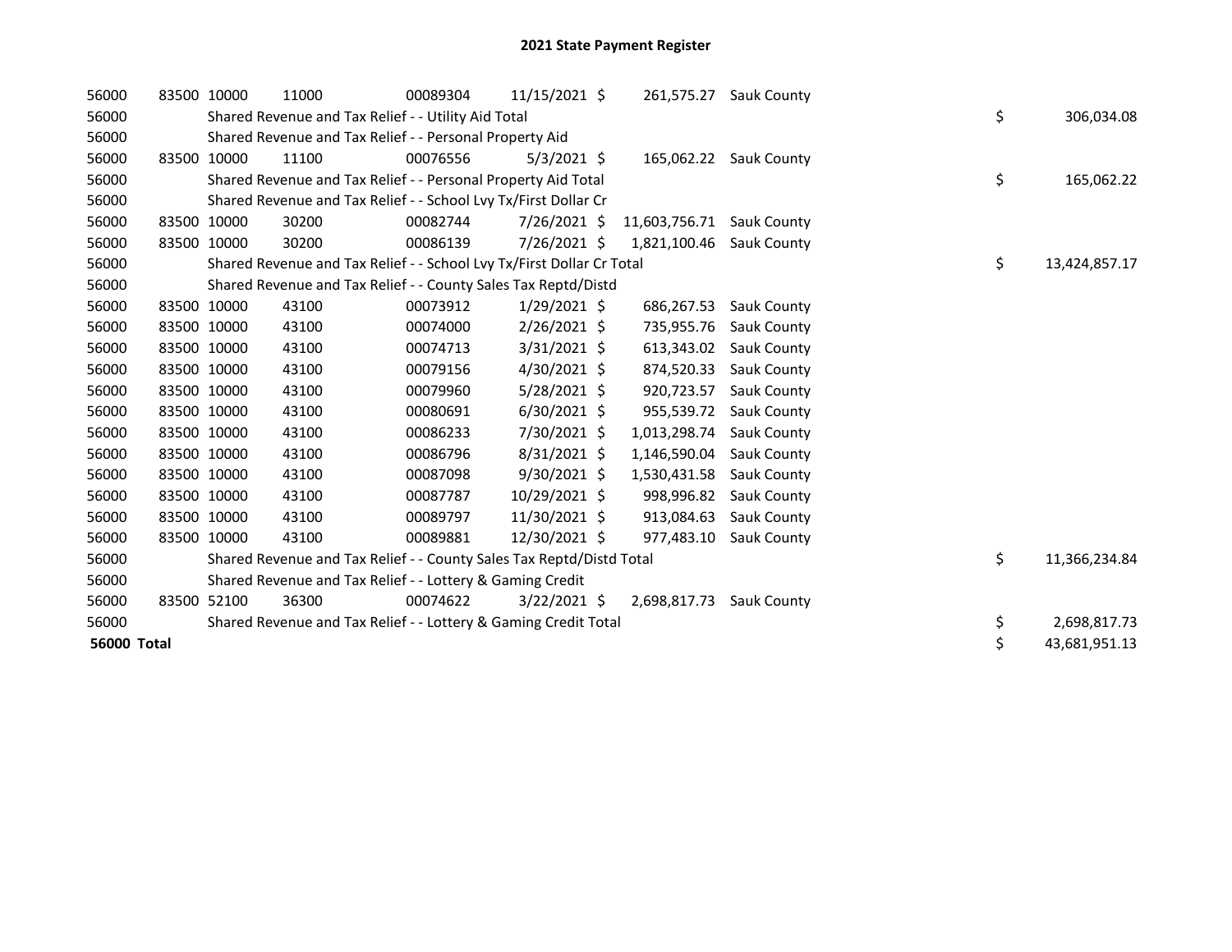## 2021 State Payment Register

| | | | | | | | | | |
|---|---|---|---|---|---|---|---|---|---|
| 56000 | 83500 | 10000 | 11000 | 00089304 | 11/15/2021 | $ 261,575.27 | Sauk County | | |
| 56000 | | Shared Revenue and Tax Relief - - Utility Aid Total | | | | | | $ | 306,034.08 |
| 56000 | | Shared Revenue and Tax Relief - - Personal Property Aid | | | | | | | |
| 56000 | 83500 | 10000 | 11100 | 00076556 | 5/3/2021 | $ 165,062.22 | Sauk County | | |
| 56000 | | Shared Revenue and Tax Relief - - Personal Property Aid Total | | | | | | $ | 165,062.22 |
| 56000 | | Shared Revenue and Tax Relief - - School Lvy Tx/First Dollar Cr | | | | | | | |
| 56000 | 83500 | 10000 | 30200 | 00082744 | 7/26/2021 | $ 11,603,756.71 | Sauk County | | |
| 56000 | 83500 | 10000 | 30200 | 00086139 | 7/26/2021 | $ 1,821,100.46 | Sauk County | | |
| 56000 | | Shared Revenue and Tax Relief - - School Lvy Tx/First Dollar Cr Total | | | | | | $ | 13,424,857.17 |
| 56000 | | Shared Revenue and Tax Relief - - County Sales Tax Reptd/Distd | | | | | | | |
| 56000 | 83500 | 10000 | 43100 | 00073912 | 1/29/2021 | $ 686,267.53 | Sauk County | | |
| 56000 | 83500 | 10000 | 43100 | 00074000 | 2/26/2021 | $ 735,955.76 | Sauk County | | |
| 56000 | 83500 | 10000 | 43100 | 00074713 | 3/31/2021 | $ 613,343.02 | Sauk County | | |
| 56000 | 83500 | 10000 | 43100 | 00079156 | 4/30/2021 | $ 874,520.33 | Sauk County | | |
| 56000 | 83500 | 10000 | 43100 | 00079960 | 5/28/2021 | $ 920,723.57 | Sauk County | | |
| 56000 | 83500 | 10000 | 43100 | 00080691 | 6/30/2021 | $ 955,539.72 | Sauk County | | |
| 56000 | 83500 | 10000 | 43100 | 00086233 | 7/30/2021 | $ 1,013,298.74 | Sauk County | | |
| 56000 | 83500 | 10000 | 43100 | 00086796 | 8/31/2021 | $ 1,146,590.04 | Sauk County | | |
| 56000 | 83500 | 10000 | 43100 | 00087098 | 9/30/2021 | $ 1,530,431.58 | Sauk County | | |
| 56000 | 83500 | 10000 | 43100 | 00087787 | 10/29/2021 | $ 998,996.82 | Sauk County | | |
| 56000 | 83500 | 10000 | 43100 | 00089797 | 11/30/2021 | $ 913,084.63 | Sauk County | | |
| 56000 | 83500 | 10000 | 43100 | 00089881 | 12/30/2021 | $ 977,483.10 | Sauk County | | |
| 56000 | | Shared Revenue and Tax Relief - - County Sales Tax Reptd/Distd Total | | | | | | $ | 11,366,234.84 |
| 56000 | | Shared Revenue and Tax Relief - - Lottery & Gaming Credit | | | | | | | |
| 56000 | 83500 | 52100 | 36300 | 00074622 | 3/22/2021 | $ 2,698,817.73 | Sauk County | | |
| 56000 | | Shared Revenue and Tax Relief - - Lottery & Gaming Credit Total | | | | | | $ | 2,698,817.73 |
| **56000 Total** | | | | | | | | $ | 43,681,951.13 |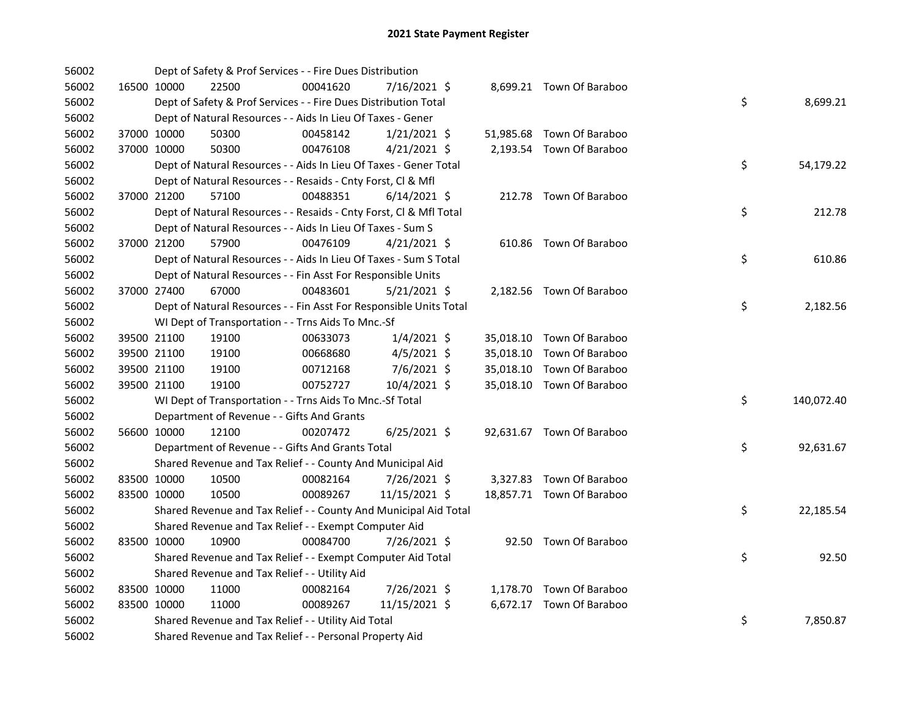# 2021 State Payment Register

| | | | | | | | | | |
|---|---|---|---|---|---|---|---|---|---|
| 56002 | | Dept of Safety & Prof Services - - Fire Dues Distribution | | | | | | | |
| 56002 | 16500 | 10000 | 22500 | 00041620 | 7/16/2021 | $ 8,699.21 | Town Of Baraboo | | |
| 56002 | | Dept of Safety & Prof Services - - Fire Dues Distribution Total | | | | | | $ | 8,699.21 |
| 56002 | | Dept of Natural Resources - - Aids In Lieu Of Taxes - Gener | | | | | | | |
| 56002 | 37000 | 10000 | 50300 | 00458142 | 1/21/2021 | $ 51,985.68 | Town Of Baraboo | | |
| 56002 | 37000 | 10000 | 50300 | 00476108 | 4/21/2021 | $ 2,193.54 | Town Of Baraboo | | |
| 56002 | | Dept of Natural Resources - - Aids In Lieu Of Taxes - Gener Total | | | | | | $ | 54,179.22 |
| 56002 | | Dept of Natural Resources - - Resaids - Cnty Forst, Cl & Mfl | | | | | | | |
| 56002 | 37000 | 21200 | 57100 | 00488351 | 6/14/2021 | $ 212.78 | Town Of Baraboo | | |
| 56002 | | Dept of Natural Resources - - Resaids - Cnty Forst, Cl & Mfl Total | | | | | | $ | 212.78 |
| 56002 | | Dept of Natural Resources - - Aids In Lieu Of Taxes - Sum S | | | | | | | |
| 56002 | 37000 | 21200 | 57900 | 00476109 | 4/21/2021 | $ 610.86 | Town Of Baraboo | | |
| 56002 | | Dept of Natural Resources - - Aids In Lieu Of Taxes - Sum S Total | | | | | | $ | 610.86 |
| 56002 | | Dept of Natural Resources - - Fin Asst For Responsible Units | | | | | | | |
| 56002 | 37000 | 27400 | 67000 | 00483601 | 5/21/2021 | $ 2,182.56 | Town Of Baraboo | | |
| 56002 | | Dept of Natural Resources - - Fin Asst For Responsible Units Total | | | | | | $ | 2,182.56 |
| 56002 | | WI Dept of Transportation - - Trns Aids To Mnc.-Sf | | | | | | | |
| 56002 | 39500 | 21100 | 19100 | 00633073 | 1/4/2021 | $ 35,018.10 | Town Of Baraboo | | |
| 56002 | 39500 | 21100 | 19100 | 00668680 | 4/5/2021 | $ 35,018.10 | Town Of Baraboo | | |
| 56002 | 39500 | 21100 | 19100 | 00712168 | 7/6/2021 | $ 35,018.10 | Town Of Baraboo | | |
| 56002 | 39500 | 21100 | 19100 | 00752727 | 10/4/2021 | $ 35,018.10 | Town Of Baraboo | | |
| 56002 | | WI Dept of Transportation - - Trns Aids To Mnc.-Sf Total | | | | | | $ | 140,072.40 |
| 56002 | | Department of Revenue - - Gifts And Grants | | | | | | | |
| 56002 | 56600 | 10000 | 12100 | 00207472 | 6/25/2021 | $ 92,631.67 | Town Of Baraboo | | |
| 56002 | | Department of Revenue - - Gifts And Grants Total | | | | | | $ | 92,631.67 |
| 56002 | | Shared Revenue and Tax Relief - - County And Municipal Aid | | | | | | | |
| 56002 | 83500 | 10000 | 10500 | 00082164 | 7/26/2021 | $ 3,327.83 | Town Of Baraboo | | |
| 56002 | 83500 | 10000 | 10500 | 00089267 | 11/15/2021 | $ 18,857.71 | Town Of Baraboo | | |
| 56002 | | Shared Revenue and Tax Relief - - County And Municipal Aid Total | | | | | | $ | 22,185.54 |
| 56002 | | Shared Revenue and Tax Relief - - Exempt Computer Aid | | | | | | | |
| 56002 | 83500 | 10000 | 10900 | 00084700 | 7/26/2021 | $ 92.50 | Town Of Baraboo | | |
| 56002 | | Shared Revenue and Tax Relief - - Exempt Computer Aid Total | | | | | | $ | 92.50 |
| 56002 | | Shared Revenue and Tax Relief - - Utility Aid | | | | | | | |
| 56002 | 83500 | 10000 | 11000 | 00082164 | 7/26/2021 | $ 1,178.70 | Town Of Baraboo | | |
| 56002 | 83500 | 10000 | 11000 | 00089267 | 11/15/2021 | $ 6,672.17 | Town Of Baraboo | | |
| 56002 | | Shared Revenue and Tax Relief - - Utility Aid Total | | | | | | $ | 7,850.87 |
| 56002 | | Shared Revenue and Tax Relief - - Personal Property Aid | | | | | | | |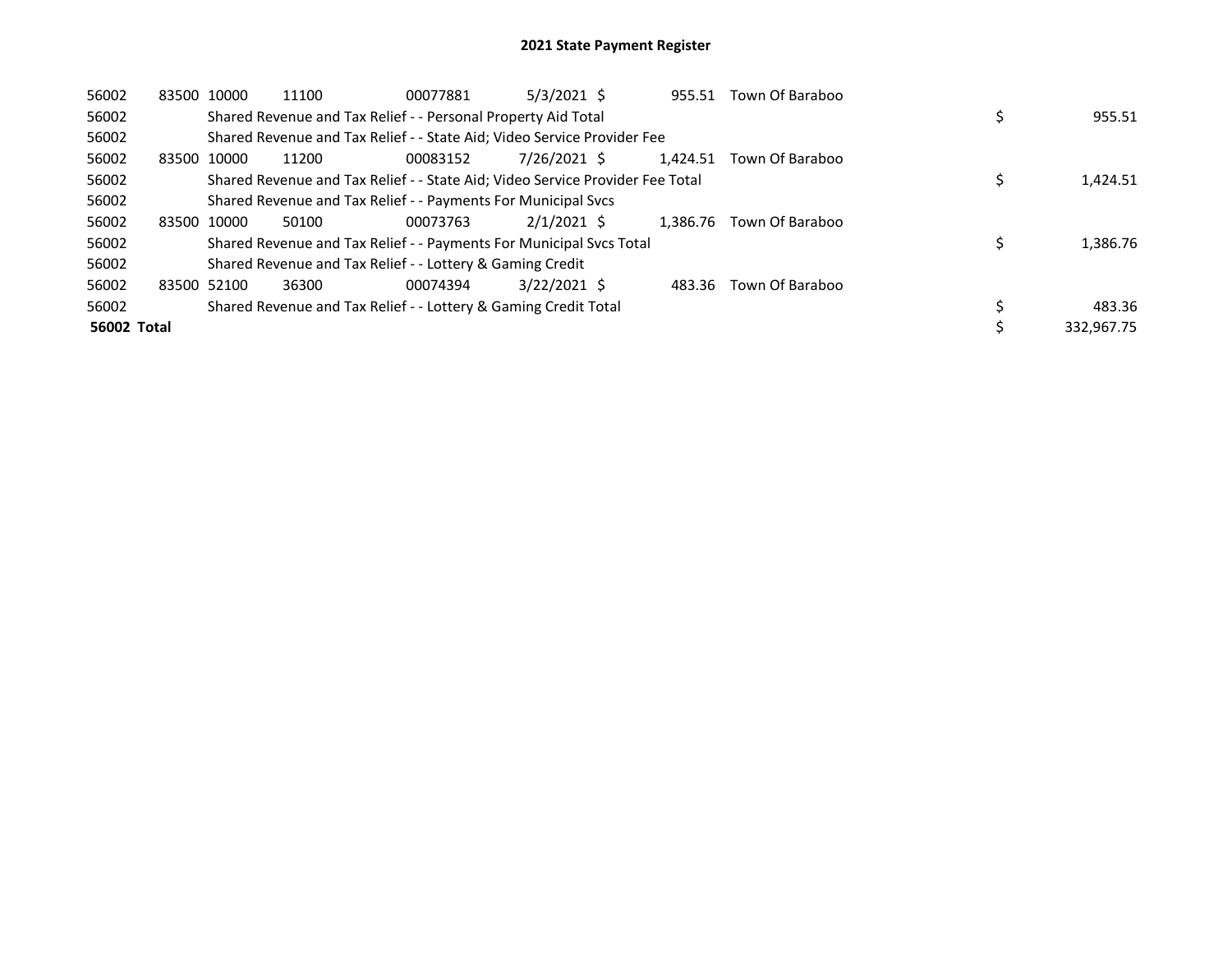# 2021 State Payment Register

| | | | | | | | | | |
|---|---|---|---|---|---|---|---|---|---|
| 56002 | 83500 | 10000 | 11100 | 00077881 | 5/3/2021 | $ | 955.51 | Town Of Baraboo | |
| 56002 | | Shared Revenue and Tax Relief - - Personal Property Aid Total | | | | | | | $ 955.51 |
| 56002 | | Shared Revenue and Tax Relief - - State Aid; Video Service Provider Fee | | | | | | | |
| 56002 | 83500 | 10000 | 11200 | 00083152 | 7/26/2021 | $ | 1,424.51 | Town Of Baraboo | |
| 56002 | | Shared Revenue and Tax Relief - - State Aid; Video Service Provider Fee Total | | | | | | | $ 1,424.51 |
| 56002 | | Shared Revenue and Tax Relief - - Payments For Municipal Svcs | | | | | | | |
| 56002 | 83500 | 10000 | 50100 | 00073763 | 2/1/2021 | $ | 1,386.76 | Town Of Baraboo | |
| 56002 | | Shared Revenue and Tax Relief - - Payments For Municipal Svcs Total | | | | | | | $ 1,386.76 |
| 56002 | | Shared Revenue and Tax Relief - - Lottery & Gaming Credit | | | | | | | |
| 56002 | 83500 | 52100 | 36300 | 00074394 | 3/22/2021 | $ | 483.36 | Town Of Baraboo | |
| 56002 | | Shared Revenue and Tax Relief - - Lottery & Gaming Credit Total | | | | | | | $ 483.36 |
| **56002 Total** | | | | | | | | | $ 332,967.75 |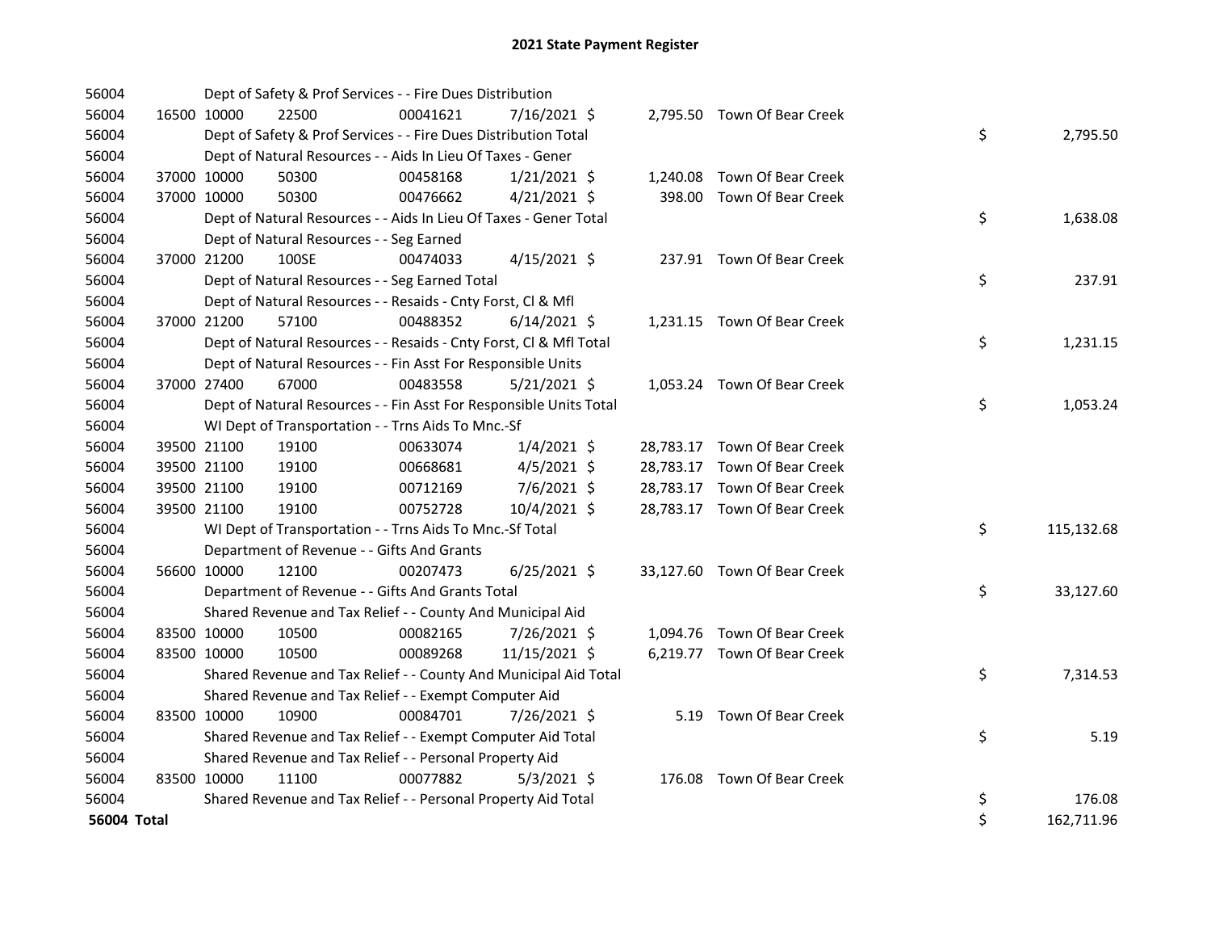# 2021 State Payment Register

| | | | | | | | | | |
|---|---|---|---|---|---|---|---|---|---|
| 56004 | | | Dept of Safety & Prof Services - - Fire Dues Distribution | | | | | | |
| 56004 | 16500 | 10000 | 22500 | 00041621 | 7/16/2021 | $ 2,795.50 | Town Of Bear Creek | | |
| 56004 | | | Dept of Safety & Prof Services - - Fire Dues Distribution Total | | | | | $ | 2,795.50 |
| 56004 | | | Dept of Natural Resources - - Aids In Lieu Of Taxes - Gener | | | | | | |
| 56004 | 37000 | 10000 | 50300 | 00458168 | 1/21/2021 | $ 1,240.08 | Town Of Bear Creek | | |
| 56004 | 37000 | 10000 | 50300 | 00476662 | 4/21/2021 | $ 398.00 | Town Of Bear Creek | | |
| 56004 | | | Dept of Natural Resources - - Aids In Lieu Of Taxes - Gener Total | | | | | $ | 1,638.08 |
| 56004 | | | Dept of Natural Resources - - Seg Earned | | | | | | |
| 56004 | 37000 | 21200 | 100SE | 00474033 | 4/15/2021 | $ 237.91 | Town Of Bear Creek | | |
| 56004 | | | Dept of Natural Resources - - Seg Earned Total | | | | | $ | 237.91 |
| 56004 | | | Dept of Natural Resources - - Resaids - Cnty Forst, Cl & Mfl | | | | | | |
| 56004 | 37000 | 21200 | 57100 | 00488352 | 6/14/2021 | $ 1,231.15 | Town Of Bear Creek | | |
| 56004 | | | Dept of Natural Resources - - Resaids - Cnty Forst, Cl & Mfl Total | | | | | $ | 1,231.15 |
| 56004 | | | Dept of Natural Resources - - Fin Asst For Responsible Units | | | | | | |
| 56004 | 37000 | 27400 | 67000 | 00483558 | 5/21/2021 | $ 1,053.24 | Town Of Bear Creek | | |
| 56004 | | | Dept of Natural Resources - - Fin Asst For Responsible Units Total | | | | | $ | 1,053.24 |
| 56004 | | | WI Dept of Transportation - - Trns Aids To Mnc.-Sf | | | | | | |
| 56004 | 39500 | 21100 | 19100 | 00633074 | 1/4/2021 | $ 28,783.17 | Town Of Bear Creek | | |
| 56004 | 39500 | 21100 | 19100 | 00668681 | 4/5/2021 | $ 28,783.17 | Town Of Bear Creek | | |
| 56004 | 39500 | 21100 | 19100 | 00712169 | 7/6/2021 | $ 28,783.17 | Town Of Bear Creek | | |
| 56004 | 39500 | 21100 | 19100 | 00752728 | 10/4/2021 | $ 28,783.17 | Town Of Bear Creek | | |
| 56004 | | | WI Dept of Transportation - - Trns Aids To Mnc.-Sf Total | | | | | $ | 115,132.68 |
| 56004 | | | Department of Revenue - - Gifts And Grants | | | | | | |
| 56004 | 56600 | 10000 | 12100 | 00207473 | 6/25/2021 | $ 33,127.60 | Town Of Bear Creek | | |
| 56004 | | | Department of Revenue - - Gifts And Grants Total | | | | | $ | 33,127.60 |
| 56004 | | | Shared Revenue and Tax Relief - - County And Municipal Aid | | | | | | |
| 56004 | 83500 | 10000 | 10500 | 00082165 | 7/26/2021 | $ 1,094.76 | Town Of Bear Creek | | |
| 56004 | 83500 | 10000 | 10500 | 00089268 | 11/15/2021 | $ 6,219.77 | Town Of Bear Creek | | |
| 56004 | | | Shared Revenue and Tax Relief - - County And Municipal Aid Total | | | | | $ | 7,314.53 |
| 56004 | | | Shared Revenue and Tax Relief - - Exempt Computer Aid | | | | | | |
| 56004 | 83500 | 10000 | 10900 | 00084701 | 7/26/2021 | $ 5.19 | Town Of Bear Creek | | |
| 56004 | | | Shared Revenue and Tax Relief - - Exempt Computer Aid Total | | | | | $ | 5.19 |
| 56004 | | | Shared Revenue and Tax Relief - - Personal Property Aid | | | | | | |
| 56004 | 83500 | 10000 | 11100 | 00077882 | 5/3/2021 | $ 176.08 | Town Of Bear Creek | | |
| 56004 | | | Shared Revenue and Tax Relief - - Personal Property Aid Total | | | | | $ | 176.08 |
| **56004 Total** | | | | | | | | $ | 162,711.96 |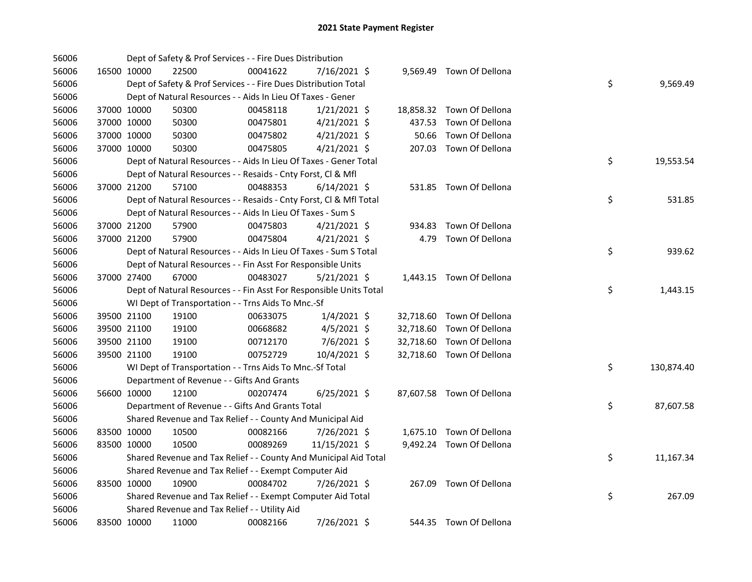# 2021 State Payment Register

| | | | | | | | | | |
|---|---|---|---|---|---|---|---|---|---|
| 56006 | | | Dept of Safety & Prof Services - - Fire Dues Distribution | | | | | | |
| 56006 | 16500 | 10000 | 22500 | 00041622 | 7/16/2021 | $ 9,569.49 | Town Of Dellona | | |
| 56006 | | | Dept of Safety & Prof Services - - Fire Dues Distribution Total | | | | | $ | 9,569.49 |
| 56006 | | | Dept of Natural Resources - - Aids In Lieu Of Taxes - Gener | | | | | | |
| 56006 | 37000 | 10000 | 50300 | 00458118 | 1/21/2021 | $ 18,858.32 | Town Of Dellona | | |
| 56006 | 37000 | 10000 | 50300 | 00475801 | 4/21/2021 | $ 437.53 | Town Of Dellona | | |
| 56006 | 37000 | 10000 | 50300 | 00475802 | 4/21/2021 | $ 50.66 | Town Of Dellona | | |
| 56006 | 37000 | 10000 | 50300 | 00475805 | 4/21/2021 | $ 207.03 | Town Of Dellona | | |
| 56006 | | | Dept of Natural Resources - - Aids In Lieu Of Taxes - Gener Total | | | | | $ | 19,553.54 |
| 56006 | | | Dept of Natural Resources - - Resaids - Cnty Forst, Cl & Mfl | | | | | | |
| 56006 | 37000 | 21200 | 57100 | 00488353 | 6/14/2021 | $ 531.85 | Town Of Dellona | | |
| 56006 | | | Dept of Natural Resources - - Resaids - Cnty Forst, Cl & Mfl Total | | | | | $ | 531.85 |
| 56006 | | | Dept of Natural Resources - - Aids In Lieu Of Taxes - Sum S | | | | | | |
| 56006 | 37000 | 21200 | 57900 | 00475803 | 4/21/2021 | $ 934.83 | Town Of Dellona | | |
| 56006 | 37000 | 21200 | 57900 | 00475804 | 4/21/2021 | $ 4.79 | Town Of Dellona | | |
| 56006 | | | Dept of Natural Resources - - Aids In Lieu Of Taxes - Sum S Total | | | | | $ | 939.62 |
| 56006 | | | Dept of Natural Resources - - Fin Asst For Responsible Units | | | | | | |
| 56006 | 37000 | 27400 | 67000 | 00483027 | 5/21/2021 | $ 1,443.15 | Town Of Dellona | | |
| 56006 | | | Dept of Natural Resources - - Fin Asst For Responsible Units Total | | | | | $ | 1,443.15 |
| 56006 | | | WI Dept of Transportation - - Trns Aids To Mnc.-Sf | | | | | | |
| 56006 | 39500 | 21100 | 19100 | 00633075 | 1/4/2021 | $ 32,718.60 | Town Of Dellona | | |
| 56006 | 39500 | 21100 | 19100 | 00668682 | 4/5/2021 | $ 32,718.60 | Town Of Dellona | | |
| 56006 | 39500 | 21100 | 19100 | 00712170 | 7/6/2021 | $ 32,718.60 | Town Of Dellona | | |
| 56006 | 39500 | 21100 | 19100 | 00752729 | 10/4/2021 | $ 32,718.60 | Town Of Dellona | | |
| 56006 | | | WI Dept of Transportation - - Trns Aids To Mnc.-Sf Total | | | | | $ | 130,874.40 |
| 56006 | | | Department of Revenue - - Gifts And Grants | | | | | | |
| 56006 | 56600 | 10000 | 12100 | 00207474 | 6/25/2021 | $ 87,607.58 | Town Of Dellona | | |
| 56006 | | | Department of Revenue - - Gifts And Grants Total | | | | | $ | 87,607.58 |
| 56006 | | | Shared Revenue and Tax Relief - - County And Municipal Aid | | | | | | |
| 56006 | 83500 | 10000 | 10500 | 00082166 | 7/26/2021 | $ 1,675.10 | Town Of Dellona | | |
| 56006 | 83500 | 10000 | 10500 | 00089269 | 11/15/2021 | $ 9,492.24 | Town Of Dellona | | |
| 56006 | | | Shared Revenue and Tax Relief - - County And Municipal Aid Total | | | | | $ | 11,167.34 |
| 56006 | | | Shared Revenue and Tax Relief - - Exempt Computer Aid | | | | | | |
| 56006 | 83500 | 10000 | 10900 | 00084702 | 7/26/2021 | $ 267.09 | Town Of Dellona | | |
| 56006 | | | Shared Revenue and Tax Relief - - Exempt Computer Aid Total | | | | | $ | 267.09 |
| 56006 | | | Shared Revenue and Tax Relief - - Utility Aid | | | | | | |
| 56006 | 83500 | 10000 | 11000 | 00082166 | 7/26/2021 | $ 544.35 | Town Of Dellona | | |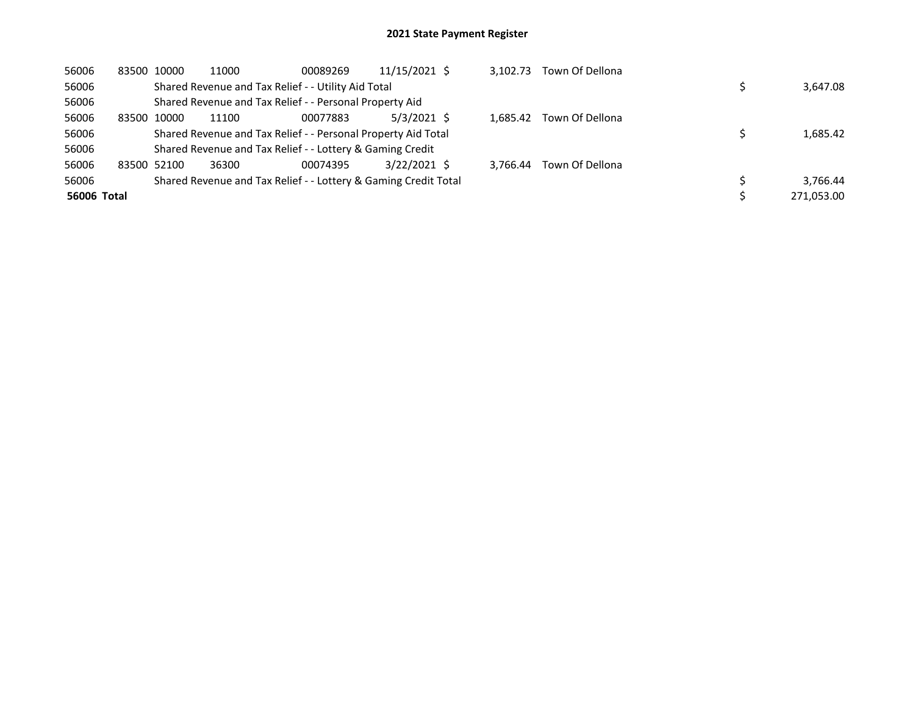## 2021 State Payment Register

| | | | | | | | | | |
|---|---|---|---|---|---|---|---|---|---|
| 56006 | 83500 | 10000 | 11000 | 00089269 | 11/15/2021 | $ 3,102.73 | Town Of Dellona | | |
| 56006 | | Shared Revenue and Tax Relief - - Utility Aid Total | | | | | | $ | 3,647.08 |
| 56006 | | Shared Revenue and Tax Relief - - Personal Property Aid | | | | | | | |
| 56006 | 83500 | 10000 | 11100 | 00077883 | 5/3/2021 | $ 1,685.42 | Town Of Dellona | | |
| 56006 | | Shared Revenue and Tax Relief - - Personal Property Aid Total | | | | | | $ | 1,685.42 |
| 56006 | | Shared Revenue and Tax Relief - - Lottery & Gaming Credit | | | | | | | |
| 56006 | 83500 | 52100 | 36300 | 00074395 | 3/22/2021 | $ 3,766.44 | Town Of Dellona | | |
| 56006 | | Shared Revenue and Tax Relief - - Lottery & Gaming Credit Total | | | | | | $ | 3,766.44 |
| **56006 Total** | | | | | | | | $ | 271,053.00 |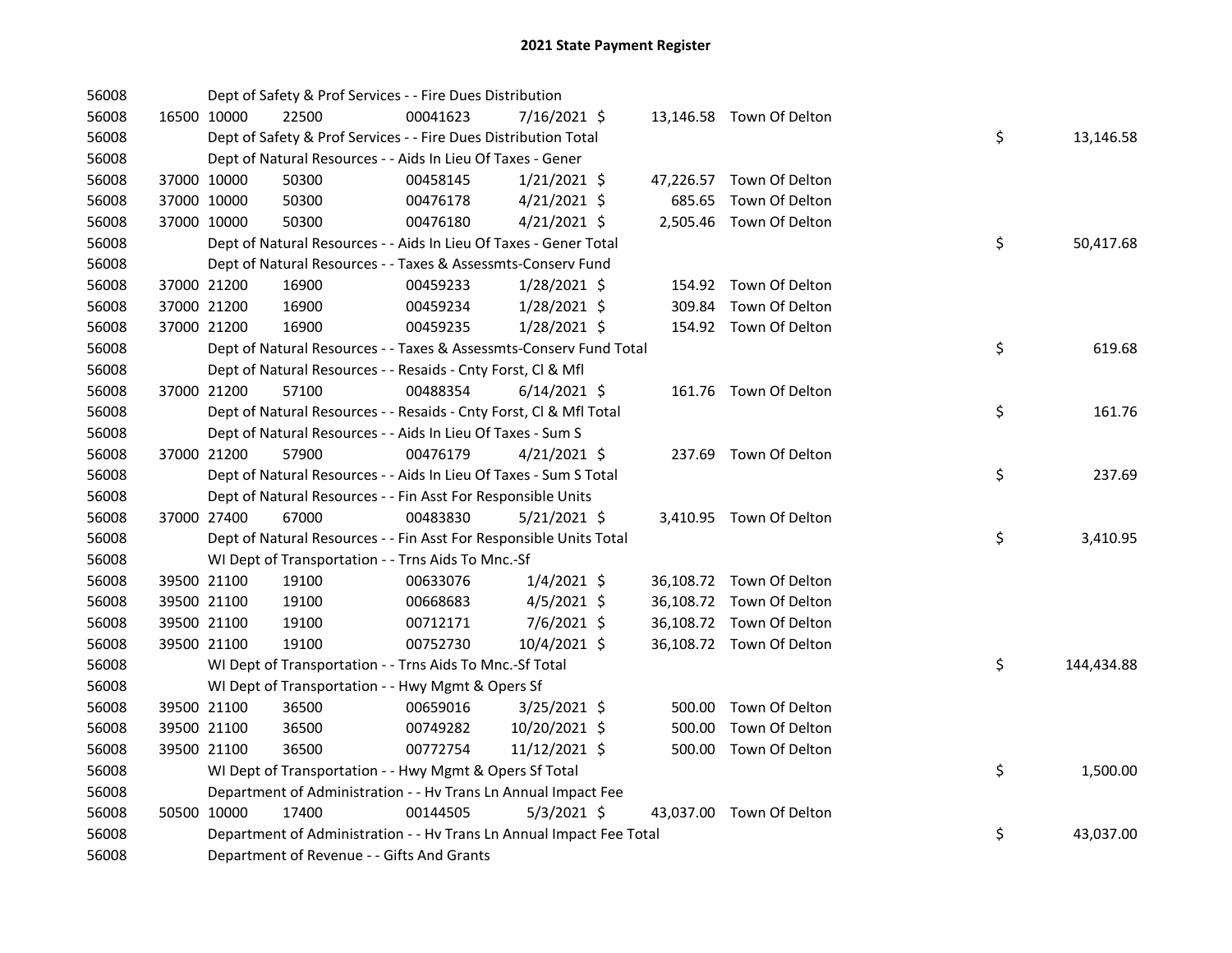# 2021 State Payment Register

| | | | | | | | | | |
|---|---|---|---|---|---|---|---|---|---|
| 56008 | | | Dept of Safety & Prof Services - - Fire Dues Distribution | | | | | | |
| 56008 | 16500 | 10000 | 22500 | 00041623 | 7/16/2021 $ | 13,146.58 | Town Of Delton | | |
| 56008 | | | Dept of Safety & Prof Services - - Fire Dues Distribution Total | | | | | $ | 13,146.58 |
| 56008 | | | Dept of Natural Resources - - Aids In Lieu Of Taxes - Gener | | | | | | |
| 56008 | 37000 | 10000 | 50300 | 00458145 | 1/21/2021 $ | 47,226.57 | Town Of Delton | | |
| 56008 | 37000 | 10000 | 50300 | 00476178 | 4/21/2021 $ | 685.65 | Town Of Delton | | |
| 56008 | 37000 | 10000 | 50300 | 00476180 | 4/21/2021 $ | 2,505.46 | Town Of Delton | | |
| 56008 | | | Dept of Natural Resources - - Aids In Lieu Of Taxes - Gener Total | | | | | $ | 50,417.68 |
| 56008 | | | Dept of Natural Resources - - Taxes & Assessmts-Conserv Fund | | | | | | |
| 56008 | 37000 | 21200 | 16900 | 00459233 | 1/28/2021 $ | 154.92 | Town Of Delton | | |
| 56008 | 37000 | 21200 | 16900 | 00459234 | 1/28/2021 $ | 309.84 | Town Of Delton | | |
| 56008 | 37000 | 21200 | 16900 | 00459235 | 1/28/2021 $ | 154.92 | Town Of Delton | | |
| 56008 | | | Dept of Natural Resources - - Taxes & Assessmts-Conserv Fund Total | | | | | $ | 619.68 |
| 56008 | | | Dept of Natural Resources - - Resaids - Cnty Forst, Cl & Mfl | | | | | | |
| 56008 | 37000 | 21200 | 57100 | 00488354 | 6/14/2021 $ | 161.76 | Town Of Delton | | |
| 56008 | | | Dept of Natural Resources - - Resaids - Cnty Forst, Cl & Mfl Total | | | | | $ | 161.76 |
| 56008 | | | Dept of Natural Resources - - Aids In Lieu Of Taxes - Sum S | | | | | | |
| 56008 | 37000 | 21200 | 57900 | 00476179 | 4/21/2021 $ | 237.69 | Town Of Delton | | |
| 56008 | | | Dept of Natural Resources - - Aids In Lieu Of Taxes - Sum S Total | | | | | $ | 237.69 |
| 56008 | | | Dept of Natural Resources - - Fin Asst For Responsible Units | | | | | | |
| 56008 | 37000 | 27400 | 67000 | 00483830 | 5/21/2021 $ | 3,410.95 | Town Of Delton | | |
| 56008 | | | Dept of Natural Resources - - Fin Asst For Responsible Units Total | | | | | $ | 3,410.95 |
| 56008 | | | WI Dept of Transportation - - Trns Aids To Mnc.-Sf | | | | | | |
| 56008 | 39500 | 21100 | 19100 | 00633076 | 1/4/2021 $ | 36,108.72 | Town Of Delton | | |
| 56008 | 39500 | 21100 | 19100 | 00668683 | 4/5/2021 $ | 36,108.72 | Town Of Delton | | |
| 56008 | 39500 | 21100 | 19100 | 00712171 | 7/6/2021 $ | 36,108.72 | Town Of Delton | | |
| 56008 | 39500 | 21100 | 19100 | 00752730 | 10/4/2021 $ | 36,108.72 | Town Of Delton | | |
| 56008 | | | WI Dept of Transportation - - Trns Aids To Mnc.-Sf Total | | | | | $ | 144,434.88 |
| 56008 | | | WI Dept of Transportation - - Hwy Mgmt & Opers Sf | | | | | | |
| 56008 | 39500 | 21100 | 36500 | 00659016 | 3/25/2021 $ | 500.00 | Town Of Delton | | |
| 56008 | 39500 | 21100 | 36500 | 00749282 | 10/20/2021 $ | 500.00 | Town Of Delton | | |
| 56008 | 39500 | 21100 | 36500 | 00772754 | 11/12/2021 $ | 500.00 | Town Of Delton | | |
| 56008 | | | WI Dept of Transportation - - Hwy Mgmt & Opers Sf Total | | | | | $ | 1,500.00 |
| 56008 | | | Department of Administration - - Hv Trans Ln Annual Impact Fee | | | | | | |
| 56008 | 50500 | 10000 | 17400 | 00144505 | 5/3/2021 $ | 43,037.00 | Town Of Delton | | |
| 56008 | | | Department of Administration - - Hv Trans Ln Annual Impact Fee Total | | | | | $ | 43,037.00 |
| 56008 | | | Department of Revenue - - Gifts And Grants | | | | | | |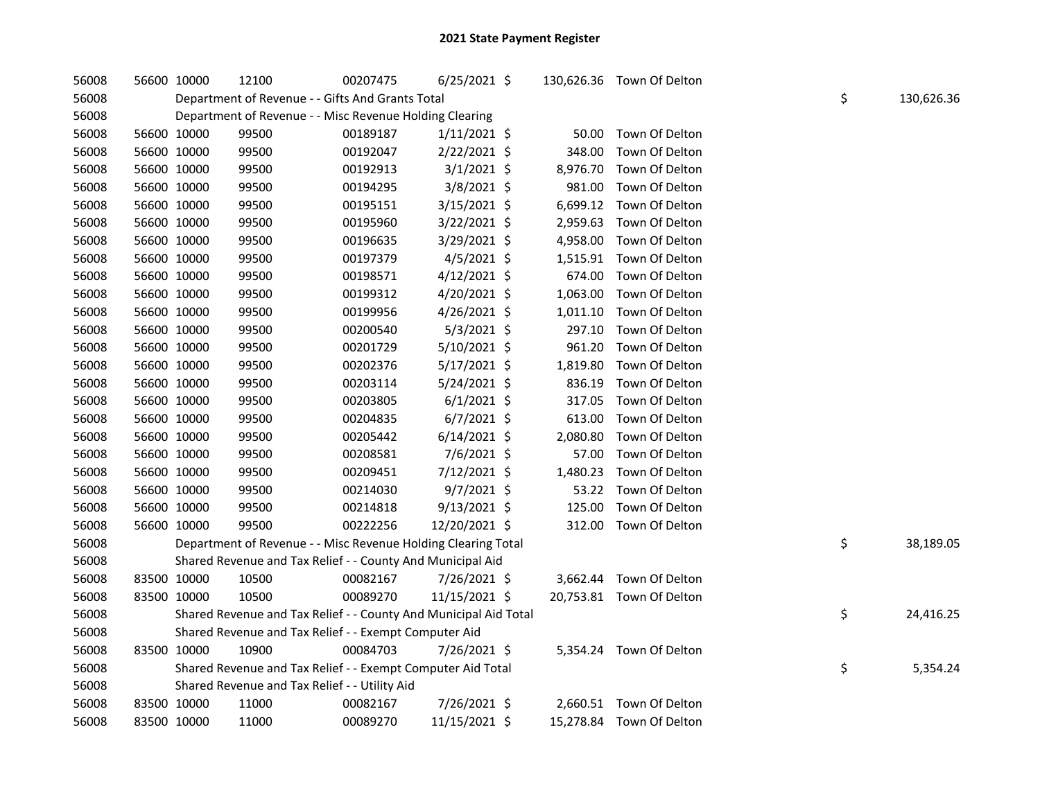## 2021 State Payment Register

| | | | | | | | | | |
|---|---|---|---|---|---|---|---|---|---|
| 56008 | 56600 | 10000 | 12100 | 00207475 | 6/25/2021 | $ 130,626.36 | Town Of Delton | | |
| 56008 | | Department of Revenue - - Gifts And Grants Total | | | | | | $ | 130,626.36 |
| 56008 | | Department of Revenue - - Misc Revenue Holding Clearing | | | | | | | |
| 56008 | 56600 | 10000 | 99500 | 00189187 | 1/11/2021 | $ 50.00 | Town Of Delton | | |
| 56008 | 56600 | 10000 | 99500 | 00192047 | 2/22/2021 | $ 348.00 | Town Of Delton | | |
| 56008 | 56600 | 10000 | 99500 | 00192913 | 3/1/2021 | $ 8,976.70 | Town Of Delton | | |
| 56008 | 56600 | 10000 | 99500 | 00194295 | 3/8/2021 | $ 981.00 | Town Of Delton | | |
| 56008 | 56600 | 10000 | 99500 | 00195151 | 3/15/2021 | $ 6,699.12 | Town Of Delton | | |
| 56008 | 56600 | 10000 | 99500 | 00195960 | 3/22/2021 | $ 2,959.63 | Town Of Delton | | |
| 56008 | 56600 | 10000 | 99500 | 00196635 | 3/29/2021 | $ 4,958.00 | Town Of Delton | | |
| 56008 | 56600 | 10000 | 99500 | 00197379 | 4/5/2021 | $ 1,515.91 | Town Of Delton | | |
| 56008 | 56600 | 10000 | 99500 | 00198571 | 4/12/2021 | $ 674.00 | Town Of Delton | | |
| 56008 | 56600 | 10000 | 99500 | 00199312 | 4/20/2021 | $ 1,063.00 | Town Of Delton | | |
| 56008 | 56600 | 10000 | 99500 | 00199956 | 4/26/2021 | $ 1,011.10 | Town Of Delton | | |
| 56008 | 56600 | 10000 | 99500 | 00200540 | 5/3/2021 | $ 297.10 | Town Of Delton | | |
| 56008 | 56600 | 10000 | 99500 | 00201729 | 5/10/2021 | $ 961.20 | Town Of Delton | | |
| 56008 | 56600 | 10000 | 99500 | 00202376 | 5/17/2021 | $ 1,819.80 | Town Of Delton | | |
| 56008 | 56600 | 10000 | 99500 | 00203114 | 5/24/2021 | $ 836.19 | Town Of Delton | | |
| 56008 | 56600 | 10000 | 99500 | 00203805 | 6/1/2021 | $ 317.05 | Town Of Delton | | |
| 56008 | 56600 | 10000 | 99500 | 00204835 | 6/7/2021 | $ 613.00 | Town Of Delton | | |
| 56008 | 56600 | 10000 | 99500 | 00205442 | 6/14/2021 | $ 2,080.80 | Town Of Delton | | |
| 56008 | 56600 | 10000 | 99500 | 00208581 | 7/6/2021 | $ 57.00 | Town Of Delton | | |
| 56008 | 56600 | 10000 | 99500 | 00209451 | 7/12/2021 | $ 1,480.23 | Town Of Delton | | |
| 56008 | 56600 | 10000 | 99500 | 00214030 | 9/7/2021 | $ 53.22 | Town Of Delton | | |
| 56008 | 56600 | 10000 | 99500 | 00214818 | 9/13/2021 | $ 125.00 | Town Of Delton | | |
| 56008 | 56600 | 10000 | 99500 | 00222256 | 12/20/2021 | $ 312.00 | Town Of Delton | | |
| 56008 | | Department of Revenue - - Misc Revenue Holding Clearing Total | | | | | | $ | 38,189.05 |
| 56008 | | Shared Revenue and Tax Relief - - County And Municipal Aid | | | | | | | |
| 56008 | 83500 | 10000 | 10500 | 00082167 | 7/26/2021 | $ 3,662.44 | Town Of Delton | | |
| 56008 | 83500 | 10000 | 10500 | 00089270 | 11/15/2021 | $ 20,753.81 | Town Of Delton | | |
| 56008 | | Shared Revenue and Tax Relief - - County And Municipal Aid Total | | | | | | $ | 24,416.25 |
| 56008 | | Shared Revenue and Tax Relief - - Exempt Computer Aid | | | | | | | |
| 56008 | 83500 | 10000 | 10900 | 00084703 | 7/26/2021 | $ 5,354.24 | Town Of Delton | | |
| 56008 | | Shared Revenue and Tax Relief - - Exempt Computer Aid Total | | | | | | $ | 5,354.24 |
| 56008 | | Shared Revenue and Tax Relief - - Utility Aid | | | | | | | |
| 56008 | 83500 | 10000 | 11000 | 00082167 | 7/26/2021 | $ 2,660.51 | Town Of Delton | | |
| 56008 | 83500 | 10000 | 11000 | 00089270 | 11/15/2021 | $ 15,278.84 | Town Of Delton | | |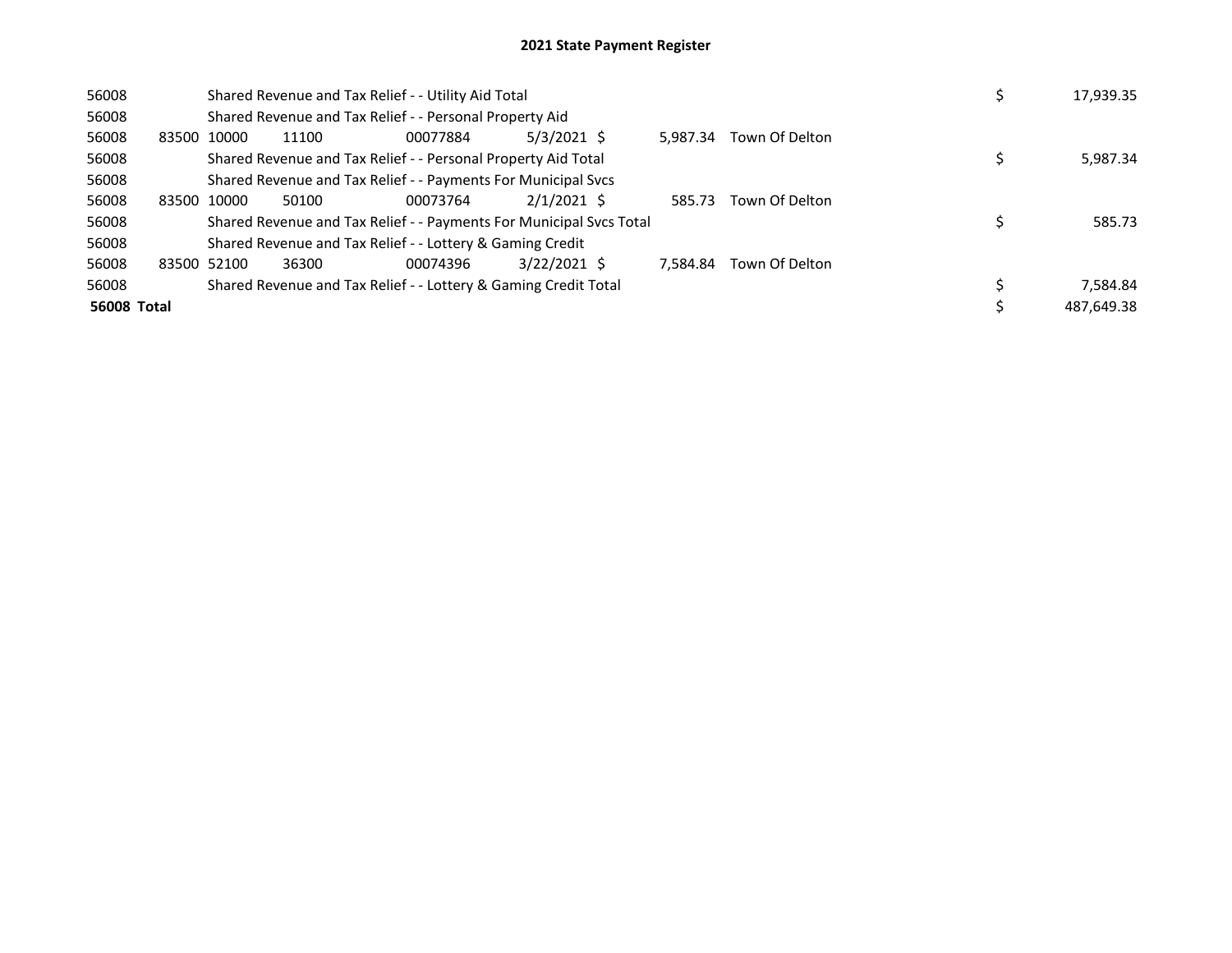## 2021 State Payment Register

| | | | | | | | | | |
|---|---|---|---|---|---|---|---|---|---|
| 56008 | | Shared Revenue and Tax Relief - - Utility Aid Total | | | | | | $ | 17,939.35 |
| 56008 | | Shared Revenue and Tax Relief - - Personal Property Aid | | | | | | | |
| 56008 | 83500 | 10000 | 11100 | 00077884 | 5/3/2021 | $ 5,987.34 | Town Of Delton | | |
| 56008 | | Shared Revenue and Tax Relief - - Personal Property Aid Total | | | | | | $ | 5,987.34 |
| 56008 | | Shared Revenue and Tax Relief - - Payments For Municipal Svcs | | | | | | | |
| 56008 | 83500 | 10000 | 50100 | 00073764 | 2/1/2021 | $ 585.73 | Town Of Delton | | |
| 56008 | | Shared Revenue and Tax Relief - - Payments For Municipal Svcs Total | | | | | | $ | 585.73 |
| 56008 | | Shared Revenue and Tax Relief - - Lottery & Gaming Credit | | | | | | | |
| 56008 | 83500 | 52100 | 36300 | 00074396 | 3/22/2021 | $ 7,584.84 | Town Of Delton | | |
| 56008 | | Shared Revenue and Tax Relief - - Lottery & Gaming Credit Total | | | | | | $ | 7,584.84 |
| **56008 Total** | | | | | | | | $ | 487,649.38 |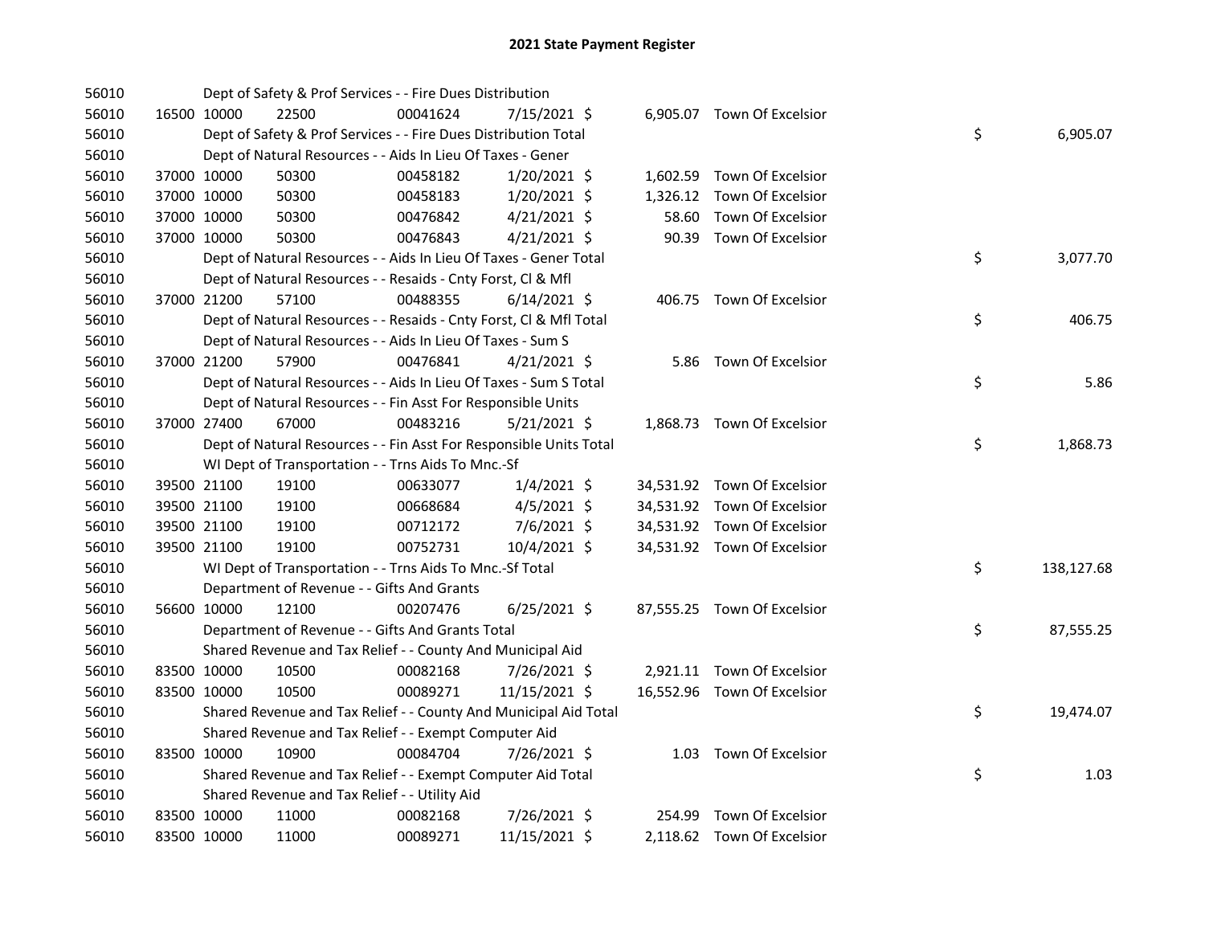# 2021 State Payment Register

| | | | | | | | | | |
|---|---|---|---|---|---|---|---|---|---|
| 56010 | | | Dept of Safety & Prof Services - - Fire Dues Distribution | | | | | | |
| 56010 | 16500 | 10000 | 22500 | 00041624 | 7/15/2021 | $ 6,905.07 | Town Of Excelsior | | |
| 56010 | | | Dept of Safety & Prof Services - - Fire Dues Distribution Total | | | | | $ | 6,905.07 |
| 56010 | | | Dept of Natural Resources - - Aids In Lieu Of Taxes - Gener | | | | | | |
| 56010 | 37000 | 10000 | 50300 | 00458182 | 1/20/2021 | $ 1,602.59 | Town Of Excelsior | | |
| 56010 | 37000 | 10000 | 50300 | 00458183 | 1/20/2021 | $ 1,326.12 | Town Of Excelsior | | |
| 56010 | 37000 | 10000 | 50300 | 00476842 | 4/21/2021 | $ 58.60 | Town Of Excelsior | | |
| 56010 | 37000 | 10000 | 50300 | 00476843 | 4/21/2021 | $ 90.39 | Town Of Excelsior | | |
| 56010 | | | Dept of Natural Resources - - Aids In Lieu Of Taxes - Gener Total | | | | | $ | 3,077.70 |
| 56010 | | | Dept of Natural Resources - - Resaids - Cnty Forst, Cl & Mfl | | | | | | |
| 56010 | 37000 | 21200 | 57100 | 00488355 | 6/14/2021 | $ 406.75 | Town Of Excelsior | | |
| 56010 | | | Dept of Natural Resources - - Resaids - Cnty Forst, Cl & Mfl Total | | | | | $ | 406.75 |
| 56010 | | | Dept of Natural Resources - - Aids In Lieu Of Taxes - Sum S | | | | | | |
| 56010 | 37000 | 21200 | 57900 | 00476841 | 4/21/2021 | $ 5.86 | Town Of Excelsior | | |
| 56010 | | | Dept of Natural Resources - - Aids In Lieu Of Taxes - Sum S Total | | | | | $ | 5.86 |
| 56010 | | | Dept of Natural Resources - - Fin Asst For Responsible Units | | | | | | |
| 56010 | 37000 | 27400 | 67000 | 00483216 | 5/21/2021 | $ 1,868.73 | Town Of Excelsior | | |
| 56010 | | | Dept of Natural Resources - - Fin Asst For Responsible Units Total | | | | | $ | 1,868.73 |
| 56010 | | | WI Dept of Transportation - - Trns Aids To Mnc.-Sf | | | | | | |
| 56010 | 39500 | 21100 | 19100 | 00633077 | 1/4/2021 | $ 34,531.92 | Town Of Excelsior | | |
| 56010 | 39500 | 21100 | 19100 | 00668684 | 4/5/2021 | $ 34,531.92 | Town Of Excelsior | | |
| 56010 | 39500 | 21100 | 19100 | 00712172 | 7/6/2021 | $ 34,531.92 | Town Of Excelsior | | |
| 56010 | 39500 | 21100 | 19100 | 00752731 | 10/4/2021 | $ 34,531.92 | Town Of Excelsior | | |
| 56010 | | | WI Dept of Transportation - - Trns Aids To Mnc.-Sf Total | | | | | $ | 138,127.68 |
| 56010 | | | Department of Revenue - - Gifts And Grants | | | | | | |
| 56010 | 56600 | 10000 | 12100 | 00207476 | 6/25/2021 | $ 87,555.25 | Town Of Excelsior | | |
| 56010 | | | Department of Revenue - - Gifts And Grants Total | | | | | $ | 87,555.25 |
| 56010 | | | Shared Revenue and Tax Relief - - County And Municipal Aid | | | | | | |
| 56010 | 83500 | 10000 | 10500 | 00082168 | 7/26/2021 | $ 2,921.11 | Town Of Excelsior | | |
| 56010 | 83500 | 10000 | 10500 | 00089271 | 11/15/2021 | $ 16,552.96 | Town Of Excelsior | | |
| 56010 | | | Shared Revenue and Tax Relief - - County And Municipal Aid Total | | | | | $ | 19,474.07 |
| 56010 | | | Shared Revenue and Tax Relief - - Exempt Computer Aid | | | | | | |
| 56010 | 83500 | 10000 | 10900 | 00084704 | 7/26/2021 | $ 1.03 | Town Of Excelsior | | |
| 56010 | | | Shared Revenue and Tax Relief - - Exempt Computer Aid Total | | | | | $ | 1.03 |
| 56010 | | | Shared Revenue and Tax Relief - - Utility Aid | | | | | | |
| 56010 | 83500 | 10000 | 11000 | 00082168 | 7/26/2021 | $ 254.99 | Town Of Excelsior | | |
| 56010 | 83500 | 10000 | 11000 | 00089271 | 11/15/2021 | $ 2,118.62 | Town Of Excelsior | | |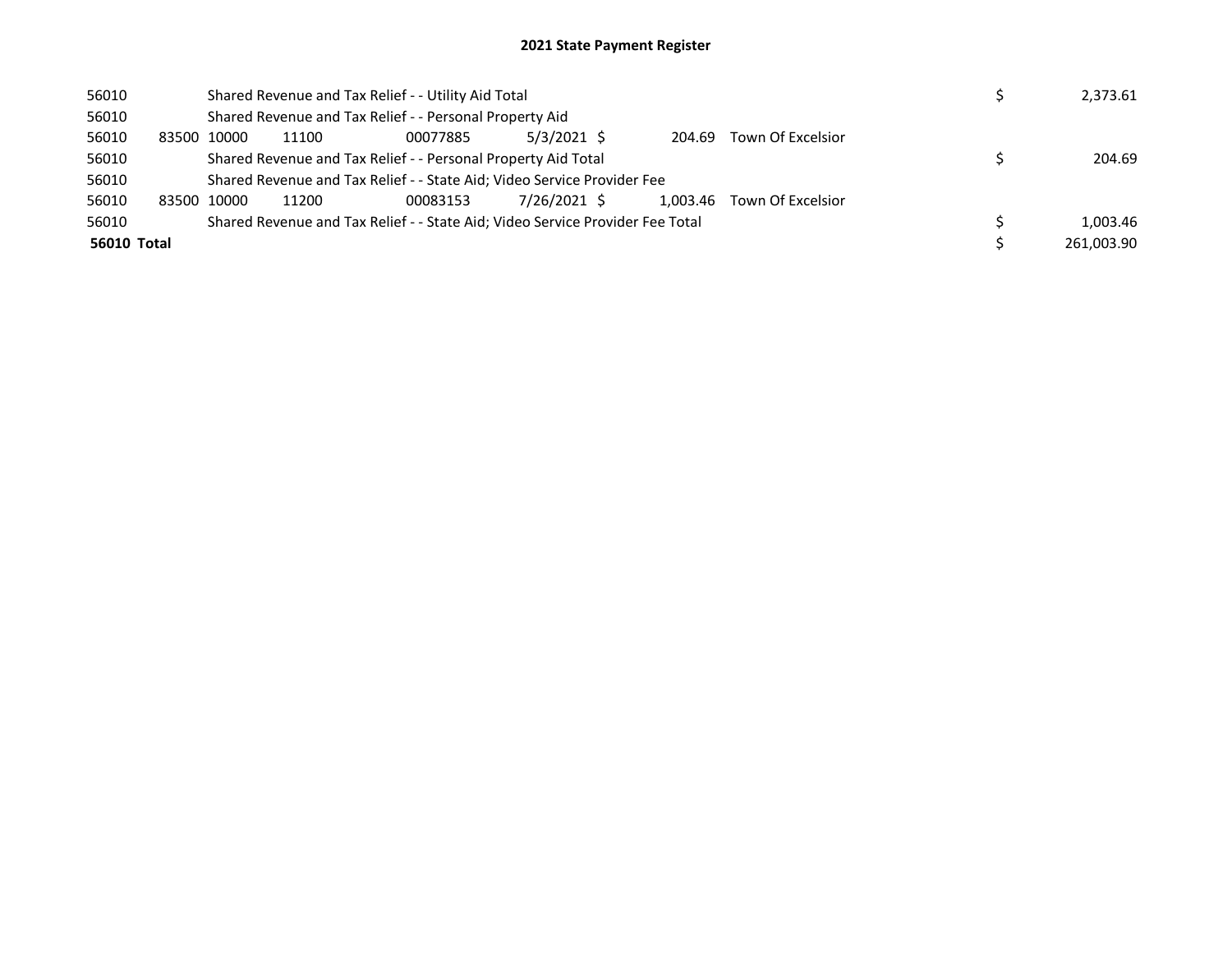# 2021 State Payment Register

| | | | | | | | | | |
|---|---|---|---|---|---|---|---|---|---|
| 56010 | | Shared Revenue and Tax Relief - - Utility Aid Total | | | | | | $ | 2,373.61 |
| 56010 | | Shared Revenue and Tax Relief - - Personal Property Aid | | | | | | | |
| 56010 | 83500 | 10000 | 11100 | 00077885 | 5/3/2021 | $ 204.69 | Town Of Excelsior | | |
| 56010 | | Shared Revenue and Tax Relief - - Personal Property Aid Total | | | | | | $ | 204.69 |
| 56010 | | Shared Revenue and Tax Relief - - State Aid; Video Service Provider Fee | | | | | | | |
| 56010 | 83500 | 10000 | 11200 | 00083153 | 7/26/2021 | $ 1,003.46 | Town Of Excelsior | | |
| 56010 | | Shared Revenue and Tax Relief - - State Aid; Video Service Provider Fee Total | | | | | | $ | 1,003.46 |
| **56010 Total** | | | | | | | | $ | 261,003.90 |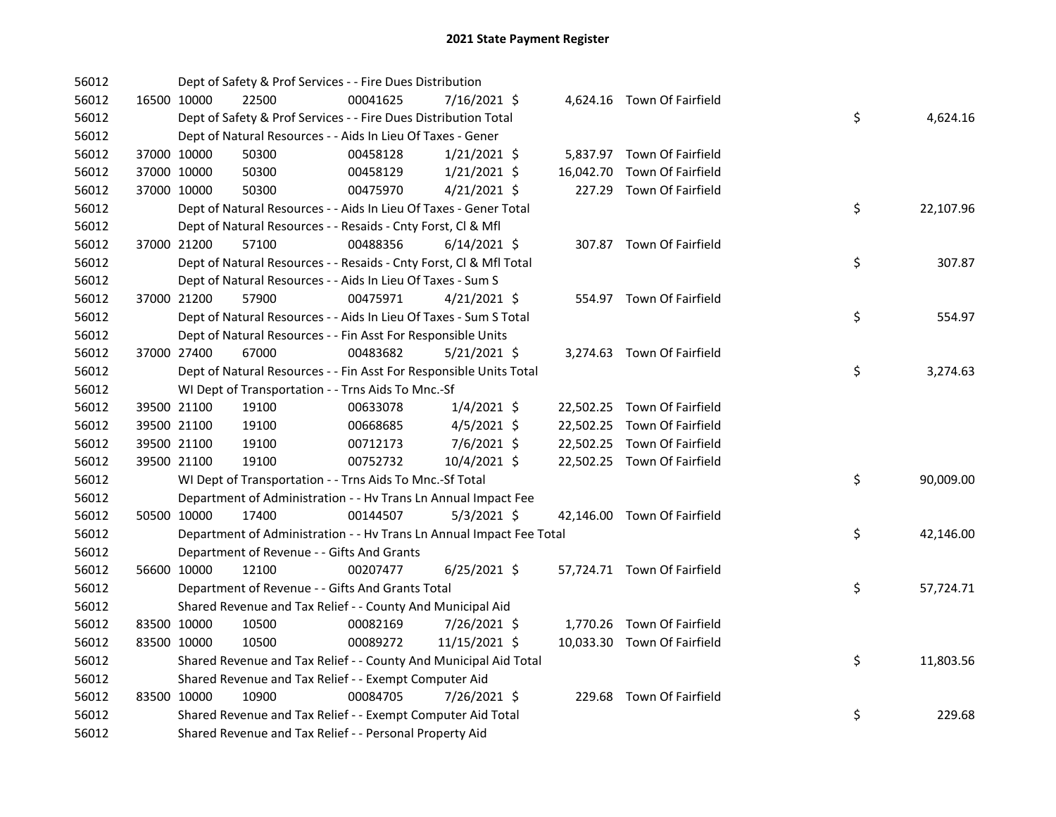# 2021 State Payment Register

| | | | | | | | | | |
|---|---|---|---|---|---|---|---|---|---|
| 56012 | | Dept of Safety & Prof Services - - Fire Dues Distribution | | | | | | | |
| 56012 | 16500 | 10000 | 22500 | 00041625 | 7/16/2021 | $ 4,624.16 | Town Of Fairfield | | |
| 56012 | | Dept of Safety & Prof Services - - Fire Dues Distribution Total | | | | | | $ | 4,624.16 |
| 56012 | | Dept of Natural Resources - - Aids In Lieu Of Taxes - Gener | | | | | | | |
| 56012 | 37000 | 10000 | 50300 | 00458128 | 1/21/2021 | $ 5,837.97 | Town Of Fairfield | | |
| 56012 | 37000 | 10000 | 50300 | 00458129 | 1/21/2021 | $ 16,042.70 | Town Of Fairfield | | |
| 56012 | 37000 | 10000 | 50300 | 00475970 | 4/21/2021 | $ 227.29 | Town Of Fairfield | | |
| 56012 | | Dept of Natural Resources - - Aids In Lieu Of Taxes - Gener Total | | | | | | $ | 22,107.96 |
| 56012 | | Dept of Natural Resources - - Resaids - Cnty Forst, Cl & Mfl | | | | | | | |
| 56012 | 37000 | 21200 | 57100 | 00488356 | 6/14/2021 | $ 307.87 | Town Of Fairfield | | |
| 56012 | | Dept of Natural Resources - - Resaids - Cnty Forst, Cl & Mfl Total | | | | | | $ | 307.87 |
| 56012 | | Dept of Natural Resources - - Aids In Lieu Of Taxes - Sum S | | | | | | | |
| 56012 | 37000 | 21200 | 57900 | 00475971 | 4/21/2021 | $ 554.97 | Town Of Fairfield | | |
| 56012 | | Dept of Natural Resources - - Aids In Lieu Of Taxes - Sum S Total | | | | | | $ | 554.97 |
| 56012 | | Dept of Natural Resources - - Fin Asst For Responsible Units | | | | | | | |
| 56012 | 37000 | 27400 | 67000 | 00483682 | 5/21/2021 | $ 3,274.63 | Town Of Fairfield | | |
| 56012 | | Dept of Natural Resources - - Fin Asst For Responsible Units Total | | | | | | $ | 3,274.63 |
| 56012 | | WI Dept of Transportation - - Trns Aids To Mnc.-Sf | | | | | | | |
| 56012 | 39500 | 21100 | 19100 | 00633078 | 1/4/2021 | $ 22,502.25 | Town Of Fairfield | | |
| 56012 | 39500 | 21100 | 19100 | 00668685 | 4/5/2021 | $ 22,502.25 | Town Of Fairfield | | |
| 56012 | 39500 | 21100 | 19100 | 00712173 | 7/6/2021 | $ 22,502.25 | Town Of Fairfield | | |
| 56012 | 39500 | 21100 | 19100 | 00752732 | 10/4/2021 | $ 22,502.25 | Town Of Fairfield | | |
| 56012 | | WI Dept of Transportation - - Trns Aids To Mnc.-Sf Total | | | | | | $ | 90,009.00 |
| 56012 | | Department of Administration - - Hv Trans Ln Annual Impact Fee | | | | | | | |
| 56012 | 50500 | 10000 | 17400 | 00144507 | 5/3/2021 | $ 42,146.00 | Town Of Fairfield | | |
| 56012 | | Department of Administration - - Hv Trans Ln Annual Impact Fee Total | | | | | | $ | 42,146.00 |
| 56012 | | Department of Revenue - - Gifts And Grants | | | | | | | |
| 56012 | 56600 | 10000 | 12100 | 00207477 | 6/25/2021 | $ 57,724.71 | Town Of Fairfield | | |
| 56012 | | Department of Revenue - - Gifts And Grants Total | | | | | | $ | 57,724.71 |
| 56012 | | Shared Revenue and Tax Relief - - County And Municipal Aid | | | | | | | |
| 56012 | 83500 | 10000 | 10500 | 00082169 | 7/26/2021 | $ 1,770.26 | Town Of Fairfield | | |
| 56012 | 83500 | 10000 | 10500 | 00089272 | 11/15/2021 | $ 10,033.30 | Town Of Fairfield | | |
| 56012 | | Shared Revenue and Tax Relief - - County And Municipal Aid Total | | | | | | $ | 11,803.56 |
| 56012 | | Shared Revenue and Tax Relief - - Exempt Computer Aid | | | | | | | |
| 56012 | 83500 | 10000 | 10900 | 00084705 | 7/26/2021 | $ 229.68 | Town Of Fairfield | | |
| 56012 | | Shared Revenue and Tax Relief - - Exempt Computer Aid Total | | | | | | $ | 229.68 |
| 56012 | | Shared Revenue and Tax Relief - - Personal Property Aid | | | | | | | |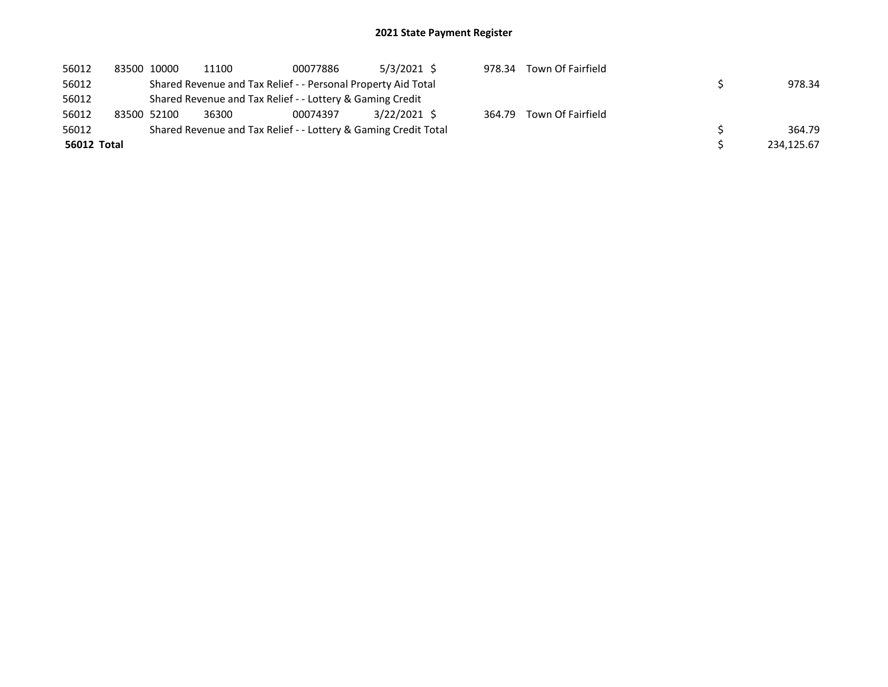## 2021 State Payment Register

| | | | | | | | | | |
|---|---|---|---|---|---|---|---|---|---|
| 56012 | 83500 | 10000 | 11100 | 00077886 | 5/3/2021 | $ | 978.34 | Town Of Fairfield | |
| 56012 | | Shared Revenue and Tax Relief - - Personal Property Aid Total | | | | | | | $ 978.34 |
| 56012 | | Shared Revenue and Tax Relief - - Lottery & Gaming Credit | | | | | | | |
| 56012 | 83500 | 52100 | 36300 | 00074397 | 3/22/2021 | $ | 364.79 | Town Of Fairfield | |
| 56012 | | Shared Revenue and Tax Relief - - Lottery & Gaming Credit Total | | | | | | | $ 364.79 |
| **56012 Total** | | | | | | | | | $ 234,125.67 |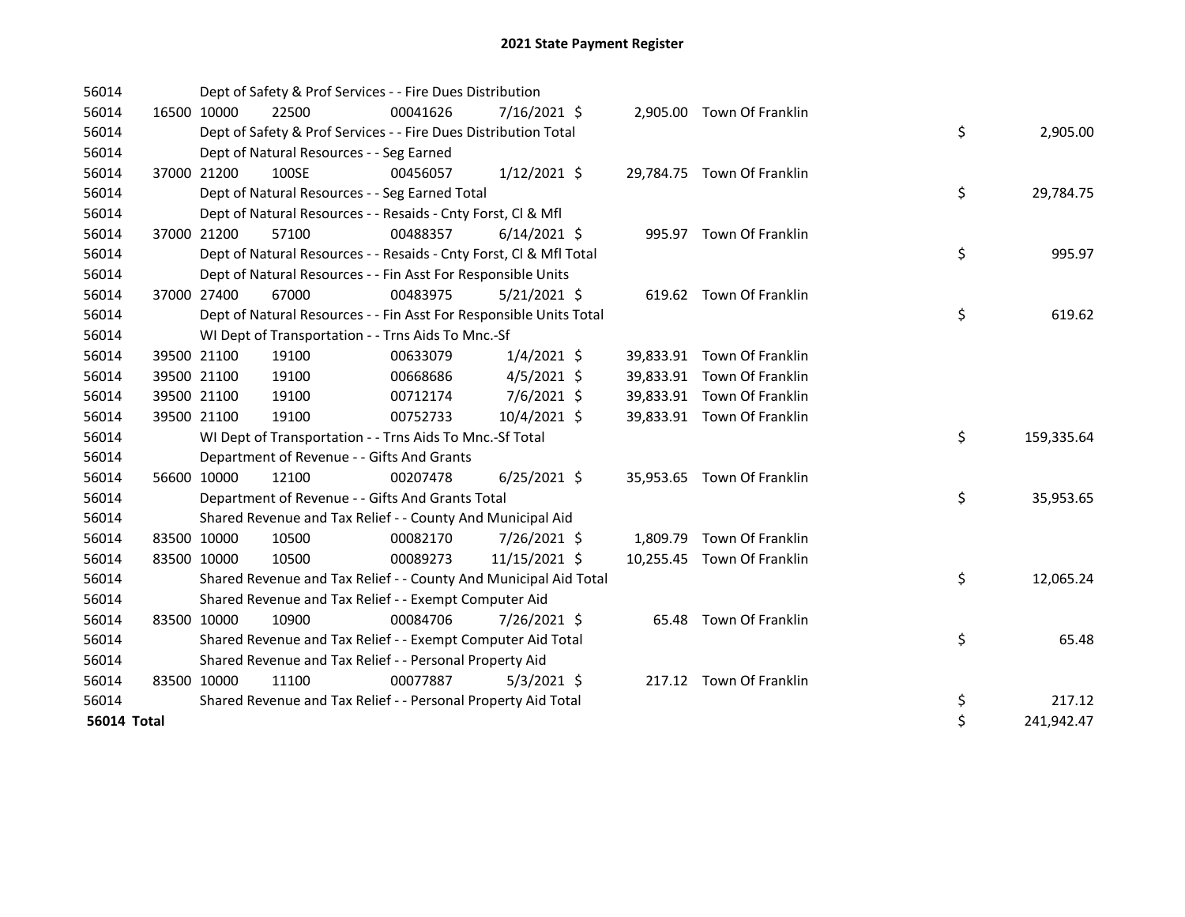# 2021 State Payment Register

| | | | | | | | | |
|---|---|---|---|---|---|---|---|---|
| 56014 | | | Dept of Safety & Prof Services - - Fire Dues Distribution | | | | | |
| 56014 | 16500 | 10000 | 22500 | 00041626 | 7/16/2021 | $ 2,905.00 | Town Of Franklin | |
| 56014 | | | Dept of Safety & Prof Services - - Fire Dues Distribution Total | | | | | $ 2,905.00 |
| 56014 | | | Dept of Natural Resources - - Seg Earned | | | | | |
| 56014 | 37000 | 21200 | 100SE | 00456057 | 1/12/2021 | $ 29,784.75 | Town Of Franklin | |
| 56014 | | | Dept of Natural Resources - - Seg Earned Total | | | | | $ 29,784.75 |
| 56014 | | | Dept of Natural Resources - - Resaids - Cnty Forst, Cl & Mfl | | | | | |
| 56014 | 37000 | 21200 | 57100 | 00488357 | 6/14/2021 | $ 995.97 | Town Of Franklin | |
| 56014 | | | Dept of Natural Resources - - Resaids - Cnty Forst, Cl & Mfl Total | | | | | $ 995.97 |
| 56014 | | | Dept of Natural Resources - - Fin Asst For Responsible Units | | | | | |
| 56014 | 37000 | 27400 | 67000 | 00483975 | 5/21/2021 | $ 619.62 | Town Of Franklin | |
| 56014 | | | Dept of Natural Resources - - Fin Asst For Responsible Units Total | | | | | $ 619.62 |
| 56014 | | | WI Dept of Transportation - - Trns Aids To Mnc.-Sf | | | | | |
| 56014 | 39500 | 21100 | 19100 | 00633079 | 1/4/2021 | $ 39,833.91 | Town Of Franklin | |
| 56014 | 39500 | 21100 | 19100 | 00668686 | 4/5/2021 | $ 39,833.91 | Town Of Franklin | |
| 56014 | 39500 | 21100 | 19100 | 00712174 | 7/6/2021 | $ 39,833.91 | Town Of Franklin | |
| 56014 | 39500 | 21100 | 19100 | 00752733 | 10/4/2021 | $ 39,833.91 | Town Of Franklin | |
| 56014 | | | WI Dept of Transportation - - Trns Aids To Mnc.-Sf Total | | | | | $ 159,335.64 |
| 56014 | | | Department of Revenue - - Gifts And Grants | | | | | |
| 56014 | 56600 | 10000 | 12100 | 00207478 | 6/25/2021 | $ 35,953.65 | Town Of Franklin | |
| 56014 | | | Department of Revenue - - Gifts And Grants Total | | | | | $ 35,953.65 |
| 56014 | | | Shared Revenue and Tax Relief - - County And Municipal Aid | | | | | |
| 56014 | 83500 | 10000 | 10500 | 00082170 | 7/26/2021 | $ 1,809.79 | Town Of Franklin | |
| 56014 | 83500 | 10000 | 10500 | 00089273 | 11/15/2021 | $ 10,255.45 | Town Of Franklin | |
| 56014 | | | Shared Revenue and Tax Relief - - County And Municipal Aid Total | | | | | $ 12,065.24 |
| 56014 | | | Shared Revenue and Tax Relief - - Exempt Computer Aid | | | | | |
| 56014 | 83500 | 10000 | 10900 | 00084706 | 7/26/2021 | $ 65.48 | Town Of Franklin | |
| 56014 | | | Shared Revenue and Tax Relief - - Exempt Computer Aid Total | | | | | $ 65.48 |
| 56014 | | | Shared Revenue and Tax Relief - - Personal Property Aid | | | | | |
| 56014 | 83500 | 10000 | 11100 | 00077887 | 5/3/2021 | $ 217.12 | Town Of Franklin | |
| 56014 | | | Shared Revenue and Tax Relief - - Personal Property Aid Total | | | | | $ 217.12 |
| **56014 Total** | | | | | | | | $ 241,942.47 |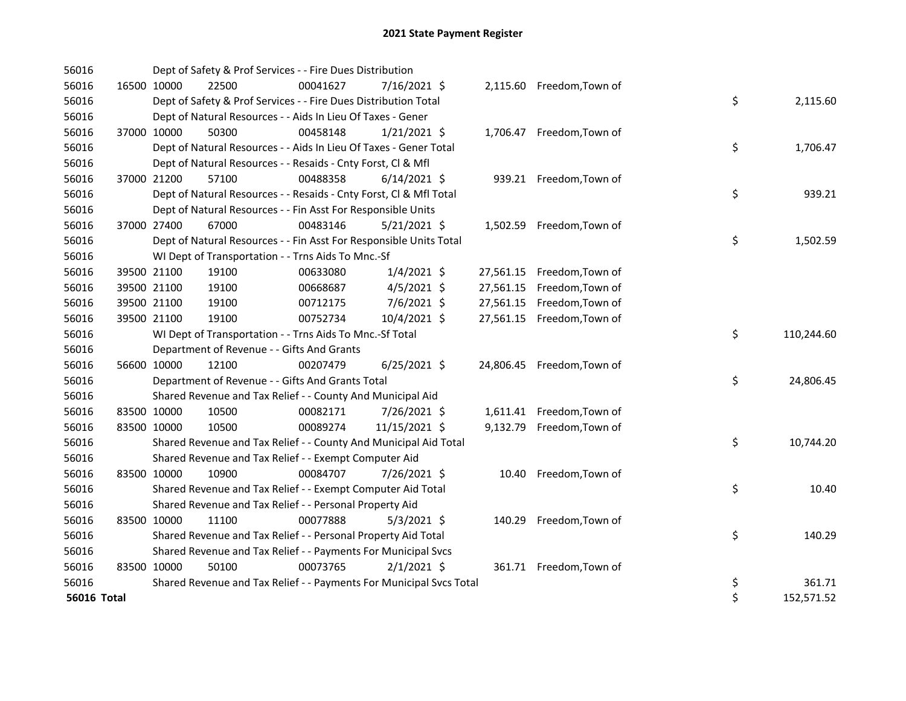# 2021 State Payment Register

| | | | | | | | | | |
|---|---|---|---|---|---|---|---|---|---|
| 56016 | | | Dept of Safety & Prof Services - - Fire Dues Distribution | | | | | | |
| 56016 | 16500 | 10000 | 22500 | 00041627 | 7/16/2021 | $ 2,115.60 | Freedom,Town of | | |
| 56016 | | | Dept of Safety & Prof Services - - Fire Dues Distribution Total | | | | | $ | 2,115.60 |
| 56016 | | | Dept of Natural Resources - - Aids In Lieu Of Taxes - Gener | | | | | | |
| 56016 | 37000 | 10000 | 50300 | 00458148 | 1/21/2021 | $ 1,706.47 | Freedom,Town of | | |
| 56016 | | | Dept of Natural Resources - - Aids In Lieu Of Taxes - Gener Total | | | | | $ | 1,706.47 |
| 56016 | | | Dept of Natural Resources - - Resaids - Cnty Forst, Cl & Mfl | | | | | | |
| 56016 | 37000 | 21200 | 57100 | 00488358 | 6/14/2021 | $ 939.21 | Freedom,Town of | | |
| 56016 | | | Dept of Natural Resources - - Resaids - Cnty Forst, Cl & Mfl Total | | | | | $ | 939.21 |
| 56016 | | | Dept of Natural Resources - - Fin Asst For Responsible Units | | | | | | |
| 56016 | 37000 | 27400 | 67000 | 00483146 | 5/21/2021 | $ 1,502.59 | Freedom,Town of | | |
| 56016 | | | Dept of Natural Resources - - Fin Asst For Responsible Units Total | | | | | $ | 1,502.59 |
| 56016 | | | WI Dept of Transportation - - Trns Aids To Mnc.-Sf | | | | | | |
| 56016 | 39500 | 21100 | 19100 | 00633080 | 1/4/2021 | $ 27,561.15 | Freedom,Town of | | |
| 56016 | 39500 | 21100 | 19100 | 00668687 | 4/5/2021 | $ 27,561.15 | Freedom,Town of | | |
| 56016 | 39500 | 21100 | 19100 | 00712175 | 7/6/2021 | $ 27,561.15 | Freedom,Town of | | |
| 56016 | 39500 | 21100 | 19100 | 00752734 | 10/4/2021 | $ 27,561.15 | Freedom,Town of | | |
| 56016 | | | WI Dept of Transportation - - Trns Aids To Mnc.-Sf Total | | | | | $ | 110,244.60 |
| 56016 | | | Department of Revenue - - Gifts And Grants | | | | | | |
| 56016 | 56600 | 10000 | 12100 | 00207479 | 6/25/2021 | $ 24,806.45 | Freedom,Town of | | |
| 56016 | | | Department of Revenue - - Gifts And Grants Total | | | | | $ | 24,806.45 |
| 56016 | | | Shared Revenue and Tax Relief - - County And Municipal Aid | | | | | | |
| 56016 | 83500 | 10000 | 10500 | 00082171 | 7/26/2021 | $ 1,611.41 | Freedom,Town of | | |
| 56016 | 83500 | 10000 | 10500 | 00089274 | 11/15/2021 | $ 9,132.79 | Freedom,Town of | | |
| 56016 | | | Shared Revenue and Tax Relief - - County And Municipal Aid Total | | | | | $ | 10,744.20 |
| 56016 | | | Shared Revenue and Tax Relief - - Exempt Computer Aid | | | | | | |
| 56016 | 83500 | 10000 | 10900 | 00084707 | 7/26/2021 | $ 10.40 | Freedom,Town of | | |
| 56016 | | | Shared Revenue and Tax Relief - - Exempt Computer Aid Total | | | | | $ | 10.40 |
| 56016 | | | Shared Revenue and Tax Relief - - Personal Property Aid | | | | | | |
| 56016 | 83500 | 10000 | 11100 | 00077888 | 5/3/2021 | $ 140.29 | Freedom,Town of | | |
| 56016 | | | Shared Revenue and Tax Relief - - Personal Property Aid Total | | | | | $ | 140.29 |
| 56016 | | | Shared Revenue and Tax Relief - - Payments For Municipal Svcs | | | | | | |
| 56016 | 83500 | 10000 | 50100 | 00073765 | 2/1/2021 | $ 361.71 | Freedom,Town of | | |
| 56016 | | | Shared Revenue and Tax Relief - - Payments For Municipal Svcs Total | | | | | $ | 361.71 |
| **56016 Total** | | | | | | | | $ | 152,571.52 |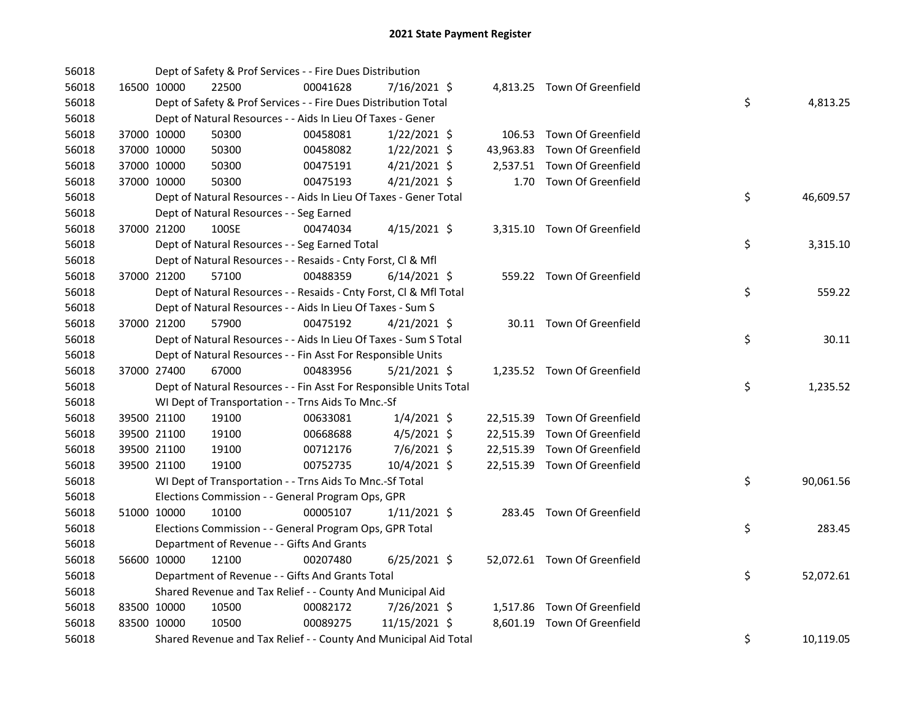# 2021 State Payment Register

| | | | | | | | | | |
|---|---|---|---|---|---|---|---|---|---|
| 56018 | | Dept of Safety & Prof Services - - Fire Dues Distribution | | | | | | | |
| 56018 | 16500 | 10000 | 22500 | 00041628 | 7/16/2021 | $ | 4,813.25 | Town Of Greenfield | |
| 56018 | | Dept of Safety & Prof Services - - Fire Dues Distribution Total | | | | | | $ | 4,813.25 |
| 56018 | | Dept of Natural Resources - - Aids In Lieu Of Taxes - Gener | | | | | | | |
| 56018 | 37000 | 10000 | 50300 | 00458081 | 1/22/2021 | $ | 106.53 | Town Of Greenfield | |
| 56018 | 37000 | 10000 | 50300 | 00458082 | 1/22/2021 | $ | 43,963.83 | Town Of Greenfield | |
| 56018 | 37000 | 10000 | 50300 | 00475191 | 4/21/2021 | $ | 2,537.51 | Town Of Greenfield | |
| 56018 | 37000 | 10000 | 50300 | 00475193 | 4/21/2021 | $ | 1.70 | Town Of Greenfield | |
| 56018 | | Dept of Natural Resources - - Aids In Lieu Of Taxes - Gener Total | | | | | | $ | 46,609.57 |
| 56018 | | Dept of Natural Resources - - Seg Earned | | | | | | | |
| 56018 | 37000 | 21200 | 100SE | 00474034 | 4/15/2021 | $ | 3,315.10 | Town Of Greenfield | |
| 56018 | | Dept of Natural Resources - - Seg Earned Total | | | | | | $ | 3,315.10 |
| 56018 | | Dept of Natural Resources - - Resaids - Cnty Forst, Cl & Mfl | | | | | | | |
| 56018 | 37000 | 21200 | 57100 | 00488359 | 6/14/2021 | $ | 559.22 | Town Of Greenfield | |
| 56018 | | Dept of Natural Resources - - Resaids - Cnty Forst, Cl & Mfl Total | | | | | | $ | 559.22 |
| 56018 | | Dept of Natural Resources - - Aids In Lieu Of Taxes - Sum S | | | | | | | |
| 56018 | 37000 | 21200 | 57900 | 00475192 | 4/21/2021 | $ | 30.11 | Town Of Greenfield | |
| 56018 | | Dept of Natural Resources - - Aids In Lieu Of Taxes - Sum S Total | | | | | | $ | 30.11 |
| 56018 | | Dept of Natural Resources - - Fin Asst For Responsible Units | | | | | | | |
| 56018 | 37000 | 27400 | 67000 | 00483956 | 5/21/2021 | $ | 1,235.52 | Town Of Greenfield | |
| 56018 | | Dept of Natural Resources - - Fin Asst For Responsible Units Total | | | | | | $ | 1,235.52 |
| 56018 | | WI Dept of Transportation - - Trns Aids To Mnc.-Sf | | | | | | | |
| 56018 | 39500 | 21100 | 19100 | 00633081 | 1/4/2021 | $ | 22,515.39 | Town Of Greenfield | |
| 56018 | 39500 | 21100 | 19100 | 00668688 | 4/5/2021 | $ | 22,515.39 | Town Of Greenfield | |
| 56018 | 39500 | 21100 | 19100 | 00712176 | 7/6/2021 | $ | 22,515.39 | Town Of Greenfield | |
| 56018 | 39500 | 21100 | 19100 | 00752735 | 10/4/2021 | $ | 22,515.39 | Town Of Greenfield | |
| 56018 | | WI Dept of Transportation - - Trns Aids To Mnc.-Sf Total | | | | | | $ | 90,061.56 |
| 56018 | | Elections Commission - - General Program Ops, GPR | | | | | | | |
| 56018 | 51000 | 10000 | 10100 | 00005107 | 1/11/2021 | $ | 283.45 | Town Of Greenfield | |
| 56018 | | Elections Commission - - General Program Ops, GPR Total | | | | | | $ | 283.45 |
| 56018 | | Department of Revenue - - Gifts And Grants | | | | | | | |
| 56018 | 56600 | 10000 | 12100 | 00207480 | 6/25/2021 | $ | 52,072.61 | Town Of Greenfield | |
| 56018 | | Department of Revenue - - Gifts And Grants Total | | | | | | $ | 52,072.61 |
| 56018 | | Shared Revenue and Tax Relief - - County And Municipal Aid | | | | | | | |
| 56018 | 83500 | 10000 | 10500 | 00082172 | 7/26/2021 | $ | 1,517.86 | Town Of Greenfield | |
| 56018 | 83500 | 10000 | 10500 | 00089275 | 11/15/2021 | $ | 8,601.19 | Town Of Greenfield | |
| 56018 | | Shared Revenue and Tax Relief - - County And Municipal Aid Total | | | | | | $ | 10,119.05 |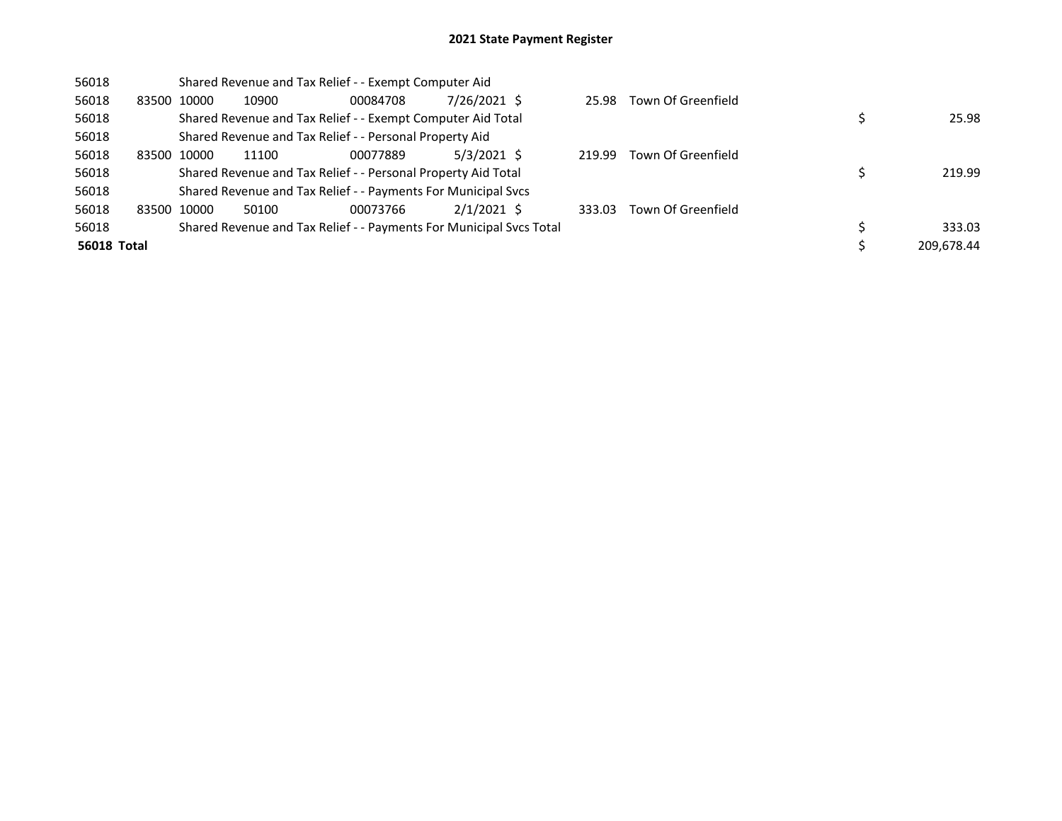# 2021 State Payment Register

| | | | | | | | | | |
|---|---|---|---|---|---|---|---|---|---|
| 56018 | | Shared Revenue and Tax Relief - - Exempt Computer Aid | | | | | | | |
| 56018 | 83500 | 10000 | 10900 | 00084708 | 7/26/2021 | $ | 25.98 | Town Of Greenfield | |
| 56018 | | Shared Revenue and Tax Relief - - Exempt Computer Aid Total | | | | | | | $ 25.98 |
| 56018 | | Shared Revenue and Tax Relief - - Personal Property Aid | | | | | | | |
| 56018 | 83500 | 10000 | 11100 | 00077889 | 5/3/2021 | $ | 219.99 | Town Of Greenfield | |
| 56018 | | Shared Revenue and Tax Relief - - Personal Property Aid Total | | | | | | | $ 219.99 |
| 56018 | | Shared Revenue and Tax Relief - - Payments For Municipal Svcs | | | | | | | |
| 56018 | 83500 | 10000 | 50100 | 00073766 | 2/1/2021 | $ | 333.03 | Town Of Greenfield | |
| 56018 | | Shared Revenue and Tax Relief - - Payments For Municipal Svcs Total | | | | | | | $ 333.03 |
| **56018 Total** | | | | | | | | | $ 209,678.44 |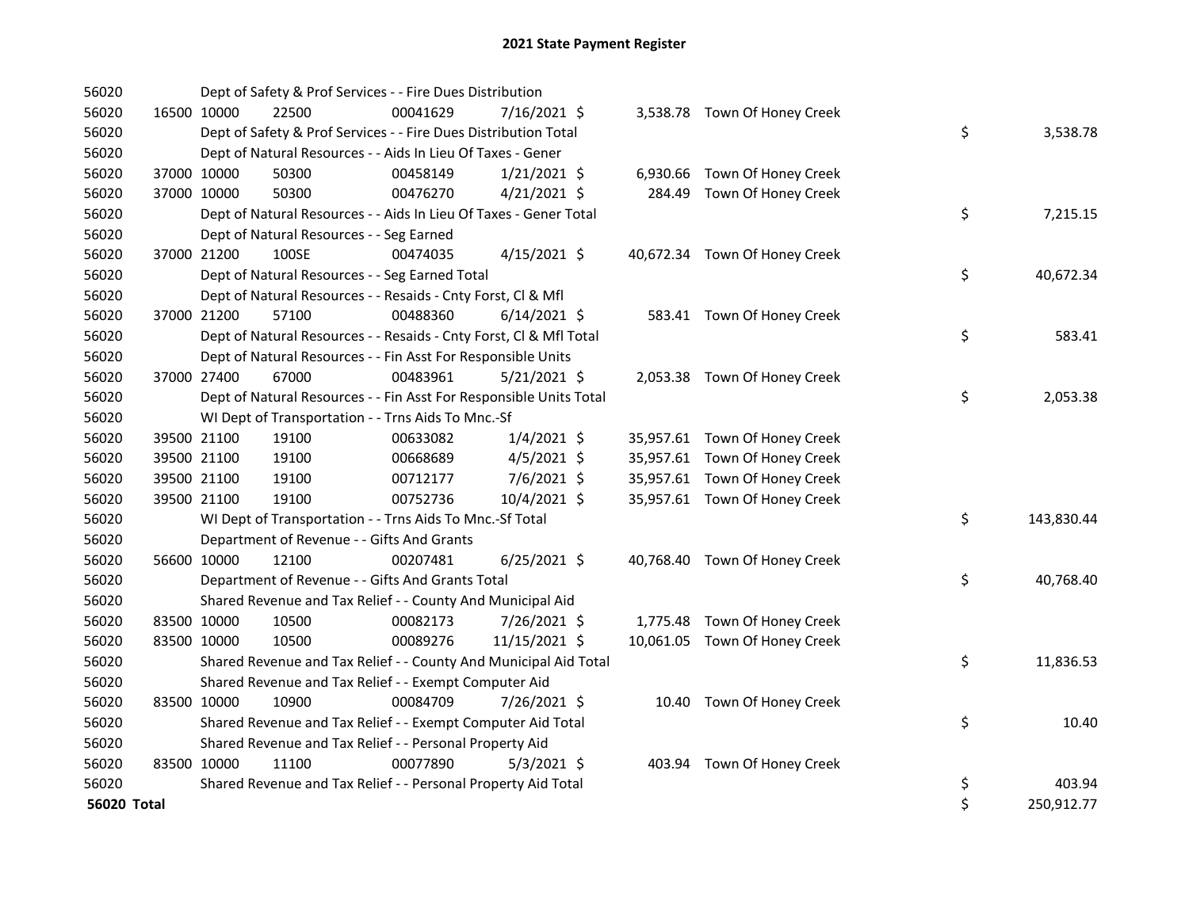# 2021 State Payment Register

| | | | | | | | | | |
|---|---|---|---|---|---|---|---|---|---|
| 56020 | | | Dept of Safety & Prof Services - - Fire Dues Distribution | | | | | | |
| 56020 | 16500 | 10000 | 22500 | 00041629 | 7/16/2021 | $ 3,538.78 | Town Of Honey Creek | | |
| 56020 | | | Dept of Safety & Prof Services - - Fire Dues Distribution Total | | | | | $ | 3,538.78 |
| 56020 | | | Dept of Natural Resources - - Aids In Lieu Of Taxes - Gener | | | | | | |
| 56020 | 37000 | 10000 | 50300 | 00458149 | 1/21/2021 | $ 6,930.66 | Town Of Honey Creek | | |
| 56020 | 37000 | 10000 | 50300 | 00476270 | 4/21/2021 | $ 284.49 | Town Of Honey Creek | | |
| 56020 | | | Dept of Natural Resources - - Aids In Lieu Of Taxes - Gener Total | | | | | $ | 7,215.15 |
| 56020 | | | Dept of Natural Resources - - Seg Earned | | | | | | |
| 56020 | 37000 | 21200 | 100SE | 00474035 | 4/15/2021 | $ 40,672.34 | Town Of Honey Creek | | |
| 56020 | | | Dept of Natural Resources - - Seg Earned Total | | | | | $ | 40,672.34 |
| 56020 | | | Dept of Natural Resources - - Resaids - Cnty Forst, Cl & Mfl | | | | | | |
| 56020 | 37000 | 21200 | 57100 | 00488360 | 6/14/2021 | $ 583.41 | Town Of Honey Creek | | |
| 56020 | | | Dept of Natural Resources - - Resaids - Cnty Forst, Cl & Mfl Total | | | | | $ | 583.41 |
| 56020 | | | Dept of Natural Resources - - Fin Asst For Responsible Units | | | | | | |
| 56020 | 37000 | 27400 | 67000 | 00483961 | 5/21/2021 | $ 2,053.38 | Town Of Honey Creek | | |
| 56020 | | | Dept of Natural Resources - - Fin Asst For Responsible Units Total | | | | | $ | 2,053.38 |
| 56020 | | | WI Dept of Transportation - - Trns Aids To Mnc.-Sf | | | | | | |
| 56020 | 39500 | 21100 | 19100 | 00633082 | 1/4/2021 | $ 35,957.61 | Town Of Honey Creek | | |
| 56020 | 39500 | 21100 | 19100 | 00668689 | 4/5/2021 | $ 35,957.61 | Town Of Honey Creek | | |
| 56020 | 39500 | 21100 | 19100 | 00712177 | 7/6/2021 | $ 35,957.61 | Town Of Honey Creek | | |
| 56020 | 39500 | 21100 | 19100 | 00752736 | 10/4/2021 | $ 35,957.61 | Town Of Honey Creek | | |
| 56020 | | | WI Dept of Transportation - - Trns Aids To Mnc.-Sf Total | | | | | $ | 143,830.44 |
| 56020 | | | Department of Revenue - - Gifts And Grants | | | | | | |
| 56020 | 56600 | 10000 | 12100 | 00207481 | 6/25/2021 | $ 40,768.40 | Town Of Honey Creek | | |
| 56020 | | | Department of Revenue - - Gifts And Grants Total | | | | | $ | 40,768.40 |
| 56020 | | | Shared Revenue and Tax Relief - - County And Municipal Aid | | | | | | |
| 56020 | 83500 | 10000 | 10500 | 00082173 | 7/26/2021 | $ 1,775.48 | Town Of Honey Creek | | |
| 56020 | 83500 | 10000 | 10500 | 00089276 | 11/15/2021 | $ 10,061.05 | Town Of Honey Creek | | |
| 56020 | | | Shared Revenue and Tax Relief - - County And Municipal Aid Total | | | | | $ | 11,836.53 |
| 56020 | | | Shared Revenue and Tax Relief - - Exempt Computer Aid | | | | | | |
| 56020 | 83500 | 10000 | 10900 | 00084709 | 7/26/2021 | $ 10.40 | Town Of Honey Creek | | |
| 56020 | | | Shared Revenue and Tax Relief - - Exempt Computer Aid Total | | | | | $ | 10.40 |
| 56020 | | | Shared Revenue and Tax Relief - - Personal Property Aid | | | | | | |
| 56020 | 83500 | 10000 | 11100 | 00077890 | 5/3/2021 | $ 403.94 | Town Of Honey Creek | | |
| 56020 | | | Shared Revenue and Tax Relief - - Personal Property Aid Total | | | | | $ | 403.94 |
| **56020 Total** | | | | | | | | $ | 250,912.77 |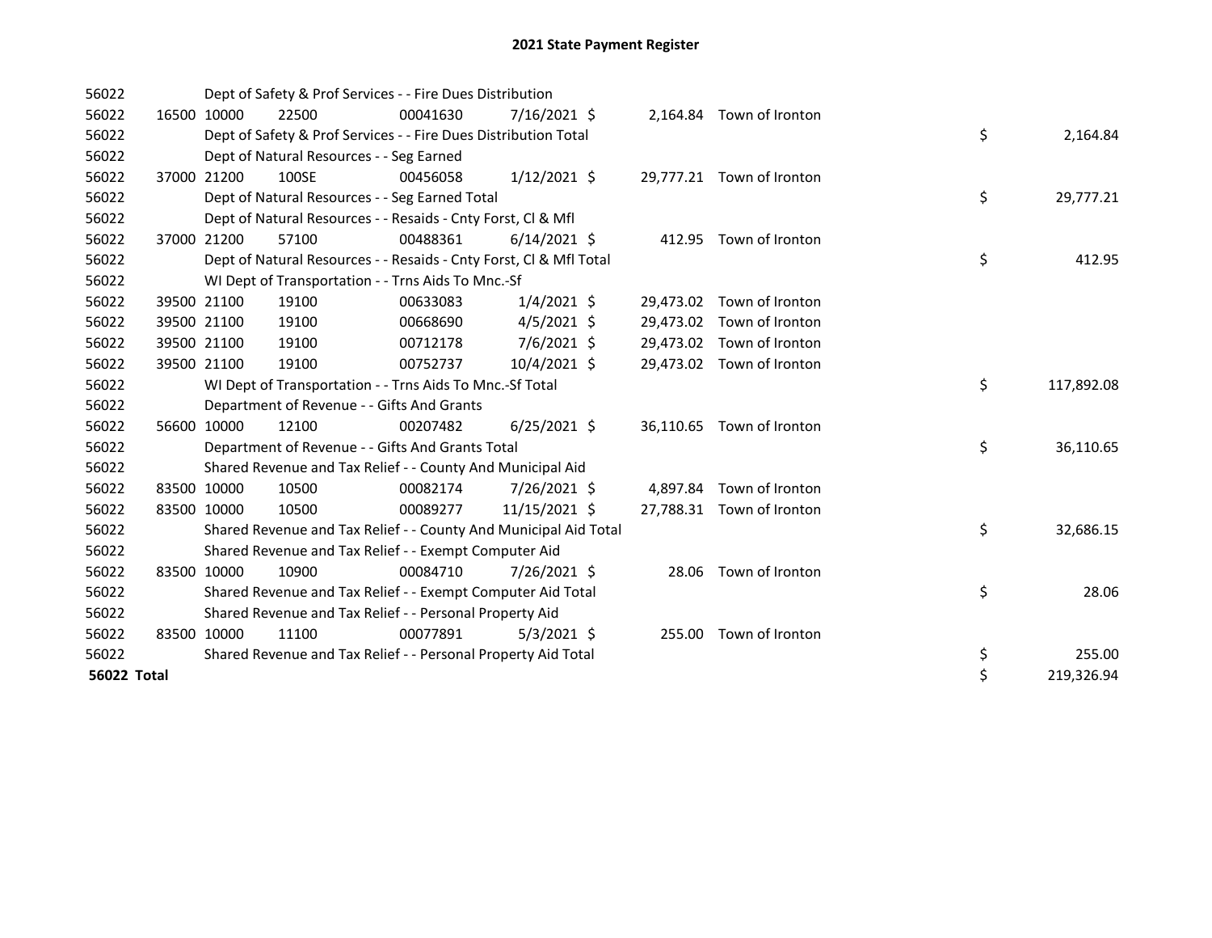# 2021 State Payment Register

| | | | | | | | | | |
|---|---|---|---|---|---|---|---|---|---|
| 56022 | | | Dept of Safety & Prof Services - - Fire Dues Distribution | | | | | | |
| 56022 | 16500 | 10000 | 22500 | 00041630 | 7/16/2021 | $ | 2,164.84 | Town of Ironton | |
| 56022 | | | Dept of Safety & Prof Services - - Fire Dues Distribution Total | | | | | | $ 2,164.84 |
| 56022 | | | Dept of Natural Resources - - Seg Earned | | | | | | |
| 56022 | 37000 | 21200 | 100SE | 00456058 | 1/12/2021 | $ | 29,777.21 | Town of Ironton | |
| 56022 | | | Dept of Natural Resources - - Seg Earned Total | | | | | | $ 29,777.21 |
| 56022 | | | Dept of Natural Resources - - Resaids - Cnty Forst, Cl & Mfl | | | | | | |
| 56022 | 37000 | 21200 | 57100 | 00488361 | 6/14/2021 | $ | 412.95 | Town of Ironton | |
| 56022 | | | Dept of Natural Resources - - Resaids - Cnty Forst, Cl & Mfl Total | | | | | | $ 412.95 |
| 56022 | | | WI Dept of Transportation - - Trns Aids To Mnc.-Sf | | | | | | |
| 56022 | 39500 | 21100 | 19100 | 00633083 | 1/4/2021 | $ | 29,473.02 | Town of Ironton | |
| 56022 | 39500 | 21100 | 19100 | 00668690 | 4/5/2021 | $ | 29,473.02 | Town of Ironton | |
| 56022 | 39500 | 21100 | 19100 | 00712178 | 7/6/2021 | $ | 29,473.02 | Town of Ironton | |
| 56022 | 39500 | 21100 | 19100 | 00752737 | 10/4/2021 | $ | 29,473.02 | Town of Ironton | |
| 56022 | | | WI Dept of Transportation - - Trns Aids To Mnc.-Sf Total | | | | | | $ 117,892.08 |
| 56022 | | | Department of Revenue - - Gifts And Grants | | | | | | |
| 56022 | 56600 | 10000 | 12100 | 00207482 | 6/25/2021 | $ | 36,110.65 | Town of Ironton | |
| 56022 | | | Department of Revenue - - Gifts And Grants Total | | | | | | $ 36,110.65 |
| 56022 | | | Shared Revenue and Tax Relief - - County And Municipal Aid | | | | | | |
| 56022 | 83500 | 10000 | 10500 | 00082174 | 7/26/2021 | $ | 4,897.84 | Town of Ironton | |
| 56022 | 83500 | 10000 | 10500 | 00089277 | 11/15/2021 | $ | 27,788.31 | Town of Ironton | |
| 56022 | | | Shared Revenue and Tax Relief - - County And Municipal Aid Total | | | | | | $ 32,686.15 |
| 56022 | | | Shared Revenue and Tax Relief - - Exempt Computer Aid | | | | | | |
| 56022 | 83500 | 10000 | 10900 | 00084710 | 7/26/2021 | $ | 28.06 | Town of Ironton | |
| 56022 | | | Shared Revenue and Tax Relief - - Exempt Computer Aid Total | | | | | | $ 28.06 |
| 56022 | | | Shared Revenue and Tax Relief - - Personal Property Aid | | | | | | |
| 56022 | 83500 | 10000 | 11100 | 00077891 | 5/3/2021 | $ | 255.00 | Town of Ironton | |
| 56022 | | | Shared Revenue and Tax Relief - - Personal Property Aid Total | | | | | | $ 255.00 |
| **56022 Total** | | | | | | | | | $ 219,326.94 |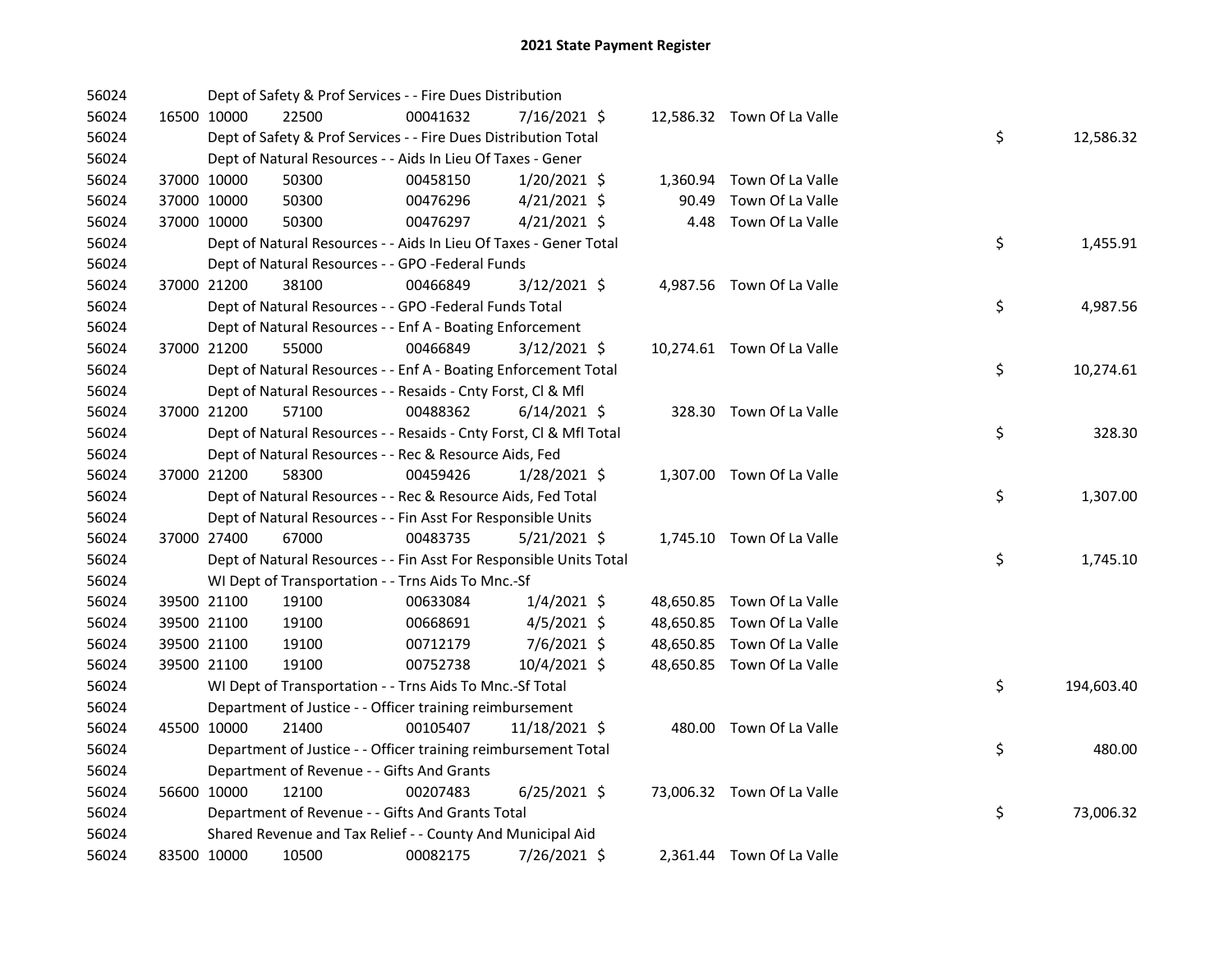# 2021 State Payment Register

| | | | | | | | | | |
|---|---|---|---|---|---|---|---|---|---|
| 56024 | | | Dept of Safety & Prof Services - - Fire Dues Distribution | | | | | | |
| 56024 | 16500 | 10000 | 22500 | 00041632 | 7/16/2021 | $ | 12,586.32 | Town Of La Valle | |
| 56024 | | | Dept of Safety & Prof Services - - Fire Dues Distribution Total | | | | | | $ 12,586.32 |
| 56024 | | | Dept of Natural Resources - - Aids In Lieu Of Taxes - Gener | | | | | | |
| 56024 | 37000 | 10000 | 50300 | 00458150 | 1/20/2021 | $ | 1,360.94 | Town Of La Valle | |
| 56024 | 37000 | 10000 | 50300 | 00476296 | 4/21/2021 | $ | 90.49 | Town Of La Valle | |
| 56024 | 37000 | 10000 | 50300 | 00476297 | 4/21/2021 | $ | 4.48 | Town Of La Valle | |
| 56024 | | | Dept of Natural Resources - - Aids In Lieu Of Taxes - Gener Total | | | | | | $ 1,455.91 |
| 56024 | | | Dept of Natural Resources - - GPO -Federal Funds | | | | | | |
| 56024 | 37000 | 21200 | 38100 | 00466849 | 3/12/2021 | $ | 4,987.56 | Town Of La Valle | |
| 56024 | | | Dept of Natural Resources - - GPO -Federal Funds Total | | | | | | $ 4,987.56 |
| 56024 | | | Dept of Natural Resources - - Enf A - Boating Enforcement | | | | | | |
| 56024 | 37000 | 21200 | 55000 | 00466849 | 3/12/2021 | $ | 10,274.61 | Town Of La Valle | |
| 56024 | | | Dept of Natural Resources - - Enf A - Boating Enforcement Total | | | | | | $ 10,274.61 |
| 56024 | | | Dept of Natural Resources - - Resaids - Cnty Forst, Cl & Mfl | | | | | | |
| 56024 | 37000 | 21200 | 57100 | 00488362 | 6/14/2021 | $ | 328.30 | Town Of La Valle | |
| 56024 | | | Dept of Natural Resources - - Resaids - Cnty Forst, Cl & Mfl Total | | | | | | $ 328.30 |
| 56024 | | | Dept of Natural Resources - - Rec & Resource Aids, Fed | | | | | | |
| 56024 | 37000 | 21200 | 58300 | 00459426 | 1/28/2021 | $ | 1,307.00 | Town Of La Valle | |
| 56024 | | | Dept of Natural Resources - - Rec & Resource Aids, Fed Total | | | | | | $ 1,307.00 |
| 56024 | | | Dept of Natural Resources - - Fin Asst For Responsible Units | | | | | | |
| 56024 | 37000 | 27400 | 67000 | 00483735 | 5/21/2021 | $ | 1,745.10 | Town Of La Valle | |
| 56024 | | | Dept of Natural Resources - - Fin Asst For Responsible Units Total | | | | | | $ 1,745.10 |
| 56024 | | | WI Dept of Transportation - - Trns Aids To Mnc.-Sf | | | | | | |
| 56024 | 39500 | 21100 | 19100 | 00633084 | 1/4/2021 | $ | 48,650.85 | Town Of La Valle | |
| 56024 | 39500 | 21100 | 19100 | 00668691 | 4/5/2021 | $ | 48,650.85 | Town Of La Valle | |
| 56024 | 39500 | 21100 | 19100 | 00712179 | 7/6/2021 | $ | 48,650.85 | Town Of La Valle | |
| 56024 | 39500 | 21100 | 19100 | 00752738 | 10/4/2021 | $ | 48,650.85 | Town Of La Valle | |
| 56024 | | | WI Dept of Transportation - - Trns Aids To Mnc.-Sf Total | | | | | | $ 194,603.40 |
| 56024 | | | Department of Justice - - Officer training reimbursement | | | | | | |
| 56024 | 45500 | 10000 | 21400 | 00105407 | 11/18/2021 | $ | 480.00 | Town Of La Valle | |
| 56024 | | | Department of Justice - - Officer training reimbursement Total | | | | | | $ 480.00 |
| 56024 | | | Department of Revenue - - Gifts And Grants | | | | | | |
| 56024 | 56600 | 10000 | 12100 | 00207483 | 6/25/2021 | $ | 73,006.32 | Town Of La Valle | |
| 56024 | | | Department of Revenue - - Gifts And Grants Total | | | | | | $ 73,006.32 |
| 56024 | | | Shared Revenue and Tax Relief - - County And Municipal Aid | | | | | | |
| 56024 | 83500 | 10000 | 10500 | 00082175 | 7/26/2021 | $ | 2,361.44 | Town Of La Valle | |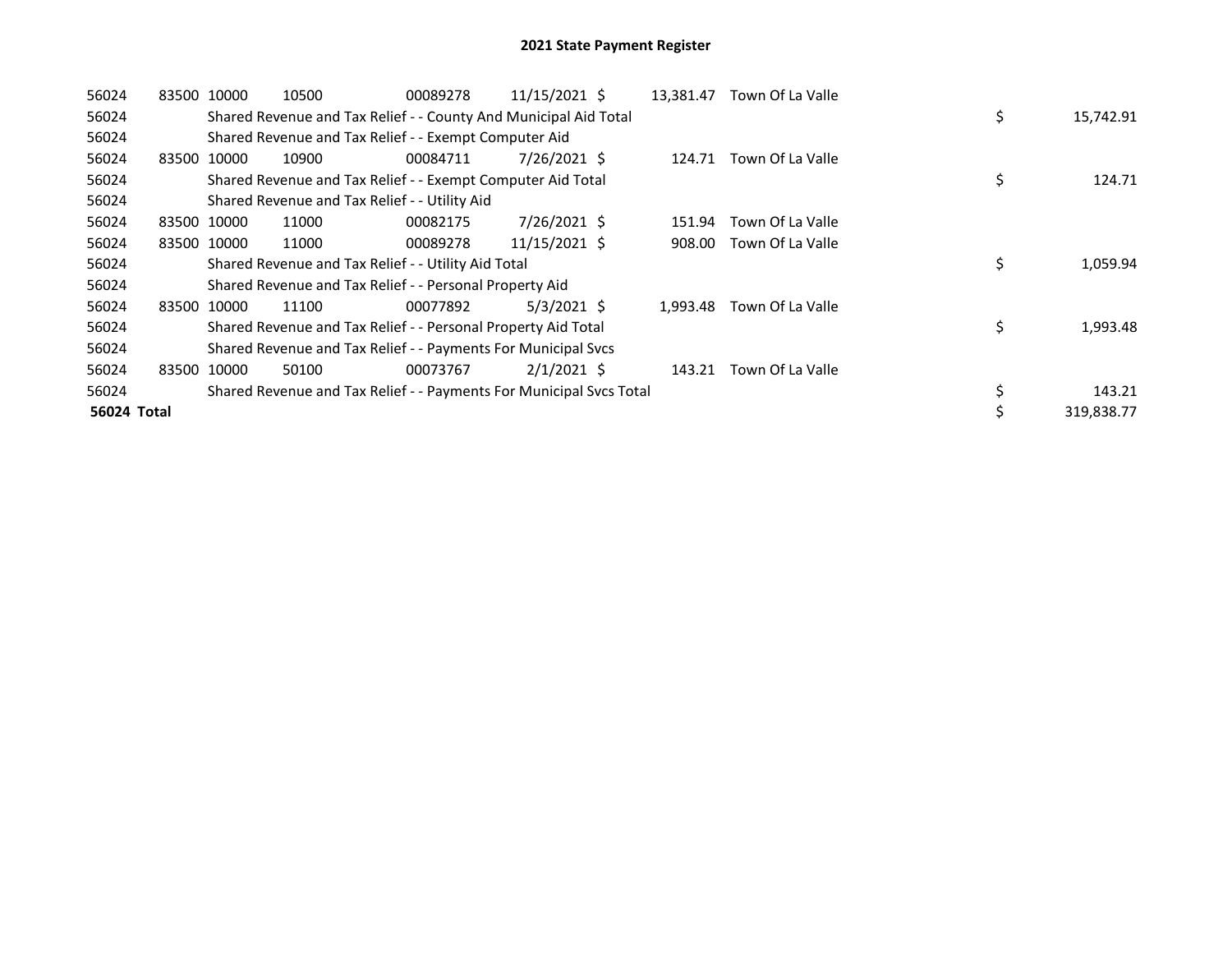# 2021 State Payment Register

| | | | | | | | | | |
|---|---|---|---|---|---|---|---|---|---|
| 56024 | 83500 | 10000 | 10500 | 00089278 | 11/15/2021 | $ | 13,381.47 | Town Of La Valle | |
| 56024 | | Shared Revenue and Tax Relief - - County And Municipal Aid Total | | | | | | | $ 15,742.91 |
| 56024 | | Shared Revenue and Tax Relief - - Exempt Computer Aid | | | | | | | |
| 56024 | 83500 | 10000 | 10900 | 00084711 | 7/26/2021 | $ | 124.71 | Town Of La Valle | |
| 56024 | | Shared Revenue and Tax Relief - - Exempt Computer Aid Total | | | | | | | $ 124.71 |
| 56024 | | Shared Revenue and Tax Relief - - Utility Aid | | | | | | | |
| 56024 | 83500 | 10000 | 11000 | 00082175 | 7/26/2021 | $ | 151.94 | Town Of La Valle | |
| 56024 | 83500 | 10000 | 11000 | 00089278 | 11/15/2021 | $ | 908.00 | Town Of La Valle | |
| 56024 | | Shared Revenue and Tax Relief - - Utility Aid Total | | | | | | | $ 1,059.94 |
| 56024 | | Shared Revenue and Tax Relief - - Personal Property Aid | | | | | | | |
| 56024 | 83500 | 10000 | 11100 | 00077892 | 5/3/2021 | $ | 1,993.48 | Town Of La Valle | |
| 56024 | | Shared Revenue and Tax Relief - - Personal Property Aid Total | | | | | | | $ 1,993.48 |
| 56024 | | Shared Revenue and Tax Relief - - Payments For Municipal Svcs | | | | | | | |
| 56024 | 83500 | 10000 | 50100 | 00073767 | 2/1/2021 | $ | 143.21 | Town Of La Valle | |
| 56024 | | Shared Revenue and Tax Relief - - Payments For Municipal Svcs Total | | | | | | | $ 143.21 |
| **56024 Total** | | | | | | | | | $ 319,838.77 |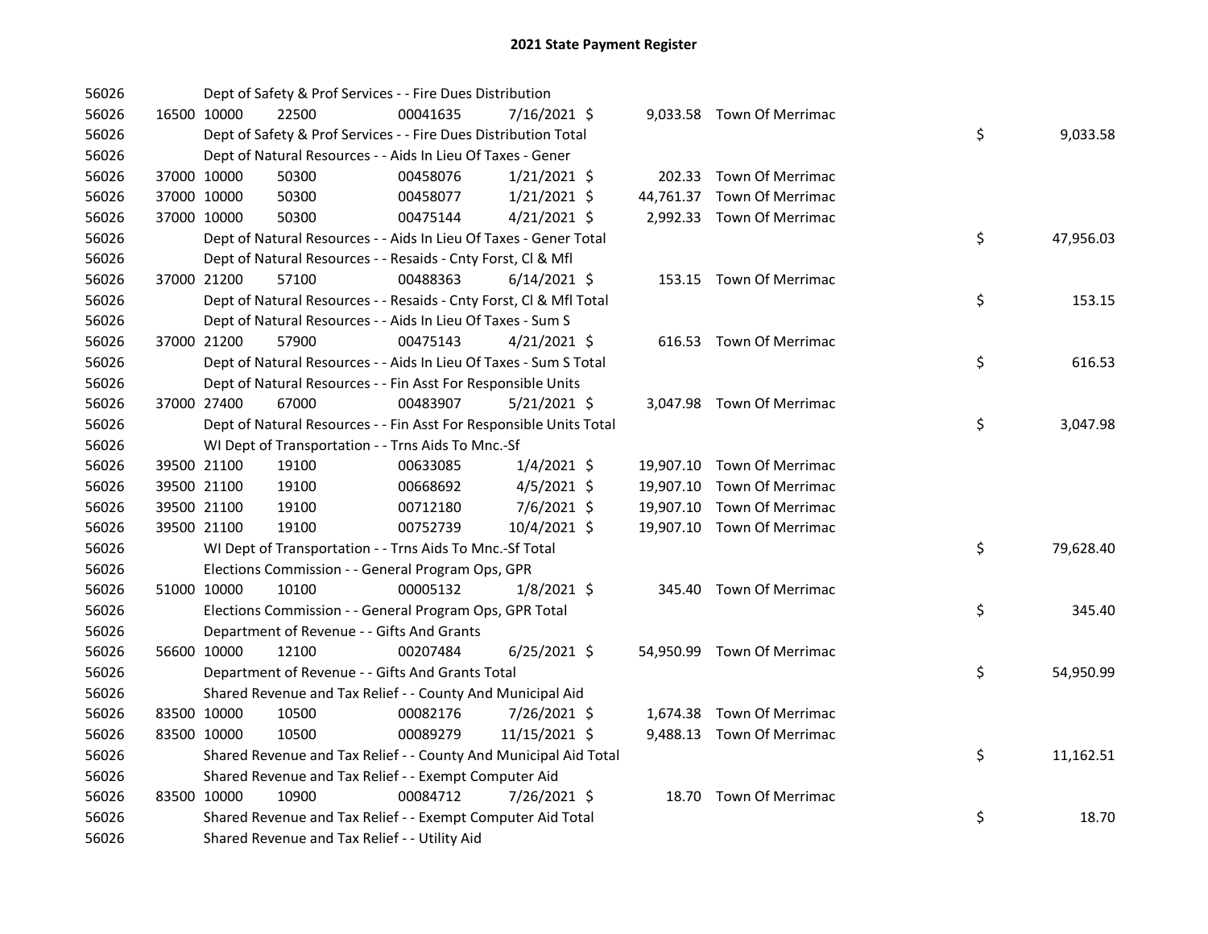# 2021 State Payment Register

| | | | | | | | | | |
|---|---|---|---|---|---|---|---|---|---|
| 56026 | | Dept of Safety & Prof Services - - Fire Dues Distribution | | | | | | | |
| 56026 | 16500 | 10000 | 22500 | 00041635 | 7/16/2021 | $ 9,033.58 | Town Of Merrimac | | |
| 56026 | | Dept of Safety & Prof Services - - Fire Dues Distribution Total | | | | | | $ | 9,033.58 |
| 56026 | | Dept of Natural Resources - - Aids In Lieu Of Taxes - Gener | | | | | | | |
| 56026 | 37000 | 10000 | 50300 | 00458076 | 1/21/2021 | $ 202.33 | Town Of Merrimac | | |
| 56026 | 37000 | 10000 | 50300 | 00458077 | 1/21/2021 | $ 44,761.37 | Town Of Merrimac | | |
| 56026 | 37000 | 10000 | 50300 | 00475144 | 4/21/2021 | $ 2,992.33 | Town Of Merrimac | | |
| 56026 | | Dept of Natural Resources - - Aids In Lieu Of Taxes - Gener Total | | | | | | $ | 47,956.03 |
| 56026 | | Dept of Natural Resources - - Resaids - Cnty Forst, Cl & Mfl | | | | | | | |
| 56026 | 37000 | 21200 | 57100 | 00488363 | 6/14/2021 | $ 153.15 | Town Of Merrimac | | |
| 56026 | | Dept of Natural Resources - - Resaids - Cnty Forst, Cl & Mfl Total | | | | | | $ | 153.15 |
| 56026 | | Dept of Natural Resources - - Aids In Lieu Of Taxes - Sum S | | | | | | | |
| 56026 | 37000 | 21200 | 57900 | 00475143 | 4/21/2021 | $ 616.53 | Town Of Merrimac | | |
| 56026 | | Dept of Natural Resources - - Aids In Lieu Of Taxes - Sum S Total | | | | | | $ | 616.53 |
| 56026 | | Dept of Natural Resources - - Fin Asst For Responsible Units | | | | | | | |
| 56026 | 37000 | 27400 | 67000 | 00483907 | 5/21/2021 | $ 3,047.98 | Town Of Merrimac | | |
| 56026 | | Dept of Natural Resources - - Fin Asst For Responsible Units Total | | | | | | $ | 3,047.98 |
| 56026 | | WI Dept of Transportation - - Trns Aids To Mnc.-Sf | | | | | | | |
| 56026 | 39500 | 21100 | 19100 | 00633085 | 1/4/2021 | $ 19,907.10 | Town Of Merrimac | | |
| 56026 | 39500 | 21100 | 19100 | 00668692 | 4/5/2021 | $ 19,907.10 | Town Of Merrimac | | |
| 56026 | 39500 | 21100 | 19100 | 00712180 | 7/6/2021 | $ 19,907.10 | Town Of Merrimac | | |
| 56026 | 39500 | 21100 | 19100 | 00752739 | 10/4/2021 | $ 19,907.10 | Town Of Merrimac | | |
| 56026 | | WI Dept of Transportation - - Trns Aids To Mnc.-Sf Total | | | | | | $ | 79,628.40 |
| 56026 | | Elections Commission - - General Program Ops, GPR | | | | | | | |
| 56026 | 51000 | 10000 | 10100 | 00005132 | 1/8/2021 | $ 345.40 | Town Of Merrimac | | |
| 56026 | | Elections Commission - - General Program Ops, GPR Total | | | | | | $ | 345.40 |
| 56026 | | Department of Revenue - - Gifts And Grants | | | | | | | |
| 56026 | 56600 | 10000 | 12100 | 00207484 | 6/25/2021 | $ 54,950.99 | Town Of Merrimac | | |
| 56026 | | Department of Revenue - - Gifts And Grants Total | | | | | | $ | 54,950.99 |
| 56026 | | Shared Revenue and Tax Relief - - County And Municipal Aid | | | | | | | |
| 56026 | 83500 | 10000 | 10500 | 00082176 | 7/26/2021 | $ 1,674.38 | Town Of Merrimac | | |
| 56026 | 83500 | 10000 | 10500 | 00089279 | 11/15/2021 | $ 9,488.13 | Town Of Merrimac | | |
| 56026 | | Shared Revenue and Tax Relief - - County And Municipal Aid Total | | | | | | $ | 11,162.51 |
| 56026 | | Shared Revenue and Tax Relief - - Exempt Computer Aid | | | | | | | |
| 56026 | 83500 | 10000 | 10900 | 00084712 | 7/26/2021 | $ 18.70 | Town Of Merrimac | | |
| 56026 | | Shared Revenue and Tax Relief - - Exempt Computer Aid Total | | | | | | $ | 18.70 |
| 56026 | | Shared Revenue and Tax Relief - - Utility Aid | | | | | | | |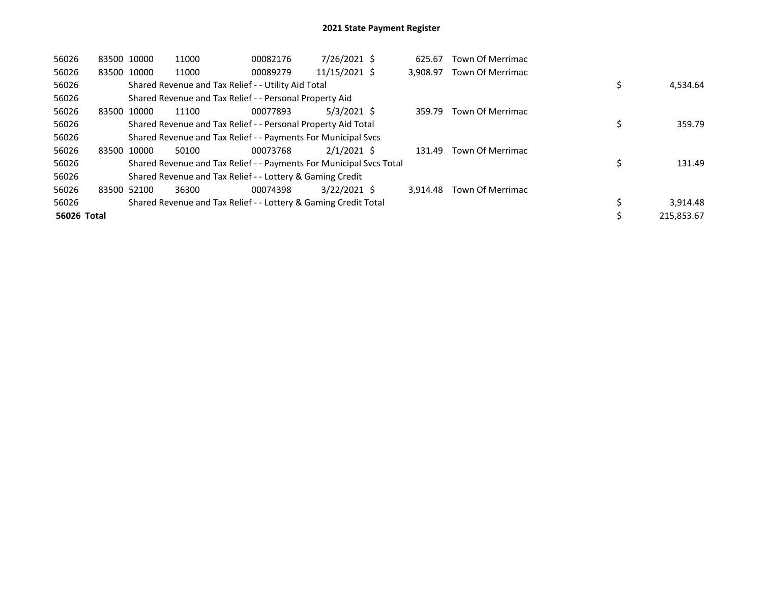## 2021 State Payment Register

| | | | | | | | | | |
|---|---|---|---|---|---|---|---|---|---|
| 56026 | 83500 | 10000 | 11000 | 00082176 | 7/26/2021 | $ 625.67 | Town Of Merrimac | | |
| 56026 | 83500 | 10000 | 11000 | 00089279 | 11/15/2021 | $ 3,908.97 | Town Of Merrimac | | |
| 56026 | | Shared Revenue and Tax Relief - - Utility Aid Total | | | | | | $ | 4,534.64 |
| 56026 | | Shared Revenue and Tax Relief - - Personal Property Aid | | | | | | | |
| 56026 | 83500 | 10000 | 11100 | 00077893 | 5/3/2021 | $ 359.79 | Town Of Merrimac | | |
| 56026 | | Shared Revenue and Tax Relief - - Personal Property Aid Total | | | | | | $ | 359.79 |
| 56026 | | Shared Revenue and Tax Relief - - Payments For Municipal Svcs | | | | | | | |
| 56026 | 83500 | 10000 | 50100 | 00073768 | 2/1/2021 | $ 131.49 | Town Of Merrimac | | |
| 56026 | | Shared Revenue and Tax Relief - - Payments For Municipal Svcs Total | | | | | | $ | 131.49 |
| 56026 | | Shared Revenue and Tax Relief - - Lottery & Gaming Credit | | | | | | | |
| 56026 | 83500 | 52100 | 36300 | 00074398 | 3/22/2021 | $ 3,914.48 | Town Of Merrimac | | |
| 56026 | | Shared Revenue and Tax Relief - - Lottery & Gaming Credit Total | | | | | | $ | 3,914.48 |
| **56026 Total** | | | | | | | | $ | 215,853.67 |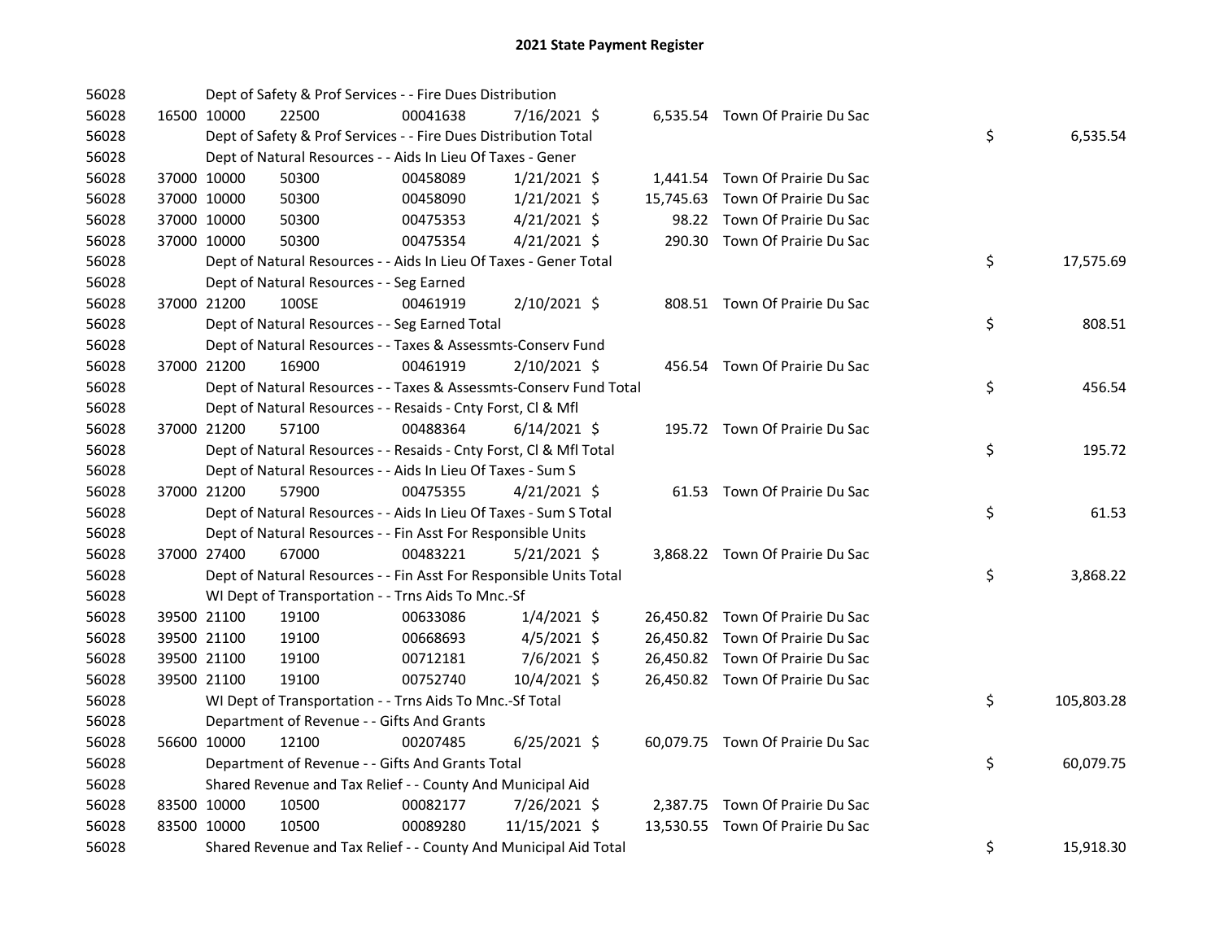## 2021 State Payment Register

| | | | | | | | | |
|---|---|---|---|---|---|---|---|---|
| 56028 | | Dept of Safety & Prof Services - - Fire Dues Distribution | | | | | | |
| 56028 | 16500 10000 | 22500 | 00041638 | 7/16/2021 $ | 6,535.54 | Town Of Prairie Du Sac | | |
| 56028 | | Dept of Safety & Prof Services - - Fire Dues Distribution Total | | | | | $ | 6,535.54 |
| 56028 | | Dept of Natural Resources - - Aids In Lieu Of Taxes - Gener | | | | | | |
| 56028 | 37000 10000 | 50300 | 00458089 | 1/21/2021 $ | 1,441.54 | Town Of Prairie Du Sac | | |
| 56028 | 37000 10000 | 50300 | 00458090 | 1/21/2021 $ | 15,745.63 | Town Of Prairie Du Sac | | |
| 56028 | 37000 10000 | 50300 | 00475353 | 4/21/2021 $ | 98.22 | Town Of Prairie Du Sac | | |
| 56028 | 37000 10000 | 50300 | 00475354 | 4/21/2021 $ | 290.30 | Town Of Prairie Du Sac | | |
| 56028 | | Dept of Natural Resources - - Aids In Lieu Of Taxes - Gener Total | | | | | $ | 17,575.69 |
| 56028 | | Dept of Natural Resources - - Seg Earned | | | | | | |
| 56028 | 37000 21200 | 100SE | 00461919 | 2/10/2021 $ | 808.51 | Town Of Prairie Du Sac | | |
| 56028 | | Dept of Natural Resources - - Seg Earned Total | | | | | $ | 808.51 |
| 56028 | | Dept of Natural Resources - - Taxes & Assessmts-Conserv Fund | | | | | | |
| 56028 | 37000 21200 | 16900 | 00461919 | 2/10/2021 $ | 456.54 | Town Of Prairie Du Sac | | |
| 56028 | | Dept of Natural Resources - - Taxes & Assessmts-Conserv Fund Total | | | | | $ | 456.54 |
| 56028 | | Dept of Natural Resources - - Resaids - Cnty Forst, Cl & Mfl | | | | | | |
| 56028 | 37000 21200 | 57100 | 00488364 | 6/14/2021 $ | 195.72 | Town Of Prairie Du Sac | | |
| 56028 | | Dept of Natural Resources - - Resaids - Cnty Forst, Cl & Mfl Total | | | | | $ | 195.72 |
| 56028 | | Dept of Natural Resources - - Aids In Lieu Of Taxes - Sum S | | | | | | |
| 56028 | 37000 21200 | 57900 | 00475355 | 4/21/2021 $ | 61.53 | Town Of Prairie Du Sac | | |
| 56028 | | Dept of Natural Resources - - Aids In Lieu Of Taxes - Sum S Total | | | | | $ | 61.53 |
| 56028 | | Dept of Natural Resources - - Fin Asst For Responsible Units | | | | | | |
| 56028 | 37000 27400 | 67000 | 00483221 | 5/21/2021 $ | 3,868.22 | Town Of Prairie Du Sac | | |
| 56028 | | Dept of Natural Resources - - Fin Asst For Responsible Units Total | | | | | $ | 3,868.22 |
| 56028 | | WI Dept of Transportation - - Trns Aids To Mnc.-Sf | | | | | | |
| 56028 | 39500 21100 | 19100 | 00633086 | 1/4/2021 $ | 26,450.82 | Town Of Prairie Du Sac | | |
| 56028 | 39500 21100 | 19100 | 00668693 | 4/5/2021 $ | 26,450.82 | Town Of Prairie Du Sac | | |
| 56028 | 39500 21100 | 19100 | 00712181 | 7/6/2021 $ | 26,450.82 | Town Of Prairie Du Sac | | |
| 56028 | 39500 21100 | 19100 | 00752740 | 10/4/2021 $ | 26,450.82 | Town Of Prairie Du Sac | | |
| 56028 | | WI Dept of Transportation - - Trns Aids To Mnc.-Sf Total | | | | | $ | 105,803.28 |
| 56028 | | Department of Revenue - - Gifts And Grants | | | | | | |
| 56028 | 56600 10000 | 12100 | 00207485 | 6/25/2021 $ | 60,079.75 | Town Of Prairie Du Sac | | |
| 56028 | | Department of Revenue - - Gifts And Grants Total | | | | | $ | 60,079.75 |
| 56028 | | Shared Revenue and Tax Relief - - County And Municipal Aid | | | | | | |
| 56028 | 83500 10000 | 10500 | 00082177 | 7/26/2021 $ | 2,387.75 | Town Of Prairie Du Sac | | |
| 56028 | 83500 10000 | 10500 | 00089280 | 11/15/2021 $ | 13,530.55 | Town Of Prairie Du Sac | | |
| 56028 | | Shared Revenue and Tax Relief - - County And Municipal Aid Total | | | | | $ | 15,918.30 |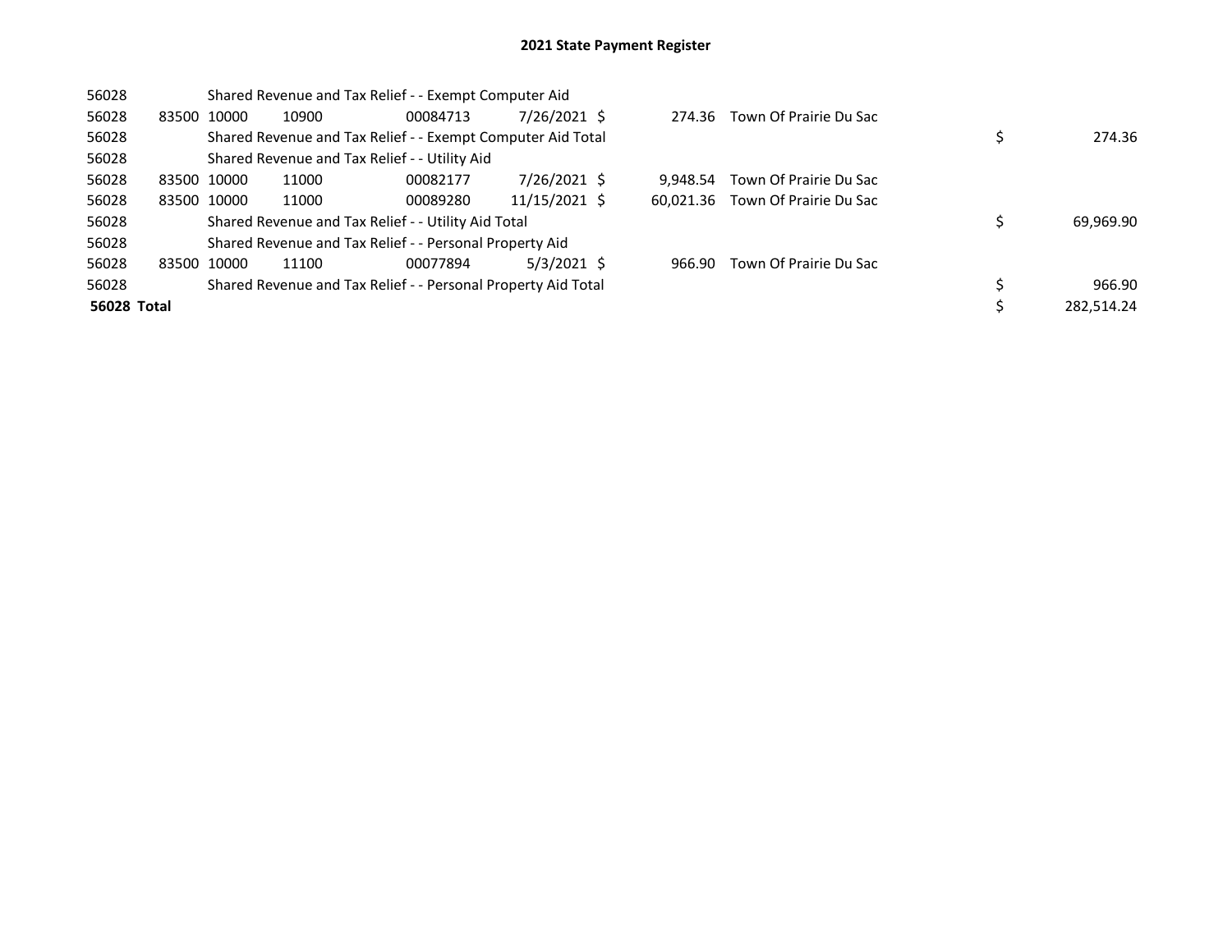# 2021 State Payment Register

| | | | | | | | | | |
|---|---|---|---|---|---|---|---|---|---|
| 56028 | | | Shared Revenue and Tax Relief - - Exempt Computer Aid | | | | | | |
| 56028 | 83500 | 10000 | 10900 | 00084713 | 7/26/2021 | $ 274.36 | Town Of Prairie Du Sac | | |
| 56028 | | | Shared Revenue and Tax Relief - - Exempt Computer Aid Total | | | | | $ | 274.36 |
| 56028 | | | Shared Revenue and Tax Relief - - Utility Aid | | | | | | |
| 56028 | 83500 | 10000 | 11000 | 00082177 | 7/26/2021 | $ 9,948.54 | Town Of Prairie Du Sac | | |
| 56028 | 83500 | 10000 | 11000 | 00089280 | 11/15/2021 | $ 60,021.36 | Town Of Prairie Du Sac | | |
| 56028 | | | Shared Revenue and Tax Relief - - Utility Aid Total | | | | | $ | 69,969.90 |
| 56028 | | | Shared Revenue and Tax Relief - - Personal Property Aid | | | | | | |
| 56028 | 83500 | 10000 | 11100 | 00077894 | 5/3/2021 | $ 966.90 | Town Of Prairie Du Sac | | |
| 56028 | | | Shared Revenue and Tax Relief - - Personal Property Aid Total | | | | | $ | 966.90 |
| **56028 Total** | | | | | | | | $ | 282,514.24 |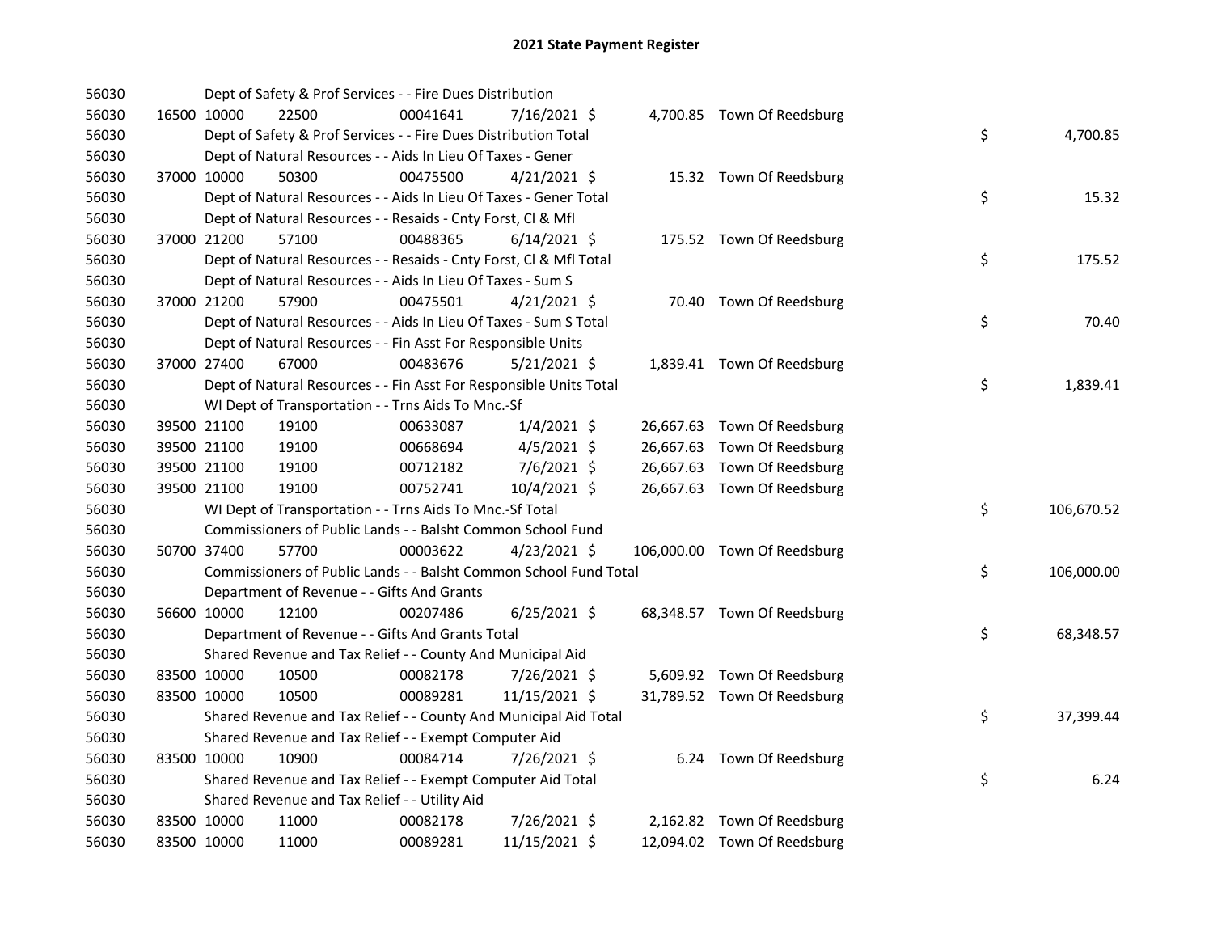## 2021 State Payment Register

| | | | | | | | | | |
|---|---|---|---|---|---|---|---|---|---|
| 56030 | | | Dept of Safety & Prof Services - - Fire Dues Distribution | | | | | | |
| 56030 | 16500 | 10000 | 22500 | 00041641 | 7/16/2021 | $ | 4,700.85 | Town Of Reedsburg | |
| 56030 | | | Dept of Safety & Prof Services - - Fire Dues Distribution Total | | | | | | $ 4,700.85 |
| 56030 | | | Dept of Natural Resources - - Aids In Lieu Of Taxes - Gener | | | | | | |
| 56030 | 37000 | 10000 | 50300 | 00475500 | 4/21/2021 | $ | 15.32 | Town Of Reedsburg | |
| 56030 | | | Dept of Natural Resources - - Aids In Lieu Of Taxes - Gener Total | | | | | | $ 15.32 |
| 56030 | | | Dept of Natural Resources - - Resaids - Cnty Forst, Cl & Mfl | | | | | | |
| 56030 | 37000 | 21200 | 57100 | 00488365 | 6/14/2021 | $ | 175.52 | Town Of Reedsburg | |
| 56030 | | | Dept of Natural Resources - - Resaids - Cnty Forst, Cl & Mfl Total | | | | | | $ 175.52 |
| 56030 | | | Dept of Natural Resources - - Aids In Lieu Of Taxes - Sum S | | | | | | |
| 56030 | 37000 | 21200 | 57900 | 00475501 | 4/21/2021 | $ | 70.40 | Town Of Reedsburg | |
| 56030 | | | Dept of Natural Resources - - Aids In Lieu Of Taxes - Sum S Total | | | | | | $ 70.40 |
| 56030 | | | Dept of Natural Resources - - Fin Asst For Responsible Units | | | | | | |
| 56030 | 37000 | 27400 | 67000 | 00483676 | 5/21/2021 | $ | 1,839.41 | Town Of Reedsburg | |
| 56030 | | | Dept of Natural Resources - - Fin Asst For Responsible Units Total | | | | | | $ 1,839.41 |
| 56030 | | | WI Dept of Transportation - - Trns Aids To Mnc.-Sf | | | | | | |
| 56030 | 39500 | 21100 | 19100 | 00633087 | 1/4/2021 | $ | 26,667.63 | Town Of Reedsburg | |
| 56030 | 39500 | 21100 | 19100 | 00668694 | 4/5/2021 | $ | 26,667.63 | Town Of Reedsburg | |
| 56030 | 39500 | 21100 | 19100 | 00712182 | 7/6/2021 | $ | 26,667.63 | Town Of Reedsburg | |
| 56030 | 39500 | 21100 | 19100 | 00752741 | 10/4/2021 | $ | 26,667.63 | Town Of Reedsburg | |
| 56030 | | | WI Dept of Transportation - - Trns Aids To Mnc.-Sf Total | | | | | | $ 106,670.52 |
| 56030 | | | Commissioners of Public Lands - - Balsht Common School Fund | | | | | | |
| 56030 | 50700 | 37400 | 57700 | 00003622 | 4/23/2021 | $ | 106,000.00 | Town Of Reedsburg | |
| 56030 | | | Commissioners of Public Lands - - Balsht Common School Fund Total | | | | | | $ 106,000.00 |
| 56030 | | | Department of Revenue - - Gifts And Grants | | | | | | |
| 56030 | 56600 | 10000 | 12100 | 00207486 | 6/25/2021 | $ | 68,348.57 | Town Of Reedsburg | |
| 56030 | | | Department of Revenue - - Gifts And Grants Total | | | | | | $ 68,348.57 |
| 56030 | | | Shared Revenue and Tax Relief - - County And Municipal Aid | | | | | | |
| 56030 | 83500 | 10000 | 10500 | 00082178 | 7/26/2021 | $ | 5,609.92 | Town Of Reedsburg | |
| 56030 | 83500 | 10000 | 10500 | 00089281 | 11/15/2021 | $ | 31,789.52 | Town Of Reedsburg | |
| 56030 | | | Shared Revenue and Tax Relief - - County And Municipal Aid Total | | | | | | $ 37,399.44 |
| 56030 | | | Shared Revenue and Tax Relief - - Exempt Computer Aid | | | | | | |
| 56030 | 83500 | 10000 | 10900 | 00084714 | 7/26/2021 | $ | 6.24 | Town Of Reedsburg | |
| 56030 | | | Shared Revenue and Tax Relief - - Exempt Computer Aid Total | | | | | | $ 6.24 |
| 56030 | | | Shared Revenue and Tax Relief - - Utility Aid | | | | | | |
| 56030 | 83500 | 10000 | 11000 | 00082178 | 7/26/2021 | $ | 2,162.82 | Town Of Reedsburg | |
| 56030 | 83500 | 10000 | 11000 | 00089281 | 11/15/2021 | $ | 12,094.02 | Town Of Reedsburg | |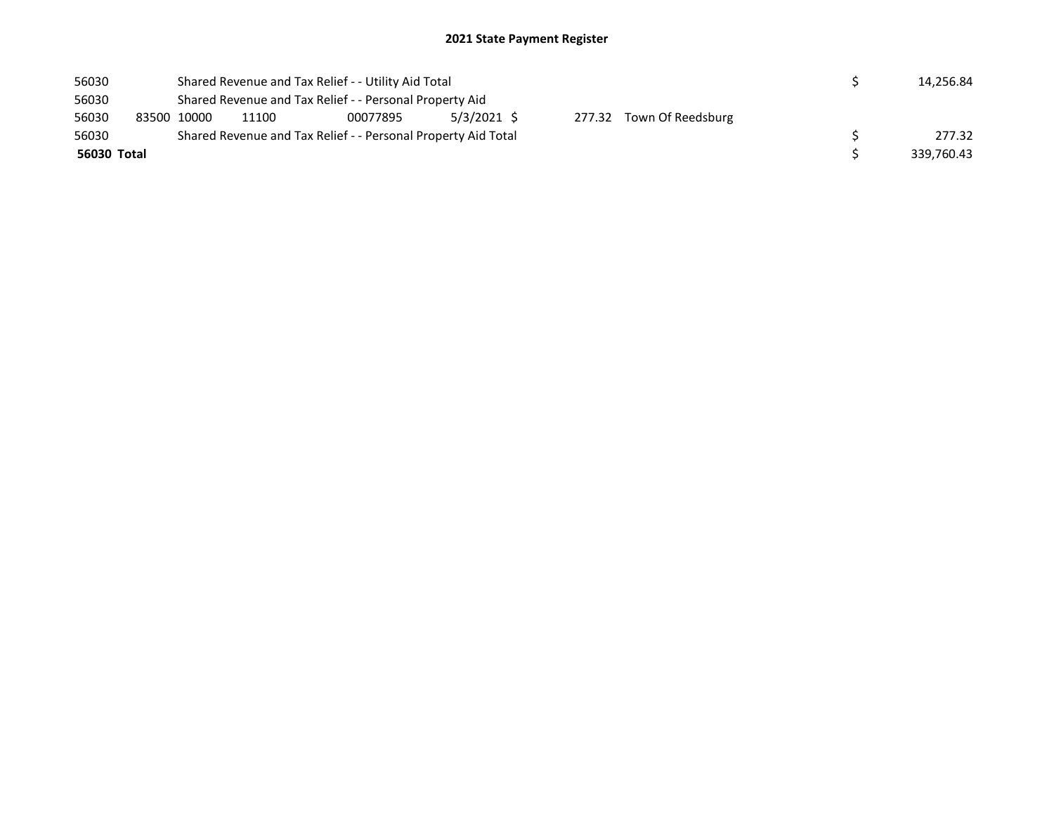# 2021 State Payment Register

| | | | | | | | | | |
|---|---|---|---|---|---|---|---|---|---|
| 56030 | | Shared Revenue and Tax Relief - - Utility Aid Total | | | | | | $ | 14,256.84 |
| 56030 | | Shared Revenue and Tax Relief - - Personal Property Aid | | | | | | | |
| 56030 | 83500 | 10000 | 11100 | 00077895 | 5/3/2021 | $ 277.32 | Town Of Reedsburg | | |
| 56030 | | Shared Revenue and Tax Relief - - Personal Property Aid Total | | | | | | $ | 277.32 |
| **56030 Total** | | | | | | | | $ | 339,760.43 |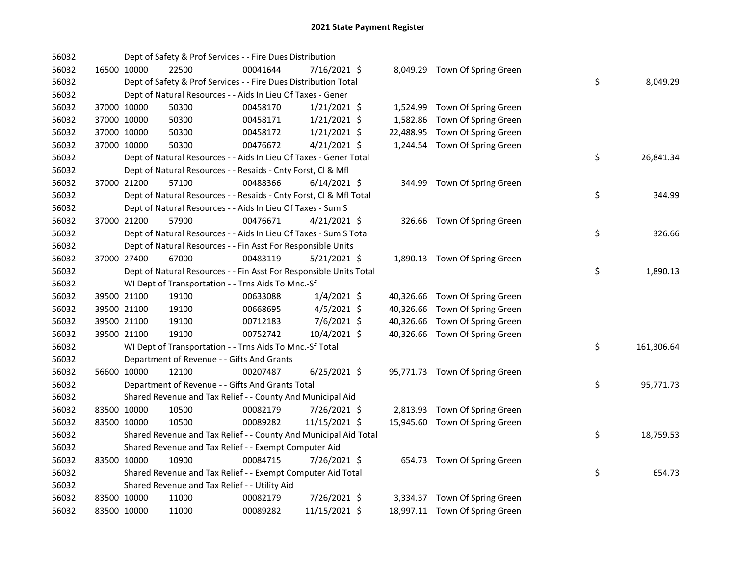# 2021 State Payment Register

| | | | | | | | | | | |
|---|---|---|---|---|---|---|---|---|---|---|
| 56032 | | | Dept of Safety & Prof Services - - Fire Dues Distribution | | | | | | | |
| 56032 | 16500 | 10000 | 22500 | 00041644 | 7/16/2021 | $ | 8,049.29 | Town Of Spring Green | | |
| 56032 | | | Dept of Safety & Prof Services - - Fire Dues Distribution Total | | | | | | $ | 8,049.29 |
| 56032 | | | Dept of Natural Resources - - Aids In Lieu Of Taxes - Gener | | | | | | | |
| 56032 | 37000 | 10000 | 50300 | 00458170 | 1/21/2021 | $ | 1,524.99 | Town Of Spring Green | | |
| 56032 | 37000 | 10000 | 50300 | 00458171 | 1/21/2021 | $ | 1,582.86 | Town Of Spring Green | | |
| 56032 | 37000 | 10000 | 50300 | 00458172 | 1/21/2021 | $ | 22,488.95 | Town Of Spring Green | | |
| 56032 | 37000 | 10000 | 50300 | 00476672 | 4/21/2021 | $ | 1,244.54 | Town Of Spring Green | | |
| 56032 | | | Dept of Natural Resources - - Aids In Lieu Of Taxes - Gener Total | | | | | | $ | 26,841.34 |
| 56032 | | | Dept of Natural Resources - - Resaids - Cnty Forst, Cl & Mfl | | | | | | | |
| 56032 | 37000 | 21200 | 57100 | 00488366 | 6/14/2021 | $ | 344.99 | Town Of Spring Green | | |
| 56032 | | | Dept of Natural Resources - - Resaids - Cnty Forst, Cl & Mfl Total | | | | | | $ | 344.99 |
| 56032 | | | Dept of Natural Resources - - Aids In Lieu Of Taxes - Sum S | | | | | | | |
| 56032 | 37000 | 21200 | 57900 | 00476671 | 4/21/2021 | $ | 326.66 | Town Of Spring Green | | |
| 56032 | | | Dept of Natural Resources - - Aids In Lieu Of Taxes - Sum S Total | | | | | | $ | 326.66 |
| 56032 | | | Dept of Natural Resources - - Fin Asst For Responsible Units | | | | | | | |
| 56032 | 37000 | 27400 | 67000 | 00483119 | 5/21/2021 | $ | 1,890.13 | Town Of Spring Green | | |
| 56032 | | | Dept of Natural Resources - - Fin Asst For Responsible Units Total | | | | | | $ | 1,890.13 |
| 56032 | | | WI Dept of Transportation - - Trns Aids To Mnc.-Sf | | | | | | | |
| 56032 | 39500 | 21100 | 19100 | 00633088 | 1/4/2021 | $ | 40,326.66 | Town Of Spring Green | | |
| 56032 | 39500 | 21100 | 19100 | 00668695 | 4/5/2021 | $ | 40,326.66 | Town Of Spring Green | | |
| 56032 | 39500 | 21100 | 19100 | 00712183 | 7/6/2021 | $ | 40,326.66 | Town Of Spring Green | | |
| 56032 | 39500 | 21100 | 19100 | 00752742 | 10/4/2021 | $ | 40,326.66 | Town Of Spring Green | | |
| 56032 | | | WI Dept of Transportation - - Trns Aids To Mnc.-Sf Total | | | | | | $ | 161,306.64 |
| 56032 | | | Department of Revenue - - Gifts And Grants | | | | | | | |
| 56032 | 56600 | 10000 | 12100 | 00207487 | 6/25/2021 | $ | 95,771.73 | Town Of Spring Green | | |
| 56032 | | | Department of Revenue - - Gifts And Grants Total | | | | | | $ | 95,771.73 |
| 56032 | | | Shared Revenue and Tax Relief - - County And Municipal Aid | | | | | | | |
| 56032 | 83500 | 10000 | 10500 | 00082179 | 7/26/2021 | $ | 2,813.93 | Town Of Spring Green | | |
| 56032 | 83500 | 10000 | 10500 | 00089282 | 11/15/2021 | $ | 15,945.60 | Town Of Spring Green | | |
| 56032 | | | Shared Revenue and Tax Relief - - County And Municipal Aid Total | | | | | | $ | 18,759.53 |
| 56032 | | | Shared Revenue and Tax Relief - - Exempt Computer Aid | | | | | | | |
| 56032 | 83500 | 10000 | 10900 | 00084715 | 7/26/2021 | $ | 654.73 | Town Of Spring Green | | |
| 56032 | | | Shared Revenue and Tax Relief - - Exempt Computer Aid Total | | | | | | $ | 654.73 |
| 56032 | | | Shared Revenue and Tax Relief - - Utility Aid | | | | | | | |
| 56032 | 83500 | 10000 | 11000 | 00082179 | 7/26/2021 | $ | 3,334.37 | Town Of Spring Green | | |
| 56032 | 83500 | 10000 | 11000 | 00089282 | 11/15/2021 | $ | 18,997.11 | Town Of Spring Green | | |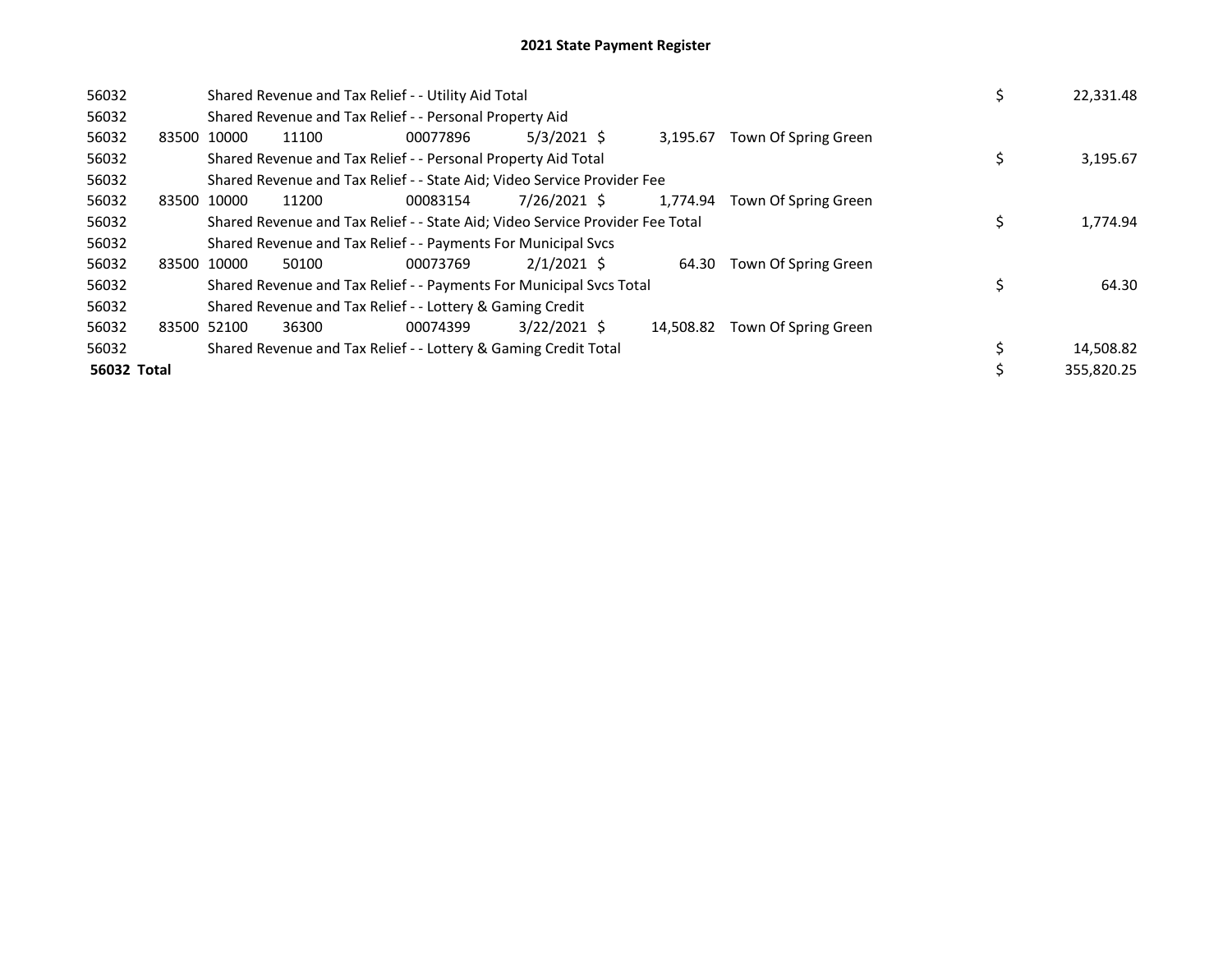# 2021 State Payment Register

| | | | | | | | | | |
|---|---|---|---|---|---|---|---|---|---|
| 56032 | | Shared Revenue and Tax Relief - - Utility Aid Total | | | | | | $ | 22,331.48 |
| 56032 | | Shared Revenue and Tax Relief - - Personal Property Aid | | | | | | | |
| 56032 | 83500 | 10000 | 11100 | 00077896 | 5/3/2021 | $ 3,195.67 | Town Of Spring Green | | |
| 56032 | | Shared Revenue and Tax Relief - - Personal Property Aid Total | | | | | | $ | 3,195.67 |
| 56032 | | Shared Revenue and Tax Relief - - State Aid; Video Service Provider Fee | | | | | | | |
| 56032 | 83500 | 10000 | 11200 | 00083154 | 7/26/2021 | $ 1,774.94 | Town Of Spring Green | | |
| 56032 | | Shared Revenue and Tax Relief - - State Aid; Video Service Provider Fee Total | | | | | | $ | 1,774.94 |
| 56032 | | Shared Revenue and Tax Relief - - Payments For Municipal Svcs | | | | | | | |
| 56032 | 83500 | 10000 | 50100 | 00073769 | 2/1/2021 | $ 64.30 | Town Of Spring Green | | |
| 56032 | | Shared Revenue and Tax Relief - - Payments For Municipal Svcs Total | | | | | | $ | 64.30 |
| 56032 | | Shared Revenue and Tax Relief - - Lottery & Gaming Credit | | | | | | | |
| 56032 | 83500 | 52100 | 36300 | 00074399 | 3/22/2021 | $ 14,508.82 | Town Of Spring Green | | |
| 56032 | | Shared Revenue and Tax Relief - - Lottery & Gaming Credit Total | | | | | | $ | 14,508.82 |
| **56032 Total** | | | | | | | | $ | 355,820.25 |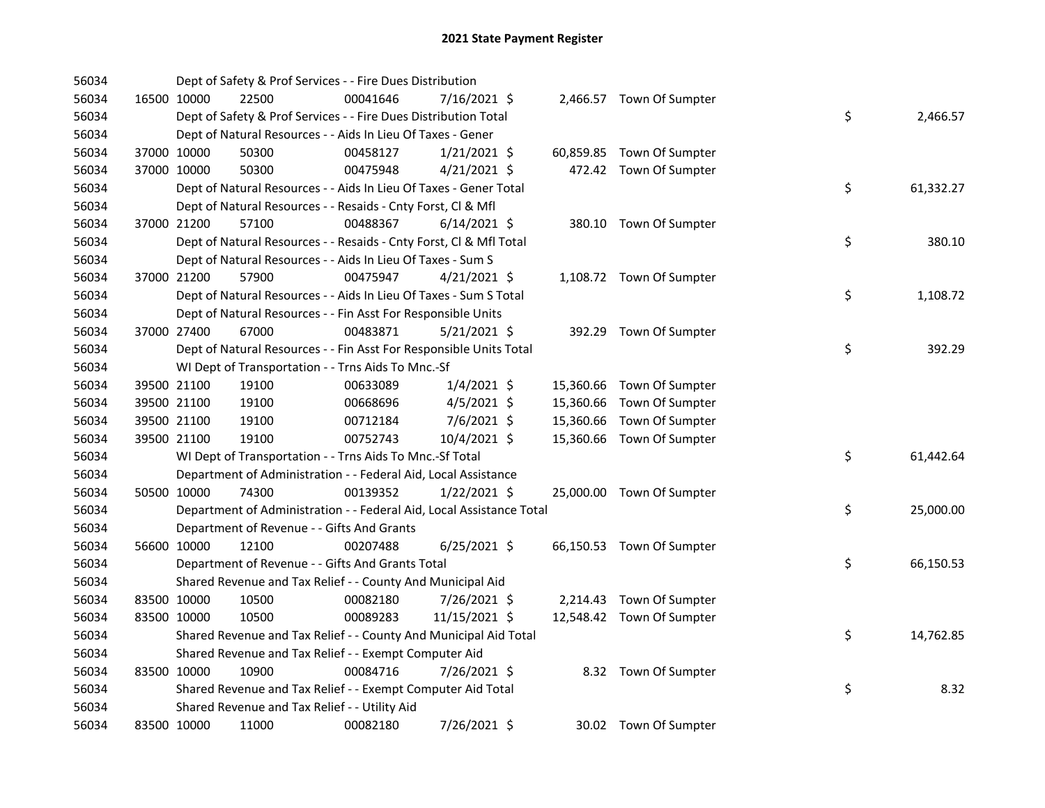# 2021 State Payment Register

| | | | | | | | | | |
|---|---|---|---|---|---|---|---|---|---|
| 56034 | | | Dept of Safety & Prof Services - - Fire Dues Distribution | | | | | | |
| 56034 | 16500 | 10000 | 22500 | 00041646 | 7/16/2021 | $ | 2,466.57 | Town Of Sumpter | |
| 56034 | | | Dept of Safety & Prof Services - - Fire Dues Distribution Total | | | | | | $ 2,466.57 |
| 56034 | | | Dept of Natural Resources - - Aids In Lieu Of Taxes - Gener | | | | | | |
| 56034 | 37000 | 10000 | 50300 | 00458127 | 1/21/2021 | $ | 60,859.85 | Town Of Sumpter | |
| 56034 | 37000 | 10000 | 50300 | 00475948 | 4/21/2021 | $ | 472.42 | Town Of Sumpter | |
| 56034 | | | Dept of Natural Resources - - Aids In Lieu Of Taxes - Gener Total | | | | | | $ 61,332.27 |
| 56034 | | | Dept of Natural Resources - - Resaids - Cnty Forst, Cl & Mfl | | | | | | |
| 56034 | 37000 | 21200 | 57100 | 00488367 | 6/14/2021 | $ | 380.10 | Town Of Sumpter | |
| 56034 | | | Dept of Natural Resources - - Resaids - Cnty Forst, Cl & Mfl Total | | | | | | $ 380.10 |
| 56034 | | | Dept of Natural Resources - - Aids In Lieu Of Taxes - Sum S | | | | | | |
| 56034 | 37000 | 21200 | 57900 | 00475947 | 4/21/2021 | $ | 1,108.72 | Town Of Sumpter | |
| 56034 | | | Dept of Natural Resources - - Aids In Lieu Of Taxes - Sum S Total | | | | | | $ 1,108.72 |
| 56034 | | | Dept of Natural Resources - - Fin Asst For Responsible Units | | | | | | |
| 56034 | 37000 | 27400 | 67000 | 00483871 | 5/21/2021 | $ | 392.29 | Town Of Sumpter | |
| 56034 | | | Dept of Natural Resources - - Fin Asst For Responsible Units Total | | | | | | $ 392.29 |
| 56034 | | | WI Dept of Transportation - - Trns Aids To Mnc.-Sf | | | | | | |
| 56034 | 39500 | 21100 | 19100 | 00633089 | 1/4/2021 | $ | 15,360.66 | Town Of Sumpter | |
| 56034 | 39500 | 21100 | 19100 | 00668696 | 4/5/2021 | $ | 15,360.66 | Town Of Sumpter | |
| 56034 | 39500 | 21100 | 19100 | 00712184 | 7/6/2021 | $ | 15,360.66 | Town Of Sumpter | |
| 56034 | 39500 | 21100 | 19100 | 00752743 | 10/4/2021 | $ | 15,360.66 | Town Of Sumpter | |
| 56034 | | | WI Dept of Transportation - - Trns Aids To Mnc.-Sf Total | | | | | | $ 61,442.64 |
| 56034 | | | Department of Administration - - Federal Aid, Local Assistance | | | | | | |
| 56034 | 50500 | 10000 | 74300 | 00139352 | 1/22/2021 | $ | 25,000.00 | Town Of Sumpter | |
| 56034 | | | Department of Administration - - Federal Aid, Local Assistance Total | | | | | | $ 25,000.00 |
| 56034 | | | Department of Revenue - - Gifts And Grants | | | | | | |
| 56034 | 56600 | 10000 | 12100 | 00207488 | 6/25/2021 | $ | 66,150.53 | Town Of Sumpter | |
| 56034 | | | Department of Revenue - - Gifts And Grants Total | | | | | | $ 66,150.53 |
| 56034 | | | Shared Revenue and Tax Relief - - County And Municipal Aid | | | | | | |
| 56034 | 83500 | 10000 | 10500 | 00082180 | 7/26/2021 | $ | 2,214.43 | Town Of Sumpter | |
| 56034 | 83500 | 10000 | 10500 | 00089283 | 11/15/2021 | $ | 12,548.42 | Town Of Sumpter | |
| 56034 | | | Shared Revenue and Tax Relief - - County And Municipal Aid Total | | | | | | $ 14,762.85 |
| 56034 | | | Shared Revenue and Tax Relief - - Exempt Computer Aid | | | | | | |
| 56034 | 83500 | 10000 | 10900 | 00084716 | 7/26/2021 | $ | 8.32 | Town Of Sumpter | |
| 56034 | | | Shared Revenue and Tax Relief - - Exempt Computer Aid Total | | | | | | $ 8.32 |
| 56034 | | | Shared Revenue and Tax Relief - - Utility Aid | | | | | | |
| 56034 | 83500 | 10000 | 11000 | 00082180 | 7/26/2021 | $ | 30.02 | Town Of Sumpter | |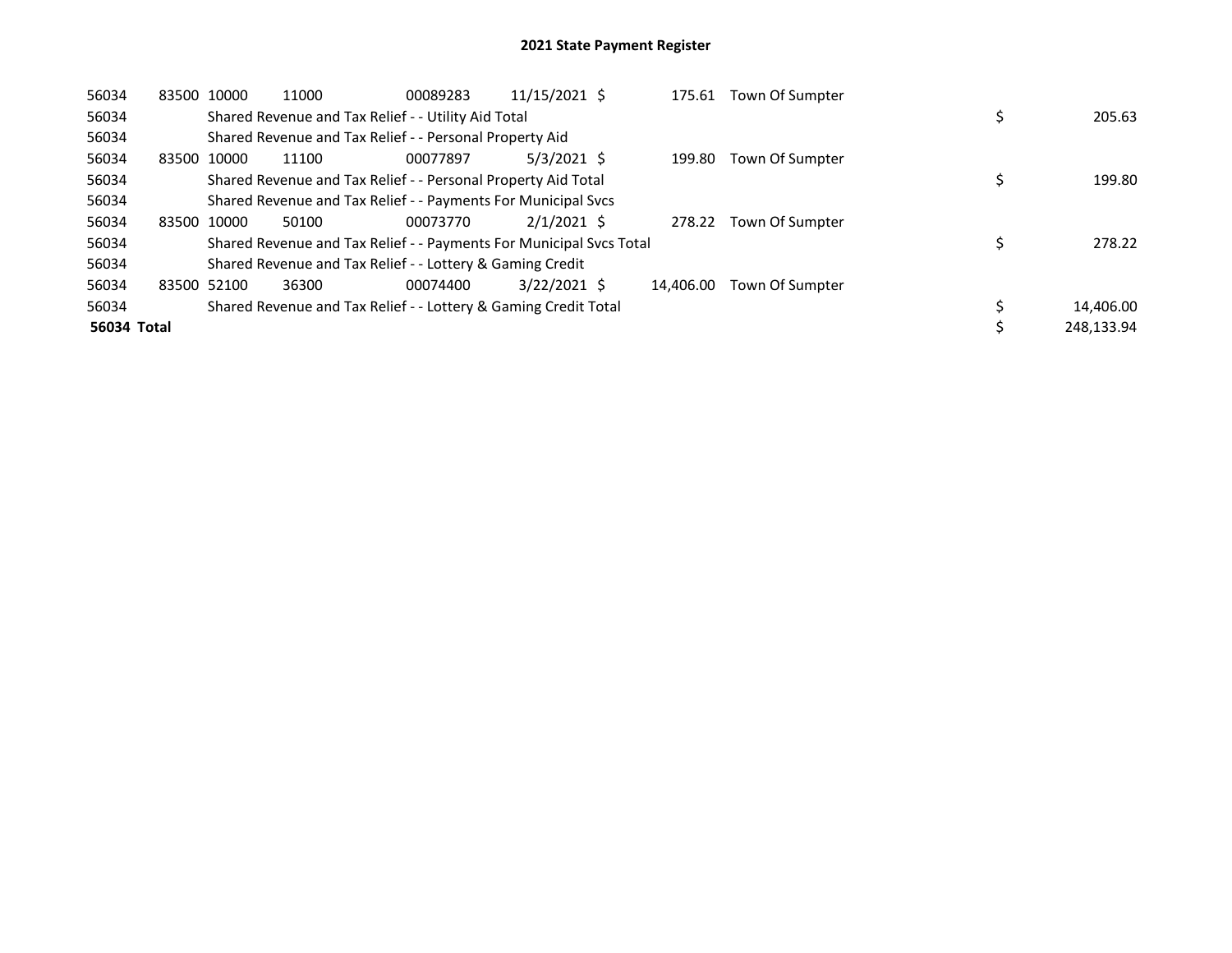## 2021 State Payment Register

| | | | | | | | | | |
|---|---|---|---|---|---|---|---|---|---|
| 56034 | 83500 | 10000 | 11000 | 00089283 | 11/15/2021 | $ 175.61 | Town Of Sumpter | | |
| 56034 | | Shared Revenue and Tax Relief - - Utility Aid Total | | | | | | $ | 205.63 |
| 56034 | | Shared Revenue and Tax Relief - - Personal Property Aid | | | | | | | |
| 56034 | 83500 | 10000 | 11100 | 00077897 | 5/3/2021 | $ 199.80 | Town Of Sumpter | | |
| 56034 | | Shared Revenue and Tax Relief - - Personal Property Aid Total | | | | | | $ | 199.80 |
| 56034 | | Shared Revenue and Tax Relief - - Payments For Municipal Svcs | | | | | | | |
| 56034 | 83500 | 10000 | 50100 | 00073770 | 2/1/2021 | $ 278.22 | Town Of Sumpter | | |
| 56034 | | Shared Revenue and Tax Relief - - Payments For Municipal Svcs Total | | | | | | $ | 278.22 |
| 56034 | | Shared Revenue and Tax Relief - - Lottery & Gaming Credit | | | | | | | |
| 56034 | 83500 | 52100 | 36300 | 00074400 | 3/22/2021 | $ 14,406.00 | Town Of Sumpter | | |
| 56034 | | Shared Revenue and Tax Relief - - Lottery & Gaming Credit Total | | | | | | $ | 14,406.00 |
| **56034 Total** | | | | | | | | $ | 248,133.94 |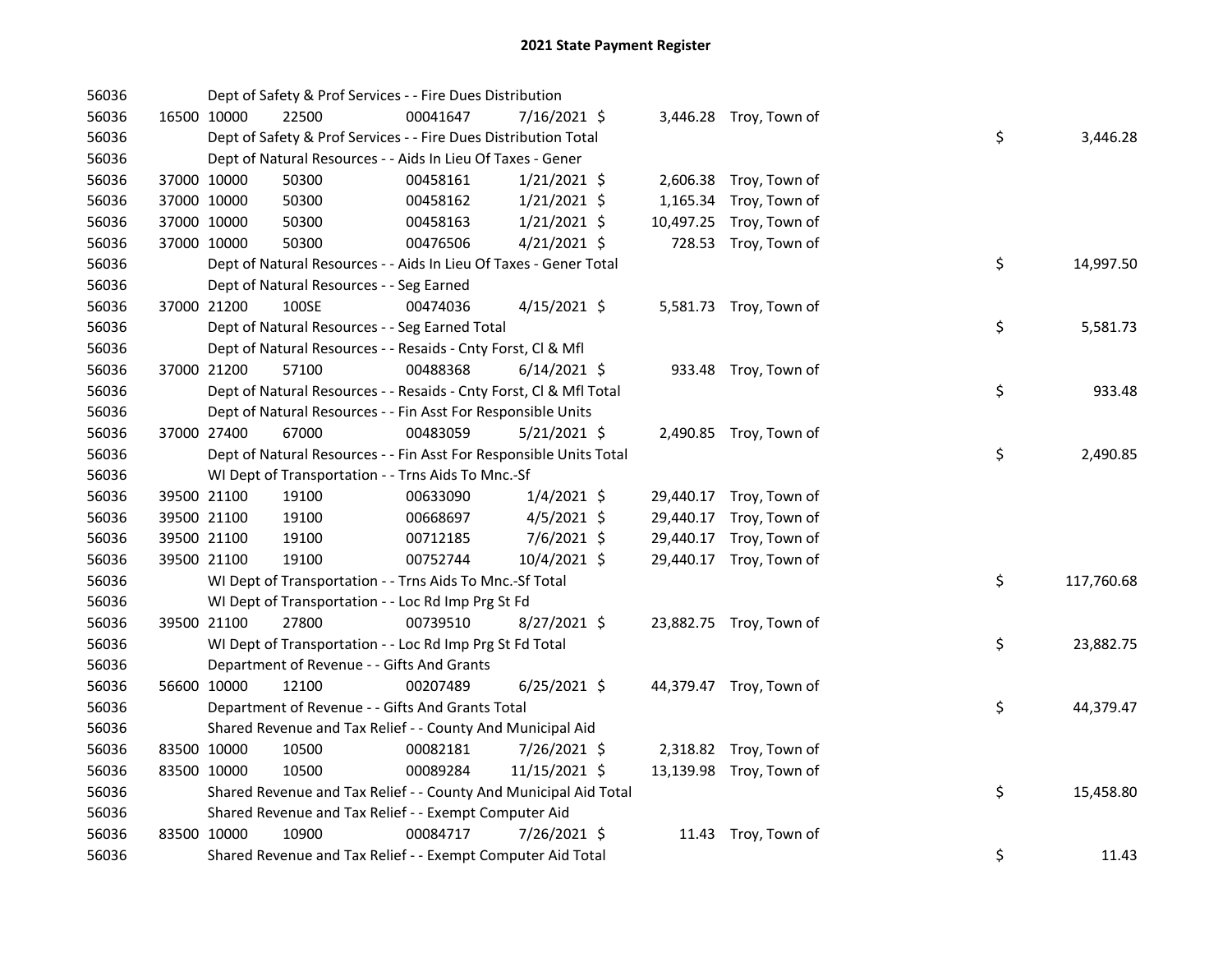# 2021 State Payment Register

| | | | | | | | | | |
|---|---|---|---|---|---|---|---|---|---|
| 56036 | | Dept of Safety & Prof Services - - Fire Dues Distribution | | | | | | | |
| 56036 | 16500 | 10000 | 22500 | 00041647 | 7/16/2021 $ | 3,446.28 | Troy, Town of | | |
| 56036 | | Dept of Safety & Prof Services - - Fire Dues Distribution Total | | | | | | $ | 3,446.28 |
| 56036 | | Dept of Natural Resources - - Aids In Lieu Of Taxes - Gener | | | | | | | |
| 56036 | 37000 | 10000 | 50300 | 00458161 | 1/21/2021 $ | 2,606.38 | Troy, Town of | | |
| 56036 | 37000 | 10000 | 50300 | 00458162 | 1/21/2021 $ | 1,165.34 | Troy, Town of | | |
| 56036 | 37000 | 10000 | 50300 | 00458163 | 1/21/2021 $ | 10,497.25 | Troy, Town of | | |
| 56036 | 37000 | 10000 | 50300 | 00476506 | 4/21/2021 $ | 728.53 | Troy, Town of | | |
| 56036 | | Dept of Natural Resources - - Aids In Lieu Of Taxes - Gener Total | | | | | | $ | 14,997.50 |
| 56036 | | Dept of Natural Resources - - Seg Earned | | | | | | | |
| 56036 | 37000 | 21200 | 100SE | 00474036 | 4/15/2021 $ | 5,581.73 | Troy, Town of | | |
| 56036 | | Dept of Natural Resources - - Seg Earned Total | | | | | | $ | 5,581.73 |
| 56036 | | Dept of Natural Resources - - Resaids - Cnty Forst, Cl & Mfl | | | | | | | |
| 56036 | 37000 | 21200 | 57100 | 00488368 | 6/14/2021 $ | 933.48 | Troy, Town of | | |
| 56036 | | Dept of Natural Resources - - Resaids - Cnty Forst, Cl & Mfl Total | | | | | | $ | 933.48 |
| 56036 | | Dept of Natural Resources - - Fin Asst For Responsible Units | | | | | | | |
| 56036 | 37000 | 27400 | 67000 | 00483059 | 5/21/2021 $ | 2,490.85 | Troy, Town of | | |
| 56036 | | Dept of Natural Resources - - Fin Asst For Responsible Units Total | | | | | | $ | 2,490.85 |
| 56036 | | WI Dept of Transportation - - Trns Aids To Mnc.-Sf | | | | | | | |
| 56036 | 39500 | 21100 | 19100 | 00633090 | 1/4/2021 $ | 29,440.17 | Troy, Town of | | |
| 56036 | 39500 | 21100 | 19100 | 00668697 | 4/5/2021 $ | 29,440.17 | Troy, Town of | | |
| 56036 | 39500 | 21100 | 19100 | 00712185 | 7/6/2021 $ | 29,440.17 | Troy, Town of | | |
| 56036 | 39500 | 21100 | 19100 | 00752744 | 10/4/2021 $ | 29,440.17 | Troy, Town of | | |
| 56036 | | WI Dept of Transportation - - Trns Aids To Mnc.-Sf Total | | | | | | $ | 117,760.68 |
| 56036 | | WI Dept of Transportation - - Loc Rd Imp Prg St Fd | | | | | | | |
| 56036 | 39500 | 21100 | 27800 | 00739510 | 8/27/2021 $ | 23,882.75 | Troy, Town of | | |
| 56036 | | WI Dept of Transportation - - Loc Rd Imp Prg St Fd Total | | | | | | $ | 23,882.75 |
| 56036 | | Department of Revenue - - Gifts And Grants | | | | | | | |
| 56036 | 56600 | 10000 | 12100 | 00207489 | 6/25/2021 $ | 44,379.47 | Troy, Town of | | |
| 56036 | | Department of Revenue - - Gifts And Grants Total | | | | | | $ | 44,379.47 |
| 56036 | | Shared Revenue and Tax Relief - - County And Municipal Aid | | | | | | | |
| 56036 | 83500 | 10000 | 10500 | 00082181 | 7/26/2021 $ | 2,318.82 | Troy, Town of | | |
| 56036 | 83500 | 10000 | 10500 | 00089284 | 11/15/2021 $ | 13,139.98 | Troy, Town of | | |
| 56036 | | Shared Revenue and Tax Relief - - County And Municipal Aid Total | | | | | | $ | 15,458.80 |
| 56036 | | Shared Revenue and Tax Relief - - Exempt Computer Aid | | | | | | | |
| 56036 | 83500 | 10000 | 10900 | 00084717 | 7/26/2021 $ | 11.43 | Troy, Town of | | |
| 56036 | | Shared Revenue and Tax Relief - - Exempt Computer Aid Total | | | | | | $ | 11.43 |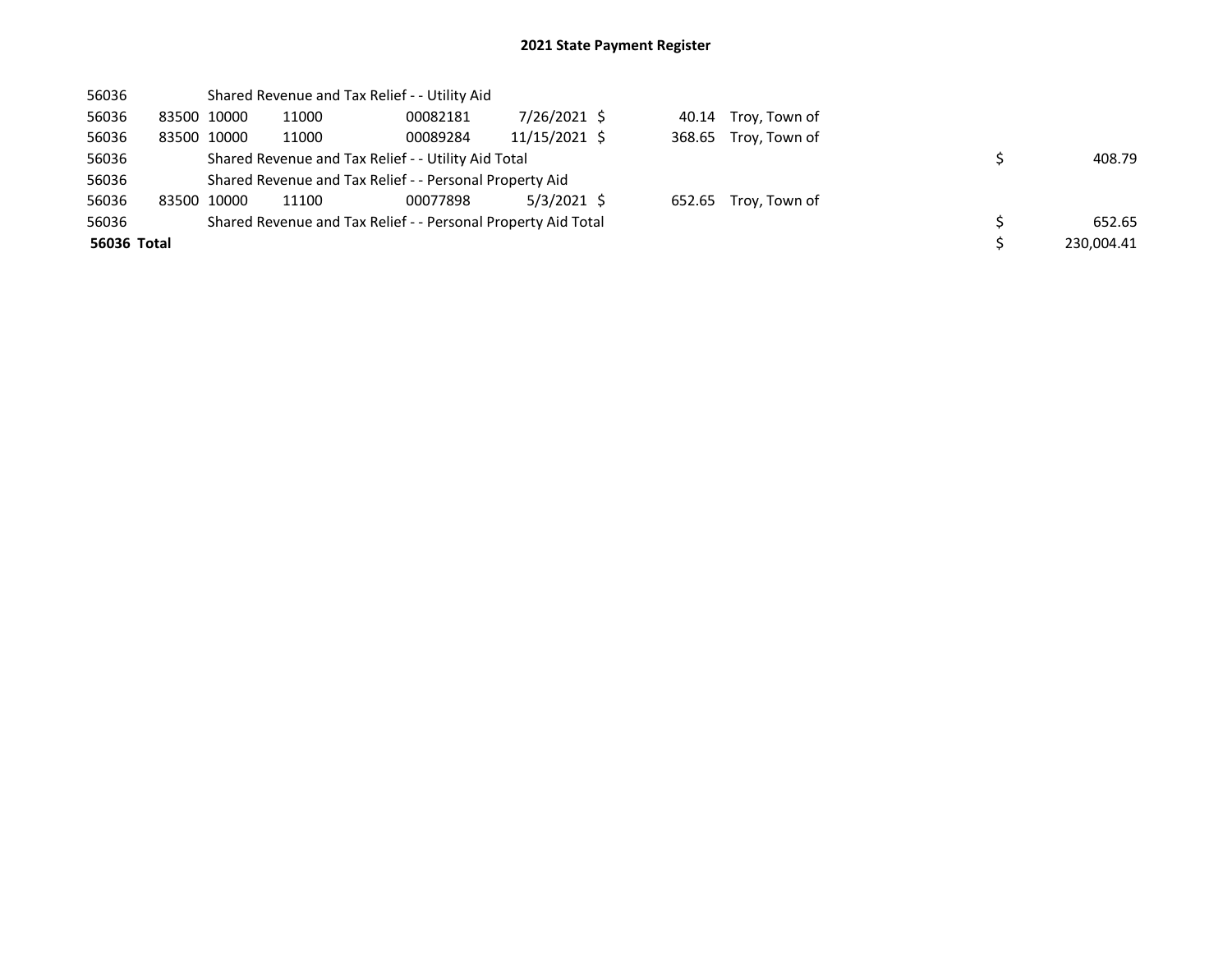## 2021 State Payment Register

| | | | | | | | | | |
|---|---|---|---|---|---|---|---|---|---|
| 56036 | | Shared Revenue and Tax Relief - - Utility Aid | | | | | | | |
| 56036 | 83500 | 10000 | 11000 | 00082181 | 7/26/2021 | $ 40.14 | Troy, Town of | | |
| 56036 | 83500 | 10000 | 11000 | 00089284 | 11/15/2021 | $ 368.65 | Troy, Town of | | |
| 56036 | | Shared Revenue and Tax Relief - - Utility Aid Total | | | | | | $ | 408.79 |
| 56036 | | Shared Revenue and Tax Relief - - Personal Property Aid | | | | | | | |
| 56036 | 83500 | 10000 | 11100 | 00077898 | 5/3/2021 | $ 652.65 | Troy, Town of | | |
| 56036 | | Shared Revenue and Tax Relief - - Personal Property Aid Total | | | | | | $ | 652.65 |
| **56036 Total** | | | | | | | | $ | 230,004.41 |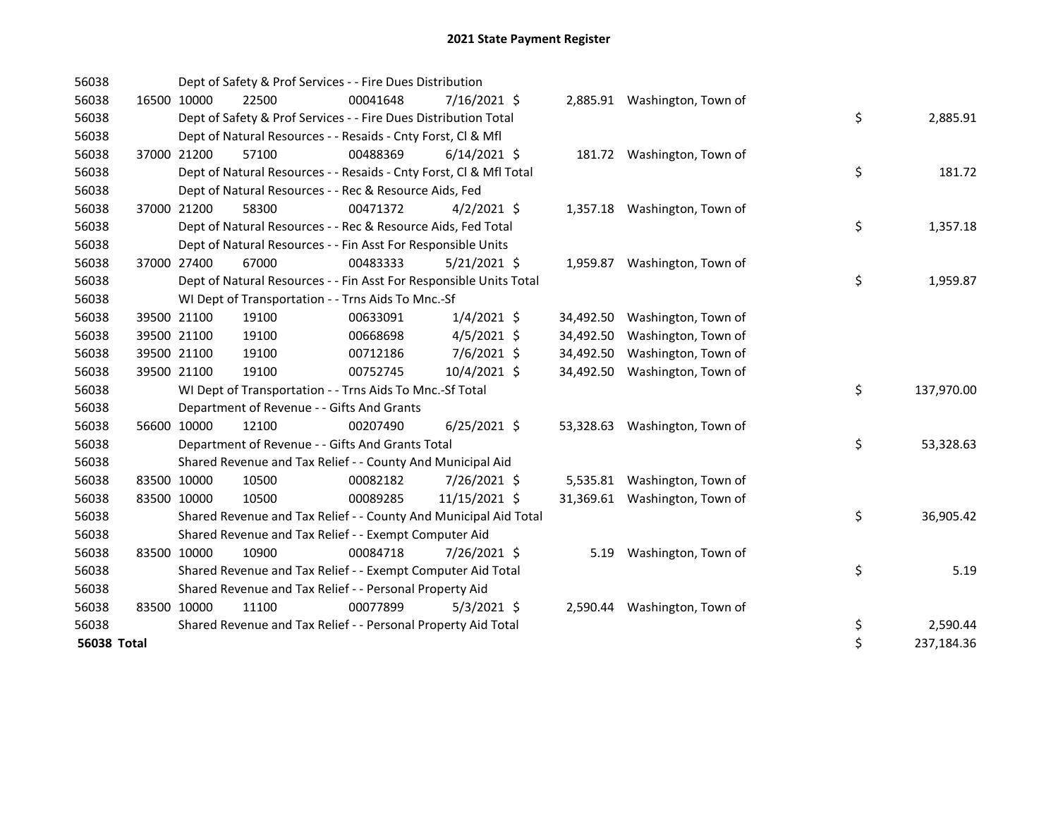## 2021 State Payment Register

| | | | | | | | | | |
|---|---|---|---|---|---|---|---|---|---|
| 56038 | | | Dept of Safety & Prof Services - - Fire Dues Distribution | | | | | | |
| 56038 | 16500 | 10000 | 22500 | 00041648 | 7/16/2021 | $ 2,885.91 | Washington, Town of | | |
| 56038 | | | Dept of Safety & Prof Services - - Fire Dues Distribution Total | | | | | $ | 2,885.91 |
| 56038 | | | Dept of Natural Resources - - Resaids - Cnty Forst, Cl & Mfl | | | | | | |
| 56038 | 37000 | 21200 | 57100 | 00488369 | 6/14/2021 | $ 181.72 | Washington, Town of | | |
| 56038 | | | Dept of Natural Resources - - Resaids - Cnty Forst, Cl & Mfl Total | | | | | $ | 181.72 |
| 56038 | | | Dept of Natural Resources - - Rec & Resource Aids, Fed | | | | | | |
| 56038 | 37000 | 21200 | 58300 | 00471372 | 4/2/2021 | $ 1,357.18 | Washington, Town of | | |
| 56038 | | | Dept of Natural Resources - - Rec & Resource Aids, Fed Total | | | | | $ | 1,357.18 |
| 56038 | | | Dept of Natural Resources - - Fin Asst For Responsible Units | | | | | | |
| 56038 | 37000 | 27400 | 67000 | 00483333 | 5/21/2021 | $ 1,959.87 | Washington, Town of | | |
| 56038 | | | Dept of Natural Resources - - Fin Asst For Responsible Units Total | | | | | $ | 1,959.87 |
| 56038 | | | WI Dept of Transportation - - Trns Aids To Mnc.-Sf | | | | | | |
| 56038 | 39500 | 21100 | 19100 | 00633091 | 1/4/2021 | $ 34,492.50 | Washington, Town of | | |
| 56038 | 39500 | 21100 | 19100 | 00668698 | 4/5/2021 | $ 34,492.50 | Washington, Town of | | |
| 56038 | 39500 | 21100 | 19100 | 00712186 | 7/6/2021 | $ 34,492.50 | Washington, Town of | | |
| 56038 | 39500 | 21100 | 19100 | 00752745 | 10/4/2021 | $ 34,492.50 | Washington, Town of | | |
| 56038 | | | WI Dept of Transportation - - Trns Aids To Mnc.-Sf Total | | | | | $ | 137,970.00 |
| 56038 | | | Department of Revenue - - Gifts And Grants | | | | | | |
| 56038 | 56600 | 10000 | 12100 | 00207490 | 6/25/2021 | $ 53,328.63 | Washington, Town of | | |
| 56038 | | | Department of Revenue - - Gifts And Grants Total | | | | | $ | 53,328.63 |
| 56038 | | | Shared Revenue and Tax Relief - - County And Municipal Aid | | | | | | |
| 56038 | 83500 | 10000 | 10500 | 00082182 | 7/26/2021 | $ 5,535.81 | Washington, Town of | | |
| 56038 | 83500 | 10000 | 10500 | 00089285 | 11/15/2021 | $ 31,369.61 | Washington, Town of | | |
| 56038 | | | Shared Revenue and Tax Relief - - County And Municipal Aid Total | | | | | $ | 36,905.42 |
| 56038 | | | Shared Revenue and Tax Relief - - Exempt Computer Aid | | | | | | |
| 56038 | 83500 | 10000 | 10900 | 00084718 | 7/26/2021 | $ 5.19 | Washington, Town of | | |
| 56038 | | | Shared Revenue and Tax Relief - - Exempt Computer Aid Total | | | | | $ | 5.19 |
| 56038 | | | Shared Revenue and Tax Relief - - Personal Property Aid | | | | | | |
| 56038 | 83500 | 10000 | 11100 | 00077899 | 5/3/2021 | $ 2,590.44 | Washington, Town of | | |
| 56038 | | | Shared Revenue and Tax Relief - - Personal Property Aid Total | | | | | $ | 2,590.44 |
| **56038 Total** | | | | | | | | $ | 237,184.36 |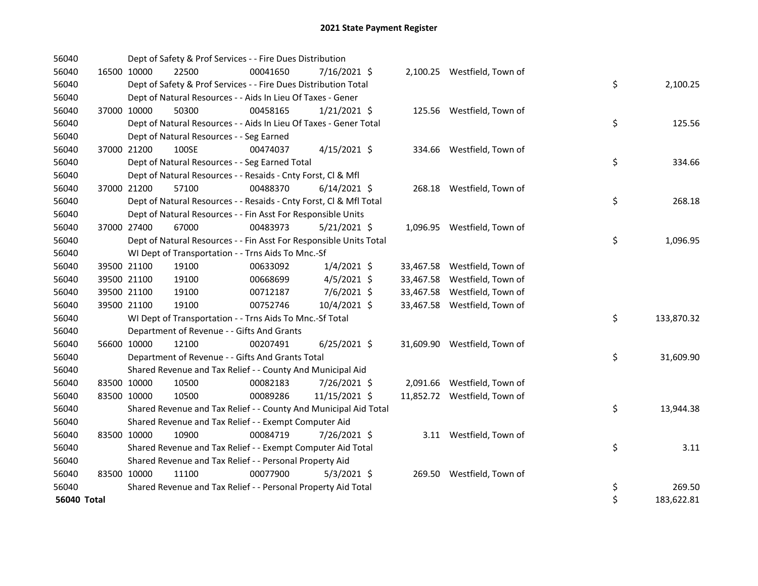# 2021 State Payment Register

| | | | | | | | | | |
|---|---|---|---|---|---|---|---|---|---|
| 56040 | | | Dept of Safety & Prof Services - - Fire Dues Distribution | | | | | | |
| 56040 | 16500 | 10000 | 22500 | 00041650 | 7/16/2021 | $ 2,100.25 | Westfield, Town of | | |
| 56040 | | | Dept of Safety & Prof Services - - Fire Dues Distribution Total | | | | | $ | 2,100.25 |
| 56040 | | | Dept of Natural Resources - - Aids In Lieu Of Taxes - Gener | | | | | | |
| 56040 | 37000 | 10000 | 50300 | 00458165 | 1/21/2021 | $ 125.56 | Westfield, Town of | | |
| 56040 | | | Dept of Natural Resources - - Aids In Lieu Of Taxes - Gener Total | | | | | $ | 125.56 |
| 56040 | | | Dept of Natural Resources - - Seg Earned | | | | | | |
| 56040 | 37000 | 21200 | 100SE | 00474037 | 4/15/2021 | $ 334.66 | Westfield, Town of | | |
| 56040 | | | Dept of Natural Resources - - Seg Earned Total | | | | | $ | 334.66 |
| 56040 | | | Dept of Natural Resources - - Resaids - Cnty Forst, Cl & Mfl | | | | | | |
| 56040 | 37000 | 21200 | 57100 | 00488370 | 6/14/2021 | $ 268.18 | Westfield, Town of | | |
| 56040 | | | Dept of Natural Resources - - Resaids - Cnty Forst, Cl & Mfl Total | | | | | $ | 268.18 |
| 56040 | | | Dept of Natural Resources - - Fin Asst For Responsible Units | | | | | | |
| 56040 | 37000 | 27400 | 67000 | 00483973 | 5/21/2021 | $ 1,096.95 | Westfield, Town of | | |
| 56040 | | | Dept of Natural Resources - - Fin Asst For Responsible Units Total | | | | | $ | 1,096.95 |
| 56040 | | | WI Dept of Transportation - - Trns Aids To Mnc.-Sf | | | | | | |
| 56040 | 39500 | 21100 | 19100 | 00633092 | 1/4/2021 | $ 33,467.58 | Westfield, Town of | | |
| 56040 | 39500 | 21100 | 19100 | 00668699 | 4/5/2021 | $ 33,467.58 | Westfield, Town of | | |
| 56040 | 39500 | 21100 | 19100 | 00712187 | 7/6/2021 | $ 33,467.58 | Westfield, Town of | | |
| 56040 | 39500 | 21100 | 19100 | 00752746 | 10/4/2021 | $ 33,467.58 | Westfield, Town of | | |
| 56040 | | | WI Dept of Transportation - - Trns Aids To Mnc.-Sf Total | | | | | $ | 133,870.32 |
| 56040 | | | Department of Revenue - - Gifts And Grants | | | | | | |
| 56040 | 56600 | 10000 | 12100 | 00207491 | 6/25/2021 | $ 31,609.90 | Westfield, Town of | | |
| 56040 | | | Department of Revenue - - Gifts And Grants Total | | | | | $ | 31,609.90 |
| 56040 | | | Shared Revenue and Tax Relief - - County And Municipal Aid | | | | | | |
| 56040 | 83500 | 10000 | 10500 | 00082183 | 7/26/2021 | $ 2,091.66 | Westfield, Town of | | |
| 56040 | 83500 | 10000 | 10500 | 00089286 | 11/15/2021 | $ 11,852.72 | Westfield, Town of | | |
| 56040 | | | Shared Revenue and Tax Relief - - County And Municipal Aid Total | | | | | $ | 13,944.38 |
| 56040 | | | Shared Revenue and Tax Relief - - Exempt Computer Aid | | | | | | |
| 56040 | 83500 | 10000 | 10900 | 00084719 | 7/26/2021 | $ 3.11 | Westfield, Town of | | |
| 56040 | | | Shared Revenue and Tax Relief - - Exempt Computer Aid Total | | | | | $ | 3.11 |
| 56040 | | | Shared Revenue and Tax Relief - - Personal Property Aid | | | | | | |
| 56040 | 83500 | 10000 | 11100 | 00077900 | 5/3/2021 | $ 269.50 | Westfield, Town of | | |
| 56040 | | | Shared Revenue and Tax Relief - - Personal Property Aid Total | | | | | $ | 269.50 |
| **56040 Total** | | | | | | | | $ | 183,622.81 |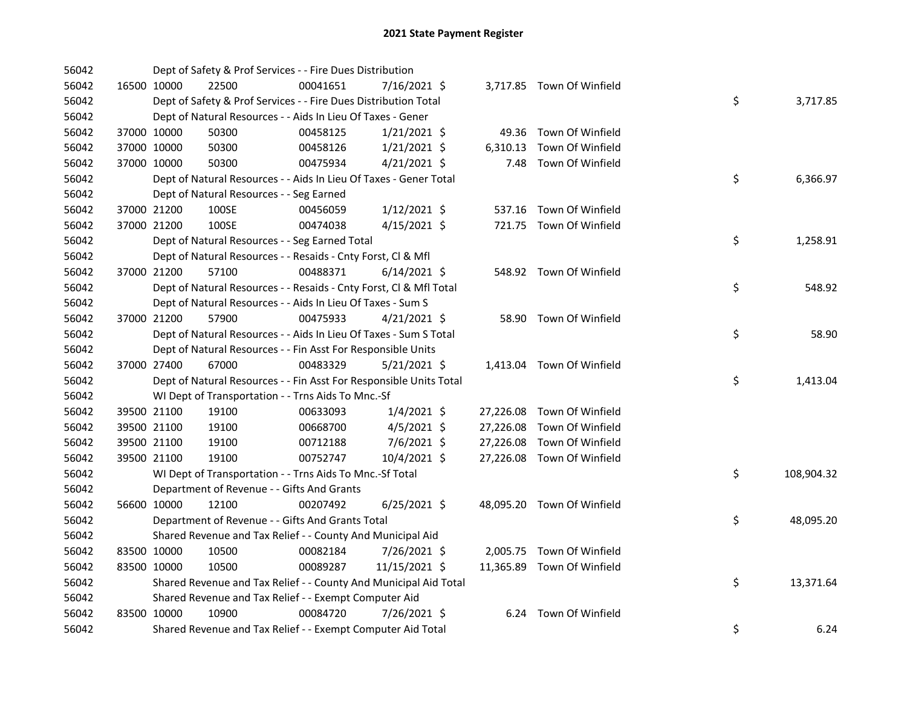## 2021 State Payment Register

| | | | | | | | | | |
|---|---|---|---|---|---|---|---|---|---|
| 56042 | | | Dept of Safety & Prof Services - - Fire Dues Distribution | | | | | | |
| 56042 | 16500 | 10000 | 22500 | 00041651 | 7/16/2021 | $ 3,717.85 | Town Of Winfield | | |
| 56042 | | | Dept of Safety & Prof Services - - Fire Dues Distribution Total | | | | | $ | 3,717.85 |
| 56042 | | | Dept of Natural Resources - - Aids In Lieu Of Taxes - Gener | | | | | | |
| 56042 | 37000 | 10000 | 50300 | 00458125 | 1/21/2021 | $ 49.36 | Town Of Winfield | | |
| 56042 | 37000 | 10000 | 50300 | 00458126 | 1/21/2021 | $ 6,310.13 | Town Of Winfield | | |
| 56042 | 37000 | 10000 | 50300 | 00475934 | 4/21/2021 | $ 7.48 | Town Of Winfield | | |
| 56042 | | | Dept of Natural Resources - - Aids In Lieu Of Taxes - Gener Total | | | | | $ | 6,366.97 |
| 56042 | | | Dept of Natural Resources - - Seg Earned | | | | | | |
| 56042 | 37000 | 21200 | 100SE | 00456059 | 1/12/2021 | $ 537.16 | Town Of Winfield | | |
| 56042 | 37000 | 21200 | 100SE | 00474038 | 4/15/2021 | $ 721.75 | Town Of Winfield | | |
| 56042 | | | Dept of Natural Resources - - Seg Earned Total | | | | | $ | 1,258.91 |
| 56042 | | | Dept of Natural Resources - - Resaids - Cnty Forst, Cl & Mfl | | | | | | |
| 56042 | 37000 | 21200 | 57100 | 00488371 | 6/14/2021 | $ 548.92 | Town Of Winfield | | |
| 56042 | | | Dept of Natural Resources - - Resaids - Cnty Forst, Cl & Mfl Total | | | | | $ | 548.92 |
| 56042 | | | Dept of Natural Resources - - Aids In Lieu Of Taxes - Sum S | | | | | | |
| 56042 | 37000 | 21200 | 57900 | 00475933 | 4/21/2021 | $ 58.90 | Town Of Winfield | | |
| 56042 | | | Dept of Natural Resources - - Aids In Lieu Of Taxes - Sum S Total | | | | | $ | 58.90 |
| 56042 | | | Dept of Natural Resources - - Fin Asst For Responsible Units | | | | | | |
| 56042 | 37000 | 27400 | 67000 | 00483329 | 5/21/2021 | $ 1,413.04 | Town Of Winfield | | |
| 56042 | | | Dept of Natural Resources - - Fin Asst For Responsible Units Total | | | | | $ | 1,413.04 |
| 56042 | | | WI Dept of Transportation - - Trns Aids To Mnc.-Sf | | | | | | |
| 56042 | 39500 | 21100 | 19100 | 00633093 | 1/4/2021 | $ 27,226.08 | Town Of Winfield | | |
| 56042 | 39500 | 21100 | 19100 | 00668700 | 4/5/2021 | $ 27,226.08 | Town Of Winfield | | |
| 56042 | 39500 | 21100 | 19100 | 00712188 | 7/6/2021 | $ 27,226.08 | Town Of Winfield | | |
| 56042 | 39500 | 21100 | 19100 | 00752747 | 10/4/2021 | $ 27,226.08 | Town Of Winfield | | |
| 56042 | | | WI Dept of Transportation - - Trns Aids To Mnc.-Sf Total | | | | | $ | 108,904.32 |
| 56042 | | | Department of Revenue - - Gifts And Grants | | | | | | |
| 56042 | 56600 | 10000 | 12100 | 00207492 | 6/25/2021 | $ 48,095.20 | Town Of Winfield | | |
| 56042 | | | Department of Revenue - - Gifts And Grants Total | | | | | $ | 48,095.20 |
| 56042 | | | Shared Revenue and Tax Relief - - County And Municipal Aid | | | | | | |
| 56042 | 83500 | 10000 | 10500 | 00082184 | 7/26/2021 | $ 2,005.75 | Town Of Winfield | | |
| 56042 | 83500 | 10000 | 10500 | 00089287 | 11/15/2021 | $ 11,365.89 | Town Of Winfield | | |
| 56042 | | | Shared Revenue and Tax Relief - - County And Municipal Aid Total | | | | | $ | 13,371.64 |
| 56042 | | | Shared Revenue and Tax Relief - - Exempt Computer Aid | | | | | | |
| 56042 | 83500 | 10000 | 10900 | 00084720 | 7/26/2021 | $ 6.24 | Town Of Winfield | | |
| 56042 | | | Shared Revenue and Tax Relief - - Exempt Computer Aid Total | | | | | $ | 6.24 |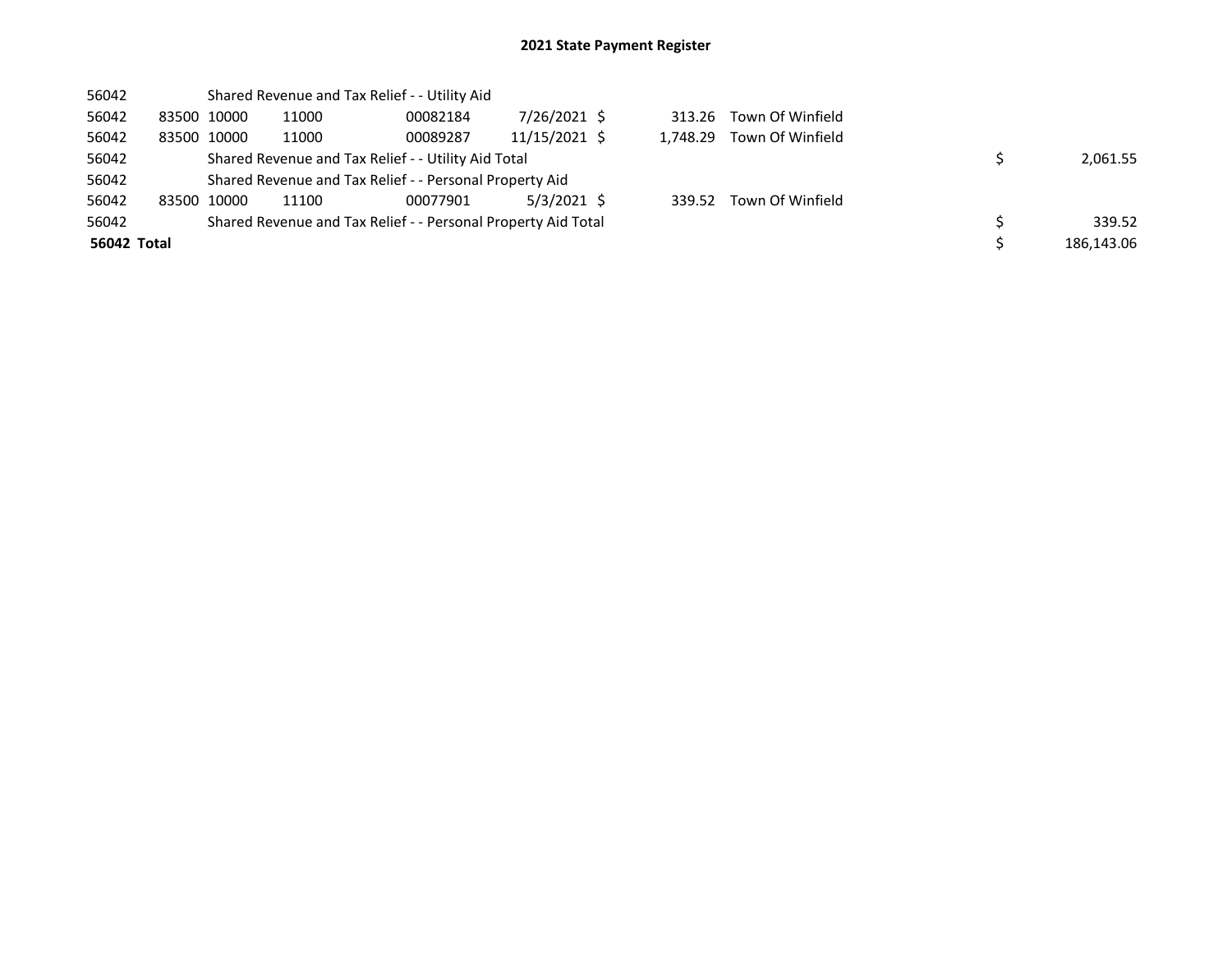## 2021 State Payment Register

| | | | | | | | | | |
|---|---|---|---|---|---|---|---|---|---|
| 56042 | | Shared Revenue and Tax Relief - - Utility Aid | | | | | | | |
| 56042 | 83500 | 10000 | 11000 | 00082184 | 7/26/2021 | $ 313.26 | Town Of Winfield | | |
| 56042 | 83500 | 10000 | 11000 | 00089287 | 11/15/2021 | $ 1,748.29 | Town Of Winfield | | |
| 56042 | | Shared Revenue and Tax Relief - - Utility Aid Total | | | | | | $ | 2,061.55 |
| 56042 | | Shared Revenue and Tax Relief - - Personal Property Aid | | | | | | | |
| 56042 | 83500 | 10000 | 11100 | 00077901 | 5/3/2021 | $ 339.52 | Town Of Winfield | | |
| 56042 | | Shared Revenue and Tax Relief - - Personal Property Aid Total | | | | | | $ | 339.52 |
| **56042 Total** | | | | | | | | $ | 186,143.06 |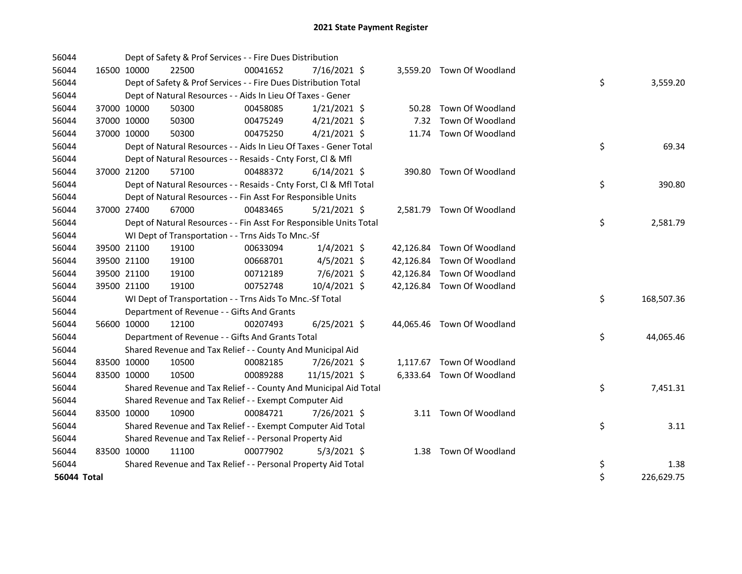# 2021 State Payment Register

| | | | | | | | | | |
|---|---|---|---|---|---|---|---|---|---|
| 56044 | | | Dept of Safety & Prof Services - - Fire Dues Distribution | | | | | | |
| 56044 | 16500 | 10000 | 22500 | 00041652 | 7/16/2021 | $ | 3,559.20 | Town Of Woodland | |
| 56044 | | | Dept of Safety & Prof Services - - Fire Dues Distribution Total | | | | | | $ 3,559.20 |
| 56044 | | | Dept of Natural Resources - - Aids In Lieu Of Taxes - Gener | | | | | | |
| 56044 | 37000 | 10000 | 50300 | 00458085 | 1/21/2021 | $ | 50.28 | Town Of Woodland | |
| 56044 | 37000 | 10000 | 50300 | 00475249 | 4/21/2021 | $ | 7.32 | Town Of Woodland | |
| 56044 | 37000 | 10000 | 50300 | 00475250 | 4/21/2021 | $ | 11.74 | Town Of Woodland | |
| 56044 | | | Dept of Natural Resources - - Aids In Lieu Of Taxes - Gener Total | | | | | | $ 69.34 |
| 56044 | | | Dept of Natural Resources - - Resaids - Cnty Forst, Cl & Mfl | | | | | | |
| 56044 | 37000 | 21200 | 57100 | 00488372 | 6/14/2021 | $ | 390.80 | Town Of Woodland | |
| 56044 | | | Dept of Natural Resources - - Resaids - Cnty Forst, Cl & Mfl Total | | | | | | $ 390.80 |
| 56044 | | | Dept of Natural Resources - - Fin Asst For Responsible Units | | | | | | |
| 56044 | 37000 | 27400 | 67000 | 00483465 | 5/21/2021 | $ | 2,581.79 | Town Of Woodland | |
| 56044 | | | Dept of Natural Resources - - Fin Asst For Responsible Units Total | | | | | | $ 2,581.79 |
| 56044 | | | WI Dept of Transportation - - Trns Aids To Mnc.-Sf | | | | | | |
| 56044 | 39500 | 21100 | 19100 | 00633094 | 1/4/2021 | $ | 42,126.84 | Town Of Woodland | |
| 56044 | 39500 | 21100 | 19100 | 00668701 | 4/5/2021 | $ | 42,126.84 | Town Of Woodland | |
| 56044 | 39500 | 21100 | 19100 | 00712189 | 7/6/2021 | $ | 42,126.84 | Town Of Woodland | |
| 56044 | 39500 | 21100 | 19100 | 00752748 | 10/4/2021 | $ | 42,126.84 | Town Of Woodland | |
| 56044 | | | WI Dept of Transportation - - Trns Aids To Mnc.-Sf Total | | | | | | $ 168,507.36 |
| 56044 | | | Department of Revenue - - Gifts And Grants | | | | | | |
| 56044 | 56600 | 10000 | 12100 | 00207493 | 6/25/2021 | $ | 44,065.46 | Town Of Woodland | |
| 56044 | | | Department of Revenue - - Gifts And Grants Total | | | | | | $ 44,065.46 |
| 56044 | | | Shared Revenue and Tax Relief - - County And Municipal Aid | | | | | | |
| 56044 | 83500 | 10000 | 10500 | 00082185 | 7/26/2021 | $ | 1,117.67 | Town Of Woodland | |
| 56044 | 83500 | 10000 | 10500 | 00089288 | 11/15/2021 | $ | 6,333.64 | Town Of Woodland | |
| 56044 | | | Shared Revenue and Tax Relief - - County And Municipal Aid Total | | | | | | $ 7,451.31 |
| 56044 | | | Shared Revenue and Tax Relief - - Exempt Computer Aid | | | | | | |
| 56044 | 83500 | 10000 | 10900 | 00084721 | 7/26/2021 | $ | 3.11 | Town Of Woodland | |
| 56044 | | | Shared Revenue and Tax Relief - - Exempt Computer Aid Total | | | | | | $ 3.11 |
| 56044 | | | Shared Revenue and Tax Relief - - Personal Property Aid | | | | | | |
| 56044 | 83500 | 10000 | 11100 | 00077902 | 5/3/2021 | $ | 1.38 | Town Of Woodland | |
| 56044 | | | Shared Revenue and Tax Relief - - Personal Property Aid Total | | | | | | $ 1.38 |
| **56044 Total** | | | | | | | | | $ 226,629.75 |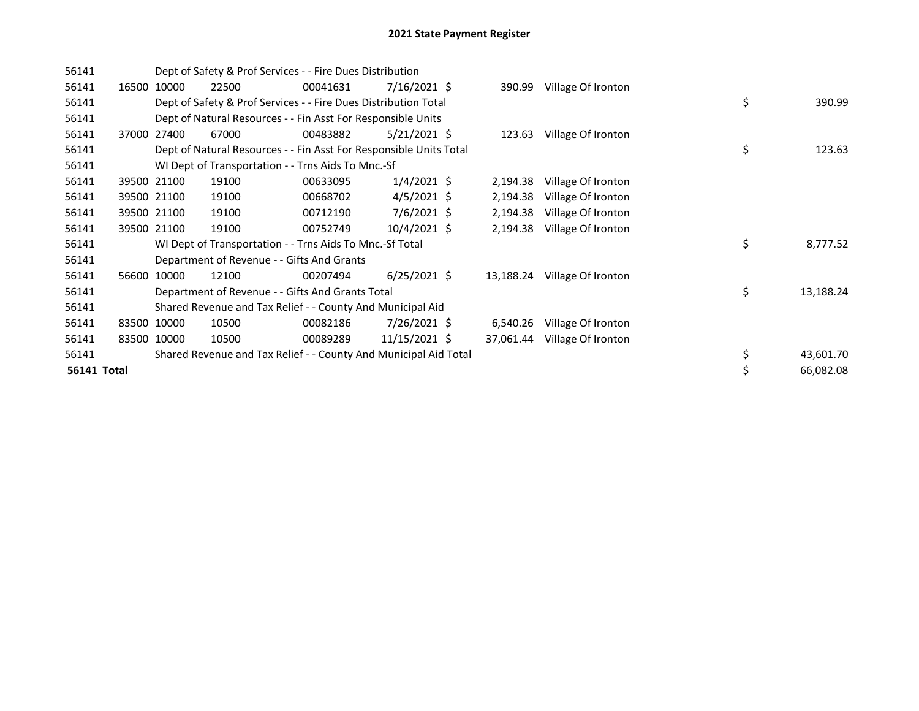# 2021 State Payment Register

| | | | | | | | | | |
|---|---|---|---|---|---|---|---|---|---|
| 56141 | | Dept of Safety & Prof Services - - Fire Dues Distribution | | | | | | | |
| 56141 | 16500 | 10000 | 22500 | 00041631 | 7/16/2021 | $ 390.99 | Village Of Ironton | | |
| 56141 | | Dept of Safety & Prof Services - - Fire Dues Distribution Total | | | | | | $ | 390.99 |
| 56141 | | Dept of Natural Resources - - Fin Asst For Responsible Units | | | | | | | |
| 56141 | 37000 | 27400 | 67000 | 00483882 | 5/21/2021 | $ 123.63 | Village Of Ironton | | |
| 56141 | | Dept of Natural Resources - - Fin Asst For Responsible Units Total | | | | | | $ | 123.63 |
| 56141 | | WI Dept of Transportation - - Trns Aids To Mnc.-Sf | | | | | | | |
| 56141 | 39500 | 21100 | 19100 | 00633095 | 1/4/2021 | $ 2,194.38 | Village Of Ironton | | |
| 56141 | 39500 | 21100 | 19100 | 00668702 | 4/5/2021 | $ 2,194.38 | Village Of Ironton | | |
| 56141 | 39500 | 21100 | 19100 | 00712190 | 7/6/2021 | $ 2,194.38 | Village Of Ironton | | |
| 56141 | 39500 | 21100 | 19100 | 00752749 | 10/4/2021 | $ 2,194.38 | Village Of Ironton | | |
| 56141 | | WI Dept of Transportation - - Trns Aids To Mnc.-Sf Total | | | | | | $ | 8,777.52 |
| 56141 | | Department of Revenue - - Gifts And Grants | | | | | | | |
| 56141 | 56600 | 10000 | 12100 | 00207494 | 6/25/2021 | $ 13,188.24 | Village Of Ironton | | |
| 56141 | | Department of Revenue - - Gifts And Grants Total | | | | | | $ | 13,188.24 |
| 56141 | | Shared Revenue and Tax Relief - - County And Municipal Aid | | | | | | | |
| 56141 | 83500 | 10000 | 10500 | 00082186 | 7/26/2021 | $ 6,540.26 | Village Of Ironton | | |
| 56141 | 83500 | 10000 | 10500 | 00089289 | 11/15/2021 | $ 37,061.44 | Village Of Ironton | | |
| 56141 | | Shared Revenue and Tax Relief - - County And Municipal Aid Total | | | | | | $ | 43,601.70 |
| **56141 Total** | | | | | | | | $ | 66,082.08 |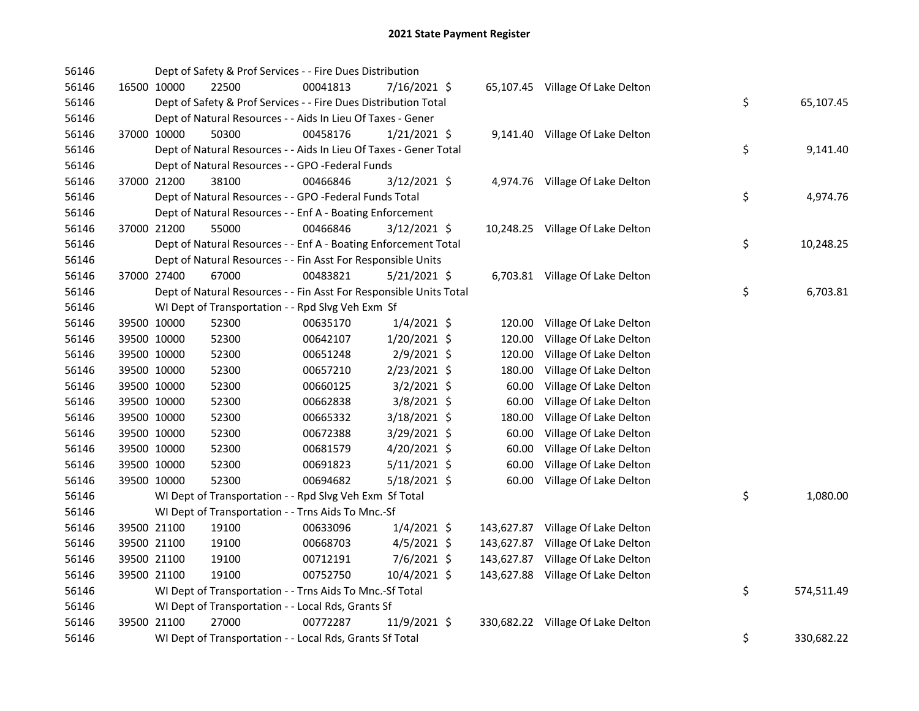# 2021 State Payment Register

| | | | | | | | | | |
|---|---|---|---|---|---|---|---|---|---|
| 56146 | | | Dept of Safety & Prof Services - - Fire Dues Distribution | | | | | | |
| 56146 | 16500 | 10000 | 22500 | 00041813 | 7/16/2021 | $ 65,107.45 | Village Of Lake Delton | | |
| 56146 | | | Dept of Safety & Prof Services - - Fire Dues Distribution Total | | | | | $ | 65,107.45 |
| 56146 | | | Dept of Natural Resources - - Aids In Lieu Of Taxes - Gener | | | | | | |
| 56146 | 37000 | 10000 | 50300 | 00458176 | 1/21/2021 | $ 9,141.40 | Village Of Lake Delton | | |
| 56146 | | | Dept of Natural Resources - - Aids In Lieu Of Taxes - Gener Total | | | | | $ | 9,141.40 |
| 56146 | | | Dept of Natural Resources - - GPO -Federal Funds | | | | | | |
| 56146 | 37000 | 21200 | 38100 | 00466846 | 3/12/2021 | $ 4,974.76 | Village Of Lake Delton | | |
| 56146 | | | Dept of Natural Resources - - GPO -Federal Funds Total | | | | | $ | 4,974.76 |
| 56146 | | | Dept of Natural Resources - - Enf A - Boating Enforcement | | | | | | |
| 56146 | 37000 | 21200 | 55000 | 00466846 | 3/12/2021 | $ 10,248.25 | Village Of Lake Delton | | |
| 56146 | | | Dept of Natural Resources - - Enf A - Boating Enforcement Total | | | | | $ | 10,248.25 |
| 56146 | | | Dept of Natural Resources - - Fin Asst For Responsible Units | | | | | | |
| 56146 | 37000 | 27400 | 67000 | 00483821 | 5/21/2021 | $ 6,703.81 | Village Of Lake Delton | | |
| 56146 | | | Dept of Natural Resources - - Fin Asst For Responsible Units Total | | | | | $ | 6,703.81 |
| 56146 | | | WI Dept of Transportation - - Rpd Slvg Veh Exm Sf | | | | | | |
| 56146 | 39500 | 10000 | 52300 | 00635170 | 1/4/2021 | $ 120.00 | Village Of Lake Delton | | |
| 56146 | 39500 | 10000 | 52300 | 00642107 | 1/20/2021 | $ 120.00 | Village Of Lake Delton | | |
| 56146 | 39500 | 10000 | 52300 | 00651248 | 2/9/2021 | $ 120.00 | Village Of Lake Delton | | |
| 56146 | 39500 | 10000 | 52300 | 00657210 | 2/23/2021 | $ 180.00 | Village Of Lake Delton | | |
| 56146 | 39500 | 10000 | 52300 | 00660125 | 3/2/2021 | $ 60.00 | Village Of Lake Delton | | |
| 56146 | 39500 | 10000 | 52300 | 00662838 | 3/8/2021 | $ 60.00 | Village Of Lake Delton | | |
| 56146 | 39500 | 10000 | 52300 | 00665332 | 3/18/2021 | $ 180.00 | Village Of Lake Delton | | |
| 56146 | 39500 | 10000 | 52300 | 00672388 | 3/29/2021 | $ 60.00 | Village Of Lake Delton | | |
| 56146 | 39500 | 10000 | 52300 | 00681579 | 4/20/2021 | $ 60.00 | Village Of Lake Delton | | |
| 56146 | 39500 | 10000 | 52300 | 00691823 | 5/11/2021 | $ 60.00 | Village Of Lake Delton | | |
| 56146 | 39500 | 10000 | 52300 | 00694682 | 5/18/2021 | $ 60.00 | Village Of Lake Delton | | |
| 56146 | | | WI Dept of Transportation - - Rpd Slvg Veh Exm Sf Total | | | | | $ | 1,080.00 |
| 56146 | | | WI Dept of Transportation - - Trns Aids To Mnc.-Sf | | | | | | |
| 56146 | 39500 | 21100 | 19100 | 00633096 | 1/4/2021 | $ 143,627.87 | Village Of Lake Delton | | |
| 56146 | 39500 | 21100 | 19100 | 00668703 | 4/5/2021 | $ 143,627.87 | Village Of Lake Delton | | |
| 56146 | 39500 | 21100 | 19100 | 00712191 | 7/6/2021 | $ 143,627.87 | Village Of Lake Delton | | |
| 56146 | 39500 | 21100 | 19100 | 00752750 | 10/4/2021 | $ 143,627.88 | Village Of Lake Delton | | |
| 56146 | | | WI Dept of Transportation - - Trns Aids To Mnc.-Sf Total | | | | | $ | 574,511.49 |
| 56146 | | | WI Dept of Transportation - - Local Rds, Grants Sf | | | | | | |
| 56146 | 39500 | 21100 | 27000 | 00772287 | 11/9/2021 | $ 330,682.22 | Village Of Lake Delton | | |
| 56146 | | | WI Dept of Transportation - - Local Rds, Grants Sf Total | | | | | $ | 330,682.22 |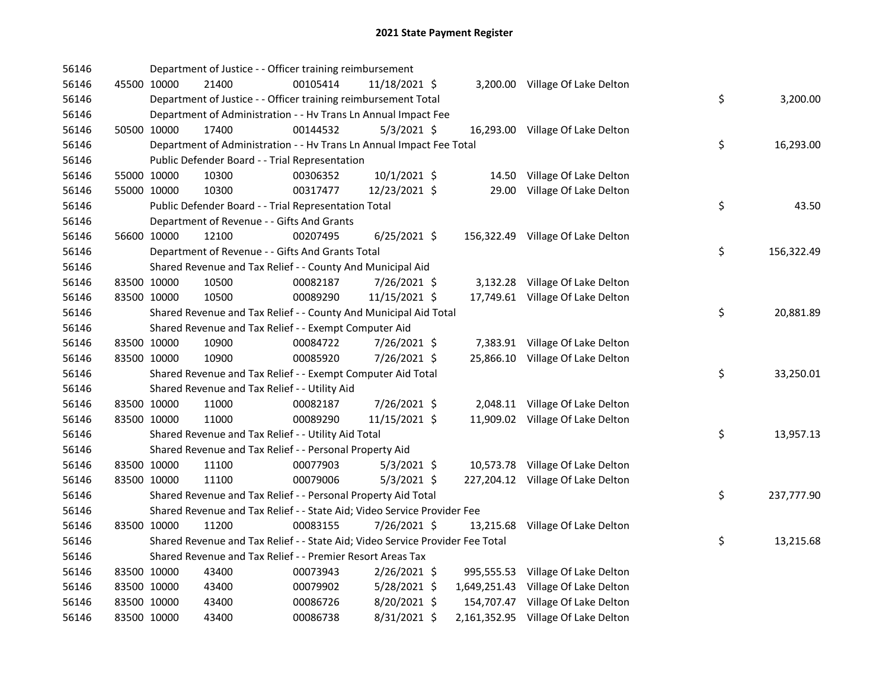## 2021 State Payment Register

| | | | | | | | | | |
|---|---|---|---|---|---|---|---|---|---|
| 56146 | | | Department of Justice - - Officer training reimbursement | | | | | | |
| 56146 | 45500 | 10000 | 21400 | 00105414 | 11/18/2021 | $ 3,200.00 | Village Of Lake Delton | | |
| 56146 | | | Department of Justice - - Officer training reimbursement Total | | | | | $ | 3,200.00 |
| 56146 | | | Department of Administration - - Hv Trans Ln Annual Impact Fee | | | | | | |
| 56146 | 50500 | 10000 | 17400 | 00144532 | 5/3/2021 | $ 16,293.00 | Village Of Lake Delton | | |
| 56146 | | | Department of Administration - - Hv Trans Ln Annual Impact Fee Total | | | | | $ | 16,293.00 |
| 56146 | | | Public Defender Board - - Trial Representation | | | | | | |
| 56146 | 55000 | 10000 | 10300 | 00306352 | 10/1/2021 | $ 14.50 | Village Of Lake Delton | | |
| 56146 | 55000 | 10000 | 10300 | 00317477 | 12/23/2021 | $ 29.00 | Village Of Lake Delton | | |
| 56146 | | | Public Defender Board - - Trial Representation Total | | | | | $ | 43.50 |
| 56146 | | | Department of Revenue - - Gifts And Grants | | | | | | |
| 56146 | 56600 | 10000 | 12100 | 00207495 | 6/25/2021 | $ 156,322.49 | Village Of Lake Delton | | |
| 56146 | | | Department of Revenue - - Gifts And Grants Total | | | | | $ | 156,322.49 |
| 56146 | | | Shared Revenue and Tax Relief - - County And Municipal Aid | | | | | | |
| 56146 | 83500 | 10000 | 10500 | 00082187 | 7/26/2021 | $ 3,132.28 | Village Of Lake Delton | | |
| 56146 | 83500 | 10000 | 10500 | 00089290 | 11/15/2021 | $ 17,749.61 | Village Of Lake Delton | | |
| 56146 | | | Shared Revenue and Tax Relief - - County And Municipal Aid Total | | | | | $ | 20,881.89 |
| 56146 | | | Shared Revenue and Tax Relief - - Exempt Computer Aid | | | | | | |
| 56146 | 83500 | 10000 | 10900 | 00084722 | 7/26/2021 | $ 7,383.91 | Village Of Lake Delton | | |
| 56146 | 83500 | 10000 | 10900 | 00085920 | 7/26/2021 | $ 25,866.10 | Village Of Lake Delton | | |
| 56146 | | | Shared Revenue and Tax Relief - - Exempt Computer Aid Total | | | | | $ | 33,250.01 |
| 56146 | | | Shared Revenue and Tax Relief - - Utility Aid | | | | | | |
| 56146 | 83500 | 10000 | 11000 | 00082187 | 7/26/2021 | $ 2,048.11 | Village Of Lake Delton | | |
| 56146 | 83500 | 10000 | 11000 | 00089290 | 11/15/2021 | $ 11,909.02 | Village Of Lake Delton | | |
| 56146 | | | Shared Revenue and Tax Relief - - Utility Aid Total | | | | | $ | 13,957.13 |
| 56146 | | | Shared Revenue and Tax Relief - - Personal Property Aid | | | | | | |
| 56146 | 83500 | 10000 | 11100 | 00077903 | 5/3/2021 | $ 10,573.78 | Village Of Lake Delton | | |
| 56146 | 83500 | 10000 | 11100 | 00079006 | 5/3/2021 | $ 227,204.12 | Village Of Lake Delton | | |
| 56146 | | | Shared Revenue and Tax Relief - - Personal Property Aid Total | | | | | $ | 237,777.90 |
| 56146 | | | Shared Revenue and Tax Relief - - State Aid; Video Service Provider Fee | | | | | | |
| 56146 | 83500 | 10000 | 11200 | 00083155 | 7/26/2021 | $ 13,215.68 | Village Of Lake Delton | | |
| 56146 | | | Shared Revenue and Tax Relief - - State Aid; Video Service Provider Fee Total | | | | | $ | 13,215.68 |
| 56146 | | | Shared Revenue and Tax Relief - - Premier Resort Areas Tax | | | | | | |
| 56146 | 83500 | 10000 | 43400 | 00073943 | 2/26/2021 | $ 995,555.53 | Village Of Lake Delton | | |
| 56146 | 83500 | 10000 | 43400 | 00079902 | 5/28/2021 | $ 1,649,251.43 | Village Of Lake Delton | | |
| 56146 | 83500 | 10000 | 43400 | 00086726 | 8/20/2021 | $ 154,707.47 | Village Of Lake Delton | | |
| 56146 | 83500 | 10000 | 43400 | 00086738 | 8/31/2021 | $ 2,161,352.95 | Village Of Lake Delton | | |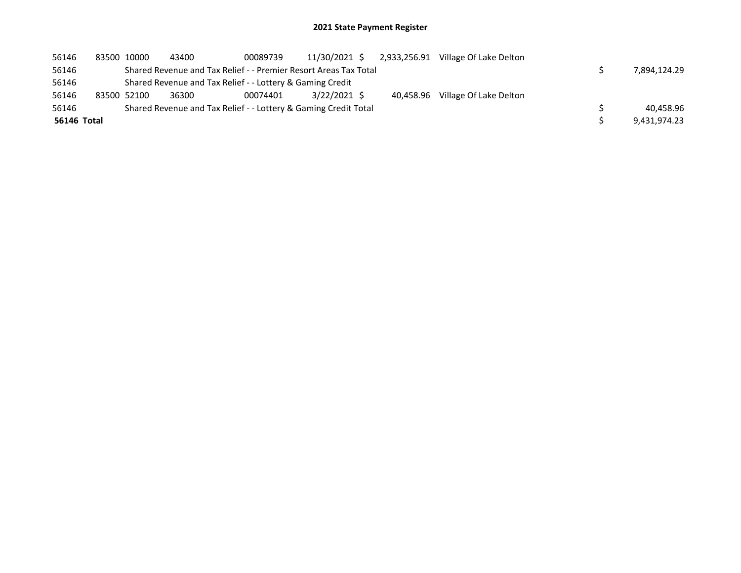## 2021 State Payment Register

| | | | | | | | | | |
|---|---|---|---|---|---|---|---|---|---|
| 56146 | 83500 | 10000 | 43400 | 00089739 | 11/30/2021 | $ 2,933,256.91 | Village Of Lake Delton | | |
| 56146 | | Shared Revenue and Tax Relief - - Premier Resort Areas Tax Total | | | | | | $ | 7,894,124.29 |
| 56146 | | Shared Revenue and Tax Relief - - Lottery & Gaming Credit | | | | | | | |
| 56146 | 83500 | 52100 | 36300 | 00074401 | 3/22/2021 | $ 40,458.96 | Village Of Lake Delton | | |
| 56146 | | Shared Revenue and Tax Relief - - Lottery & Gaming Credit Total | | | | | | $ | 40,458.96 |
| **56146 Total** | | | | | | | | $ | 9,431,974.23 |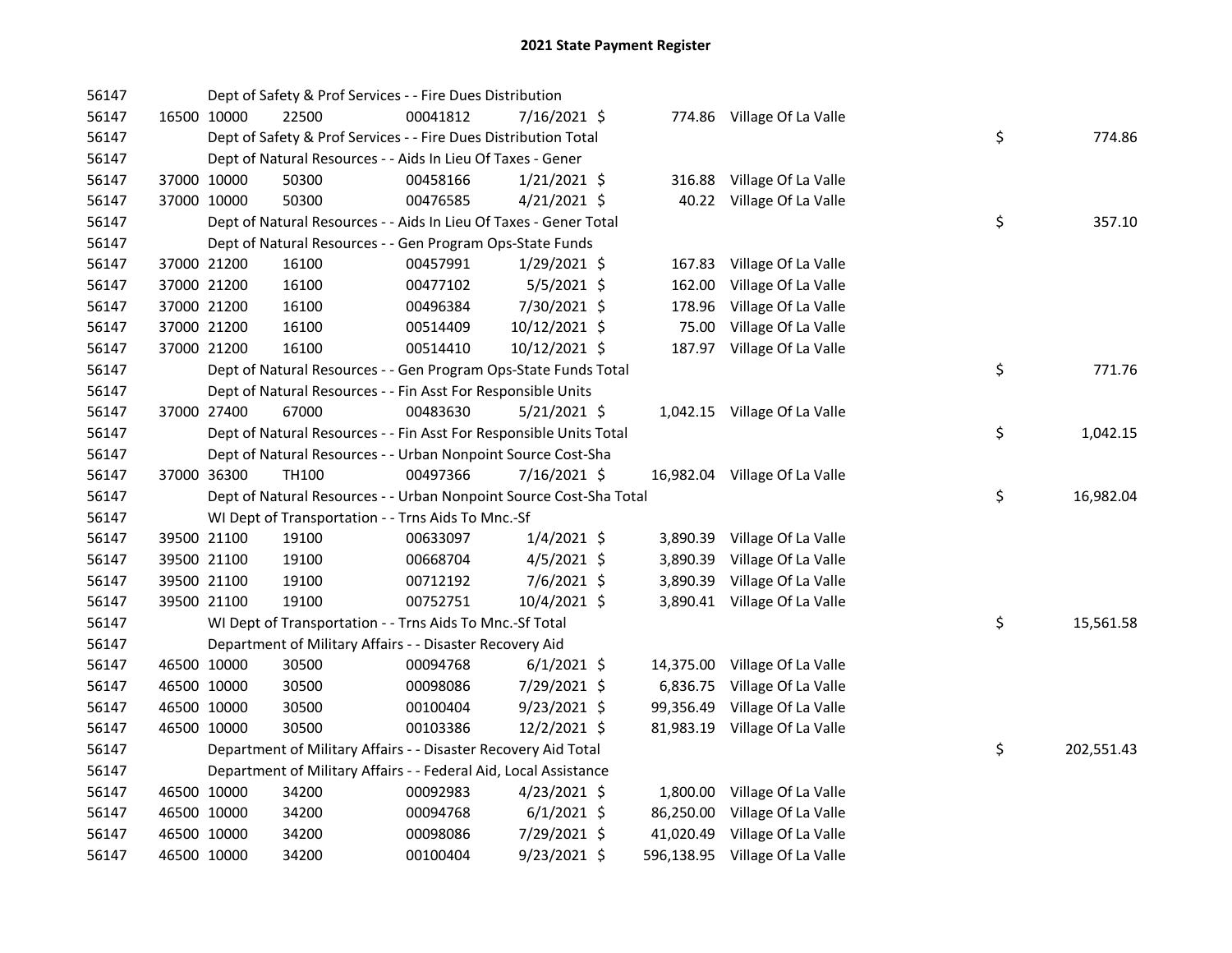# 2021 State Payment Register

| | | | | | | | | | |
|---|---|---|---|---|---|---|---|---|---|
| 56147 | | | Dept of Safety & Prof Services - - Fire Dues Distribution | | | | | | |
| 56147 | 16500 | 10000 | 22500 | 00041812 | 7/16/2021 | $ 774.86 | Village Of La Valle | | |
| 56147 | | | Dept of Safety & Prof Services - - Fire Dues Distribution Total | | | | | $ | 774.86 |
| 56147 | | | Dept of Natural Resources - - Aids In Lieu Of Taxes - Gener | | | | | | |
| 56147 | 37000 | 10000 | 50300 | 00458166 | 1/21/2021 | $ 316.88 | Village Of La Valle | | |
| 56147 | 37000 | 10000 | 50300 | 00476585 | 4/21/2021 | $ 40.22 | Village Of La Valle | | |
| 56147 | | | Dept of Natural Resources - - Aids In Lieu Of Taxes - Gener Total | | | | | $ | 357.10 |
| 56147 | | | Dept of Natural Resources - - Gen Program Ops-State Funds | | | | | | |
| 56147 | 37000 | 21200 | 16100 | 00457991 | 1/29/2021 | $ 167.83 | Village Of La Valle | | |
| 56147 | 37000 | 21200 | 16100 | 00477102 | 5/5/2021 | $ 162.00 | Village Of La Valle | | |
| 56147 | 37000 | 21200 | 16100 | 00496384 | 7/30/2021 | $ 178.96 | Village Of La Valle | | |
| 56147 | 37000 | 21200 | 16100 | 00514409 | 10/12/2021 | $ 75.00 | Village Of La Valle | | |
| 56147 | 37000 | 21200 | 16100 | 00514410 | 10/12/2021 | $ 187.97 | Village Of La Valle | | |
| 56147 | | | Dept of Natural Resources - - Gen Program Ops-State Funds Total | | | | | $ | 771.76 |
| 56147 | | | Dept of Natural Resources - - Fin Asst For Responsible Units | | | | | | |
| 56147 | 37000 | 27400 | 67000 | 00483630 | 5/21/2021 | $ 1,042.15 | Village Of La Valle | | |
| 56147 | | | Dept of Natural Resources - - Fin Asst For Responsible Units Total | | | | | $ | 1,042.15 |
| 56147 | | | Dept of Natural Resources - - Urban Nonpoint Source Cost-Sha | | | | | | |
| 56147 | 37000 | 36300 | TH100 | 00497366 | 7/16/2021 | $ 16,982.04 | Village Of La Valle | | |
| 56147 | | | Dept of Natural Resources - - Urban Nonpoint Source Cost-Sha Total | | | | | $ | 16,982.04 |
| 56147 | | | WI Dept of Transportation - - Trns Aids To Mnc.-Sf | | | | | | |
| 56147 | 39500 | 21100 | 19100 | 00633097 | 1/4/2021 | $ 3,890.39 | Village Of La Valle | | |
| 56147 | 39500 | 21100 | 19100 | 00668704 | 4/5/2021 | $ 3,890.39 | Village Of La Valle | | |
| 56147 | 39500 | 21100 | 19100 | 00712192 | 7/6/2021 | $ 3,890.39 | Village Of La Valle | | |
| 56147 | 39500 | 21100 | 19100 | 00752751 | 10/4/2021 | $ 3,890.41 | Village Of La Valle | | |
| 56147 | | | WI Dept of Transportation - - Trns Aids To Mnc.-Sf Total | | | | | $ | 15,561.58 |
| 56147 | | | Department of Military Affairs - - Disaster Recovery Aid | | | | | | |
| 56147 | 46500 | 10000 | 30500 | 00094768 | 6/1/2021 | $ 14,375.00 | Village Of La Valle | | |
| 56147 | 46500 | 10000 | 30500 | 00098086 | 7/29/2021 | $ 6,836.75 | Village Of La Valle | | |
| 56147 | 46500 | 10000 | 30500 | 00100404 | 9/23/2021 | $ 99,356.49 | Village Of La Valle | | |
| 56147 | 46500 | 10000 | 30500 | 00103386 | 12/2/2021 | $ 81,983.19 | Village Of La Valle | | |
| 56147 | | | Department of Military Affairs - - Disaster Recovery Aid Total | | | | | $ | 202,551.43 |
| 56147 | | | Department of Military Affairs - - Federal Aid, Local Assistance | | | | | | |
| 56147 | 46500 | 10000 | 34200 | 00092983 | 4/23/2021 | $ 1,800.00 | Village Of La Valle | | |
| 56147 | 46500 | 10000 | 34200 | 00094768 | 6/1/2021 | $ 86,250.00 | Village Of La Valle | | |
| 56147 | 46500 | 10000 | 34200 | 00098086 | 7/29/2021 | $ 41,020.49 | Village Of La Valle | | |
| 56147 | 46500 | 10000 | 34200 | 00100404 | 9/23/2021 | $ 596,138.95 | Village Of La Valle | | |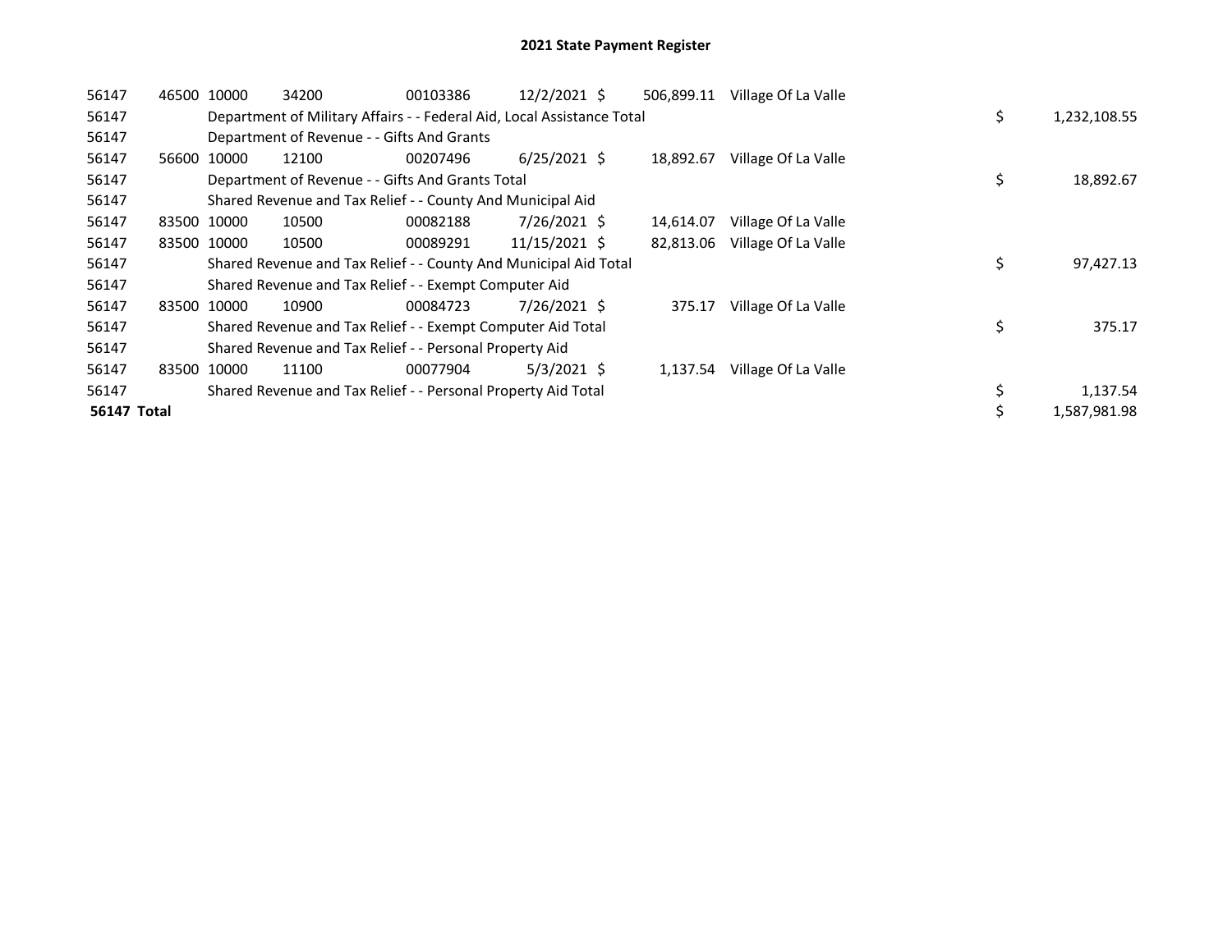# 2021 State Payment Register

| | | | | | | | | | |
|---|---|---|---|---|---|---|---|---|---|
| 56147 | 46500 | 10000 | 34200 | 00103386 | 12/2/2021 | $ 506,899.11 | Village Of La Valle | | |
| 56147 | | Department of Military Affairs - - Federal Aid, Local Assistance Total | | | | | | $ | 1,232,108.55 |
| 56147 | | Department of Revenue - - Gifts And Grants | | | | | | | |
| 56147 | 56600 | 10000 | 12100 | 00207496 | 6/25/2021 | $ 18,892.67 | Village Of La Valle | | |
| 56147 | | Department of Revenue - - Gifts And Grants Total | | | | | | $ | 18,892.67 |
| 56147 | | Shared Revenue and Tax Relief - - County And Municipal Aid | | | | | | | |
| 56147 | 83500 | 10000 | 10500 | 00082188 | 7/26/2021 | $ 14,614.07 | Village Of La Valle | | |
| 56147 | 83500 | 10000 | 10500 | 00089291 | 11/15/2021 | $ 82,813.06 | Village Of La Valle | | |
| 56147 | | Shared Revenue and Tax Relief - - County And Municipal Aid Total | | | | | | $ | 97,427.13 |
| 56147 | | Shared Revenue and Tax Relief - - Exempt Computer Aid | | | | | | | |
| 56147 | 83500 | 10000 | 10900 | 00084723 | 7/26/2021 | $ 375.17 | Village Of La Valle | | |
| 56147 | | Shared Revenue and Tax Relief - - Exempt Computer Aid Total | | | | | | $ | 375.17 |
| 56147 | | Shared Revenue and Tax Relief - - Personal Property Aid | | | | | | | |
| 56147 | 83500 | 10000 | 11100 | 00077904 | 5/3/2021 | $ 1,137.54 | Village Of La Valle | | |
| 56147 | | Shared Revenue and Tax Relief - - Personal Property Aid Total | | | | | | $ | 1,137.54 |
| **56147 Total** | | | | | | | | $ | 1,587,981.98 |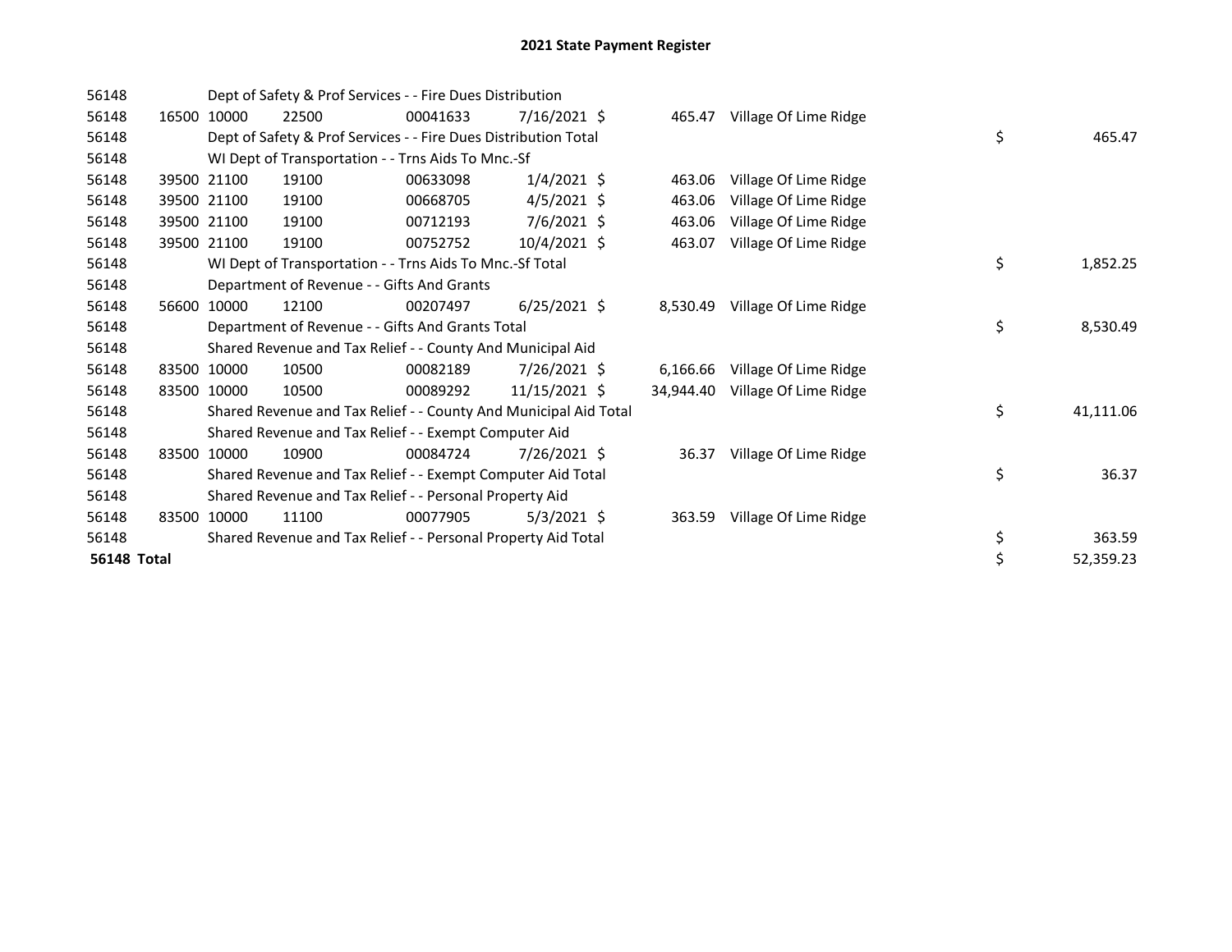# 2021 State Payment Register

| | | | | | | | | | |
|---|---|---|---|---|---|---|---|---|---|
| 56148 | | | Dept of Safety & Prof Services - - Fire Dues Distribution | | | | | | |
| 56148 | 16500 | 10000 | 22500 | 00041633 | 7/16/2021 | $ 465.47 | Village Of Lime Ridge | | |
| 56148 | | | Dept of Safety & Prof Services - - Fire Dues Distribution Total | | | | | $ | 465.47 |
| 56148 | | | WI Dept of Transportation - - Trns Aids To Mnc.-Sf | | | | | | |
| 56148 | 39500 | 21100 | 19100 | 00633098 | 1/4/2021 | $ 463.06 | Village Of Lime Ridge | | |
| 56148 | 39500 | 21100 | 19100 | 00668705 | 4/5/2021 | $ 463.06 | Village Of Lime Ridge | | |
| 56148 | 39500 | 21100 | 19100 | 00712193 | 7/6/2021 | $ 463.06 | Village Of Lime Ridge | | |
| 56148 | 39500 | 21100 | 19100 | 00752752 | 10/4/2021 | $ 463.07 | Village Of Lime Ridge | | |
| 56148 | | | WI Dept of Transportation - - Trns Aids To Mnc.-Sf Total | | | | | $ | 1,852.25 |
| 56148 | | | Department of Revenue - - Gifts And Grants | | | | | | |
| 56148 | 56600 | 10000 | 12100 | 00207497 | 6/25/2021 | $ 8,530.49 | Village Of Lime Ridge | | |
| 56148 | | | Department of Revenue - - Gifts And Grants Total | | | | | $ | 8,530.49 |
| 56148 | | | Shared Revenue and Tax Relief - - County And Municipal Aid | | | | | | |
| 56148 | 83500 | 10000 | 10500 | 00082189 | 7/26/2021 | $ 6,166.66 | Village Of Lime Ridge | | |
| 56148 | 83500 | 10000 | 10500 | 00089292 | 11/15/2021 | $ 34,944.40 | Village Of Lime Ridge | | |
| 56148 | | | Shared Revenue and Tax Relief - - County And Municipal Aid Total | | | | | $ | 41,111.06 |
| 56148 | | | Shared Revenue and Tax Relief - - Exempt Computer Aid | | | | | | |
| 56148 | 83500 | 10000 | 10900 | 00084724 | 7/26/2021 | $ 36.37 | Village Of Lime Ridge | | |
| 56148 | | | Shared Revenue and Tax Relief - - Exempt Computer Aid Total | | | | | $ | 36.37 |
| 56148 | | | Shared Revenue and Tax Relief - - Personal Property Aid | | | | | | |
| 56148 | 83500 | 10000 | 11100 | 00077905 | 5/3/2021 | $ 363.59 | Village Of Lime Ridge | | |
| 56148 | | | Shared Revenue and Tax Relief - - Personal Property Aid Total | | | | | $ | 363.59 |
| **56148 Total** | | | | | | | | $ | 52,359.23 |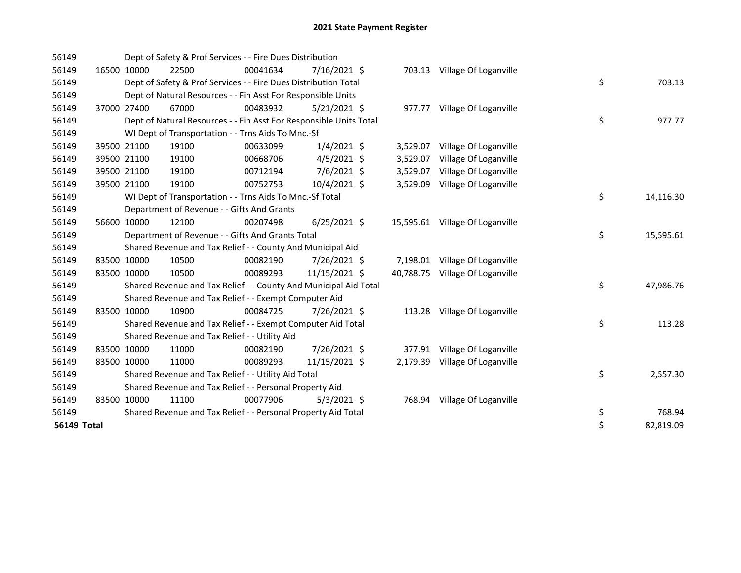# 2021 State Payment Register

| | | | | | | | | | |
|---|---|---|---|---|---|---|---|---|---|
| 56149 | | | Dept of Safety & Prof Services - - Fire Dues Distribution | | | | | | |
| 56149 | 16500 | 10000 | 22500 | 00041634 | 7/16/2021 | $ 703.13 | Village Of Loganville | | |
| 56149 | | | Dept of Safety & Prof Services - - Fire Dues Distribution Total | | | | | $ | 703.13 |
| 56149 | | | Dept of Natural Resources - - Fin Asst For Responsible Units | | | | | | |
| 56149 | 37000 | 27400 | 67000 | 00483932 | 5/21/2021 | $ 977.77 | Village Of Loganville | | |
| 56149 | | | Dept of Natural Resources - - Fin Asst For Responsible Units Total | | | | | $ | 977.77 |
| 56149 | | | WI Dept of Transportation - - Trns Aids To Mnc.-Sf | | | | | | |
| 56149 | 39500 | 21100 | 19100 | 00633099 | 1/4/2021 | $ 3,529.07 | Village Of Loganville | | |
| 56149 | 39500 | 21100 | 19100 | 00668706 | 4/5/2021 | $ 3,529.07 | Village Of Loganville | | |
| 56149 | 39500 | 21100 | 19100 | 00712194 | 7/6/2021 | $ 3,529.07 | Village Of Loganville | | |
| 56149 | 39500 | 21100 | 19100 | 00752753 | 10/4/2021 | $ 3,529.09 | Village Of Loganville | | |
| 56149 | | | WI Dept of Transportation - - Trns Aids To Mnc.-Sf Total | | | | | $ | 14,116.30 |
| 56149 | | | Department of Revenue - - Gifts And Grants | | | | | | |
| 56149 | 56600 | 10000 | 12100 | 00207498 | 6/25/2021 | $ 15,595.61 | Village Of Loganville | | |
| 56149 | | | Department of Revenue - - Gifts And Grants Total | | | | | $ | 15,595.61 |
| 56149 | | | Shared Revenue and Tax Relief - - County And Municipal Aid | | | | | | |
| 56149 | 83500 | 10000 | 10500 | 00082190 | 7/26/2021 | $ 7,198.01 | Village Of Loganville | | |
| 56149 | 83500 | 10000 | 10500 | 00089293 | 11/15/2021 | $ 40,788.75 | Village Of Loganville | | |
| 56149 | | | Shared Revenue and Tax Relief - - County And Municipal Aid Total | | | | | $ | 47,986.76 |
| 56149 | | | Shared Revenue and Tax Relief - - Exempt Computer Aid | | | | | | |
| 56149 | 83500 | 10000 | 10900 | 00084725 | 7/26/2021 | $ 113.28 | Village Of Loganville | | |
| 56149 | | | Shared Revenue and Tax Relief - - Exempt Computer Aid Total | | | | | $ | 113.28 |
| 56149 | | | Shared Revenue and Tax Relief - - Utility Aid | | | | | | |
| 56149 | 83500 | 10000 | 11000 | 00082190 | 7/26/2021 | $ 377.91 | Village Of Loganville | | |
| 56149 | 83500 | 10000 | 11000 | 00089293 | 11/15/2021 | $ 2,179.39 | Village Of Loganville | | |
| 56149 | | | Shared Revenue and Tax Relief - - Utility Aid Total | | | | | $ | 2,557.30 |
| 56149 | | | Shared Revenue and Tax Relief - - Personal Property Aid | | | | | | |
| 56149 | 83500 | 10000 | 11100 | 00077906 | 5/3/2021 | $ 768.94 | Village Of Loganville | | |
| 56149 | | | Shared Revenue and Tax Relief - - Personal Property Aid Total | | | | | $ | 768.94 |
| **56149 Total** | | | | | | | | $ | 82,819.09 |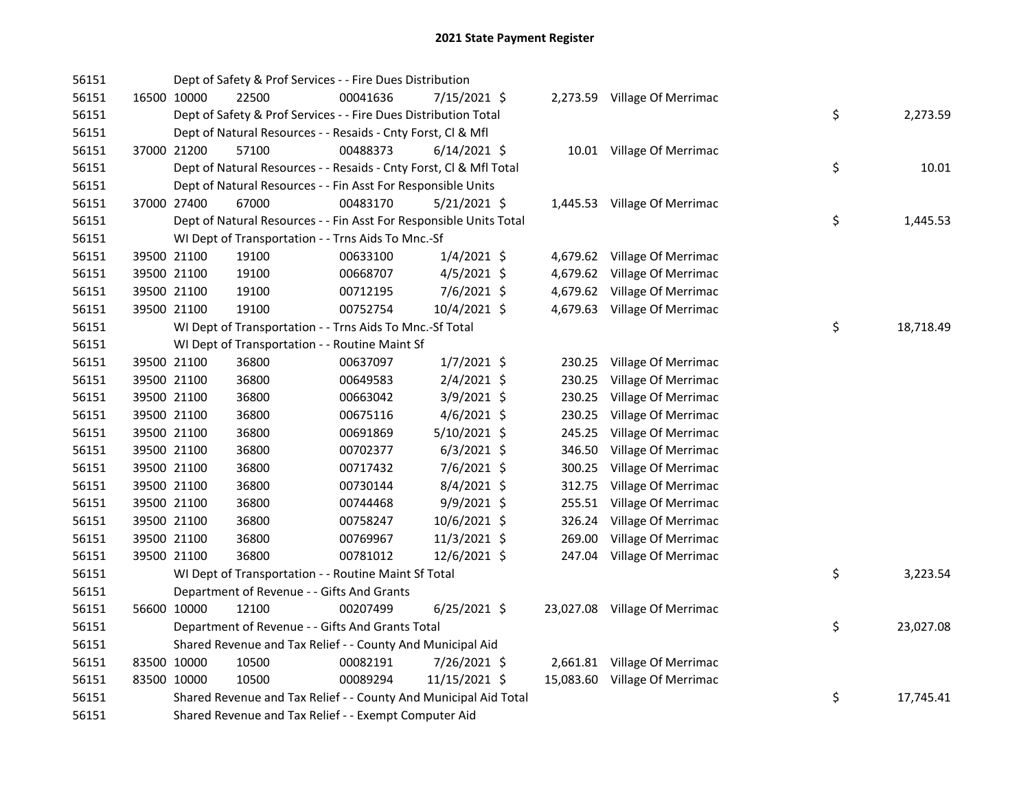## 2021 State Payment Register

| | | | | | | | | | |
|---|---|---|---|---|---|---|---|---|---|
| 56151 | | | Dept of Safety & Prof Services - - Fire Dues Distribution | | | | | | |
| 56151 | 16500 | 10000 | 22500 | 00041636 | 7/15/2021 | $ 2,273.59 | Village Of Merrimac | | |
| 56151 | | | Dept of Safety & Prof Services - - Fire Dues Distribution Total | | | | | $ | 2,273.59 |
| 56151 | | | Dept of Natural Resources - - Resaids - Cnty Forst, Cl & Mfl | | | | | | |
| 56151 | 37000 | 21200 | 57100 | 00488373 | 6/14/2021 | $ 10.01 | Village Of Merrimac | | |
| 56151 | | | Dept of Natural Resources - - Resaids - Cnty Forst, Cl & Mfl Total | | | | | $ | 10.01 |
| 56151 | | | Dept of Natural Resources - - Fin Asst For Responsible Units | | | | | | |
| 56151 | 37000 | 27400 | 67000 | 00483170 | 5/21/2021 | $ 1,445.53 | Village Of Merrimac | | |
| 56151 | | | Dept of Natural Resources - - Fin Asst For Responsible Units Total | | | | | $ | 1,445.53 |
| 56151 | | | WI Dept of Transportation - - Trns Aids To Mnc.-Sf | | | | | | |
| 56151 | 39500 | 21100 | 19100 | 00633100 | 1/4/2021 | $ 4,679.62 | Village Of Merrimac | | |
| 56151 | 39500 | 21100 | 19100 | 00668707 | 4/5/2021 | $ 4,679.62 | Village Of Merrimac | | |
| 56151 | 39500 | 21100 | 19100 | 00712195 | 7/6/2021 | $ 4,679.62 | Village Of Merrimac | | |
| 56151 | 39500 | 21100 | 19100 | 00752754 | 10/4/2021 | $ 4,679.63 | Village Of Merrimac | | |
| 56151 | | | WI Dept of Transportation - - Trns Aids To Mnc.-Sf Total | | | | | $ | 18,718.49 |
| 56151 | | | WI Dept of Transportation - - Routine Maint Sf | | | | | | |
| 56151 | 39500 | 21100 | 36800 | 00637097 | 1/7/2021 | $ 230.25 | Village Of Merrimac | | |
| 56151 | 39500 | 21100 | 36800 | 00649583 | 2/4/2021 | $ 230.25 | Village Of Merrimac | | |
| 56151 | 39500 | 21100 | 36800 | 00663042 | 3/9/2021 | $ 230.25 | Village Of Merrimac | | |
| 56151 | 39500 | 21100 | 36800 | 00675116 | 4/6/2021 | $ 230.25 | Village Of Merrimac | | |
| 56151 | 39500 | 21100 | 36800 | 00691869 | 5/10/2021 | $ 245.25 | Village Of Merrimac | | |
| 56151 | 39500 | 21100 | 36800 | 00702377 | 6/3/2021 | $ 346.50 | Village Of Merrimac | | |
| 56151 | 39500 | 21100 | 36800 | 00717432 | 7/6/2021 | $ 300.25 | Village Of Merrimac | | |
| 56151 | 39500 | 21100 | 36800 | 00730144 | 8/4/2021 | $ 312.75 | Village Of Merrimac | | |
| 56151 | 39500 | 21100 | 36800 | 00744468 | 9/9/2021 | $ 255.51 | Village Of Merrimac | | |
| 56151 | 39500 | 21100 | 36800 | 00758247 | 10/6/2021 | $ 326.24 | Village Of Merrimac | | |
| 56151 | 39500 | 21100 | 36800 | 00769967 | 11/3/2021 | $ 269.00 | Village Of Merrimac | | |
| 56151 | 39500 | 21100 | 36800 | 00781012 | 12/6/2021 | $ 247.04 | Village Of Merrimac | | |
| 56151 | | | WI Dept of Transportation - - Routine Maint Sf Total | | | | | $ | 3,223.54 |
| 56151 | | | Department of Revenue - - Gifts And Grants | | | | | | |
| 56151 | 56600 | 10000 | 12100 | 00207499 | 6/25/2021 | $ 23,027.08 | Village Of Merrimac | | |
| 56151 | | | Department of Revenue - - Gifts And Grants Total | | | | | $ | 23,027.08 |
| 56151 | | | Shared Revenue and Tax Relief - - County And Municipal Aid | | | | | | |
| 56151 | 83500 | 10000 | 10500 | 00082191 | 7/26/2021 | $ 2,661.81 | Village Of Merrimac | | |
| 56151 | 83500 | 10000 | 10500 | 00089294 | 11/15/2021 | $ 15,083.60 | Village Of Merrimac | | |
| 56151 | | | Shared Revenue and Tax Relief - - County And Municipal Aid Total | | | | | $ | 17,745.41 |
| 56151 | | | Shared Revenue and Tax Relief - - Exempt Computer Aid | | | | | | |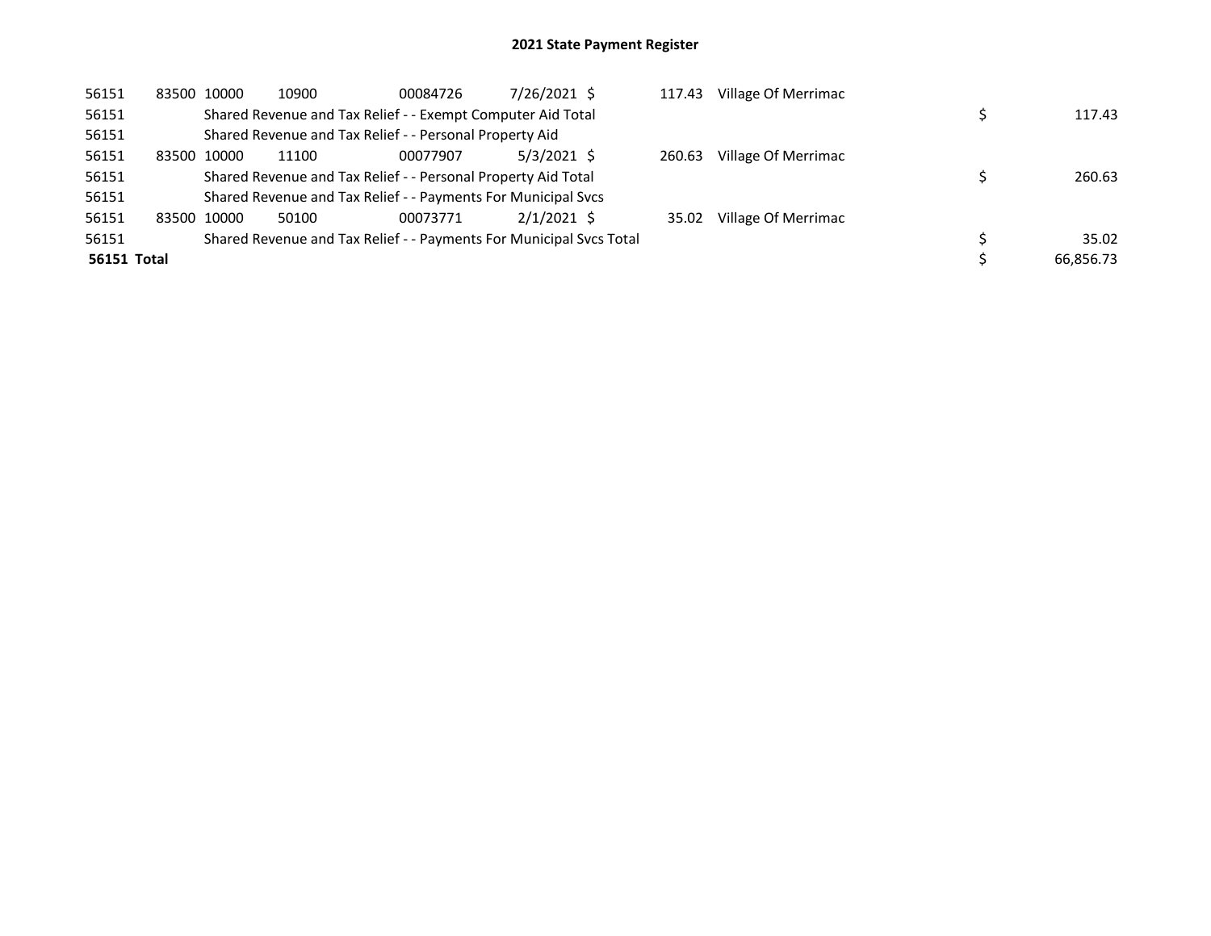# 2021 State Payment Register

| | | | | | | | | | |
|---|---|---|---|---|---|---|---|---|---|
| 56151 | 83500 | 10000 | 10900 | 00084726 | 7/26/2021 | $ 117.43 | Village Of Merrimac | | |
| 56151 | | Shared Revenue and Tax Relief - - Exempt Computer Aid Total | | | | | | $ | 117.43 |
| 56151 | | Shared Revenue and Tax Relief - - Personal Property Aid | | | | | | | |
| 56151 | 83500 | 10000 | 11100 | 00077907 | 5/3/2021 | $ 260.63 | Village Of Merrimac | | |
| 56151 | | Shared Revenue and Tax Relief - - Personal Property Aid Total | | | | | | $ | 260.63 |
| 56151 | | Shared Revenue and Tax Relief - - Payments For Municipal Svcs | | | | | | | |
| 56151 | 83500 | 10000 | 50100 | 00073771 | 2/1/2021 | $ 35.02 | Village Of Merrimac | | |
| 56151 | | Shared Revenue and Tax Relief - - Payments For Municipal Svcs Total | | | | | | $ | 35.02 |
| **56151 Total** | | | | | | | | $ | 66,856.73 |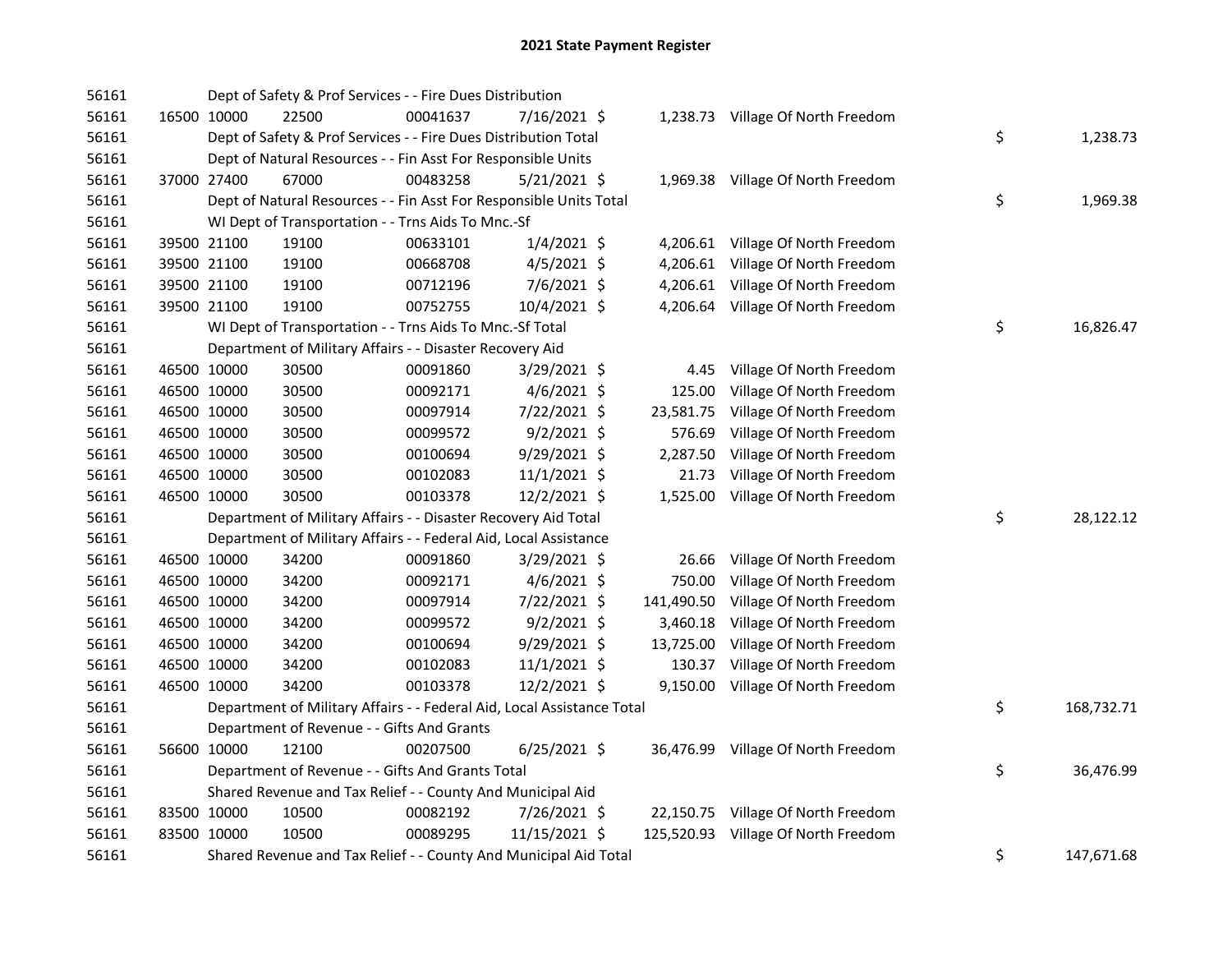# 2021 State Payment Register

| | | | | | | | | | |
|---|---|---|---|---|---|---|---|---|---|
| 56161 | | Dept of Safety & Prof Services - - Fire Dues Distribution | | | | | | | |
| 56161 | 16500 | 10000 | 22500 | 00041637 | 7/16/2021 | $ 1,238.73 | Village Of North Freedom | | |
| 56161 | | Dept of Safety & Prof Services - - Fire Dues Distribution Total | | | | | | $ | 1,238.73 |
| 56161 | | Dept of Natural Resources - - Fin Asst For Responsible Units | | | | | | | |
| 56161 | 37000 | 27400 | 67000 | 00483258 | 5/21/2021 | $ 1,969.38 | Village Of North Freedom | | |
| 56161 | | Dept of Natural Resources - - Fin Asst For Responsible Units Total | | | | | | $ | 1,969.38 |
| 56161 | | WI Dept of Transportation - - Trns Aids To Mnc.-Sf | | | | | | | |
| 56161 | 39500 | 21100 | 19100 | 00633101 | 1/4/2021 | $ 4,206.61 | Village Of North Freedom | | |
| 56161 | 39500 | 21100 | 19100 | 00668708 | 4/5/2021 | $ 4,206.61 | Village Of North Freedom | | |
| 56161 | 39500 | 21100 | 19100 | 00712196 | 7/6/2021 | $ 4,206.61 | Village Of North Freedom | | |
| 56161 | 39500 | 21100 | 19100 | 00752755 | 10/4/2021 | $ 4,206.64 | Village Of North Freedom | | |
| 56161 | | WI Dept of Transportation - - Trns Aids To Mnc.-Sf Total | | | | | | $ | 16,826.47 |
| 56161 | | Department of Military Affairs - - Disaster Recovery Aid | | | | | | | |
| 56161 | 46500 | 10000 | 30500 | 00091860 | 3/29/2021 | $ 4.45 | Village Of North Freedom | | |
| 56161 | 46500 | 10000 | 30500 | 00092171 | 4/6/2021 | $ 125.00 | Village Of North Freedom | | |
| 56161 | 46500 | 10000 | 30500 | 00097914 | 7/22/2021 | $ 23,581.75 | Village Of North Freedom | | |
| 56161 | 46500 | 10000 | 30500 | 00099572 | 9/2/2021 | $ 576.69 | Village Of North Freedom | | |
| 56161 | 46500 | 10000 | 30500 | 00100694 | 9/29/2021 | $ 2,287.50 | Village Of North Freedom | | |
| 56161 | 46500 | 10000 | 30500 | 00102083 | 11/1/2021 | $ 21.73 | Village Of North Freedom | | |
| 56161 | 46500 | 10000 | 30500 | 00103378 | 12/2/2021 | $ 1,525.00 | Village Of North Freedom | | |
| 56161 | | Department of Military Affairs - - Disaster Recovery Aid Total | | | | | | $ | 28,122.12 |
| 56161 | | Department of Military Affairs - - Federal Aid, Local Assistance | | | | | | | |
| 56161 | 46500 | 10000 | 34200 | 00091860 | 3/29/2021 | $ 26.66 | Village Of North Freedom | | |
| 56161 | 46500 | 10000 | 34200 | 00092171 | 4/6/2021 | $ 750.00 | Village Of North Freedom | | |
| 56161 | 46500 | 10000 | 34200 | 00097914 | 7/22/2021 | $ 141,490.50 | Village Of North Freedom | | |
| 56161 | 46500 | 10000 | 34200 | 00099572 | 9/2/2021 | $ 3,460.18 | Village Of North Freedom | | |
| 56161 | 46500 | 10000 | 34200 | 00100694 | 9/29/2021 | $ 13,725.00 | Village Of North Freedom | | |
| 56161 | 46500 | 10000 | 34200 | 00102083 | 11/1/2021 | $ 130.37 | Village Of North Freedom | | |
| 56161 | 46500 | 10000 | 34200 | 00103378 | 12/2/2021 | $ 9,150.00 | Village Of North Freedom | | |
| 56161 | | Department of Military Affairs - - Federal Aid, Local Assistance Total | | | | | | $ | 168,732.71 |
| 56161 | | Department of Revenue - - Gifts And Grants | | | | | | | |
| 56161 | 56600 | 10000 | 12100 | 00207500 | 6/25/2021 | $ 36,476.99 | Village Of North Freedom | | |
| 56161 | | Department of Revenue - - Gifts And Grants Total | | | | | | $ | 36,476.99 |
| 56161 | | Shared Revenue and Tax Relief - - County And Municipal Aid | | | | | | | |
| 56161 | 83500 | 10000 | 10500 | 00082192 | 7/26/2021 | $ 22,150.75 | Village Of North Freedom | | |
| 56161 | 83500 | 10000 | 10500 | 00089295 | 11/15/2021 | $ 125,520.93 | Village Of North Freedom | | |
| 56161 | | Shared Revenue and Tax Relief - - County And Municipal Aid Total | | | | | | $ | 147,671.68 |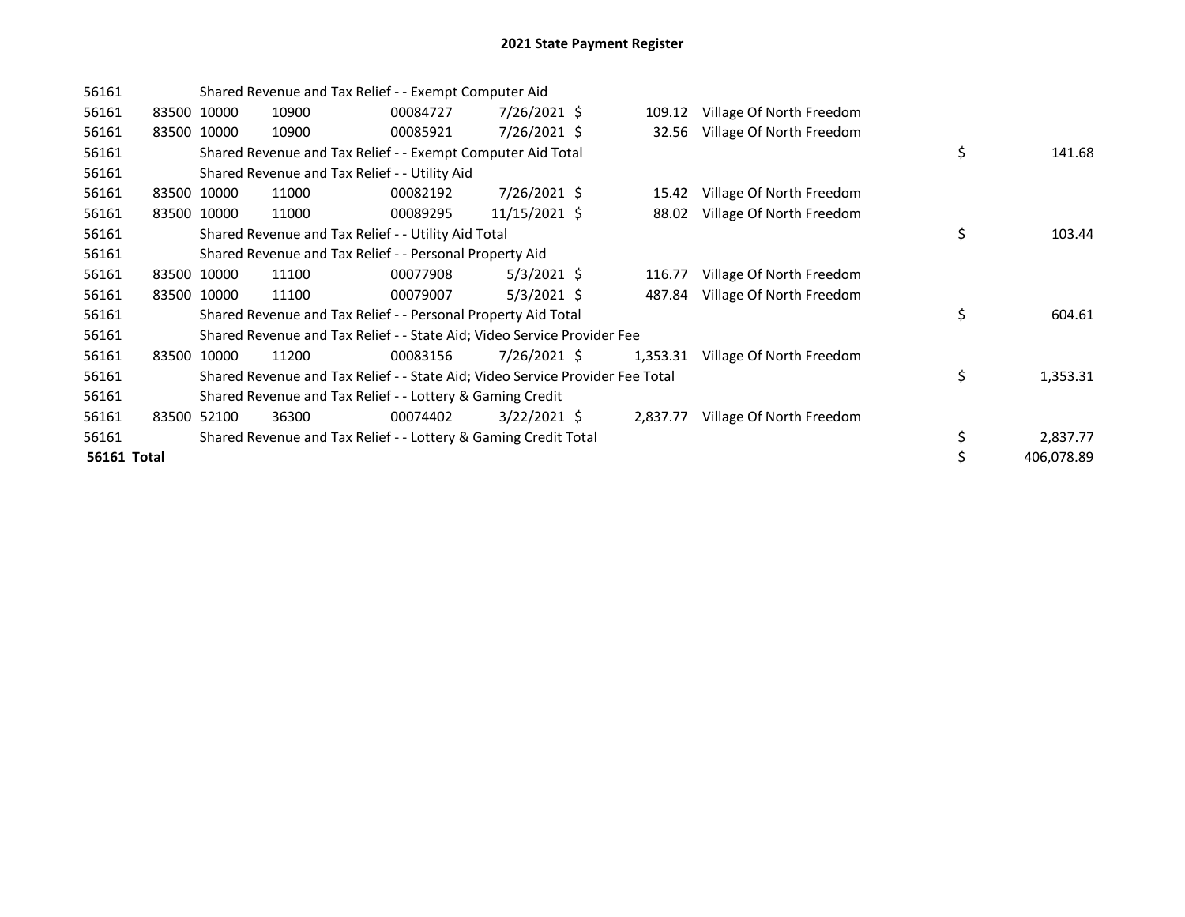# 2021 State Payment Register

| | | | | | | | | | |
|---|---|---|---|---|---|---|---|---|---|
| 56161 | | Shared Revenue and Tax Relief - - Exempt Computer Aid | | | | | | | |
| 56161 | 83500 | 10000 | 10900 | 00084727 | 7/26/2021 | $ 109.12 | Village Of North Freedom | | |
| 56161 | 83500 | 10000 | 10900 | 00085921 | 7/26/2021 | $ 32.56 | Village Of North Freedom | | |
| 56161 | | Shared Revenue and Tax Relief - - Exempt Computer Aid Total | | | | | | $ | 141.68 |
| 56161 | | Shared Revenue and Tax Relief - - Utility Aid | | | | | | | |
| 56161 | 83500 | 10000 | 11000 | 00082192 | 7/26/2021 | $ 15.42 | Village Of North Freedom | | |
| 56161 | 83500 | 10000 | 11000 | 00089295 | 11/15/2021 | $ 88.02 | Village Of North Freedom | | |
| 56161 | | Shared Revenue and Tax Relief - - Utility Aid Total | | | | | | $ | 103.44 |
| 56161 | | Shared Revenue and Tax Relief - - Personal Property Aid | | | | | | | |
| 56161 | 83500 | 10000 | 11100 | 00077908 | 5/3/2021 | $ 116.77 | Village Of North Freedom | | |
| 56161 | 83500 | 10000 | 11100 | 00079007 | 5/3/2021 | $ 487.84 | Village Of North Freedom | | |
| 56161 | | Shared Revenue and Tax Relief - - Personal Property Aid Total | | | | | | $ | 604.61 |
| 56161 | | Shared Revenue and Tax Relief - - State Aid; Video Service Provider Fee | | | | | | | |
| 56161 | 83500 | 10000 | 11200 | 00083156 | 7/26/2021 | $ 1,353.31 | Village Of North Freedom | | |
| 56161 | | Shared Revenue and Tax Relief - - State Aid; Video Service Provider Fee Total | | | | | | $ | 1,353.31 |
| 56161 | | Shared Revenue and Tax Relief - - Lottery & Gaming Credit | | | | | | | |
| 56161 | 83500 | 52100 | 36300 | 00074402 | 3/22/2021 | $ 2,837.77 | Village Of North Freedom | | |
| 56161 | | Shared Revenue and Tax Relief - - Lottery & Gaming Credit Total | | | | | | $ | 2,837.77 |
| **56161 Total** | | | | | | | | $ | 406,078.89 |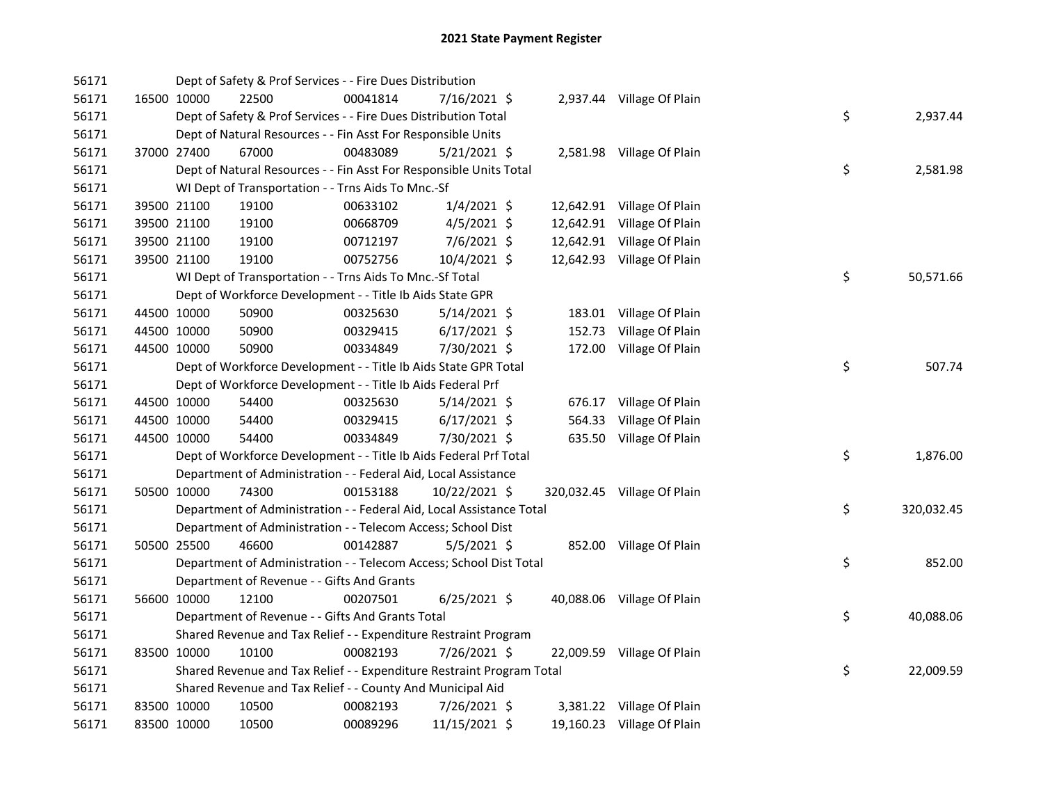# 2021 State Payment Register

| | | | | | | | | | |
|---|---|---|---|---|---|---|---|---|---|
| 56171 | | | Dept of Safety & Prof Services - - Fire Dues Distribution | | | | | | |
| 56171 | 16500 | 10000 | 22500 | 00041814 | 7/16/2021 | $ 2,937.44 | Village Of Plain | | |
| 56171 | | | Dept of Safety & Prof Services - - Fire Dues Distribution Total | | | | | $ | 2,937.44 |
| 56171 | | | Dept of Natural Resources - - Fin Asst For Responsible Units | | | | | | |
| 56171 | 37000 | 27400 | 67000 | 00483089 | 5/21/2021 | $ 2,581.98 | Village Of Plain | | |
| 56171 | | | Dept of Natural Resources - - Fin Asst For Responsible Units Total | | | | | $ | 2,581.98 |
| 56171 | | | WI Dept of Transportation - - Trns Aids To Mnc.-Sf | | | | | | |
| 56171 | 39500 | 21100 | 19100 | 00633102 | 1/4/2021 | $ 12,642.91 | Village Of Plain | | |
| 56171 | 39500 | 21100 | 19100 | 00668709 | 4/5/2021 | $ 12,642.91 | Village Of Plain | | |
| 56171 | 39500 | 21100 | 19100 | 00712197 | 7/6/2021 | $ 12,642.91 | Village Of Plain | | |
| 56171 | 39500 | 21100 | 19100 | 00752756 | 10/4/2021 | $ 12,642.93 | Village Of Plain | | |
| 56171 | | | WI Dept of Transportation - - Trns Aids To Mnc.-Sf Total | | | | | $ | 50,571.66 |
| 56171 | | | Dept of Workforce Development - - Title Ib Aids State GPR | | | | | | |
| 56171 | 44500 | 10000 | 50900 | 00325630 | 5/14/2021 | $ 183.01 | Village Of Plain | | |
| 56171 | 44500 | 10000 | 50900 | 00329415 | 6/17/2021 | $ 152.73 | Village Of Plain | | |
| 56171 | 44500 | 10000 | 50900 | 00334849 | 7/30/2021 | $ 172.00 | Village Of Plain | | |
| 56171 | | | Dept of Workforce Development - - Title Ib Aids State GPR Total | | | | | $ | 507.74 |
| 56171 | | | Dept of Workforce Development - - Title Ib Aids Federal Prf | | | | | | |
| 56171 | 44500 | 10000 | 54400 | 00325630 | 5/14/2021 | $ 676.17 | Village Of Plain | | |
| 56171 | 44500 | 10000 | 54400 | 00329415 | 6/17/2021 | $ 564.33 | Village Of Plain | | |
| 56171 | 44500 | 10000 | 54400 | 00334849 | 7/30/2021 | $ 635.50 | Village Of Plain | | |
| 56171 | | | Dept of Workforce Development - - Title Ib Aids Federal Prf Total | | | | | $ | 1,876.00 |
| 56171 | | | Department of Administration - - Federal Aid, Local Assistance | | | | | | |
| 56171 | 50500 | 10000 | 74300 | 00153188 | 10/22/2021 | $ 320,032.45 | Village Of Plain | | |
| 56171 | | | Department of Administration - - Federal Aid, Local Assistance Total | | | | | $ | 320,032.45 |
| 56171 | | | Department of Administration - - Telecom Access; School Dist | | | | | | |
| 56171 | 50500 | 25500 | 46600 | 00142887 | 5/5/2021 | $ 852.00 | Village Of Plain | | |
| 56171 | | | Department of Administration - - Telecom Access; School Dist Total | | | | | $ | 852.00 |
| 56171 | | | Department of Revenue - - Gifts And Grants | | | | | | |
| 56171 | 56600 | 10000 | 12100 | 00207501 | 6/25/2021 | $ 40,088.06 | Village Of Plain | | |
| 56171 | | | Department of Revenue - - Gifts And Grants Total | | | | | $ | 40,088.06 |
| 56171 | | | Shared Revenue and Tax Relief - - Expenditure Restraint Program | | | | | | |
| 56171 | 83500 | 10000 | 10100 | 00082193 | 7/26/2021 | $ 22,009.59 | Village Of Plain | | |
| 56171 | | | Shared Revenue and Tax Relief - - Expenditure Restraint Program Total | | | | | $ | 22,009.59 |
| 56171 | | | Shared Revenue and Tax Relief - - County And Municipal Aid | | | | | | |
| 56171 | 83500 | 10000 | 10500 | 00082193 | 7/26/2021 | $ 3,381.22 | Village Of Plain | | |
| 56171 | 83500 | 10000 | 10500 | 00089296 | 11/15/2021 | $ 19,160.23 | Village Of Plain | | |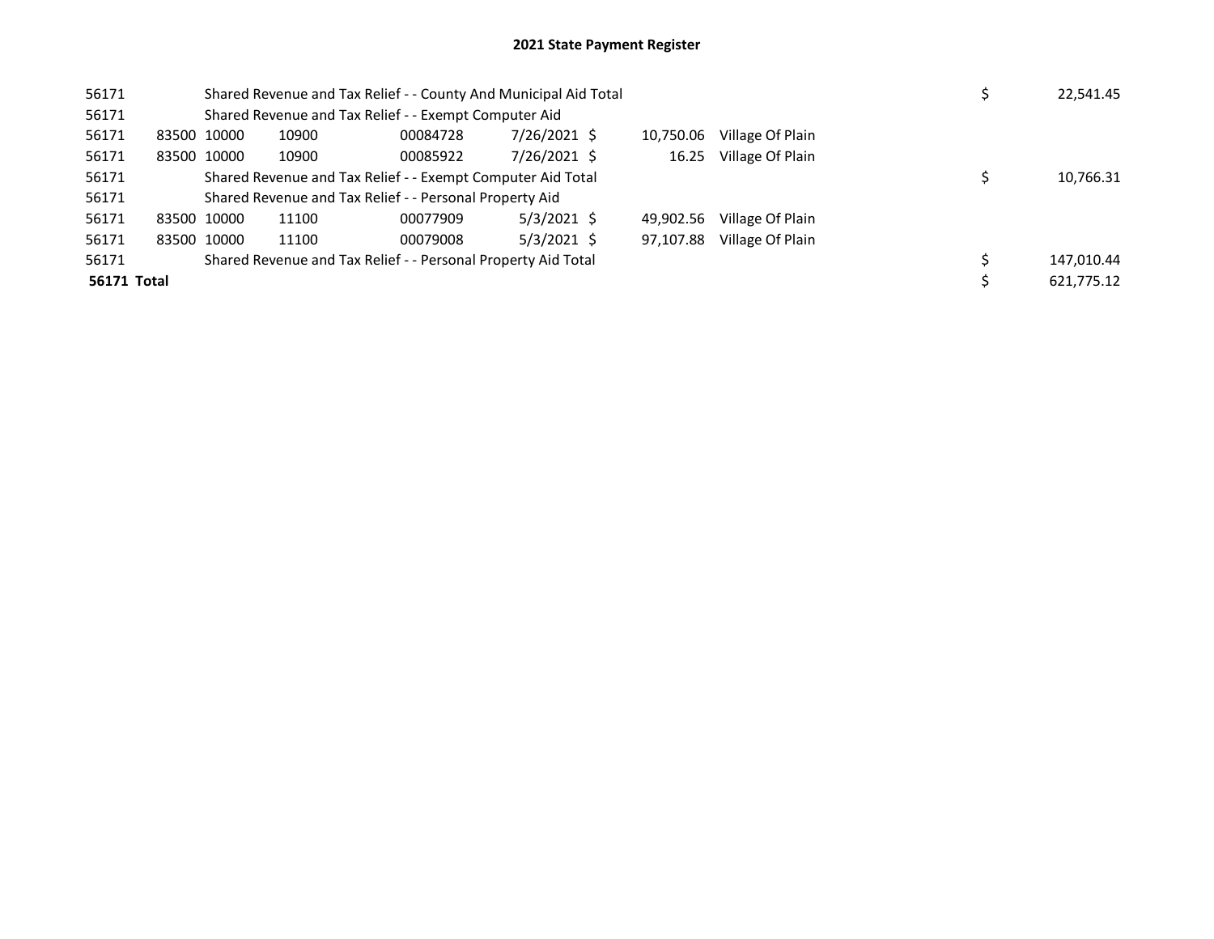# 2021 State Payment Register

| | | | | | | | | | |
|---|---|---|---|---|---|---|---|---|---|
| 56171 | | Shared Revenue and Tax Relief - - County And Municipal Aid Total | | | | | | $ | 22,541.45 |
| 56171 | | Shared Revenue and Tax Relief - - Exempt Computer Aid | | | | | | | |
| 56171 | 83500 | 10000 | 10900 | 00084728 | 7/26/2021 | $ 10,750.06 | Village Of Plain | | |
| 56171 | 83500 | 10000 | 10900 | 00085922 | 7/26/2021 | $ 16.25 | Village Of Plain | | |
| 56171 | | Shared Revenue and Tax Relief - - Exempt Computer Aid Total | | | | | | $ | 10,766.31 |
| 56171 | | Shared Revenue and Tax Relief - - Personal Property Aid | | | | | | | |
| 56171 | 83500 | 10000 | 11100 | 00077909 | 5/3/2021 | $ 49,902.56 | Village Of Plain | | |
| 56171 | 83500 | 10000 | 11100 | 00079008 | 5/3/2021 | $ 97,107.88 | Village Of Plain | | |
| 56171 | | Shared Revenue and Tax Relief - - Personal Property Aid Total | | | | | | $ | 147,010.44 |
| **56171 Total** | | | | | | | | $ | 621,775.12 |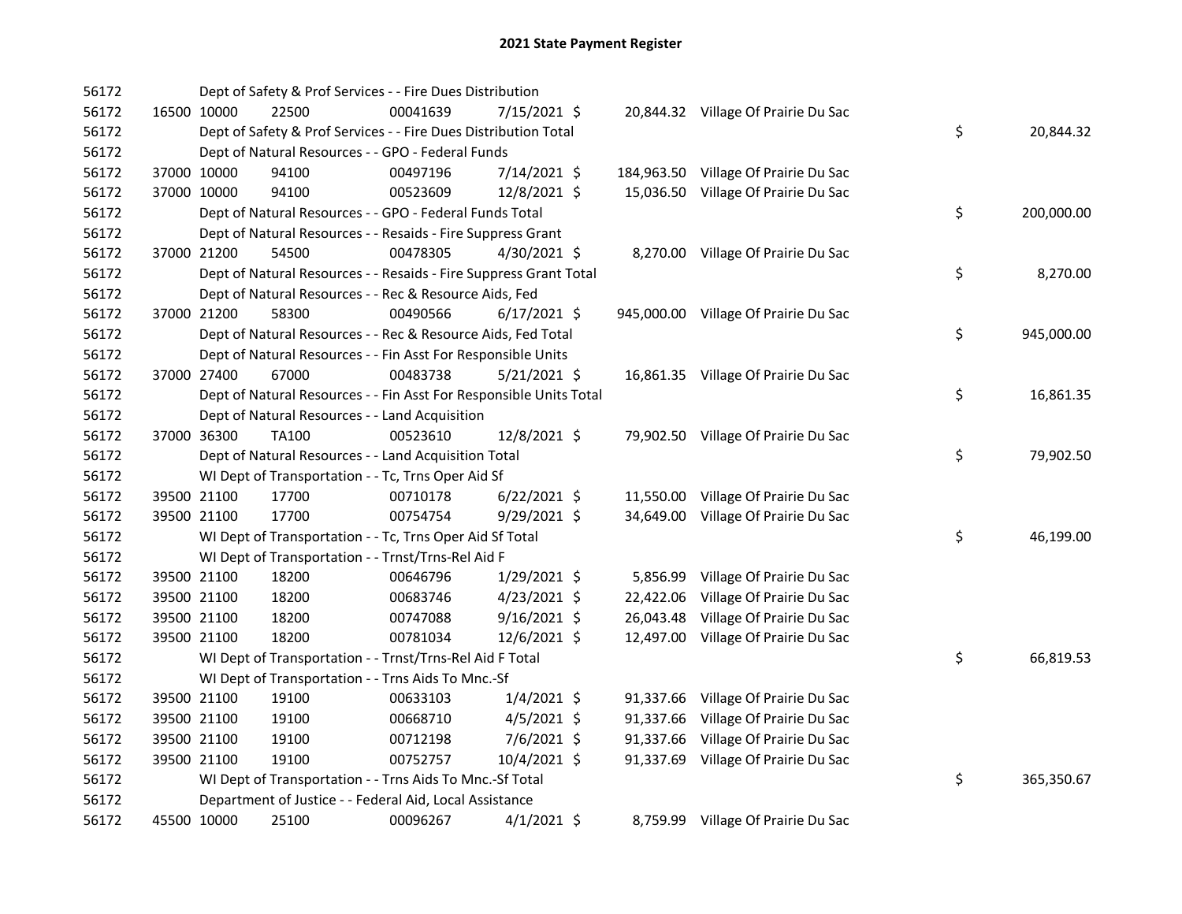# 2021 State Payment Register

| | | | | | | | | | |
|---|---|---|---|---|---|---|---|---|---|
| 56172 | | | Dept of Safety & Prof Services - - Fire Dues Distribution | | | | | | |
| 56172 | 16500 | 10000 | 22500 | 00041639 | 7/15/2021 | $ 20,844.32 | Village Of Prairie Du Sac | | |
| 56172 | | | Dept of Safety & Prof Services - - Fire Dues Distribution Total | | | | | $ | 20,844.32 |
| 56172 | | | Dept of Natural Resources - - GPO - Federal Funds | | | | | | |
| 56172 | 37000 | 10000 | 94100 | 00497196 | 7/14/2021 | $ 184,963.50 | Village Of Prairie Du Sac | | |
| 56172 | 37000 | 10000 | 94100 | 00523609 | 12/8/2021 | $ 15,036.50 | Village Of Prairie Du Sac | | |
| 56172 | | | Dept of Natural Resources - - GPO - Federal Funds Total | | | | | $ | 200,000.00 |
| 56172 | | | Dept of Natural Resources - - Resaids - Fire Suppress Grant | | | | | | |
| 56172 | 37000 | 21200 | 54500 | 00478305 | 4/30/2021 | $ 8,270.00 | Village Of Prairie Du Sac | | |
| 56172 | | | Dept of Natural Resources - - Resaids - Fire Suppress Grant Total | | | | | $ | 8,270.00 |
| 56172 | | | Dept of Natural Resources - - Rec & Resource Aids, Fed | | | | | | |
| 56172 | 37000 | 21200 | 58300 | 00490566 | 6/17/2021 | $ 945,000.00 | Village Of Prairie Du Sac | | |
| 56172 | | | Dept of Natural Resources - - Rec & Resource Aids, Fed Total | | | | | $ | 945,000.00 |
| 56172 | | | Dept of Natural Resources - - Fin Asst For Responsible Units | | | | | | |
| 56172 | 37000 | 27400 | 67000 | 00483738 | 5/21/2021 | $ 16,861.35 | Village Of Prairie Du Sac | | |
| 56172 | | | Dept of Natural Resources - - Fin Asst For Responsible Units Total | | | | | $ | 16,861.35 |
| 56172 | | | Dept of Natural Resources - - Land Acquisition | | | | | | |
| 56172 | 37000 | 36300 | TA100 | 00523610 | 12/8/2021 | $ 79,902.50 | Village Of Prairie Du Sac | | |
| 56172 | | | Dept of Natural Resources - - Land Acquisition Total | | | | | $ | 79,902.50 |
| 56172 | | | WI Dept of Transportation - - Tc, Trns Oper Aid Sf | | | | | | |
| 56172 | 39500 | 21100 | 17700 | 00710178 | 6/22/2021 | $ 11,550.00 | Village Of Prairie Du Sac | | |
| 56172 | 39500 | 21100 | 17700 | 00754754 | 9/29/2021 | $ 34,649.00 | Village Of Prairie Du Sac | | |
| 56172 | | | WI Dept of Transportation - - Tc, Trns Oper Aid Sf Total | | | | | $ | 46,199.00 |
| 56172 | | | WI Dept of Transportation - - Trnst/Trns-Rel Aid F | | | | | | |
| 56172 | 39500 | 21100 | 18200 | 00646796 | 1/29/2021 | $ 5,856.99 | Village Of Prairie Du Sac | | |
| 56172 | 39500 | 21100 | 18200 | 00683746 | 4/23/2021 | $ 22,422.06 | Village Of Prairie Du Sac | | |
| 56172 | 39500 | 21100 | 18200 | 00747088 | 9/16/2021 | $ 26,043.48 | Village Of Prairie Du Sac | | |
| 56172 | 39500 | 21100 | 18200 | 00781034 | 12/6/2021 | $ 12,497.00 | Village Of Prairie Du Sac | | |
| 56172 | | | WI Dept of Transportation - - Trnst/Trns-Rel Aid F Total | | | | | $ | 66,819.53 |
| 56172 | | | WI Dept of Transportation - - Trns Aids To Mnc.-Sf | | | | | | |
| 56172 | 39500 | 21100 | 19100 | 00633103 | 1/4/2021 | $ 91,337.66 | Village Of Prairie Du Sac | | |
| 56172 | 39500 | 21100 | 19100 | 00668710 | 4/5/2021 | $ 91,337.66 | Village Of Prairie Du Sac | | |
| 56172 | 39500 | 21100 | 19100 | 00712198 | 7/6/2021 | $ 91,337.66 | Village Of Prairie Du Sac | | |
| 56172 | 39500 | 21100 | 19100 | 00752757 | 10/4/2021 | $ 91,337.69 | Village Of Prairie Du Sac | | |
| 56172 | | | WI Dept of Transportation - - Trns Aids To Mnc.-Sf Total | | | | | $ | 365,350.67 |
| 56172 | | | Department of Justice - - Federal Aid, Local Assistance | | | | | | |
| 56172 | 45500 | 10000 | 25100 | 00096267 | 4/1/2021 | $ 8,759.99 | Village Of Prairie Du Sac | | |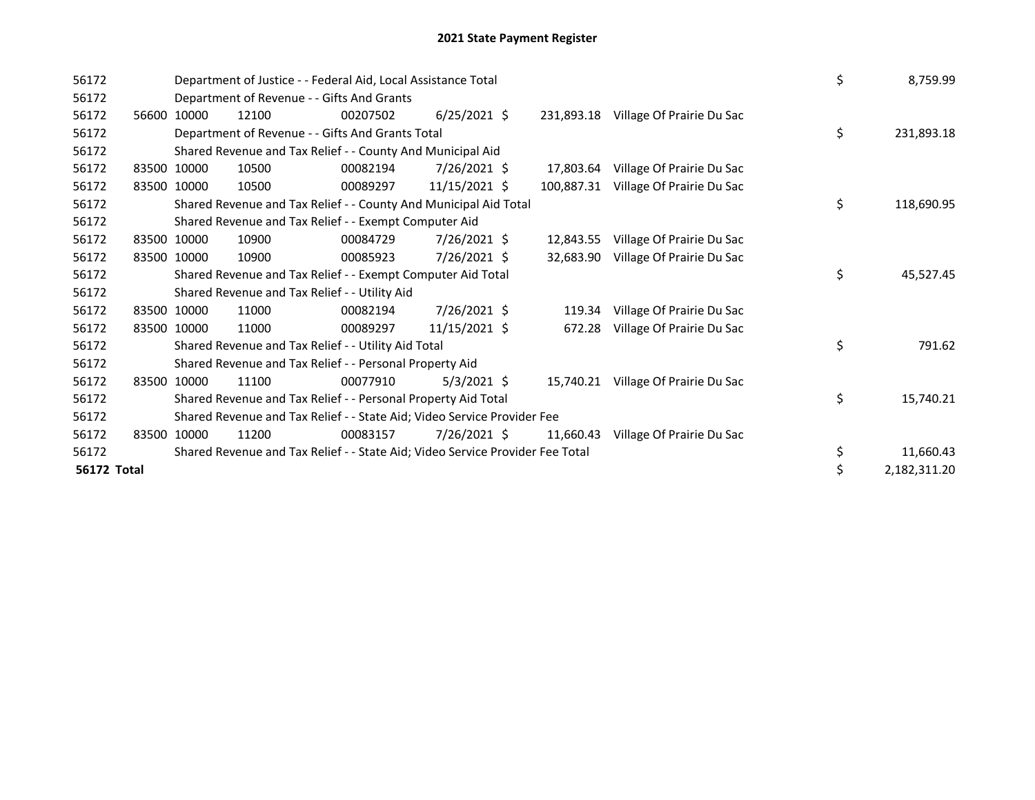# 2021 State Payment Register

| | | | | | | | | | |
|---|---|---|---|---|---|---|---|---|---|
| 56172 | | Department of Justice - - Federal Aid, Local Assistance Total | | | | | | $ | 8,759.99 |
| 56172 | | Department of Revenue - - Gifts And Grants | | | | | | | |
| 56172 | 56600 | 10000 | 12100 | 00207502 | 6/25/2021 $ | 231,893.18 | Village Of Prairie Du Sac | | |
| 56172 | | Department of Revenue - - Gifts And Grants Total | | | | | | $ | 231,893.18 |
| 56172 | | Shared Revenue and Tax Relief - - County And Municipal Aid | | | | | | | |
| 56172 | 83500 | 10000 | 10500 | 00082194 | 7/26/2021 $ | 17,803.64 | Village Of Prairie Du Sac | | |
| 56172 | 83500 | 10000 | 10500 | 00089297 | 11/15/2021 $ | 100,887.31 | Village Of Prairie Du Sac | | |
| 56172 | | Shared Revenue and Tax Relief - - County And Municipal Aid Total | | | | | | $ | 118,690.95 |
| 56172 | | Shared Revenue and Tax Relief - - Exempt Computer Aid | | | | | | | |
| 56172 | 83500 | 10000 | 10900 | 00084729 | 7/26/2021 $ | 12,843.55 | Village Of Prairie Du Sac | | |
| 56172 | 83500 | 10000 | 10900 | 00085923 | 7/26/2021 $ | 32,683.90 | Village Of Prairie Du Sac | | |
| 56172 | | Shared Revenue and Tax Relief - - Exempt Computer Aid Total | | | | | | $ | 45,527.45 |
| 56172 | | Shared Revenue and Tax Relief - - Utility Aid | | | | | | | |
| 56172 | 83500 | 10000 | 11000 | 00082194 | 7/26/2021 $ | 119.34 | Village Of Prairie Du Sac | | |
| 56172 | 83500 | 10000 | 11000 | 00089297 | 11/15/2021 $ | 672.28 | Village Of Prairie Du Sac | | |
| 56172 | | Shared Revenue and Tax Relief - - Utility Aid Total | | | | | | $ | 791.62 |
| 56172 | | Shared Revenue and Tax Relief - - Personal Property Aid | | | | | | | |
| 56172 | 83500 | 10000 | 11100 | 00077910 | 5/3/2021 $ | 15,740.21 | Village Of Prairie Du Sac | | |
| 56172 | | Shared Revenue and Tax Relief - - Personal Property Aid Total | | | | | | $ | 15,740.21 |
| 56172 | | Shared Revenue and Tax Relief - - State Aid; Video Service Provider Fee | | | | | | | |
| 56172 | 83500 | 10000 | 11200 | 00083157 | 7/26/2021 $ | 11,660.43 | Village Of Prairie Du Sac | | |
| 56172 | | Shared Revenue and Tax Relief - - State Aid; Video Service Provider Fee Total | | | | | | $ | 11,660.43 |
| **56172 Total** | | | | | | | | $ | 2,182,311.20 |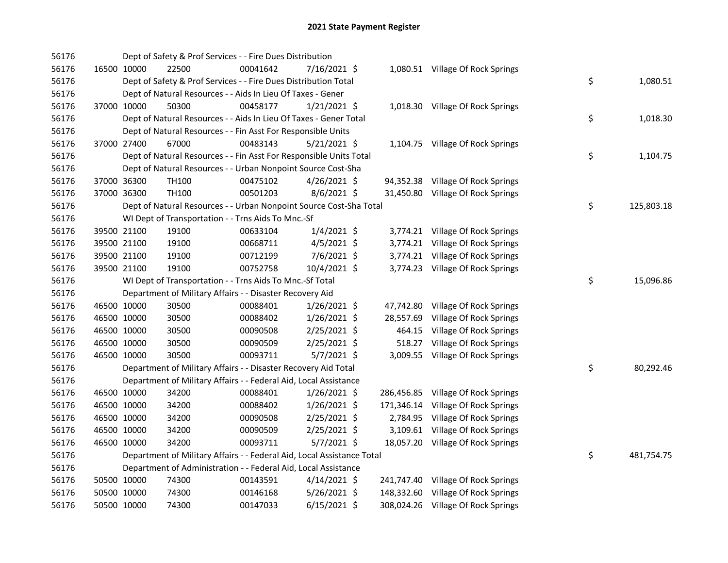# 2021 State Payment Register

| | | | | | | | | | |
|---|---|---|---|---|---|---|---|---|---|
| 56176 | | | Dept of Safety & Prof Services - - Fire Dues Distribution | | | | | | |
| 56176 | 16500 | 10000 | 22500 | 00041642 | 7/16/2021 | $ 1,080.51 | Village Of Rock Springs | | |
| 56176 | | | Dept of Safety & Prof Services - - Fire Dues Distribution Total | | | | | $ | 1,080.51 |
| 56176 | | | Dept of Natural Resources - - Aids In Lieu Of Taxes - Gener | | | | | | |
| 56176 | 37000 | 10000 | 50300 | 00458177 | 1/21/2021 | $ 1,018.30 | Village Of Rock Springs | | |
| 56176 | | | Dept of Natural Resources - - Aids In Lieu Of Taxes - Gener Total | | | | | $ | 1,018.30 |
| 56176 | | | Dept of Natural Resources - - Fin Asst For Responsible Units | | | | | | |
| 56176 | 37000 | 27400 | 67000 | 00483143 | 5/21/2021 | $ 1,104.75 | Village Of Rock Springs | | |
| 56176 | | | Dept of Natural Resources - - Fin Asst For Responsible Units Total | | | | | $ | 1,104.75 |
| 56176 | | | Dept of Natural Resources - - Urban Nonpoint Source Cost-Sha | | | | | | |
| 56176 | 37000 | 36300 | TH100 | 00475102 | 4/26/2021 | $ 94,352.38 | Village Of Rock Springs | | |
| 56176 | 37000 | 36300 | TH100 | 00501203 | 8/6/2021 | $ 31,450.80 | Village Of Rock Springs | | |
| 56176 | | | Dept of Natural Resources - - Urban Nonpoint Source Cost-Sha Total | | | | | $ | 125,803.18 |
| 56176 | | | WI Dept of Transportation - - Trns Aids To Mnc.-Sf | | | | | | |
| 56176 | 39500 | 21100 | 19100 | 00633104 | 1/4/2021 | $ 3,774.21 | Village Of Rock Springs | | |
| 56176 | 39500 | 21100 | 19100 | 00668711 | 4/5/2021 | $ 3,774.21 | Village Of Rock Springs | | |
| 56176 | 39500 | 21100 | 19100 | 00712199 | 7/6/2021 | $ 3,774.21 | Village Of Rock Springs | | |
| 56176 | 39500 | 21100 | 19100 | 00752758 | 10/4/2021 | $ 3,774.23 | Village Of Rock Springs | | |
| 56176 | | | WI Dept of Transportation - - Trns Aids To Mnc.-Sf Total | | | | | $ | 15,096.86 |
| 56176 | | | Department of Military Affairs - - Disaster Recovery Aid | | | | | | |
| 56176 | 46500 | 10000 | 30500 | 00088401 | 1/26/2021 | $ 47,742.80 | Village Of Rock Springs | | |
| 56176 | 46500 | 10000 | 30500 | 00088402 | 1/26/2021 | $ 28,557.69 | Village Of Rock Springs | | |
| 56176 | 46500 | 10000 | 30500 | 00090508 | 2/25/2021 | $ 464.15 | Village Of Rock Springs | | |
| 56176 | 46500 | 10000 | 30500 | 00090509 | 2/25/2021 | $ 518.27 | Village Of Rock Springs | | |
| 56176 | 46500 | 10000 | 30500 | 00093711 | 5/7/2021 | $ 3,009.55 | Village Of Rock Springs | | |
| 56176 | | | Department of Military Affairs - - Disaster Recovery Aid Total | | | | | $ | 80,292.46 |
| 56176 | | | Department of Military Affairs - - Federal Aid, Local Assistance | | | | | | |
| 56176 | 46500 | 10000 | 34200 | 00088401 | 1/26/2021 | $ 286,456.85 | Village Of Rock Springs | | |
| 56176 | 46500 | 10000 | 34200 | 00088402 | 1/26/2021 | $ 171,346.14 | Village Of Rock Springs | | |
| 56176 | 46500 | 10000 | 34200 | 00090508 | 2/25/2021 | $ 2,784.95 | Village Of Rock Springs | | |
| 56176 | 46500 | 10000 | 34200 | 00090509 | 2/25/2021 | $ 3,109.61 | Village Of Rock Springs | | |
| 56176 | 46500 | 10000 | 34200 | 00093711 | 5/7/2021 | $ 18,057.20 | Village Of Rock Springs | | |
| 56176 | | | Department of Military Affairs - - Federal Aid, Local Assistance Total | | | | | $ | 481,754.75 |
| 56176 | | | Department of Administration - - Federal Aid, Local Assistance | | | | | | |
| 56176 | 50500 | 10000 | 74300 | 00143591 | 4/14/2021 | $ 241,747.40 | Village Of Rock Springs | | |
| 56176 | 50500 | 10000 | 74300 | 00146168 | 5/26/2021 | $ 148,332.60 | Village Of Rock Springs | | |
| 56176 | 50500 | 10000 | 74300 | 00147033 | 6/15/2021 | $ 308,024.26 | Village Of Rock Springs | | |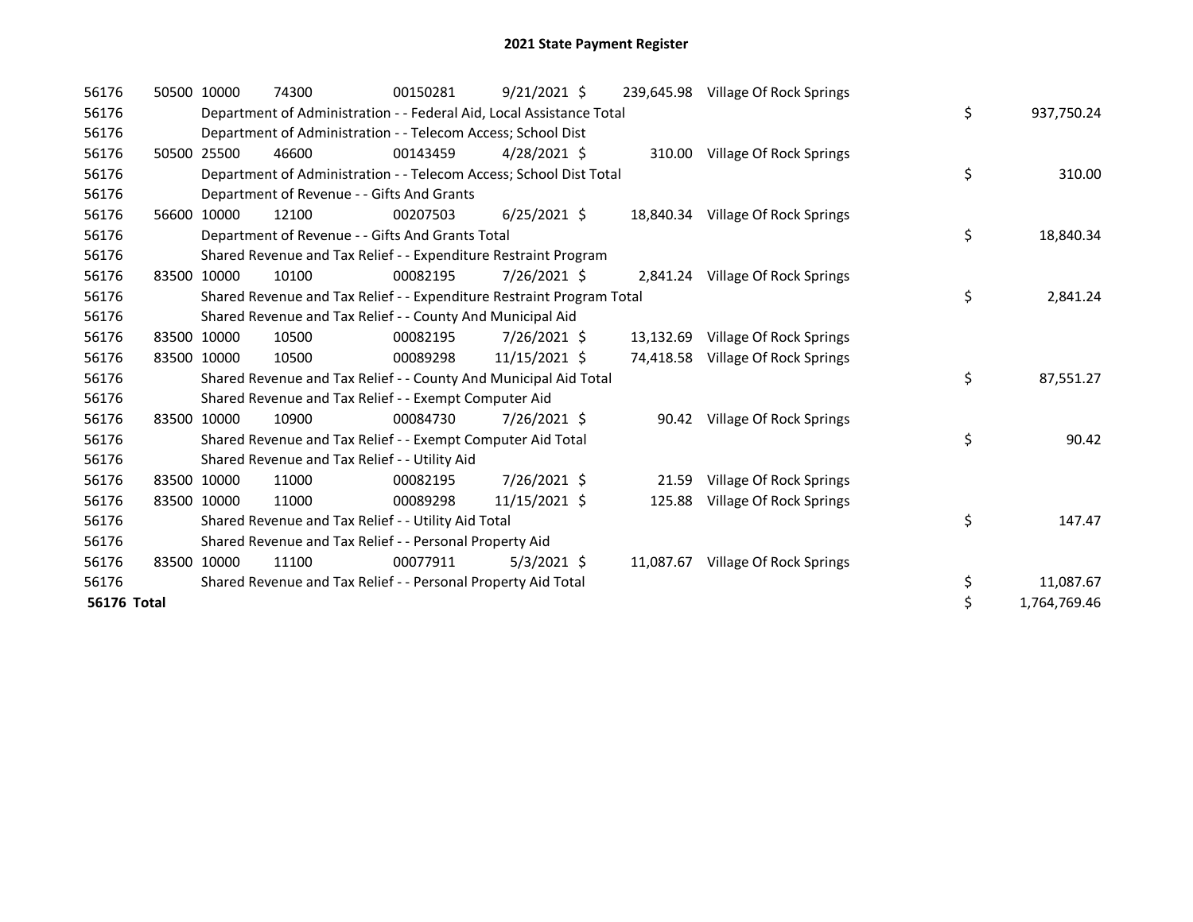# 2021 State Payment Register

| | | | | | | | | | |
|---|---|---|---|---|---|---|---|---|---|
| 56176 | 50500 | 10000 | 74300 | 00150281 | 9/21/2021 | $ 239,645.98 | Village Of Rock Springs | | |
| 56176 | Department of Administration - - Federal Aid, Local Assistance Total | | | | | | | $ | 937,750.24 |
| 56176 | Department of Administration - - Telecom Access; School Dist | | | | | | | | |
| 56176 | 50500 | 25500 | 46600 | 00143459 | 4/28/2021 | $ 310.00 | Village Of Rock Springs | | |
| 56176 | Department of Administration - - Telecom Access; School Dist Total | | | | | | | $ | 310.00 |
| 56176 | Department of Revenue - - Gifts And Grants | | | | | | | | |
| 56176 | 56600 | 10000 | 12100 | 00207503 | 6/25/2021 | $ 18,840.34 | Village Of Rock Springs | | |
| 56176 | Department of Revenue - - Gifts And Grants Total | | | | | | | $ | 18,840.34 |
| 56176 | Shared Revenue and Tax Relief - - Expenditure Restraint Program | | | | | | | | |
| 56176 | 83500 | 10000 | 10100 | 00082195 | 7/26/2021 | $ 2,841.24 | Village Of Rock Springs | | |
| 56176 | Shared Revenue and Tax Relief - - Expenditure Restraint Program Total | | | | | | | $ | 2,841.24 |
| 56176 | Shared Revenue and Tax Relief - - County And Municipal Aid | | | | | | | | |
| 56176 | 83500 | 10000 | 10500 | 00082195 | 7/26/2021 | $ 13,132.69 | Village Of Rock Springs | | |
| 56176 | 83500 | 10000 | 10500 | 00089298 | 11/15/2021 | $ 74,418.58 | Village Of Rock Springs | | |
| 56176 | Shared Revenue and Tax Relief - - County And Municipal Aid Total | | | | | | | $ | 87,551.27 |
| 56176 | Shared Revenue and Tax Relief - - Exempt Computer Aid | | | | | | | | |
| 56176 | 83500 | 10000 | 10900 | 00084730 | 7/26/2021 | $ 90.42 | Village Of Rock Springs | | |
| 56176 | Shared Revenue and Tax Relief - - Exempt Computer Aid Total | | | | | | | $ | 90.42 |
| 56176 | Shared Revenue and Tax Relief - - Utility Aid | | | | | | | | |
| 56176 | 83500 | 10000 | 11000 | 00082195 | 7/26/2021 | $ 21.59 | Village Of Rock Springs | | |
| 56176 | 83500 | 10000 | 11000 | 00089298 | 11/15/2021 | $ 125.88 | Village Of Rock Springs | | |
| 56176 | Shared Revenue and Tax Relief - - Utility Aid Total | | | | | | | $ | 147.47 |
| 56176 | Shared Revenue and Tax Relief - - Personal Property Aid | | | | | | | | |
| 56176 | 83500 | 10000 | 11100 | 00077911 | 5/3/2021 | $ 11,087.67 | Village Of Rock Springs | | |
| 56176 | Shared Revenue and Tax Relief - - Personal Property Aid Total | | | | | | | $ | 11,087.67 |
| **56176 Total** | | | | | | | | $ | 1,764,769.46 |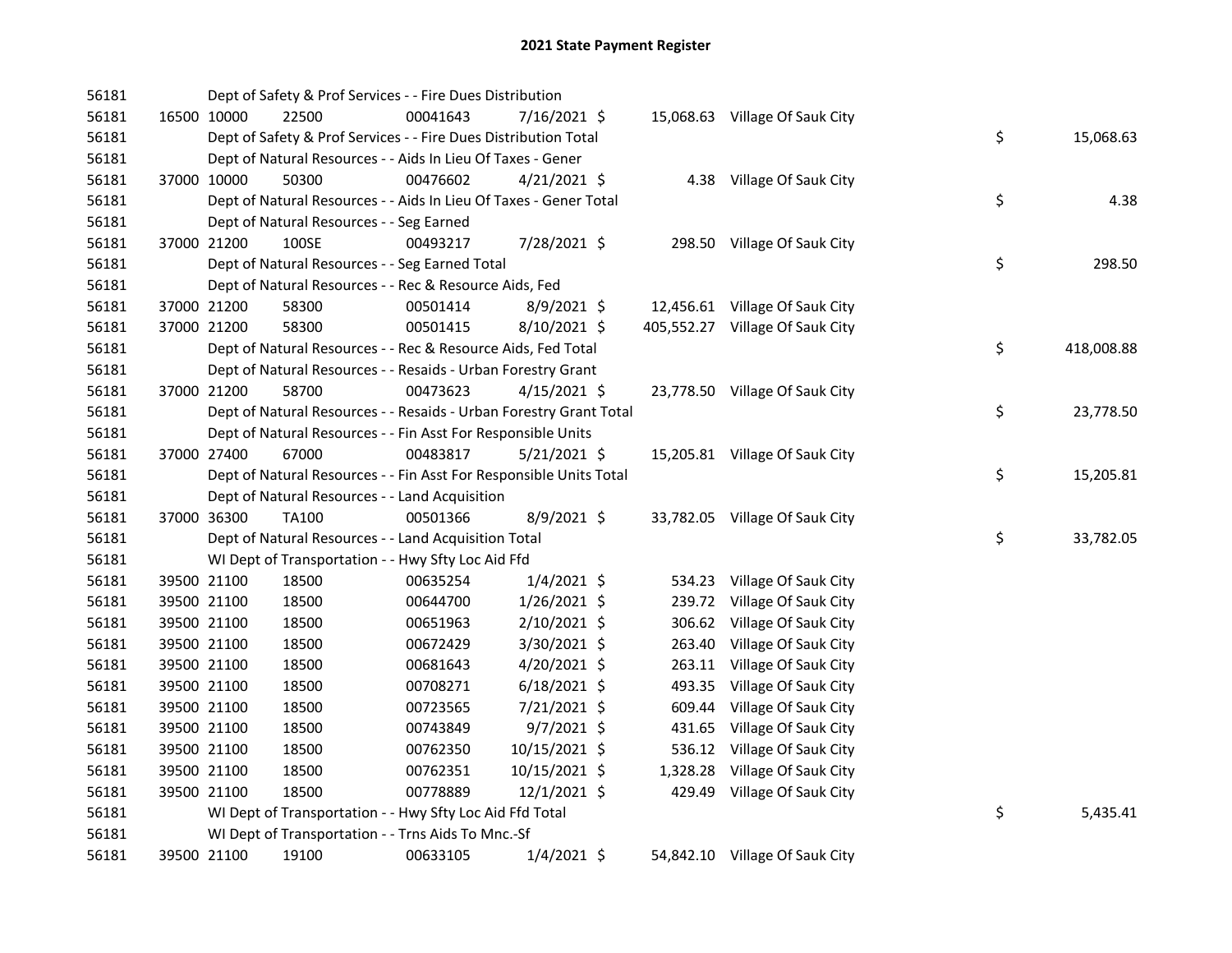# 2021 State Payment Register

| | | | | | | | | | |
|---|---|---|---|---|---|---|---|---|---|
| 56181 | | | Dept of Safety & Prof Services - - Fire Dues Distribution | | | | | | |
| 56181 | 16500 | 10000 | 22500 | 00041643 | 7/16/2021 | $ | 15,068.63 | Village Of Sauk City | |
| 56181 | | | Dept of Safety & Prof Services - - Fire Dues Distribution Total | | | | | | $ 15,068.63 |
| 56181 | | | Dept of Natural Resources - - Aids In Lieu Of Taxes - Gener | | | | | | |
| 56181 | 37000 | 10000 | 50300 | 00476602 | 4/21/2021 | $ | 4.38 | Village Of Sauk City | |
| 56181 | | | Dept of Natural Resources - - Aids In Lieu Of Taxes - Gener Total | | | | | | $ 4.38 |
| 56181 | | | Dept of Natural Resources - - Seg Earned | | | | | | |
| 56181 | 37000 | 21200 | 100SE | 00493217 | 7/28/2021 | $ | 298.50 | Village Of Sauk City | |
| 56181 | | | Dept of Natural Resources - - Seg Earned Total | | | | | | $ 298.50 |
| 56181 | | | Dept of Natural Resources - - Rec & Resource Aids, Fed | | | | | | |
| 56181 | 37000 | 21200 | 58300 | 00501414 | 8/9/2021 | $ | 12,456.61 | Village Of Sauk City | |
| 56181 | 37000 | 21200 | 58300 | 00501415 | 8/10/2021 | $ | 405,552.27 | Village Of Sauk City | |
| 56181 | | | Dept of Natural Resources - - Rec & Resource Aids, Fed Total | | | | | | $ 418,008.88 |
| 56181 | | | Dept of Natural Resources - - Resaids - Urban Forestry Grant | | | | | | |
| 56181 | 37000 | 21200 | 58700 | 00473623 | 4/15/2021 | $ | 23,778.50 | Village Of Sauk City | |
| 56181 | | | Dept of Natural Resources - - Resaids - Urban Forestry Grant Total | | | | | | $ 23,778.50 |
| 56181 | | | Dept of Natural Resources - - Fin Asst For Responsible Units | | | | | | |
| 56181 | 37000 | 27400 | 67000 | 00483817 | 5/21/2021 | $ | 15,205.81 | Village Of Sauk City | |
| 56181 | | | Dept of Natural Resources - - Fin Asst For Responsible Units Total | | | | | | $ 15,205.81 |
| 56181 | | | Dept of Natural Resources - - Land Acquisition | | | | | | |
| 56181 | 37000 | 36300 | TA100 | 00501366 | 8/9/2021 | $ | 33,782.05 | Village Of Sauk City | |
| 56181 | | | Dept of Natural Resources - - Land Acquisition Total | | | | | | $ 33,782.05 |
| 56181 | | | WI Dept of Transportation - - Hwy Sfty Loc Aid Ffd | | | | | | |
| 56181 | 39500 | 21100 | 18500 | 00635254 | 1/4/2021 | $ | 534.23 | Village Of Sauk City | |
| 56181 | 39500 | 21100 | 18500 | 00644700 | 1/26/2021 | $ | 239.72 | Village Of Sauk City | |
| 56181 | 39500 | 21100 | 18500 | 00651963 | 2/10/2021 | $ | 306.62 | Village Of Sauk City | |
| 56181 | 39500 | 21100 | 18500 | 00672429 | 3/30/2021 | $ | 263.40 | Village Of Sauk City | |
| 56181 | 39500 | 21100 | 18500 | 00681643 | 4/20/2021 | $ | 263.11 | Village Of Sauk City | |
| 56181 | 39500 | 21100 | 18500 | 00708271 | 6/18/2021 | $ | 493.35 | Village Of Sauk City | |
| 56181 | 39500 | 21100 | 18500 | 00723565 | 7/21/2021 | $ | 609.44 | Village Of Sauk City | |
| 56181 | 39500 | 21100 | 18500 | 00743849 | 9/7/2021 | $ | 431.65 | Village Of Sauk City | |
| 56181 | 39500 | 21100 | 18500 | 00762350 | 10/15/2021 | $ | 536.12 | Village Of Sauk City | |
| 56181 | 39500 | 21100 | 18500 | 00762351 | 10/15/2021 | $ | 1,328.28 | Village Of Sauk City | |
| 56181 | 39500 | 21100 | 18500 | 00778889 | 12/1/2021 | $ | 429.49 | Village Of Sauk City | |
| 56181 | | | WI Dept of Transportation - - Hwy Sfty Loc Aid Ffd Total | | | | | | $ 5,435.41 |
| 56181 | | | WI Dept of Transportation - - Trns Aids To Mnc.-Sf | | | | | | |
| 56181 | 39500 | 21100 | 19100 | 00633105 | 1/4/2021 | $ | 54,842.10 | Village Of Sauk City | |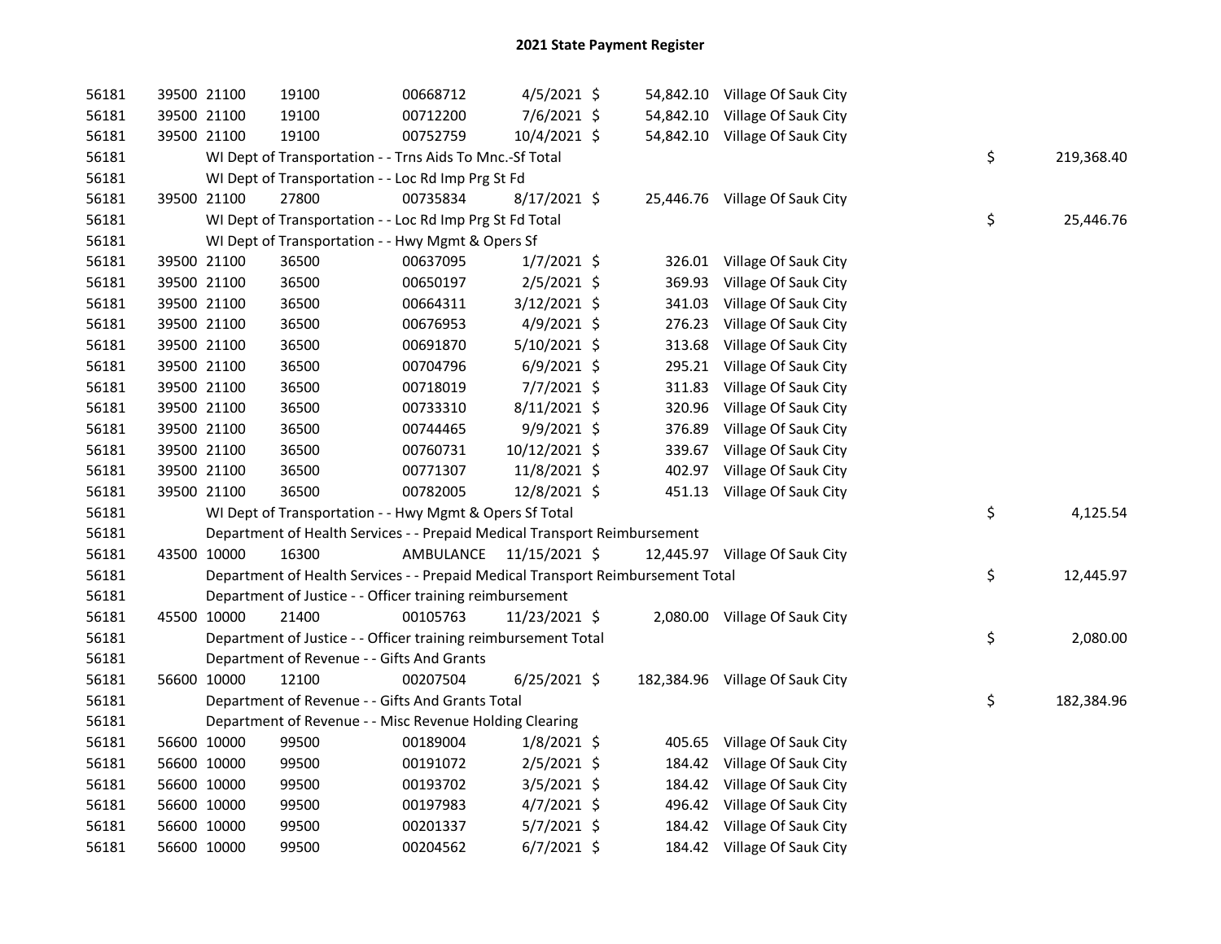# 2021 State Payment Register

| | | | | | | | | | |
|---|---|---|---|---|---|---|---|---|---|
| 56181 | 39500 | 21100 | 19100 | 00668712 | 4/5/2021 | $ 54,842.10 | Village Of Sauk City | | |
| 56181 | 39500 | 21100 | 19100 | 00712200 | 7/6/2021 | $ 54,842.10 | Village Of Sauk City | | |
| 56181 | 39500 | 21100 | 19100 | 00752759 | 10/4/2021 | $ 54,842.10 | Village Of Sauk City | | |
| 56181 | | WI Dept of Transportation - - Trns Aids To Mnc.-Sf Total | | | | | | $ | 219,368.40 |
| 56181 | | WI Dept of Transportation - - Loc Rd Imp Prg St Fd | | | | | | | |
| 56181 | 39500 | 21100 | 27800 | 00735834 | 8/17/2021 | $ 25,446.76 | Village Of Sauk City | | |
| 56181 | | WI Dept of Transportation - - Loc Rd Imp Prg St Fd Total | | | | | | $ | 25,446.76 |
| 56181 | | WI Dept of Transportation - - Hwy Mgmt & Opers Sf | | | | | | | |
| 56181 | 39500 | 21100 | 36500 | 00637095 | 1/7/2021 | $ 326.01 | Village Of Sauk City | | |
| 56181 | 39500 | 21100 | 36500 | 00650197 | 2/5/2021 | $ 369.93 | Village Of Sauk City | | |
| 56181 | 39500 | 21100 | 36500 | 00664311 | 3/12/2021 | $ 341.03 | Village Of Sauk City | | |
| 56181 | 39500 | 21100 | 36500 | 00676953 | 4/9/2021 | $ 276.23 | Village Of Sauk City | | |
| 56181 | 39500 | 21100 | 36500 | 00691870 | 5/10/2021 | $ 313.68 | Village Of Sauk City | | |
| 56181 | 39500 | 21100 | 36500 | 00704796 | 6/9/2021 | $ 295.21 | Village Of Sauk City | | |
| 56181 | 39500 | 21100 | 36500 | 00718019 | 7/7/2021 | $ 311.83 | Village Of Sauk City | | |
| 56181 | 39500 | 21100 | 36500 | 00733310 | 8/11/2021 | $ 320.96 | Village Of Sauk City | | |
| 56181 | 39500 | 21100 | 36500 | 00744465 | 9/9/2021 | $ 376.89 | Village Of Sauk City | | |
| 56181 | 39500 | 21100 | 36500 | 00760731 | 10/12/2021 | $ 339.67 | Village Of Sauk City | | |
| 56181 | 39500 | 21100 | 36500 | 00771307 | 11/8/2021 | $ 402.97 | Village Of Sauk City | | |
| 56181 | 39500 | 21100 | 36500 | 00782005 | 12/8/2021 | $ 451.13 | Village Of Sauk City | | |
| 56181 | | WI Dept of Transportation - - Hwy Mgmt & Opers Sf Total | | | | | | $ | 4,125.54 |
| 56181 | | Department of Health Services - - Prepaid Medical Transport Reimbursement | | | | | | | |
| 56181 | 43500 | 10000 | 16300 | AMBULANCE | 11/15/2021 | $ 12,445.97 | Village Of Sauk City | | |
| 56181 | | Department of Health Services - - Prepaid Medical Transport Reimbursement Total | | | | | | $ | 12,445.97 |
| 56181 | | Department of Justice - - Officer training reimbursement | | | | | | | |
| 56181 | 45500 | 10000 | 21400 | 00105763 | 11/23/2021 | $ 2,080.00 | Village Of Sauk City | | |
| 56181 | | Department of Justice - - Officer training reimbursement Total | | | | | | $ | 2,080.00 |
| 56181 | | Department of Revenue - - Gifts And Grants | | | | | | | |
| 56181 | 56600 | 10000 | 12100 | 00207504 | 6/25/2021 | $ 182,384.96 | Village Of Sauk City | | |
| 56181 | | Department of Revenue - - Gifts And Grants Total | | | | | | $ | 182,384.96 |
| 56181 | | Department of Revenue - - Misc Revenue Holding Clearing | | | | | | | |
| 56181 | 56600 | 10000 | 99500 | 00189004 | 1/8/2021 | $ 405.65 | Village Of Sauk City | | |
| 56181 | 56600 | 10000 | 99500 | 00191072 | 2/5/2021 | $ 184.42 | Village Of Sauk City | | |
| 56181 | 56600 | 10000 | 99500 | 00193702 | 3/5/2021 | $ 184.42 | Village Of Sauk City | | |
| 56181 | 56600 | 10000 | 99500 | 00197983 | 4/7/2021 | $ 496.42 | Village Of Sauk City | | |
| 56181 | 56600 | 10000 | 99500 | 00201337 | 5/7/2021 | $ 184.42 | Village Of Sauk City | | |
| 56181 | 56600 | 10000 | 99500 | 00204562 | 6/7/2021 | $ 184.42 | Village Of Sauk City | | |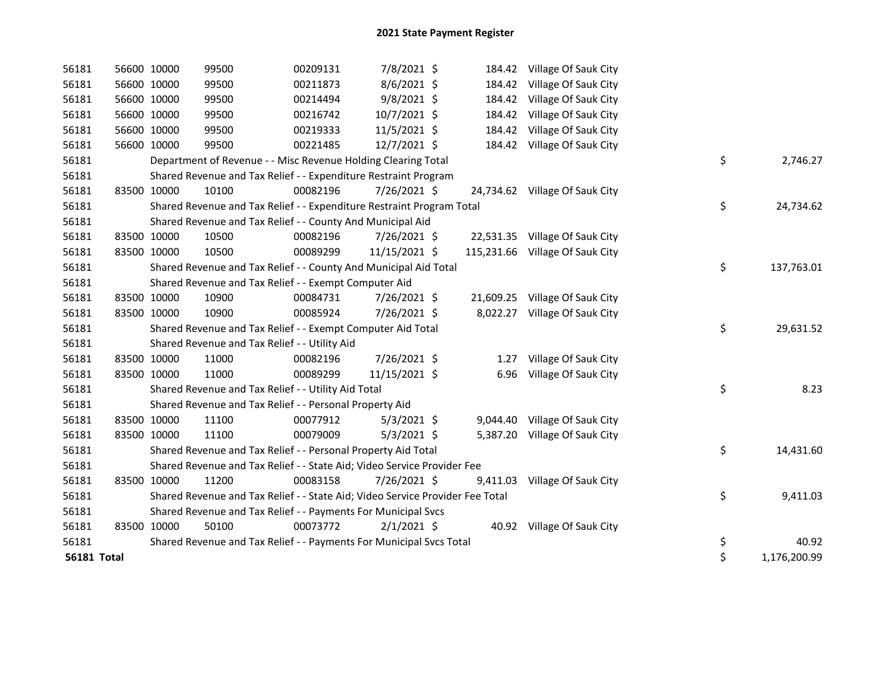# 2021 State Payment Register

| | | | | | | | | |
|---|---|---|---|---|---|---|---|---|
| 56181 | 56600 | 10000 | 99500 | 00209131 | 7/8/2021 | $ 184.42 | Village Of Sauk City | |
| 56181 | 56600 | 10000 | 99500 | 00211873 | 8/6/2021 | $ 184.42 | Village Of Sauk City | |
| 56181 | 56600 | 10000 | 99500 | 00214494 | 9/8/2021 | $ 184.42 | Village Of Sauk City | |
| 56181 | 56600 | 10000 | 99500 | 00216742 | 10/7/2021 | $ 184.42 | Village Of Sauk City | |
| 56181 | 56600 | 10000 | 99500 | 00219333 | 11/5/2021 | $ 184.42 | Village Of Sauk City | |
| 56181 | 56600 | 10000 | 99500 | 00221485 | 12/7/2021 | $ 184.42 | Village Of Sauk City | |
| 56181 | | Department of Revenue - - Misc Revenue Holding Clearing Total | | | | | | $ 2,746.27 |
| 56181 | | Shared Revenue and Tax Relief - - Expenditure Restraint Program | | | | | | |
| 56181 | 83500 | 10000 | 10100 | 00082196 | 7/26/2021 | $ 24,734.62 | Village Of Sauk City | |
| 56181 | | Shared Revenue and Tax Relief - - Expenditure Restraint Program Total | | | | | | $ 24,734.62 |
| 56181 | | Shared Revenue and Tax Relief - - County And Municipal Aid | | | | | | |
| 56181 | 83500 | 10000 | 10500 | 00082196 | 7/26/2021 | $ 22,531.35 | Village Of Sauk City | |
| 56181 | 83500 | 10000 | 10500 | 00089299 | 11/15/2021 | $ 115,231.66 | Village Of Sauk City | |
| 56181 | | Shared Revenue and Tax Relief - - County And Municipal Aid Total | | | | | | $ 137,763.01 |
| 56181 | | Shared Revenue and Tax Relief - - Exempt Computer Aid | | | | | | |
| 56181 | 83500 | 10000 | 10900 | 00084731 | 7/26/2021 | $ 21,609.25 | Village Of Sauk City | |
| 56181 | 83500 | 10000 | 10900 | 00085924 | 7/26/2021 | $ 8,022.27 | Village Of Sauk City | |
| 56181 | | Shared Revenue and Tax Relief - - Exempt Computer Aid Total | | | | | | $ 29,631.52 |
| 56181 | | Shared Revenue and Tax Relief - - Utility Aid | | | | | | |
| 56181 | 83500 | 10000 | 11000 | 00082196 | 7/26/2021 | $ 1.27 | Village Of Sauk City | |
| 56181 | 83500 | 10000 | 11000 | 00089299 | 11/15/2021 | $ 6.96 | Village Of Sauk City | |
| 56181 | | Shared Revenue and Tax Relief - - Utility Aid Total | | | | | | $ 8.23 |
| 56181 | | Shared Revenue and Tax Relief - - Personal Property Aid | | | | | | |
| 56181 | 83500 | 10000 | 11100 | 00077912 | 5/3/2021 | $ 9,044.40 | Village Of Sauk City | |
| 56181 | 83500 | 10000 | 11100 | 00079009 | 5/3/2021 | $ 5,387.20 | Village Of Sauk City | |
| 56181 | | Shared Revenue and Tax Relief - - Personal Property Aid Total | | | | | | $ 14,431.60 |
| 56181 | | Shared Revenue and Tax Relief - - State Aid; Video Service Provider Fee | | | | | | |
| 56181 | 83500 | 10000 | 11200 | 00083158 | 7/26/2021 | $ 9,411.03 | Village Of Sauk City | |
| 56181 | | Shared Revenue and Tax Relief - - State Aid; Video Service Provider Fee Total | | | | | | $ 9,411.03 |
| 56181 | | Shared Revenue and Tax Relief - - Payments For Municipal Svcs | | | | | | |
| 56181 | 83500 | 10000 | 50100 | 00073772 | 2/1/2021 | $ 40.92 | Village Of Sauk City | |
| 56181 | | Shared Revenue and Tax Relief - - Payments For Municipal Svcs Total | | | | | | $ 40.92 |
| **56181 Total** | | | | | | | | $ 1,176,200.99 |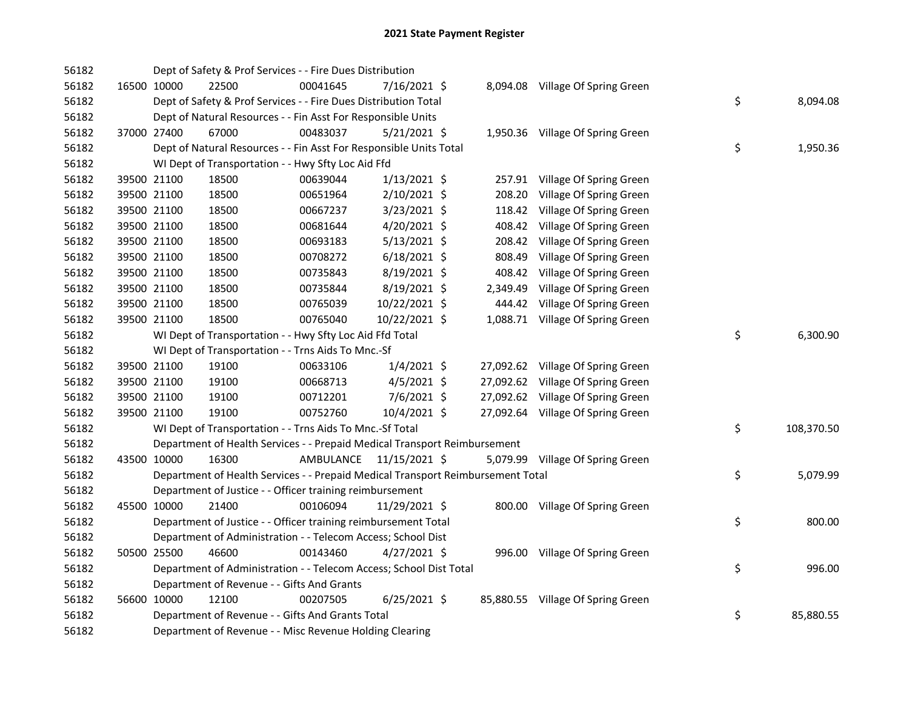# 2021 State Payment Register

| | | | | | | | | |
|---|---|---|---|---|---|---|---|---|
| 56182 | | | Dept of Safety & Prof Services - - Fire Dues Distribution | | | | | |
| 56182 | 16500 | 10000 | 22500 | 00041645 | 7/16/2021 | $ 8,094.08 | Village Of Spring Green | |
| 56182 | | | Dept of Safety & Prof Services - - Fire Dues Distribution Total | | | | | $ 8,094.08 |
| 56182 | | | Dept of Natural Resources - - Fin Asst For Responsible Units | | | | | |
| 56182 | 37000 | 27400 | 67000 | 00483037 | 5/21/2021 | $ 1,950.36 | Village Of Spring Green | |
| 56182 | | | Dept of Natural Resources - - Fin Asst For Responsible Units Total | | | | | $ 1,950.36 |
| 56182 | | | WI Dept of Transportation - - Hwy Sfty Loc Aid Ffd | | | | | |
| 56182 | 39500 | 21100 | 18500 | 00639044 | 1/13/2021 | $ 257.91 | Village Of Spring Green | |
| 56182 | 39500 | 21100 | 18500 | 00651964 | 2/10/2021 | $ 208.20 | Village Of Spring Green | |
| 56182 | 39500 | 21100 | 18500 | 00667237 | 3/23/2021 | $ 118.42 | Village Of Spring Green | |
| 56182 | 39500 | 21100 | 18500 | 00681644 | 4/20/2021 | $ 408.42 | Village Of Spring Green | |
| 56182 | 39500 | 21100 | 18500 | 00693183 | 5/13/2021 | $ 208.42 | Village Of Spring Green | |
| 56182 | 39500 | 21100 | 18500 | 00708272 | 6/18/2021 | $ 808.49 | Village Of Spring Green | |
| 56182 | 39500 | 21100 | 18500 | 00735843 | 8/19/2021 | $ 408.42 | Village Of Spring Green | |
| 56182 | 39500 | 21100 | 18500 | 00735844 | 8/19/2021 | $ 2,349.49 | Village Of Spring Green | |
| 56182 | 39500 | 21100 | 18500 | 00765039 | 10/22/2021 | $ 444.42 | Village Of Spring Green | |
| 56182 | 39500 | 21100 | 18500 | 00765040 | 10/22/2021 | $ 1,088.71 | Village Of Spring Green | |
| 56182 | | | WI Dept of Transportation - - Hwy Sfty Loc Aid Ffd Total | | | | | $ 6,300.90 |
| 56182 | | | WI Dept of Transportation - - Trns Aids To Mnc.-Sf | | | | | |
| 56182 | 39500 | 21100 | 19100 | 00633106 | 1/4/2021 | $ 27,092.62 | Village Of Spring Green | |
| 56182 | 39500 | 21100 | 19100 | 00668713 | 4/5/2021 | $ 27,092.62 | Village Of Spring Green | |
| 56182 | 39500 | 21100 | 19100 | 00712201 | 7/6/2021 | $ 27,092.62 | Village Of Spring Green | |
| 56182 | 39500 | 21100 | 19100 | 00752760 | 10/4/2021 | $ 27,092.64 | Village Of Spring Green | |
| 56182 | | | WI Dept of Transportation - - Trns Aids To Mnc.-Sf Total | | | | | $ 108,370.50 |
| 56182 | | | Department of Health Services - - Prepaid Medical Transport Reimbursement | | | | | |
| 56182 | 43500 | 10000 | 16300 | AMBULANCE | 11/15/2021 | $ 5,079.99 | Village Of Spring Green | |
| 56182 | | | Department of Health Services - - Prepaid Medical Transport Reimbursement Total | | | | | $ 5,079.99 |
| 56182 | | | Department of Justice - - Officer training reimbursement | | | | | |
| 56182 | 45500 | 10000 | 21400 | 00106094 | 11/29/2021 | $ 800.00 | Village Of Spring Green | |
| 56182 | | | Department of Justice - - Officer training reimbursement Total | | | | | $ 800.00 |
| 56182 | | | Department of Administration - - Telecom Access; School Dist | | | | | |
| 56182 | 50500 | 25500 | 46600 | 00143460 | 4/27/2021 | $ 996.00 | Village Of Spring Green | |
| 56182 | | | Department of Administration - - Telecom Access; School Dist Total | | | | | $ 996.00 |
| 56182 | | | Department of Revenue - - Gifts And Grants | | | | | |
| 56182 | 56600 | 10000 | 12100 | 00207505 | 6/25/2021 | $ 85,880.55 | Village Of Spring Green | |
| 56182 | | | Department of Revenue - - Gifts And Grants Total | | | | | $ 85,880.55 |
| 56182 | | | Department of Revenue - - Misc Revenue Holding Clearing | | | | | |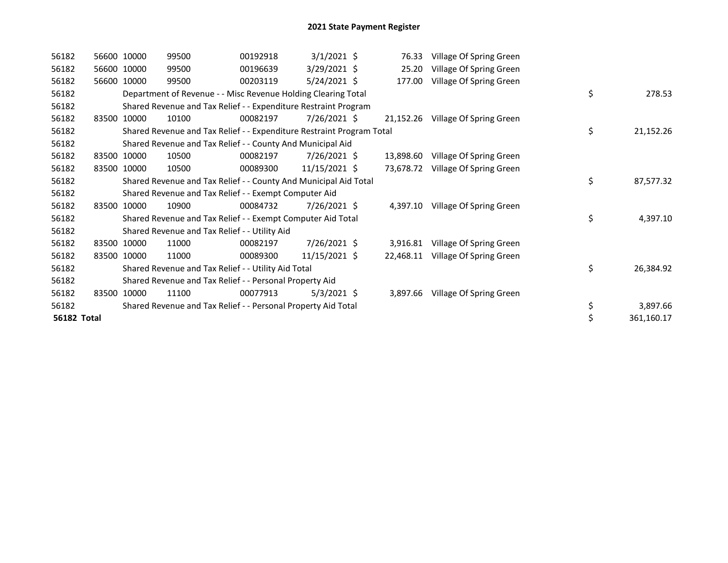# 2021 State Payment Register

| | | | | | | | | |
|---|---|---|---|---|---|---|---|---|
| 56182 | 56600 | 10000 | 99500 | 00192918 | 3/1/2021 | $ 76.33 | Village Of Spring Green | |
| 56182 | 56600 | 10000 | 99500 | 00196639 | 3/29/2021 | $ 25.20 | Village Of Spring Green | |
| 56182 | 56600 | 10000 | 99500 | 00203119 | 5/24/2021 | $ 177.00 | Village Of Spring Green | |
| 56182 | | Department of Revenue - - Misc Revenue Holding Clearing Total | | | | | | $ 278.53 |
| 56182 | | Shared Revenue and Tax Relief - - Expenditure Restraint Program | | | | | | |
| 56182 | 83500 | 10000 | 10100 | 00082197 | 7/26/2021 | $ 21,152.26 | Village Of Spring Green | |
| 56182 | | Shared Revenue and Tax Relief - - Expenditure Restraint Program Total | | | | | | $ 21,152.26 |
| 56182 | | Shared Revenue and Tax Relief - - County And Municipal Aid | | | | | | |
| 56182 | 83500 | 10000 | 10500 | 00082197 | 7/26/2021 | $ 13,898.60 | Village Of Spring Green | |
| 56182 | 83500 | 10000 | 10500 | 00089300 | 11/15/2021 | $ 73,678.72 | Village Of Spring Green | |
| 56182 | | Shared Revenue and Tax Relief - - County And Municipal Aid Total | | | | | | $ 87,577.32 |
| 56182 | | Shared Revenue and Tax Relief - - Exempt Computer Aid | | | | | | |
| 56182 | 83500 | 10000 | 10900 | 00084732 | 7/26/2021 | $ 4,397.10 | Village Of Spring Green | |
| 56182 | | Shared Revenue and Tax Relief - - Exempt Computer Aid Total | | | | | | $ 4,397.10 |
| 56182 | | Shared Revenue and Tax Relief - - Utility Aid | | | | | | |
| 56182 | 83500 | 10000 | 11000 | 00082197 | 7/26/2021 | $ 3,916.81 | Village Of Spring Green | |
| 56182 | 83500 | 10000 | 11000 | 00089300 | 11/15/2021 | $ 22,468.11 | Village Of Spring Green | |
| 56182 | | Shared Revenue and Tax Relief - - Utility Aid Total | | | | | | $ 26,384.92 |
| 56182 | | Shared Revenue and Tax Relief - - Personal Property Aid | | | | | | |
| 56182 | 83500 | 10000 | 11100 | 00077913 | 5/3/2021 | $ 3,897.66 | Village Of Spring Green | |
| 56182 | | Shared Revenue and Tax Relief - - Personal Property Aid Total | | | | | | $ 3,897.66 |
| **56182 Total** | | | | | | | | $ 361,160.17 |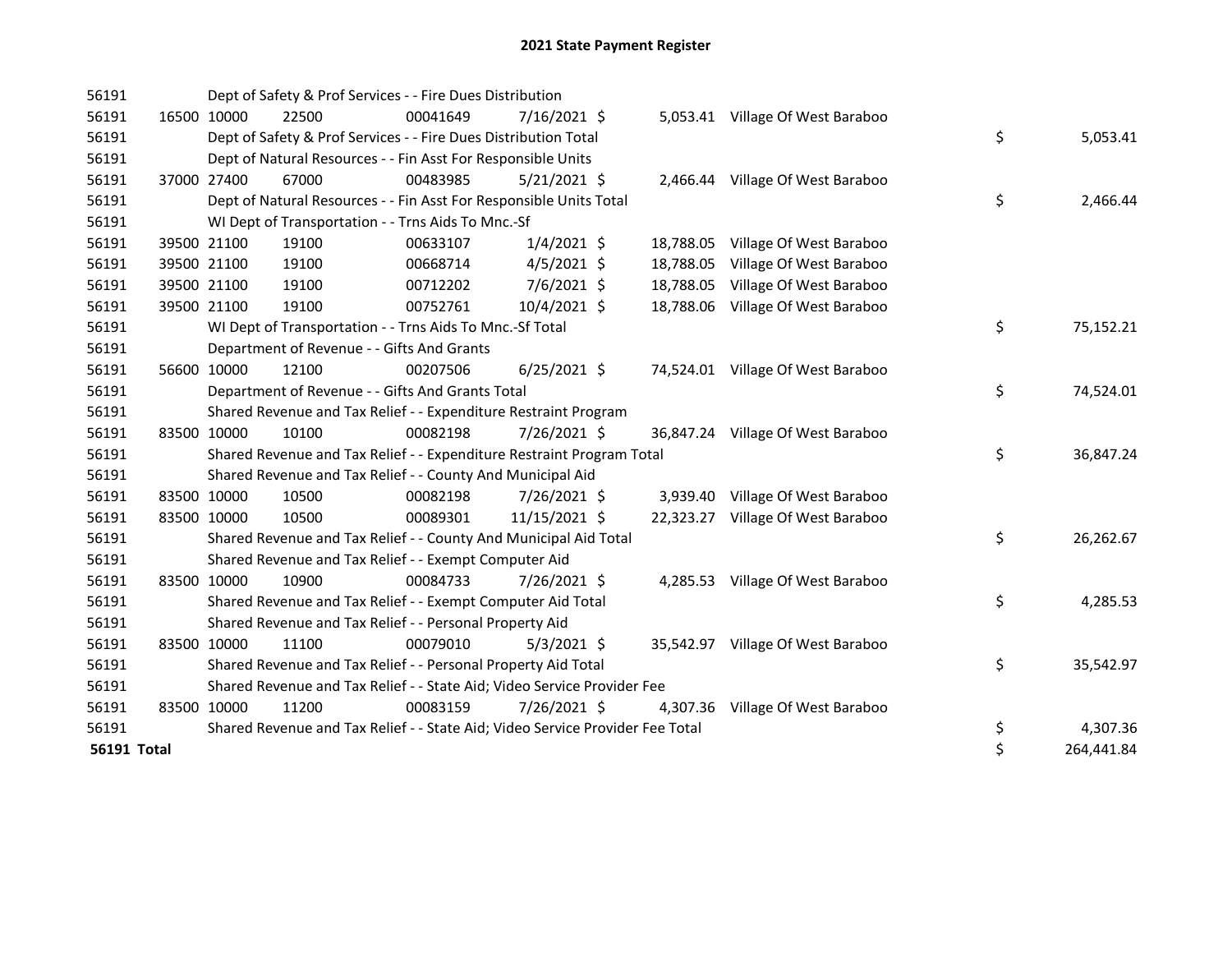# 2021 State Payment Register

| | | | | | | | | | |
|---|---|---|---|---|---|---|---|---|---|
| 56191 | | | Dept of Safety & Prof Services - - Fire Dues Distribution | | | | | | |
| 56191 | 16500 | 10000 | 22500 | 00041649 | 7/16/2021 | $ 5,053.41 | Village Of West Baraboo | | |
| 56191 | | | Dept of Safety & Prof Services - - Fire Dues Distribution Total | | | | | $ | 5,053.41 |
| 56191 | | | Dept of Natural Resources - - Fin Asst For Responsible Units | | | | | | |
| 56191 | 37000 | 27400 | 67000 | 00483985 | 5/21/2021 | $ 2,466.44 | Village Of West Baraboo | | |
| 56191 | | | Dept of Natural Resources - - Fin Asst For Responsible Units Total | | | | | $ | 2,466.44 |
| 56191 | | | WI Dept of Transportation - - Trns Aids To Mnc.-Sf | | | | | | |
| 56191 | 39500 | 21100 | 19100 | 00633107 | 1/4/2021 | $ 18,788.05 | Village Of West Baraboo | | |
| 56191 | 39500 | 21100 | 19100 | 00668714 | 4/5/2021 | $ 18,788.05 | Village Of West Baraboo | | |
| 56191 | 39500 | 21100 | 19100 | 00712202 | 7/6/2021 | $ 18,788.05 | Village Of West Baraboo | | |
| 56191 | 39500 | 21100 | 19100 | 00752761 | 10/4/2021 | $ 18,788.06 | Village Of West Baraboo | | |
| 56191 | | | WI Dept of Transportation - - Trns Aids To Mnc.-Sf Total | | | | | $ | 75,152.21 |
| 56191 | | | Department of Revenue - - Gifts And Grants | | | | | | |
| 56191 | 56600 | 10000 | 12100 | 00207506 | 6/25/2021 | $ 74,524.01 | Village Of West Baraboo | | |
| 56191 | | | Department of Revenue - - Gifts And Grants Total | | | | | $ | 74,524.01 |
| 56191 | | | Shared Revenue and Tax Relief - - Expenditure Restraint Program | | | | | | |
| 56191 | 83500 | 10000 | 10100 | 00082198 | 7/26/2021 | $ 36,847.24 | Village Of West Baraboo | | |
| 56191 | | | Shared Revenue and Tax Relief - - Expenditure Restraint Program Total | | | | | $ | 36,847.24 |
| 56191 | | | Shared Revenue and Tax Relief - - County And Municipal Aid | | | | | | |
| 56191 | 83500 | 10000 | 10500 | 00082198 | 7/26/2021 | $ 3,939.40 | Village Of West Baraboo | | |
| 56191 | 83500 | 10000 | 10500 | 00089301 | 11/15/2021 | $ 22,323.27 | Village Of West Baraboo | | |
| 56191 | | | Shared Revenue and Tax Relief - - County And Municipal Aid Total | | | | | $ | 26,262.67 |
| 56191 | | | Shared Revenue and Tax Relief - - Exempt Computer Aid | | | | | | |
| 56191 | 83500 | 10000 | 10900 | 00084733 | 7/26/2021 | $ 4,285.53 | Village Of West Baraboo | | |
| 56191 | | | Shared Revenue and Tax Relief - - Exempt Computer Aid Total | | | | | $ | 4,285.53 |
| 56191 | | | Shared Revenue and Tax Relief - - Personal Property Aid | | | | | | |
| 56191 | 83500 | 10000 | 11100 | 00079010 | 5/3/2021 | $ 35,542.97 | Village Of West Baraboo | | |
| 56191 | | | Shared Revenue and Tax Relief - - Personal Property Aid Total | | | | | $ | 35,542.97 |
| 56191 | | | Shared Revenue and Tax Relief - - State Aid; Video Service Provider Fee | | | | | | |
| 56191 | 83500 | 10000 | 11200 | 00083159 | 7/26/2021 | $ 4,307.36 | Village Of West Baraboo | | |
| 56191 | | | Shared Revenue and Tax Relief - - State Aid; Video Service Provider Fee Total | | | | | $ | 4,307.36 |
| **56191 Total** | | | | | | | | $ | 264,441.84 |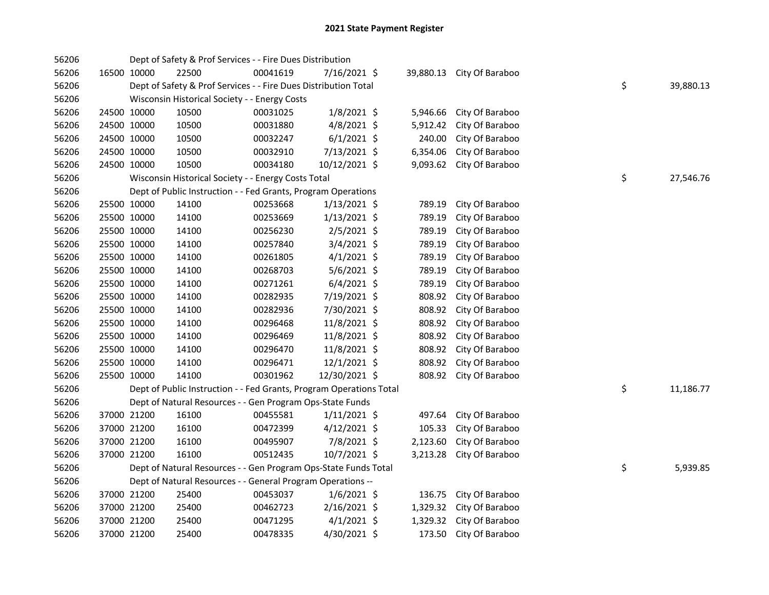# 2021 State Payment Register

| | | | | | | | | | |
|---|---|---|---|---|---|---|---|---|---|
| 56206 | | | Dept of Safety & Prof Services - - Fire Dues Distribution | | | | | | |
| 56206 | 16500 | 10000 | 22500 | 00041619 | 7/16/2021 | $ 39,880.13 | City Of Baraboo | | |
| 56206 | | | Dept of Safety & Prof Services - - Fire Dues Distribution Total | | | | | $ | 39,880.13 |
| 56206 | | | Wisconsin Historical Society - - Energy Costs | | | | | | |
| 56206 | 24500 | 10000 | 10500 | 00031025 | 1/8/2021 | $ 5,946.66 | City Of Baraboo | | |
| 56206 | 24500 | 10000 | 10500 | 00031880 | 4/8/2021 | $ 5,912.42 | City Of Baraboo | | |
| 56206 | 24500 | 10000 | 10500 | 00032247 | 6/1/2021 | $ 240.00 | City Of Baraboo | | |
| 56206 | 24500 | 10000 | 10500 | 00032910 | 7/13/2021 | $ 6,354.06 | City Of Baraboo | | |
| 56206 | 24500 | 10000 | 10500 | 00034180 | 10/12/2021 | $ 9,093.62 | City Of Baraboo | | |
| 56206 | | | Wisconsin Historical Society - - Energy Costs Total | | | | | $ | 27,546.76 |
| 56206 | | | Dept of Public Instruction - - Fed Grants, Program Operations | | | | | | |
| 56206 | 25500 | 10000 | 14100 | 00253668 | 1/13/2021 | $ 789.19 | City Of Baraboo | | |
| 56206 | 25500 | 10000 | 14100 | 00253669 | 1/13/2021 | $ 789.19 | City Of Baraboo | | |
| 56206 | 25500 | 10000 | 14100 | 00256230 | 2/5/2021 | $ 789.19 | City Of Baraboo | | |
| 56206 | 25500 | 10000 | 14100 | 00257840 | 3/4/2021 | $ 789.19 | City Of Baraboo | | |
| 56206 | 25500 | 10000 | 14100 | 00261805 | 4/1/2021 | $ 789.19 | City Of Baraboo | | |
| 56206 | 25500 | 10000 | 14100 | 00268703 | 5/6/2021 | $ 789.19 | City Of Baraboo | | |
| 56206 | 25500 | 10000 | 14100 | 00271261 | 6/4/2021 | $ 789.19 | City Of Baraboo | | |
| 56206 | 25500 | 10000 | 14100 | 00282935 | 7/19/2021 | $ 808.92 | City Of Baraboo | | |
| 56206 | 25500 | 10000 | 14100 | 00282936 | 7/30/2021 | $ 808.92 | City Of Baraboo | | |
| 56206 | 25500 | 10000 | 14100 | 00296468 | 11/8/2021 | $ 808.92 | City Of Baraboo | | |
| 56206 | 25500 | 10000 | 14100 | 00296469 | 11/8/2021 | $ 808.92 | City Of Baraboo | | |
| 56206 | 25500 | 10000 | 14100 | 00296470 | 11/8/2021 | $ 808.92 | City Of Baraboo | | |
| 56206 | 25500 | 10000 | 14100 | 00296471 | 12/1/2021 | $ 808.92 | City Of Baraboo | | |
| 56206 | 25500 | 10000 | 14100 | 00301962 | 12/30/2021 | $ 808.92 | City Of Baraboo | | |
| 56206 | | | Dept of Public Instruction - - Fed Grants, Program Operations Total | | | | | $ | 11,186.77 |
| 56206 | | | Dept of Natural Resources - - Gen Program Ops-State Funds | | | | | | |
| 56206 | 37000 | 21200 | 16100 | 00455581 | 1/11/2021 | $ 497.64 | City Of Baraboo | | |
| 56206 | 37000 | 21200 | 16100 | 00472399 | 4/12/2021 | $ 105.33 | City Of Baraboo | | |
| 56206 | 37000 | 21200 | 16100 | 00495907 | 7/8/2021 | $ 2,123.60 | City Of Baraboo | | |
| 56206 | 37000 | 21200 | 16100 | 00512435 | 10/7/2021 | $ 3,213.28 | City Of Baraboo | | |
| 56206 | | | Dept of Natural Resources - - Gen Program Ops-State Funds Total | | | | | $ | 5,939.85 |
| 56206 | | | Dept of Natural Resources - - General Program Operations -- | | | | | | |
| 56206 | 37000 | 21200 | 25400 | 00453037 | 1/6/2021 | $ 136.75 | City Of Baraboo | | |
| 56206 | 37000 | 21200 | 25400 | 00462723 | 2/16/2021 | $ 1,329.32 | City Of Baraboo | | |
| 56206 | 37000 | 21200 | 25400 | 00471295 | 4/1/2021 | $ 1,329.32 | City Of Baraboo | | |
| 56206 | 37000 | 21200 | 25400 | 00478335 | 4/30/2021 | $ 173.50 | City Of Baraboo | | |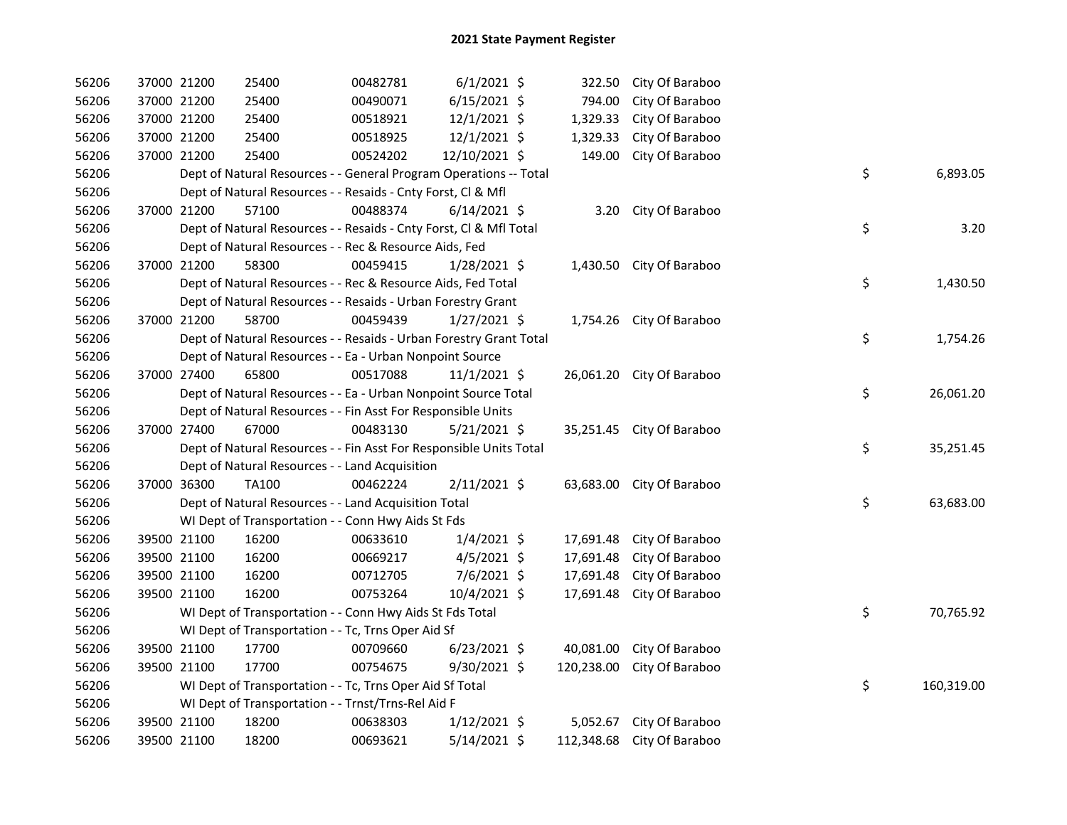# 2021 State Payment Register

| | | | | | | | | | |
|---|---|---|---|---|---|---|---|---|---|
| 56206 | 37000 | 21200 | 25400 | 00482781 | 6/1/2021 | $ 322.50 | City Of Baraboo | | |
| 56206 | 37000 | 21200 | 25400 | 00490071 | 6/15/2021 | $ 794.00 | City Of Baraboo | | |
| 56206 | 37000 | 21200 | 25400 | 00518921 | 12/1/2021 | $ 1,329.33 | City Of Baraboo | | |
| 56206 | 37000 | 21200 | 25400 | 00518925 | 12/1/2021 | $ 1,329.33 | City Of Baraboo | | |
| 56206 | 37000 | 21200 | 25400 | 00524202 | 12/10/2021 | $ 149.00 | City Of Baraboo | | |
| 56206 | Dept of Natural Resources - - General Program Operations -- Total | | | | | | | $ | 6,893.05 |
| 56206 | Dept of Natural Resources - - Resaids - Cnty Forst, Cl & Mfl | | | | | | | | |
| 56206 | 37000 | 21200 | 57100 | 00488374 | 6/14/2021 | $ 3.20 | City Of Baraboo | | |
| 56206 | Dept of Natural Resources - - Resaids - Cnty Forst, Cl & Mfl Total | | | | | | | $ | 3.20 |
| 56206 | Dept of Natural Resources - - Rec & Resource Aids, Fed | | | | | | | | |
| 56206 | 37000 | 21200 | 58300 | 00459415 | 1/28/2021 | $ 1,430.50 | City Of Baraboo | | |
| 56206 | Dept of Natural Resources - - Rec & Resource Aids, Fed Total | | | | | | | $ | 1,430.50 |
| 56206 | Dept of Natural Resources - - Resaids - Urban Forestry Grant | | | | | | | | |
| 56206 | 37000 | 21200 | 58700 | 00459439 | 1/27/2021 | $ 1,754.26 | City Of Baraboo | | |
| 56206 | Dept of Natural Resources - - Resaids - Urban Forestry Grant Total | | | | | | | $ | 1,754.26 |
| 56206 | Dept of Natural Resources - - Ea - Urban Nonpoint Source | | | | | | | | |
| 56206 | 37000 | 27400 | 65800 | 00517088 | 11/1/2021 | $ 26,061.20 | City Of Baraboo | | |
| 56206 | Dept of Natural Resources - - Ea - Urban Nonpoint Source Total | | | | | | | $ | 26,061.20 |
| 56206 | Dept of Natural Resources - - Fin Asst For Responsible Units | | | | | | | | |
| 56206 | 37000 | 27400 | 67000 | 00483130 | 5/21/2021 | $ 35,251.45 | City Of Baraboo | | |
| 56206 | Dept of Natural Resources - - Fin Asst For Responsible Units Total | | | | | | | $ | 35,251.45 |
| 56206 | Dept of Natural Resources - - Land Acquisition | | | | | | | | |
| 56206 | 37000 | 36300 | TA100 | 00462224 | 2/11/2021 | $ 63,683.00 | City Of Baraboo | | |
| 56206 | Dept of Natural Resources - - Land Acquisition Total | | | | | | | $ | 63,683.00 |
| 56206 | WI Dept of Transportation - - Conn Hwy Aids St Fds | | | | | | | | |
| 56206 | 39500 | 21100 | 16200 | 00633610 | 1/4/2021 | $ 17,691.48 | City Of Baraboo | | |
| 56206 | 39500 | 21100 | 16200 | 00669217 | 4/5/2021 | $ 17,691.48 | City Of Baraboo | | |
| 56206 | 39500 | 21100 | 16200 | 00712705 | 7/6/2021 | $ 17,691.48 | City Of Baraboo | | |
| 56206 | 39500 | 21100 | 16200 | 00753264 | 10/4/2021 | $ 17,691.48 | City Of Baraboo | | |
| 56206 | WI Dept of Transportation - - Conn Hwy Aids St Fds Total | | | | | | | $ | 70,765.92 |
| 56206 | WI Dept of Transportation - - Tc, Trns Oper Aid Sf | | | | | | | | |
| 56206 | 39500 | 21100 | 17700 | 00709660 | 6/23/2021 | $ 40,081.00 | City Of Baraboo | | |
| 56206 | 39500 | 21100 | 17700 | 00754675 | 9/30/2021 | $ 120,238.00 | City Of Baraboo | | |
| 56206 | WI Dept of Transportation - - Tc, Trns Oper Aid Sf Total | | | | | | | $ | 160,319.00 |
| 56206 | WI Dept of Transportation - - Trnst/Trns-Rel Aid F | | | | | | | | |
| 56206 | 39500 | 21100 | 18200 | 00638303 | 1/12/2021 | $ 5,052.67 | City Of Baraboo | | |
| 56206 | 39500 | 21100 | 18200 | 00693621 | 5/14/2021 | $ 112,348.68 | City Of Baraboo | | |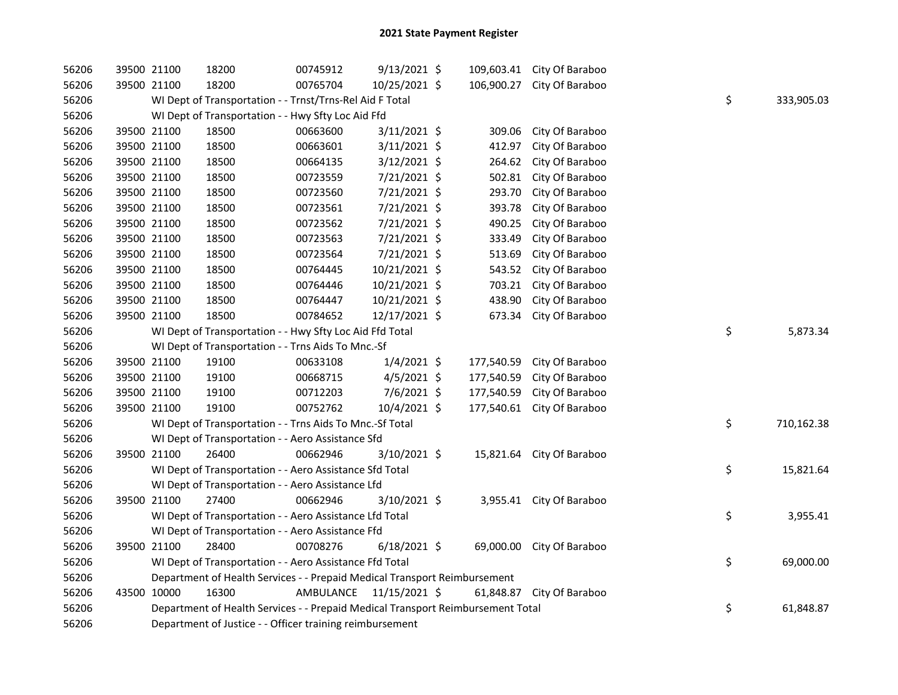# 2021 State Payment Register

| | | | | | | | | | |
|---|---|---|---|---|---|---|---|---|---|
| 56206 | 39500 | 21100 | 18200 | 00745912 | 9/13/2021 | $ | 109,603.41 | City Of Baraboo | |
| 56206 | 39500 | 21100 | 18200 | 00765704 | 10/25/2021 | $ | 106,900.27 | City Of Baraboo | |
| 56206 | | WI Dept of Transportation - - Trnst/Trns-Rel Aid F Total | | | | | | | $ 333,905.03 |
| 56206 | | WI Dept of Transportation - - Hwy Sfty Loc Aid Ffd | | | | | | | |
| 56206 | 39500 | 21100 | 18500 | 00663600 | 3/11/2021 | $ | 309.06 | City Of Baraboo | |
| 56206 | 39500 | 21100 | 18500 | 00663601 | 3/11/2021 | $ | 412.97 | City Of Baraboo | |
| 56206 | 39500 | 21100 | 18500 | 00664135 | 3/12/2021 | $ | 264.62 | City Of Baraboo | |
| 56206 | 39500 | 21100 | 18500 | 00723559 | 7/21/2021 | $ | 502.81 | City Of Baraboo | |
| 56206 | 39500 | 21100 | 18500 | 00723560 | 7/21/2021 | $ | 293.70 | City Of Baraboo | |
| 56206 | 39500 | 21100 | 18500 | 00723561 | 7/21/2021 | $ | 393.78 | City Of Baraboo | |
| 56206 | 39500 | 21100 | 18500 | 00723562 | 7/21/2021 | $ | 490.25 | City Of Baraboo | |
| 56206 | 39500 | 21100 | 18500 | 00723563 | 7/21/2021 | $ | 333.49 | City Of Baraboo | |
| 56206 | 39500 | 21100 | 18500 | 00723564 | 7/21/2021 | $ | 513.69 | City Of Baraboo | |
| 56206 | 39500 | 21100 | 18500 | 00764445 | 10/21/2021 | $ | 543.52 | City Of Baraboo | |
| 56206 | 39500 | 21100 | 18500 | 00764446 | 10/21/2021 | $ | 703.21 | City Of Baraboo | |
| 56206 | 39500 | 21100 | 18500 | 00764447 | 10/21/2021 | $ | 438.90 | City Of Baraboo | |
| 56206 | 39500 | 21100 | 18500 | 00784652 | 12/17/2021 | $ | 673.34 | City Of Baraboo | |
| 56206 | | WI Dept of Transportation - - Hwy Sfty Loc Aid Ffd Total | | | | | | | $ 5,873.34 |
| 56206 | | WI Dept of Transportation - - Trns Aids To Mnc.-Sf | | | | | | | |
| 56206 | 39500 | 21100 | 19100 | 00633108 | 1/4/2021 | $ | 177,540.59 | City Of Baraboo | |
| 56206 | 39500 | 21100 | 19100 | 00668715 | 4/5/2021 | $ | 177,540.59 | City Of Baraboo | |
| 56206 | 39500 | 21100 | 19100 | 00712203 | 7/6/2021 | $ | 177,540.59 | City Of Baraboo | |
| 56206 | 39500 | 21100 | 19100 | 00752762 | 10/4/2021 | $ | 177,540.61 | City Of Baraboo | |
| 56206 | | WI Dept of Transportation - - Trns Aids To Mnc.-Sf Total | | | | | | | $ 710,162.38 |
| 56206 | | WI Dept of Transportation - - Aero Assistance Sfd | | | | | | | |
| 56206 | 39500 | 21100 | 26400 | 00662946 | 3/10/2021 | $ | 15,821.64 | City Of Baraboo | |
| 56206 | | WI Dept of Transportation - - Aero Assistance Sfd Total | | | | | | | $ 15,821.64 |
| 56206 | | WI Dept of Transportation - - Aero Assistance Lfd | | | | | | | |
| 56206 | 39500 | 21100 | 27400 | 00662946 | 3/10/2021 | $ | 3,955.41 | City Of Baraboo | |
| 56206 | | WI Dept of Transportation - - Aero Assistance Lfd Total | | | | | | | $ 3,955.41 |
| 56206 | | WI Dept of Transportation - - Aero Assistance Ffd | | | | | | | |
| 56206 | 39500 | 21100 | 28400 | 00708276 | 6/18/2021 | $ | 69,000.00 | City Of Baraboo | |
| 56206 | | WI Dept of Transportation - - Aero Assistance Ffd Total | | | | | | | $ 69,000.00 |
| 56206 | | Department of Health Services - - Prepaid Medical Transport Reimbursement | | | | | | | |
| 56206 | 43500 | 10000 | 16300 | AMBULANCE | 11/15/2021 | $ | 61,848.87 | City Of Baraboo | |
| 56206 | | Department of Health Services - - Prepaid Medical Transport Reimbursement Total | | | | | | | $ 61,848.87 |
| 56206 | | Department of Justice - - Officer training reimbursement | | | | | | | |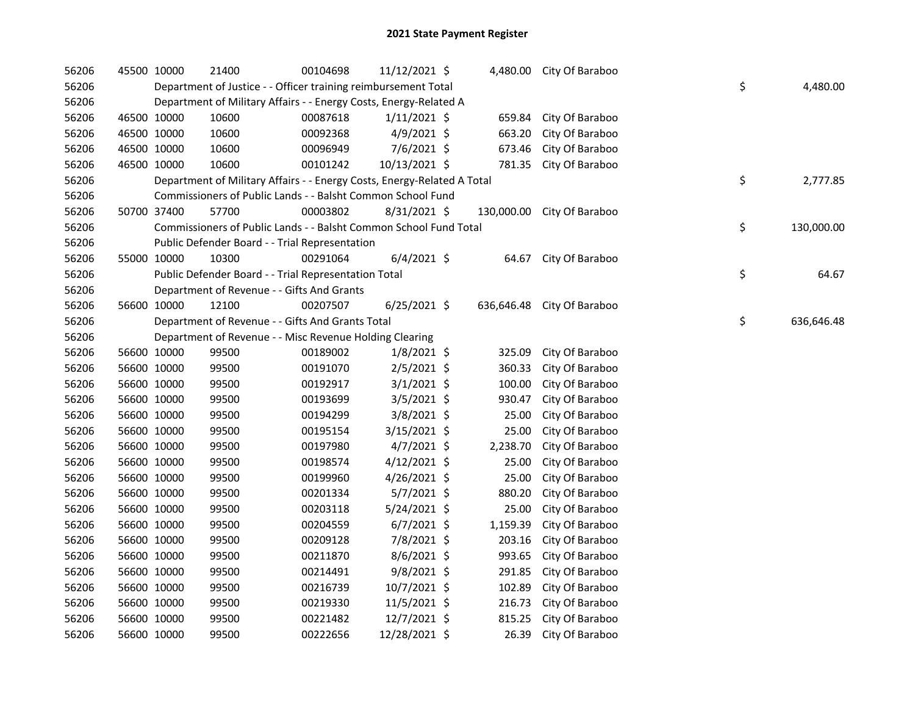# 2021 State Payment Register

| | | | | | | | | | |
|---|---|---|---|---|---|---|---|---|---|
| 56206 | 45500 | 10000 | 21400 | 00104698 | 11/12/2021 | $ | 4,480.00 | City Of Baraboo | | |
| 56206 | | Department of Justice - - Officer training reimbursement Total | | | | | | | $ | 4,480.00 |
| 56206 | | Department of Military Affairs - - Energy Costs, Energy-Related A | | | | | | | | |
| 56206 | 46500 | 10000 | 10600 | 00087618 | 1/11/2021 | $ | 659.84 | City Of Baraboo | | |
| 56206 | 46500 | 10000 | 10600 | 00092368 | 4/9/2021 | $ | 663.20 | City Of Baraboo | | |
| 56206 | 46500 | 10000 | 10600 | 00096949 | 7/6/2021 | $ | 673.46 | City Of Baraboo | | |
| 56206 | 46500 | 10000 | 10600 | 00101242 | 10/13/2021 | $ | 781.35 | City Of Baraboo | | |
| 56206 | | Department of Military Affairs - - Energy Costs, Energy-Related A Total | | | | | | | $ | 2,777.85 |
| 56206 | | Commissioners of Public Lands - - Balsht Common School Fund | | | | | | | | |
| 56206 | 50700 | 37400 | 57700 | 00003802 | 8/31/2021 | $ | 130,000.00 | City Of Baraboo | | |
| 56206 | | Commissioners of Public Lands - - Balsht Common School Fund Total | | | | | | | $ | 130,000.00 |
| 56206 | | Public Defender Board - - Trial Representation | | | | | | | | |
| 56206 | 55000 | 10000 | 10300 | 00291064 | 6/4/2021 | $ | 64.67 | City Of Baraboo | | |
| 56206 | | Public Defender Board - - Trial Representation Total | | | | | | | $ | 64.67 |
| 56206 | | Department of Revenue - - Gifts And Grants | | | | | | | | |
| 56206 | 56600 | 10000 | 12100 | 00207507 | 6/25/2021 | $ | 636,646.48 | City Of Baraboo | | |
| 56206 | | Department of Revenue - - Gifts And Grants Total | | | | | | | $ | 636,646.48 |
| 56206 | | Department of Revenue - - Misc Revenue Holding Clearing | | | | | | | | |
| 56206 | 56600 | 10000 | 99500 | 00189002 | 1/8/2021 | $ | 325.09 | City Of Baraboo | | |
| 56206 | 56600 | 10000 | 99500 | 00191070 | 2/5/2021 | $ | 360.33 | City Of Baraboo | | |
| 56206 | 56600 | 10000 | 99500 | 00192917 | 3/1/2021 | $ | 100.00 | City Of Baraboo | | |
| 56206 | 56600 | 10000 | 99500 | 00193699 | 3/5/2021 | $ | 930.47 | City Of Baraboo | | |
| 56206 | 56600 | 10000 | 99500 | 00194299 | 3/8/2021 | $ | 25.00 | City Of Baraboo | | |
| 56206 | 56600 | 10000 | 99500 | 00195154 | 3/15/2021 | $ | 25.00 | City Of Baraboo | | |
| 56206 | 56600 | 10000 | 99500 | 00197980 | 4/7/2021 | $ | 2,238.70 | City Of Baraboo | | |
| 56206 | 56600 | 10000 | 99500 | 00198574 | 4/12/2021 | $ | 25.00 | City Of Baraboo | | |
| 56206 | 56600 | 10000 | 99500 | 00199960 | 4/26/2021 | $ | 25.00 | City Of Baraboo | | |
| 56206 | 56600 | 10000 | 99500 | 00201334 | 5/7/2021 | $ | 880.20 | City Of Baraboo | | |
| 56206 | 56600 | 10000 | 99500 | 00203118 | 5/24/2021 | $ | 25.00 | City Of Baraboo | | |
| 56206 | 56600 | 10000 | 99500 | 00204559 | 6/7/2021 | $ | 1,159.39 | City Of Baraboo | | |
| 56206 | 56600 | 10000 | 99500 | 00209128 | 7/8/2021 | $ | 203.16 | City Of Baraboo | | |
| 56206 | 56600 | 10000 | 99500 | 00211870 | 8/6/2021 | $ | 993.65 | City Of Baraboo | | |
| 56206 | 56600 | 10000 | 99500 | 00214491 | 9/8/2021 | $ | 291.85 | City Of Baraboo | | |
| 56206 | 56600 | 10000 | 99500 | 00216739 | 10/7/2021 | $ | 102.89 | City Of Baraboo | | |
| 56206 | 56600 | 10000 | 99500 | 00219330 | 11/5/2021 | $ | 216.73 | City Of Baraboo | | |
| 56206 | 56600 | 10000 | 99500 | 00221482 | 12/7/2021 | $ | 815.25 | City Of Baraboo | | |
| 56206 | 56600 | 10000 | 99500 | 00222656 | 12/28/2021 | $ | 26.39 | City Of Baraboo | | |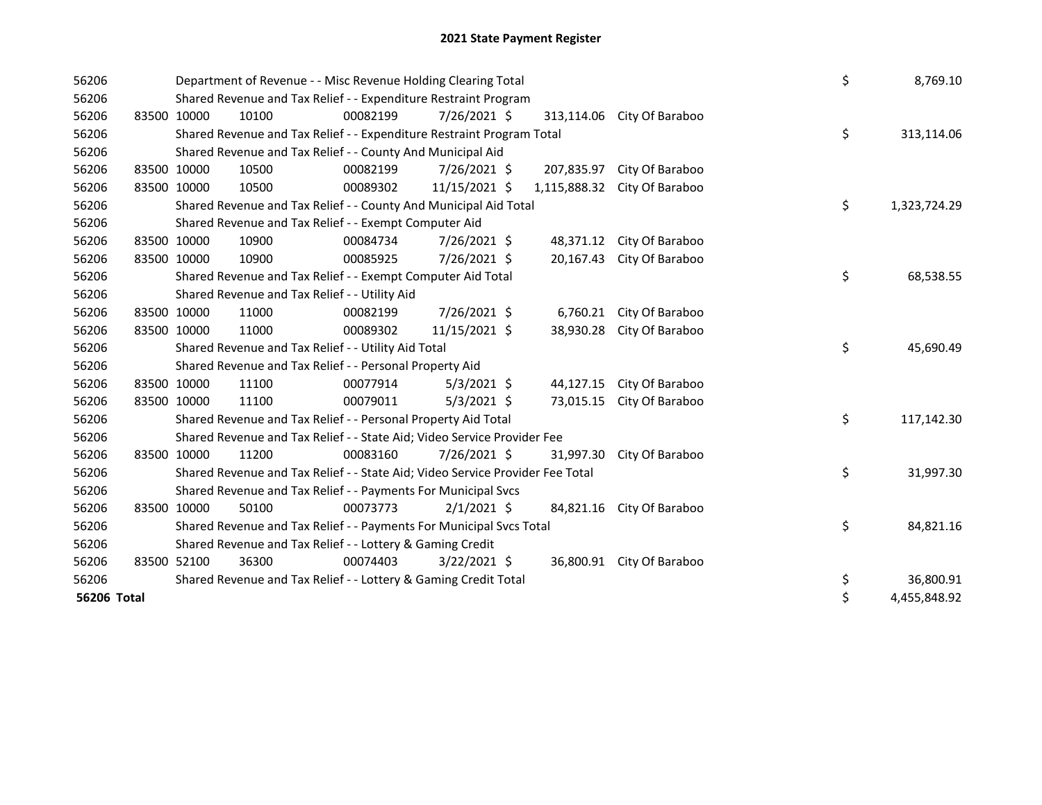# 2021 State Payment Register

| | | | | | | | | | |
|---|---|---|---|---|---|---|---|---|---|
| 56206 | | | Department of Revenue - - Misc Revenue Holding Clearing Total | | | | | $ | 8,769.10 |
| 56206 | | | Shared Revenue and Tax Relief - - Expenditure Restraint Program | | | | | | |
| 56206 | 83500 | 10000 | 10100 | 00082199 | 7/26/2021 | $ 313,114.06 | City Of Baraboo | | |
| 56206 | | | Shared Revenue and Tax Relief - - Expenditure Restraint Program Total | | | | | $ | 313,114.06 |
| 56206 | | | Shared Revenue and Tax Relief - - County And Municipal Aid | | | | | | |
| 56206 | 83500 | 10000 | 10500 | 00082199 | 7/26/2021 | $ 207,835.97 | City Of Baraboo | | |
| 56206 | 83500 | 10000 | 10500 | 00089302 | 11/15/2021 | $ 1,115,888.32 | City Of Baraboo | | |
| 56206 | | | Shared Revenue and Tax Relief - - County And Municipal Aid Total | | | | | $ | 1,323,724.29 |
| 56206 | | | Shared Revenue and Tax Relief - - Exempt Computer Aid | | | | | | |
| 56206 | 83500 | 10000 | 10900 | 00084734 | 7/26/2021 | $ 48,371.12 | City Of Baraboo | | |
| 56206 | 83500 | 10000 | 10900 | 00085925 | 7/26/2021 | $ 20,167.43 | City Of Baraboo | | |
| 56206 | | | Shared Revenue and Tax Relief - - Exempt Computer Aid Total | | | | | $ | 68,538.55 |
| 56206 | | | Shared Revenue and Tax Relief - - Utility Aid | | | | | | |
| 56206 | 83500 | 10000 | 11000 | 00082199 | 7/26/2021 | $ 6,760.21 | City Of Baraboo | | |
| 56206 | 83500 | 10000 | 11000 | 00089302 | 11/15/2021 | $ 38,930.28 | City Of Baraboo | | |
| 56206 | | | Shared Revenue and Tax Relief - - Utility Aid Total | | | | | $ | 45,690.49 |
| 56206 | | | Shared Revenue and Tax Relief - - Personal Property Aid | | | | | | |
| 56206 | 83500 | 10000 | 11100 | 00077914 | 5/3/2021 | $ 44,127.15 | City Of Baraboo | | |
| 56206 | 83500 | 10000 | 11100 | 00079011 | 5/3/2021 | $ 73,015.15 | City Of Baraboo | | |
| 56206 | | | Shared Revenue and Tax Relief - - Personal Property Aid Total | | | | | $ | 117,142.30 |
| 56206 | | | Shared Revenue and Tax Relief - - State Aid; Video Service Provider Fee | | | | | | |
| 56206 | 83500 | 10000 | 11200 | 00083160 | 7/26/2021 | $ 31,997.30 | City Of Baraboo | | |
| 56206 | | | Shared Revenue and Tax Relief - - State Aid; Video Service Provider Fee Total | | | | | $ | 31,997.30 |
| 56206 | | | Shared Revenue and Tax Relief - - Payments For Municipal Svcs | | | | | | |
| 56206 | 83500 | 10000 | 50100 | 00073773 | 2/1/2021 | $ 84,821.16 | City Of Baraboo | | |
| 56206 | | | Shared Revenue and Tax Relief - - Payments For Municipal Svcs Total | | | | | $ | 84,821.16 |
| 56206 | | | Shared Revenue and Tax Relief - - Lottery & Gaming Credit | | | | | | |
| 56206 | 83500 | 52100 | 36300 | 00074403 | 3/22/2021 | $ 36,800.91 | City Of Baraboo | | |
| 56206 | | | Shared Revenue and Tax Relief - - Lottery & Gaming Credit Total | | | | | $ | 36,800.91 |
| **56206 Total** | | | | | | | | $ | 4,455,848.92 |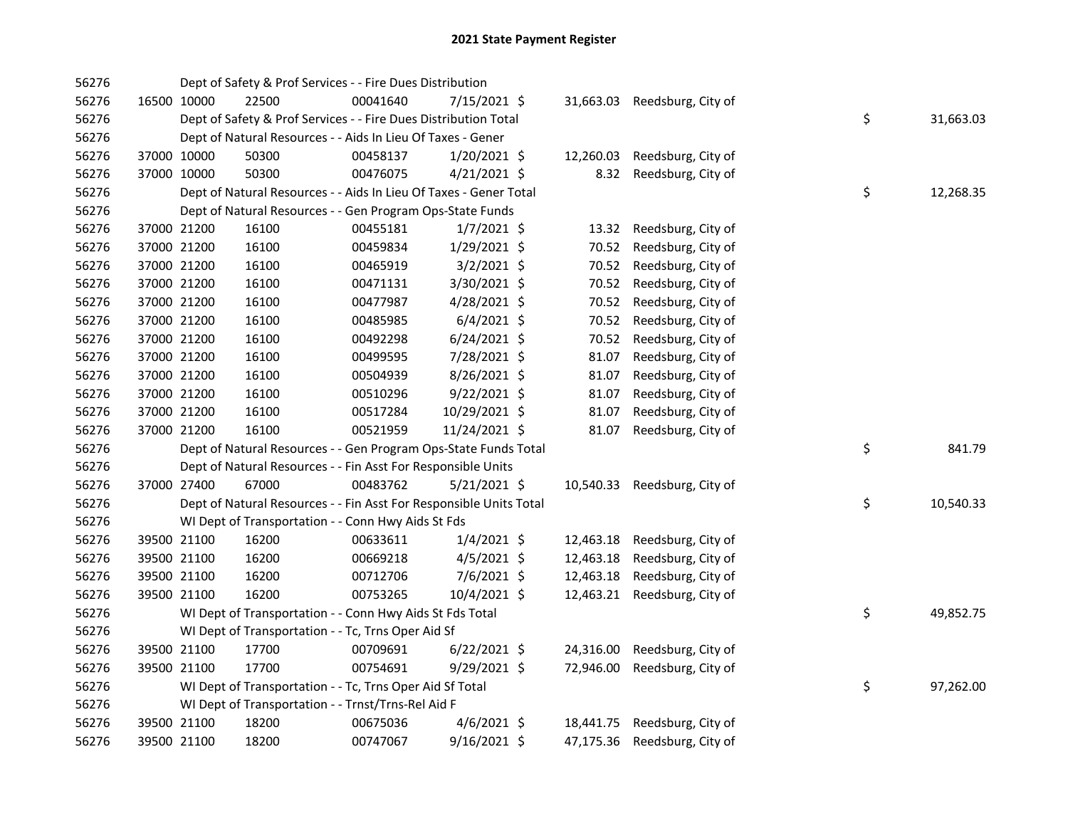# 2021 State Payment Register

| | | | | | | | | | |
|---|---|---|---|---|---|---|---|---|---|
| 56276 | | | Dept of Safety & Prof Services - - Fire Dues Distribution | | | | | | |
| 56276 | 16500 | 10000 | 22500 | 00041640 | 7/15/2021 | $ 31,663.03 | Reedsburg, City of | | |
| 56276 | | | Dept of Safety & Prof Services - - Fire Dues Distribution Total | | | | | $ | 31,663.03 |
| 56276 | | | Dept of Natural Resources - - Aids In Lieu Of Taxes - Gener | | | | | | |
| 56276 | 37000 | 10000 | 50300 | 00458137 | 1/20/2021 | $ 12,260.03 | Reedsburg, City of | | |
| 56276 | 37000 | 10000 | 50300 | 00476075 | 4/21/2021 | $ 8.32 | Reedsburg, City of | | |
| 56276 | | | Dept of Natural Resources - - Aids In Lieu Of Taxes - Gener Total | | | | | $ | 12,268.35 |
| 56276 | | | Dept of Natural Resources - - Gen Program Ops-State Funds | | | | | | |
| 56276 | 37000 | 21200 | 16100 | 00455181 | 1/7/2021 | $ 13.32 | Reedsburg, City of | | |
| 56276 | 37000 | 21200 | 16100 | 00459834 | 1/29/2021 | $ 70.52 | Reedsburg, City of | | |
| 56276 | 37000 | 21200 | 16100 | 00465919 | 3/2/2021 | $ 70.52 | Reedsburg, City of | | |
| 56276 | 37000 | 21200 | 16100 | 00471131 | 3/30/2021 | $ 70.52 | Reedsburg, City of | | |
| 56276 | 37000 | 21200 | 16100 | 00477987 | 4/28/2021 | $ 70.52 | Reedsburg, City of | | |
| 56276 | 37000 | 21200 | 16100 | 00485985 | 6/4/2021 | $ 70.52 | Reedsburg, City of | | |
| 56276 | 37000 | 21200 | 16100 | 00492298 | 6/24/2021 | $ 70.52 | Reedsburg, City of | | |
| 56276 | 37000 | 21200 | 16100 | 00499595 | 7/28/2021 | $ 81.07 | Reedsburg, City of | | |
| 56276 | 37000 | 21200 | 16100 | 00504939 | 8/26/2021 | $ 81.07 | Reedsburg, City of | | |
| 56276 | 37000 | 21200 | 16100 | 00510296 | 9/22/2021 | $ 81.07 | Reedsburg, City of | | |
| 56276 | 37000 | 21200 | 16100 | 00517284 | 10/29/2021 | $ 81.07 | Reedsburg, City of | | |
| 56276 | 37000 | 21200 | 16100 | 00521959 | 11/24/2021 | $ 81.07 | Reedsburg, City of | | |
| 56276 | | | Dept of Natural Resources - - Gen Program Ops-State Funds Total | | | | | $ | 841.79 |
| 56276 | | | Dept of Natural Resources - - Fin Asst For Responsible Units | | | | | | |
| 56276 | 37000 | 27400 | 67000 | 00483762 | 5/21/2021 | $ 10,540.33 | Reedsburg, City of | | |
| 56276 | | | Dept of Natural Resources - - Fin Asst For Responsible Units Total | | | | | $ | 10,540.33 |
| 56276 | | | WI Dept of Transportation - - Conn Hwy Aids St Fds | | | | | | |
| 56276 | 39500 | 21100 | 16200 | 00633611 | 1/4/2021 | $ 12,463.18 | Reedsburg, City of | | |
| 56276 | 39500 | 21100 | 16200 | 00669218 | 4/5/2021 | $ 12,463.18 | Reedsburg, City of | | |
| 56276 | 39500 | 21100 | 16200 | 00712706 | 7/6/2021 | $ 12,463.18 | Reedsburg, City of | | |
| 56276 | 39500 | 21100 | 16200 | 00753265 | 10/4/2021 | $ 12,463.21 | Reedsburg, City of | | |
| 56276 | | | WI Dept of Transportation - - Conn Hwy Aids St Fds Total | | | | | $ | 49,852.75 |
| 56276 | | | WI Dept of Transportation - - Tc, Trns Oper Aid Sf | | | | | | |
| 56276 | 39500 | 21100 | 17700 | 00709691 | 6/22/2021 | $ 24,316.00 | Reedsburg, City of | | |
| 56276 | 39500 | 21100 | 17700 | 00754691 | 9/29/2021 | $ 72,946.00 | Reedsburg, City of | | |
| 56276 | | | WI Dept of Transportation - - Tc, Trns Oper Aid Sf Total | | | | | $ | 97,262.00 |
| 56276 | | | WI Dept of Transportation - - Trnst/Trns-Rel Aid F | | | | | | |
| 56276 | 39500 | 21100 | 18200 | 00675036 | 4/6/2021 | $ 18,441.75 | Reedsburg, City of | | |
| 56276 | 39500 | 21100 | 18200 | 00747067 | 9/16/2021 | $ 47,175.36 | Reedsburg, City of | | |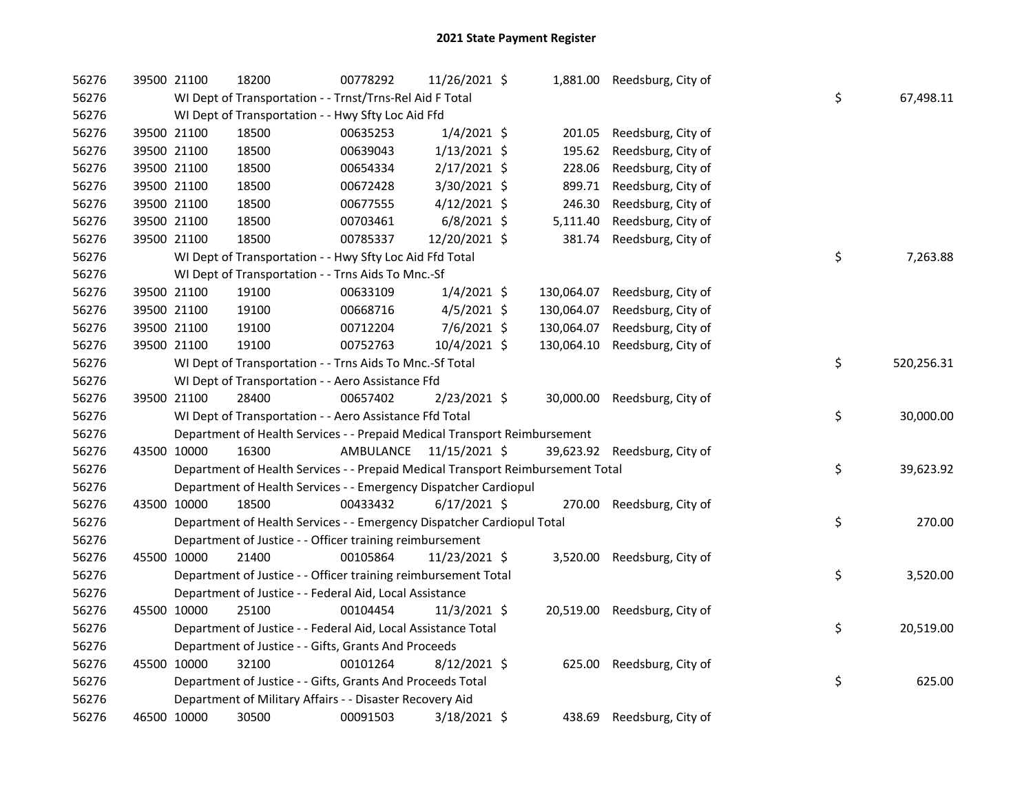# 2021 State Payment Register

| | | | | | | | | | |
|---|---|---|---|---|---|---|---|---|---|
| 56276 | 39500 | 21100 | 18200 | 00778292 | 11/26/2021 | $ | 1,881.00 | Reedsburg, City of | |
| 56276 | | WI Dept of Transportation - - Trnst/Trns-Rel Aid F Total | | | | | | | $ 67,498.11 |
| 56276 | | WI Dept of Transportation - - Hwy Sfty Loc Aid Ffd | | | | | | | |
| 56276 | 39500 | 21100 | 18500 | 00635253 | 1/4/2021 | $ | 201.05 | Reedsburg, City of | |
| 56276 | 39500 | 21100 | 18500 | 00639043 | 1/13/2021 | $ | 195.62 | Reedsburg, City of | |
| 56276 | 39500 | 21100 | 18500 | 00654334 | 2/17/2021 | $ | 228.06 | Reedsburg, City of | |
| 56276 | 39500 | 21100 | 18500 | 00672428 | 3/30/2021 | $ | 899.71 | Reedsburg, City of | |
| 56276 | 39500 | 21100 | 18500 | 00677555 | 4/12/2021 | $ | 246.30 | Reedsburg, City of | |
| 56276 | 39500 | 21100 | 18500 | 00703461 | 6/8/2021 | $ | 5,111.40 | Reedsburg, City of | |
| 56276 | 39500 | 21100 | 18500 | 00785337 | 12/20/2021 | $ | 381.74 | Reedsburg, City of | |
| 56276 | | WI Dept of Transportation - - Hwy Sfty Loc Aid Ffd Total | | | | | | | $ 7,263.88 |
| 56276 | | WI Dept of Transportation - - Trns Aids To Mnc.-Sf | | | | | | | |
| 56276 | 39500 | 21100 | 19100 | 00633109 | 1/4/2021 | $ | 130,064.07 | Reedsburg, City of | |
| 56276 | 39500 | 21100 | 19100 | 00668716 | 4/5/2021 | $ | 130,064.07 | Reedsburg, City of | |
| 56276 | 39500 | 21100 | 19100 | 00712204 | 7/6/2021 | $ | 130,064.07 | Reedsburg, City of | |
| 56276 | 39500 | 21100 | 19100 | 00752763 | 10/4/2021 | $ | 130,064.10 | Reedsburg, City of | |
| 56276 | | WI Dept of Transportation - - Trns Aids To Mnc.-Sf Total | | | | | | | $ 520,256.31 |
| 56276 | | WI Dept of Transportation - - Aero Assistance Ffd | | | | | | | |
| 56276 | 39500 | 21100 | 28400 | 00657402 | 2/23/2021 | $ | 30,000.00 | Reedsburg, City of | |
| 56276 | | WI Dept of Transportation - - Aero Assistance Ffd Total | | | | | | | $ 30,000.00 |
| 56276 | | Department of Health Services - - Prepaid Medical Transport Reimbursement | | | | | | | |
| 56276 | 43500 | 10000 | 16300 | AMBULANCE | 11/15/2021 | $ | 39,623.92 | Reedsburg, City of | |
| 56276 | | Department of Health Services - - Prepaid Medical Transport Reimbursement Total | | | | | | | $ 39,623.92 |
| 56276 | | Department of Health Services - - Emergency Dispatcher Cardiopul | | | | | | | |
| 56276 | 43500 | 10000 | 18500 | 00433432 | 6/17/2021 | $ | 270.00 | Reedsburg, City of | |
| 56276 | | Department of Health Services - - Emergency Dispatcher Cardiopul Total | | | | | | | $ 270.00 |
| 56276 | | Department of Justice - - Officer training reimbursement | | | | | | | |
| 56276 | 45500 | 10000 | 21400 | 00105864 | 11/23/2021 | $ | 3,520.00 | Reedsburg, City of | |
| 56276 | | Department of Justice - - Officer training reimbursement Total | | | | | | | $ 3,520.00 |
| 56276 | | Department of Justice - - Federal Aid, Local Assistance | | | | | | | |
| 56276 | 45500 | 10000 | 25100 | 00104454 | 11/3/2021 | $ | 20,519.00 | Reedsburg, City of | |
| 56276 | | Department of Justice - - Federal Aid, Local Assistance Total | | | | | | | $ 20,519.00 |
| 56276 | | Department of Justice - - Gifts, Grants And Proceeds | | | | | | | |
| 56276 | 45500 | 10000 | 32100 | 00101264 | 8/12/2021 | $ | 625.00 | Reedsburg, City of | |
| 56276 | | Department of Justice - - Gifts, Grants And Proceeds Total | | | | | | | $ 625.00 |
| 56276 | | Department of Military Affairs - - Disaster Recovery Aid | | | | | | | |
| 56276 | 46500 | 10000 | 30500 | 00091503 | 3/18/2021 | $ | 438.69 | Reedsburg, City of | |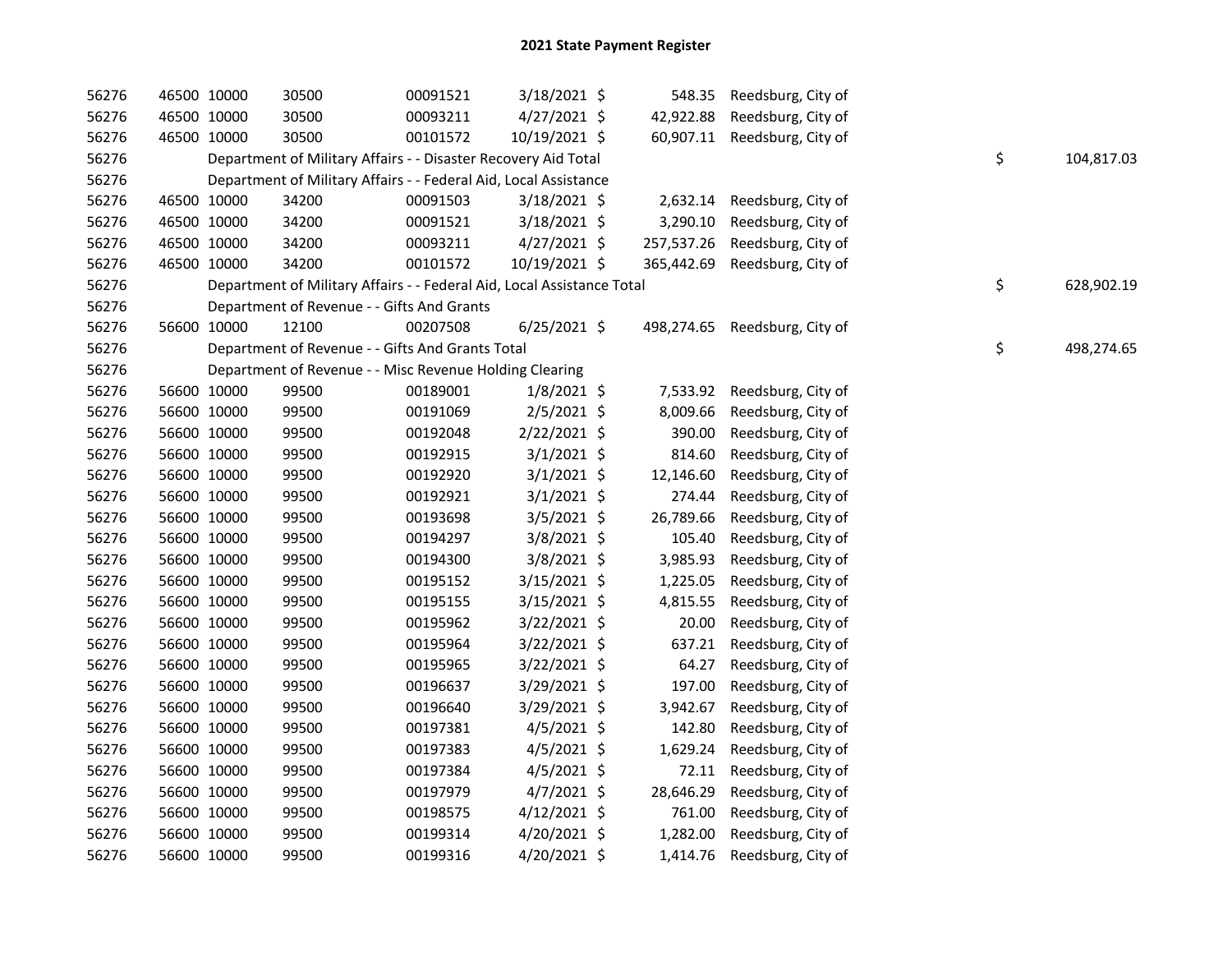# 2021 State Payment Register

| | | | | | | | | | |
|---|---|---|---|---|---|---|---|---|---|
| 56276 | 46500 | 10000 | 30500 | 00091521 | 3/18/2021 | $ 548.35 | Reedsburg, City of | | |
| 56276 | 46500 | 10000 | 30500 | 00093211 | 4/27/2021 | $ 42,922.88 | Reedsburg, City of | | |
| 56276 | 46500 | 10000 | 30500 | 00101572 | 10/19/2021 | $ 60,907.11 | Reedsburg, City of | | |
| 56276 | Department of Military Affairs - - Disaster Recovery Aid Total | | | | | | | $ | 104,817.03 |
| 56276 | Department of Military Affairs - - Federal Aid, Local Assistance | | | | | | | | |
| 56276 | 46500 | 10000 | 34200 | 00091503 | 3/18/2021 | $ 2,632.14 | Reedsburg, City of | | |
| 56276 | 46500 | 10000 | 34200 | 00091521 | 3/18/2021 | $ 3,290.10 | Reedsburg, City of | | |
| 56276 | 46500 | 10000 | 34200 | 00093211 | 4/27/2021 | $ 257,537.26 | Reedsburg, City of | | |
| 56276 | 46500 | 10000 | 34200 | 00101572 | 10/19/2021 | $ 365,442.69 | Reedsburg, City of | | |
| 56276 | Department of Military Affairs - - Federal Aid, Local Assistance Total | | | | | | | $ | 628,902.19 |
| 56276 | Department of Revenue - - Gifts And Grants | | | | | | | | |
| 56276 | 56600 | 10000 | 12100 | 00207508 | 6/25/2021 | $ 498,274.65 | Reedsburg, City of | | |
| 56276 | Department of Revenue - - Gifts And Grants Total | | | | | | | $ | 498,274.65 |
| 56276 | Department of Revenue - - Misc Revenue Holding Clearing | | | | | | | | |
| 56276 | 56600 | 10000 | 99500 | 00189001 | 1/8/2021 | $ 7,533.92 | Reedsburg, City of | | |
| 56276 | 56600 | 10000 | 99500 | 00191069 | 2/5/2021 | $ 8,009.66 | Reedsburg, City of | | |
| 56276 | 56600 | 10000 | 99500 | 00192048 | 2/22/2021 | $ 390.00 | Reedsburg, City of | | |
| 56276 | 56600 | 10000 | 99500 | 00192915 | 3/1/2021 | $ 814.60 | Reedsburg, City of | | |
| 56276 | 56600 | 10000 | 99500 | 00192920 | 3/1/2021 | $ 12,146.60 | Reedsburg, City of | | |
| 56276 | 56600 | 10000 | 99500 | 00192921 | 3/1/2021 | $ 274.44 | Reedsburg, City of | | |
| 56276 | 56600 | 10000 | 99500 | 00193698 | 3/5/2021 | $ 26,789.66 | Reedsburg, City of | | |
| 56276 | 56600 | 10000 | 99500 | 00194297 | 3/8/2021 | $ 105.40 | Reedsburg, City of | | |
| 56276 | 56600 | 10000 | 99500 | 00194300 | 3/8/2021 | $ 3,985.93 | Reedsburg, City of | | |
| 56276 | 56600 | 10000 | 99500 | 00195152 | 3/15/2021 | $ 1,225.05 | Reedsburg, City of | | |
| 56276 | 56600 | 10000 | 99500 | 00195155 | 3/15/2021 | $ 4,815.55 | Reedsburg, City of | | |
| 56276 | 56600 | 10000 | 99500 | 00195962 | 3/22/2021 | $ 20.00 | Reedsburg, City of | | |
| 56276 | 56600 | 10000 | 99500 | 00195964 | 3/22/2021 | $ 637.21 | Reedsburg, City of | | |
| 56276 | 56600 | 10000 | 99500 | 00195965 | 3/22/2021 | $ 64.27 | Reedsburg, City of | | |
| 56276 | 56600 | 10000 | 99500 | 00196637 | 3/29/2021 | $ 197.00 | Reedsburg, City of | | |
| 56276 | 56600 | 10000 | 99500 | 00196640 | 3/29/2021 | $ 3,942.67 | Reedsburg, City of | | |
| 56276 | 56600 | 10000 | 99500 | 00197381 | 4/5/2021 | $ 142.80 | Reedsburg, City of | | |
| 56276 | 56600 | 10000 | 99500 | 00197383 | 4/5/2021 | $ 1,629.24 | Reedsburg, City of | | |
| 56276 | 56600 | 10000 | 99500 | 00197384 | 4/5/2021 | $ 72.11 | Reedsburg, City of | | |
| 56276 | 56600 | 10000 | 99500 | 00197979 | 4/7/2021 | $ 28,646.29 | Reedsburg, City of | | |
| 56276 | 56600 | 10000 | 99500 | 00198575 | 4/12/2021 | $ 761.00 | Reedsburg, City of | | |
| 56276 | 56600 | 10000 | 99500 | 00199314 | 4/20/2021 | $ 1,282.00 | Reedsburg, City of | | |
| 56276 | 56600 | 10000 | 99500 | 00199316 | 4/20/2021 | $ 1,414.76 | Reedsburg, City of | | |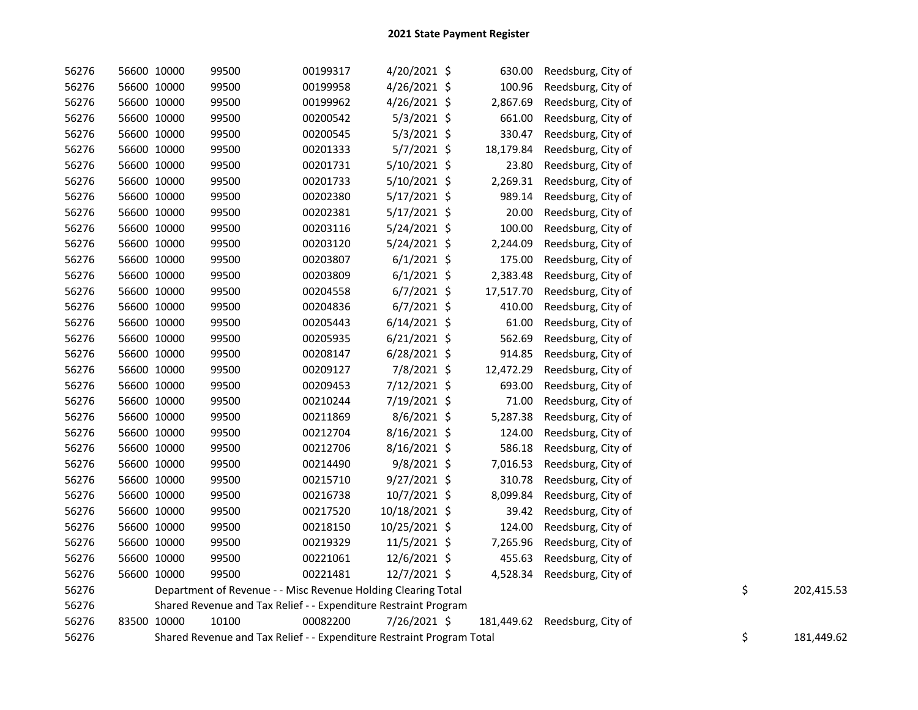# 2021 State Payment Register

| | | | | | | | | | | |
|---|---|---|---|---|---|---|---|---|---|---|
| 56276 | 56600 | 10000 | 99500 | 00199317 | 4/20/2021 | $ | 630.00 | Reedsburg, City of | | |
| 56276 | 56600 | 10000 | 99500 | 00199958 | 4/26/2021 | $ | 100.96 | Reedsburg, City of | | |
| 56276 | 56600 | 10000 | 99500 | 00199962 | 4/26/2021 | $ | 2,867.69 | Reedsburg, City of | | |
| 56276 | 56600 | 10000 | 99500 | 00200542 | 5/3/2021 | $ | 661.00 | Reedsburg, City of | | |
| 56276 | 56600 | 10000 | 99500 | 00200545 | 5/3/2021 | $ | 330.47 | Reedsburg, City of | | |
| 56276 | 56600 | 10000 | 99500 | 00201333 | 5/7/2021 | $ | 18,179.84 | Reedsburg, City of | | |
| 56276 | 56600 | 10000 | 99500 | 00201731 | 5/10/2021 | $ | 23.80 | Reedsburg, City of | | |
| 56276 | 56600 | 10000 | 99500 | 00201733 | 5/10/2021 | $ | 2,269.31 | Reedsburg, City of | | |
| 56276 | 56600 | 10000 | 99500 | 00202380 | 5/17/2021 | $ | 989.14 | Reedsburg, City of | | |
| 56276 | 56600 | 10000 | 99500 | 00202381 | 5/17/2021 | $ | 20.00 | Reedsburg, City of | | |
| 56276 | 56600 | 10000 | 99500 | 00203116 | 5/24/2021 | $ | 100.00 | Reedsburg, City of | | |
| 56276 | 56600 | 10000 | 99500 | 00203120 | 5/24/2021 | $ | 2,244.09 | Reedsburg, City of | | |
| 56276 | 56600 | 10000 | 99500 | 00203807 | 6/1/2021 | $ | 175.00 | Reedsburg, City of | | |
| 56276 | 56600 | 10000 | 99500 | 00203809 | 6/1/2021 | $ | 2,383.48 | Reedsburg, City of | | |
| 56276 | 56600 | 10000 | 99500 | 00204558 | 6/7/2021 | $ | 17,517.70 | Reedsburg, City of | | |
| 56276 | 56600 | 10000 | 99500 | 00204836 | 6/7/2021 | $ | 410.00 | Reedsburg, City of | | |
| 56276 | 56600 | 10000 | 99500 | 00205443 | 6/14/2021 | $ | 61.00 | Reedsburg, City of | | |
| 56276 | 56600 | 10000 | 99500 | 00205935 | 6/21/2021 | $ | 562.69 | Reedsburg, City of | | |
| 56276 | 56600 | 10000 | 99500 | 00208147 | 6/28/2021 | $ | 914.85 | Reedsburg, City of | | |
| 56276 | 56600 | 10000 | 99500 | 00209127 | 7/8/2021 | $ | 12,472.29 | Reedsburg, City of | | |
| 56276 | 56600 | 10000 | 99500 | 00209453 | 7/12/2021 | $ | 693.00 | Reedsburg, City of | | |
| 56276 | 56600 | 10000 | 99500 | 00210244 | 7/19/2021 | $ | 71.00 | Reedsburg, City of | | |
| 56276 | 56600 | 10000 | 99500 | 00211869 | 8/6/2021 | $ | 5,287.38 | Reedsburg, City of | | |
| 56276 | 56600 | 10000 | 99500 | 00212704 | 8/16/2021 | $ | 124.00 | Reedsburg, City of | | |
| 56276 | 56600 | 10000 | 99500 | 00212706 | 8/16/2021 | $ | 586.18 | Reedsburg, City of | | |
| 56276 | 56600 | 10000 | 99500 | 00214490 | 9/8/2021 | $ | 7,016.53 | Reedsburg, City of | | |
| 56276 | 56600 | 10000 | 99500 | 00215710 | 9/27/2021 | $ | 310.78 | Reedsburg, City of | | |
| 56276 | 56600 | 10000 | 99500 | 00216738 | 10/7/2021 | $ | 8,099.84 | Reedsburg, City of | | |
| 56276 | 56600 | 10000 | 99500 | 00217520 | 10/18/2021 | $ | 39.42 | Reedsburg, City of | | |
| 56276 | 56600 | 10000 | 99500 | 00218150 | 10/25/2021 | $ | 124.00 | Reedsburg, City of | | |
| 56276 | 56600 | 10000 | 99500 | 00219329 | 11/5/2021 | $ | 7,265.96 | Reedsburg, City of | | |
| 56276 | 56600 | 10000 | 99500 | 00221061 | 12/6/2021 | $ | 455.63 | Reedsburg, City of | | |
| 56276 | 56600 | 10000 | 99500 | 00221481 | 12/7/2021 | $ | 4,528.34 | Reedsburg, City of | | |
| 56276 | | Department of Revenue - - Misc Revenue Holding Clearing Total | | | | | | | $ | 202,415.53 |
| 56276 | | Shared Revenue and Tax Relief - - Expenditure Restraint Program | | | | | | | | |
| 56276 | 83500 | 10000 | 10100 | 00082200 | 7/26/2021 | $ | 181,449.62 | Reedsburg, City of | | |
| 56276 | | Shared Revenue and Tax Relief - - Expenditure Restraint Program Total | | | | | | | $ | 181,449.62 |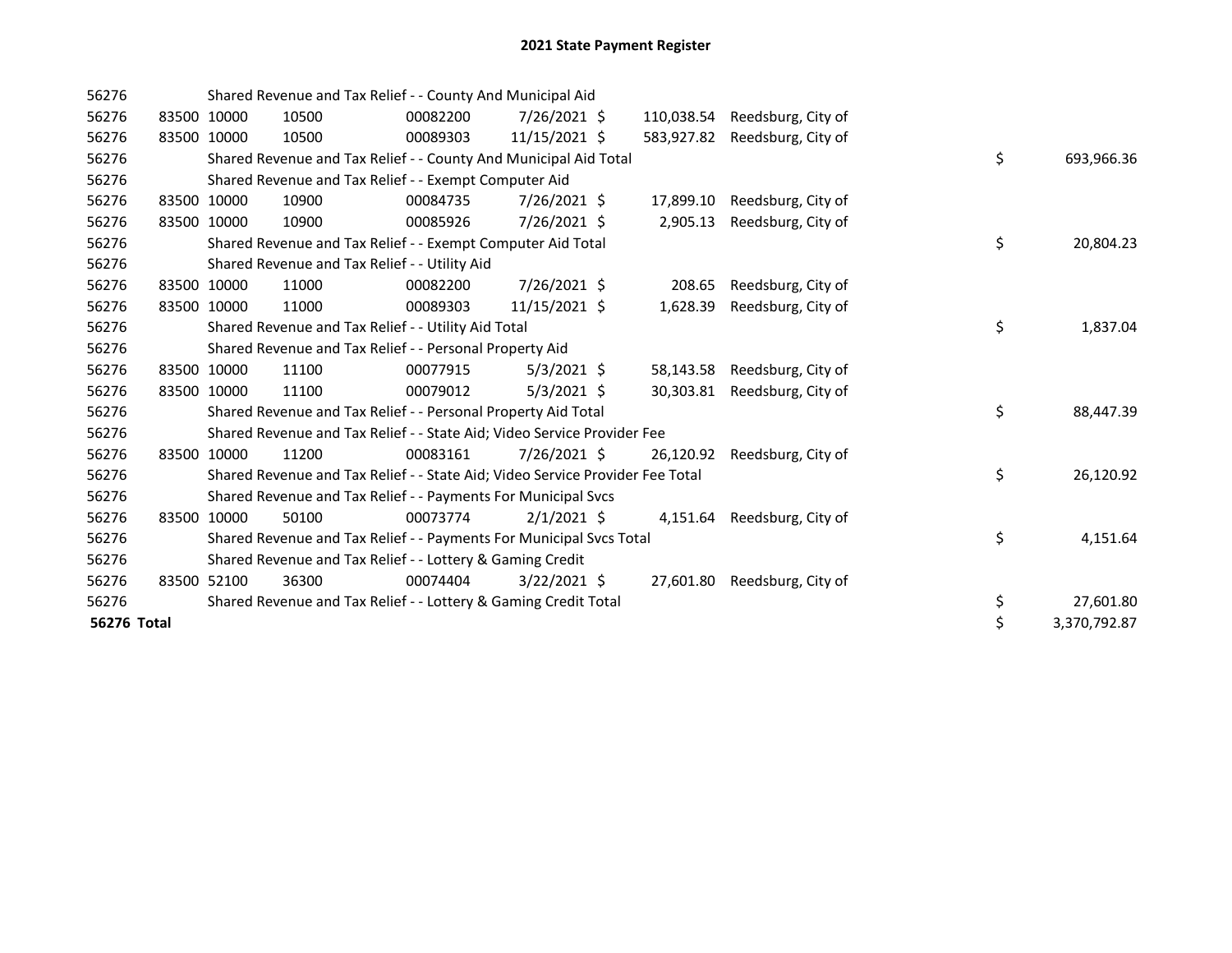# 2021 State Payment Register

| | | | | | | | | | |
|---|---|---|---|---|---|---|---|---|---|
| 56276 | | | Shared Revenue and Tax Relief - - County And Municipal Aid | | | | | | |
| 56276 | 83500 | 10000 | 10500 | 00082200 | 7/26/2021 | $ 110,038.54 | Reedsburg, City of | | |
| 56276 | 83500 | 10000 | 10500 | 00089303 | 11/15/2021 | $ 583,927.82 | Reedsburg, City of | | |
| 56276 | | | Shared Revenue and Tax Relief - - County And Municipal Aid Total | | | | | $ | 693,966.36 |
| 56276 | | | Shared Revenue and Tax Relief - - Exempt Computer Aid | | | | | | |
| 56276 | 83500 | 10000 | 10900 | 00084735 | 7/26/2021 | $ 17,899.10 | Reedsburg, City of | | |
| 56276 | 83500 | 10000 | 10900 | 00085926 | 7/26/2021 | $ 2,905.13 | Reedsburg, City of | | |
| 56276 | | | Shared Revenue and Tax Relief - - Exempt Computer Aid Total | | | | | $ | 20,804.23 |
| 56276 | | | Shared Revenue and Tax Relief - - Utility Aid | | | | | | |
| 56276 | 83500 | 10000 | 11000 | 00082200 | 7/26/2021 | $ 208.65 | Reedsburg, City of | | |
| 56276 | 83500 | 10000 | 11000 | 00089303 | 11/15/2021 | $ 1,628.39 | Reedsburg, City of | | |
| 56276 | | | Shared Revenue and Tax Relief - - Utility Aid Total | | | | | $ | 1,837.04 |
| 56276 | | | Shared Revenue and Tax Relief - - Personal Property Aid | | | | | | |
| 56276 | 83500 | 10000 | 11100 | 00077915 | 5/3/2021 | $ 58,143.58 | Reedsburg, City of | | |
| 56276 | 83500 | 10000 | 11100 | 00079012 | 5/3/2021 | $ 30,303.81 | Reedsburg, City of | | |
| 56276 | | | Shared Revenue and Tax Relief - - Personal Property Aid Total | | | | | $ | 88,447.39 |
| 56276 | | | Shared Revenue and Tax Relief - - State Aid; Video Service Provider Fee | | | | | | |
| 56276 | 83500 | 10000 | 11200 | 00083161 | 7/26/2021 | $ 26,120.92 | Reedsburg, City of | | |
| 56276 | | | Shared Revenue and Tax Relief - - State Aid; Video Service Provider Fee Total | | | | | $ | 26,120.92 |
| 56276 | | | Shared Revenue and Tax Relief - - Payments For Municipal Svcs | | | | | | |
| 56276 | 83500 | 10000 | 50100 | 00073774 | 2/1/2021 | $ 4,151.64 | Reedsburg, City of | | |
| 56276 | | | Shared Revenue and Tax Relief - - Payments For Municipal Svcs Total | | | | | $ | 4,151.64 |
| 56276 | | | Shared Revenue and Tax Relief - - Lottery & Gaming Credit | | | | | | |
| 56276 | 83500 | 52100 | 36300 | 00074404 | 3/22/2021 | $ 27,601.80 | Reedsburg, City of | | |
| 56276 | | | Shared Revenue and Tax Relief - - Lottery & Gaming Credit Total | | | | | $ | 27,601.80 |
| **56276 Total** | | | | | | | | $ | 3,370,792.87 |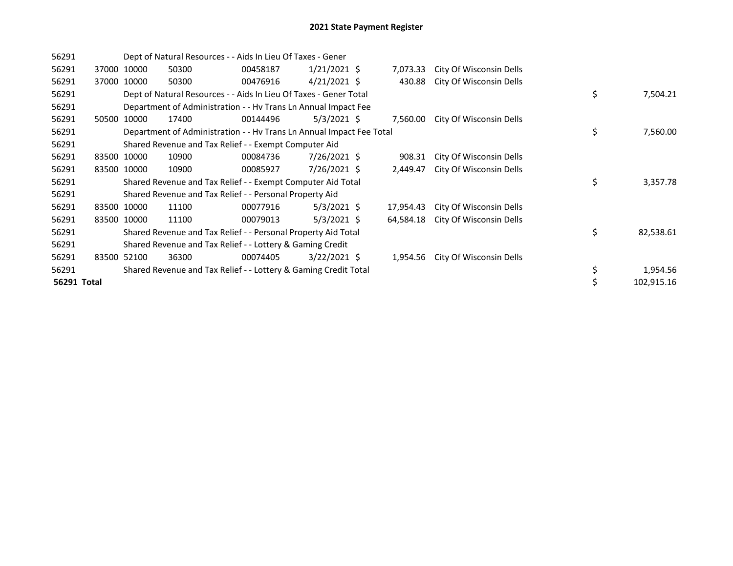# 2021 State Payment Register

| | | | | | | | | | |
|---|---|---|---|---|---|---|---|---|---|
| 56291 | | Dept of Natural Resources - - Aids In Lieu Of Taxes - Gener | | | | | | | |
| 56291 | 37000 | 10000 | 50300 | 00458187 | 1/21/2021 | $ 7,073.33 | City Of Wisconsin Dells | | |
| 56291 | 37000 | 10000 | 50300 | 00476916 | 4/21/2021 | $ 430.88 | City Of Wisconsin Dells | | |
| 56291 | | Dept of Natural Resources - - Aids In Lieu Of Taxes - Gener Total | | | | | | $ | 7,504.21 |
| 56291 | | Department of Administration - - Hv Trans Ln Annual Impact Fee | | | | | | | |
| 56291 | 50500 | 10000 | 17400 | 00144496 | 5/3/2021 | $ 7,560.00 | City Of Wisconsin Dells | | |
| 56291 | | Department of Administration - - Hv Trans Ln Annual Impact Fee Total | | | | | | $ | 7,560.00 |
| 56291 | | Shared Revenue and Tax Relief - - Exempt Computer Aid | | | | | | | |
| 56291 | 83500 | 10000 | 10900 | 00084736 | 7/26/2021 | $ 908.31 | City Of Wisconsin Dells | | |
| 56291 | 83500 | 10000 | 10900 | 00085927 | 7/26/2021 | $ 2,449.47 | City Of Wisconsin Dells | | |
| 56291 | | Shared Revenue and Tax Relief - - Exempt Computer Aid Total | | | | | | $ | 3,357.78 |
| 56291 | | Shared Revenue and Tax Relief - - Personal Property Aid | | | | | | | |
| 56291 | 83500 | 10000 | 11100 | 00077916 | 5/3/2021 | $ 17,954.43 | City Of Wisconsin Dells | | |
| 56291 | 83500 | 10000 | 11100 | 00079013 | 5/3/2021 | $ 64,584.18 | City Of Wisconsin Dells | | |
| 56291 | | Shared Revenue and Tax Relief - - Personal Property Aid Total | | | | | | $ | 82,538.61 |
| 56291 | | Shared Revenue and Tax Relief - - Lottery & Gaming Credit | | | | | | | |
| 56291 | 83500 | 52100 | 36300 | 00074405 | 3/22/2021 | $ 1,954.56 | City Of Wisconsin Dells | | |
| 56291 | | Shared Revenue and Tax Relief - - Lottery & Gaming Credit Total | | | | | | $ | 1,954.56 |
| **56291 Total** | | | | | | | | $ | 102,915.16 |